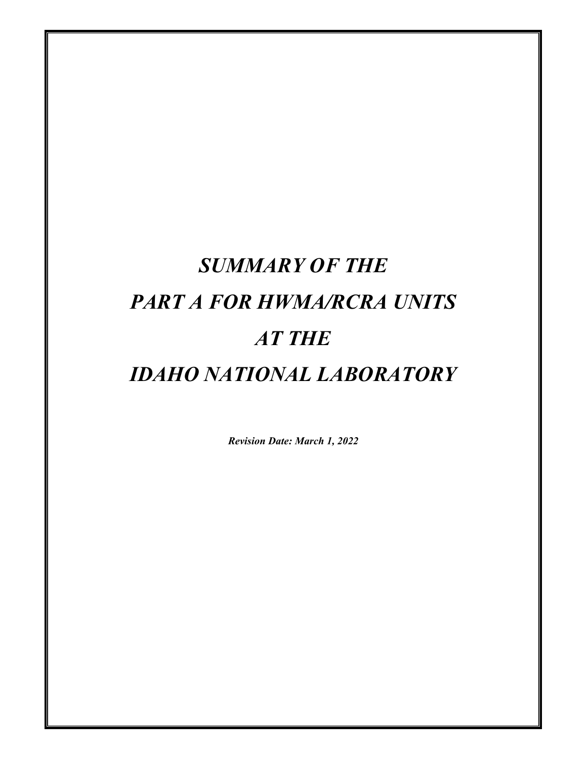# *SUMMARY OF THE*
# *PART A FOR HWMA/RCRA UNITS*
# *AT THE*
# *IDAHO NATIONAL LABORATORY*

***Revision Date: March 1, 2022***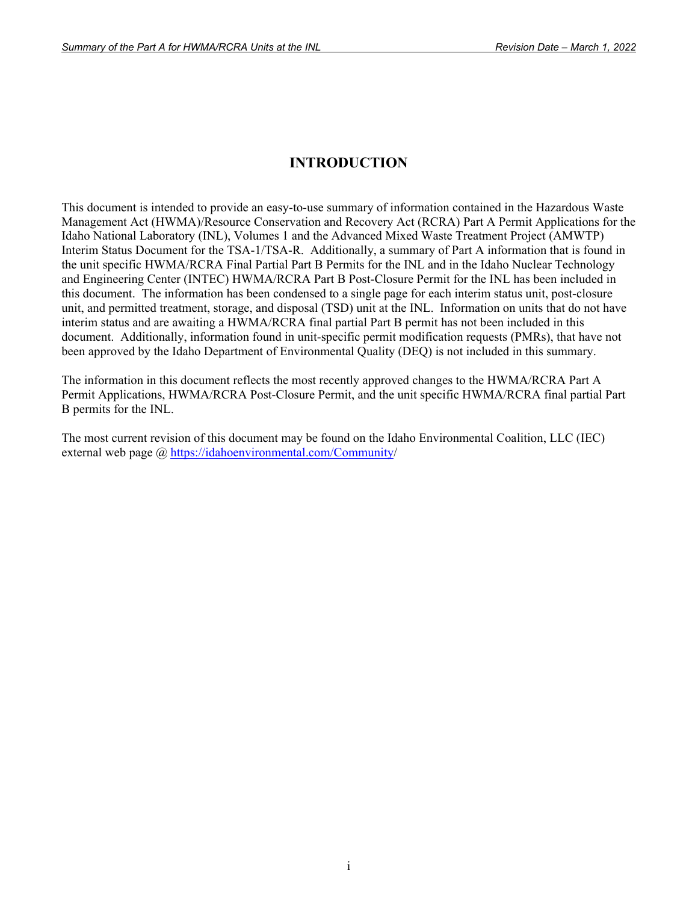# INTRODUCTION

This document is intended to provide an easy-to-use summary of information contained in the Hazardous Waste Management Act (HWMA)/Resource Conservation and Recovery Act (RCRA) Part A Permit Applications for the Idaho National Laboratory (INL), Volumes 1 and the Advanced Mixed Waste Treatment Project (AMWTP) Interim Status Document for the TSA-1/TSA-R. Additionally, a summary of Part A information that is found in the unit specific HWMA/RCRA Final Partial Part B Permits for the INL and in the Idaho Nuclear Technology and Engineering Center (INTEC) HWMA/RCRA Part B Post-Closure Permit for the INL has been included in this document. The information has been condensed to a single page for each interim status unit, post-closure unit, and permitted treatment, storage, and disposal (TSD) unit at the INL. Information on units that do not have interim status and are awaiting a HWMA/RCRA final partial Part B permit has not been included in this document. Additionally, information found in unit-specific permit modification requests (PMRs), that have not been approved by the Idaho Department of Environmental Quality (DEQ) is not included in this summary.

The information in this document reflects the most recently approved changes to the HWMA/RCRA Part A Permit Applications, HWMA/RCRA Post-Closure Permit, and the unit specific HWMA/RCRA final partial Part B permits for the INL.

The most current revision of this document may be found on the Idaho Environmental Coalition, LLC (IEC) external web page @ https://idahoenvironmental.com/Community/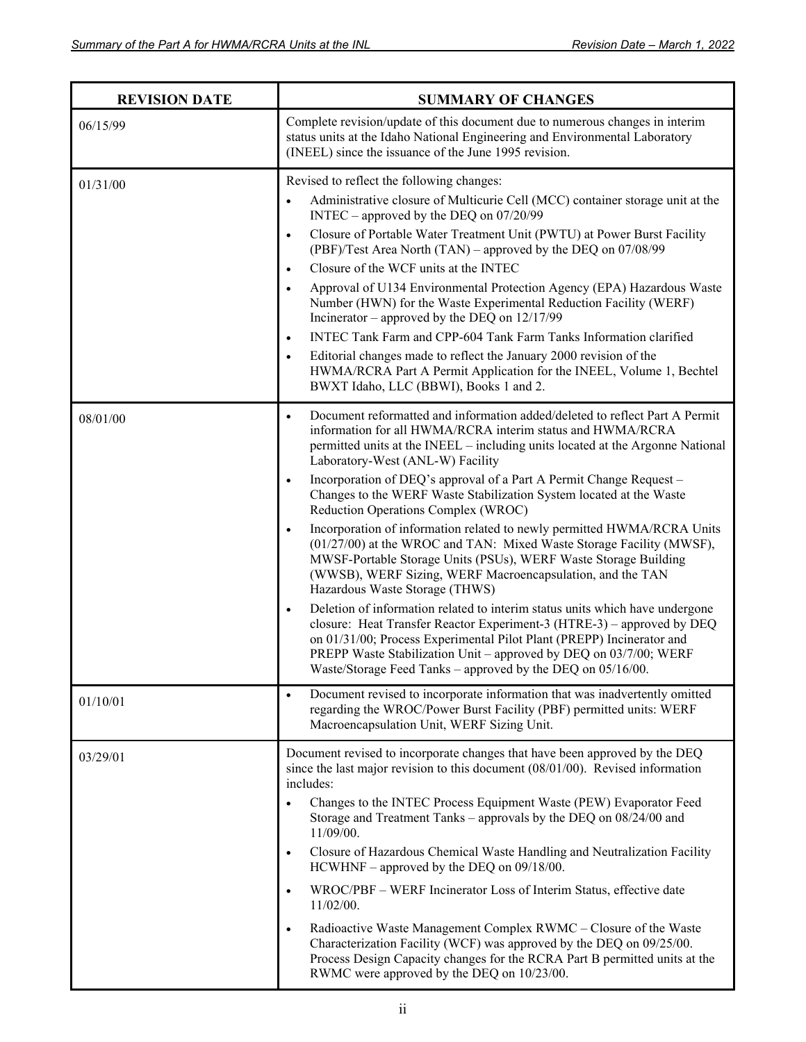| REVISION DATE | SUMMARY OF CHANGES |
|---|---|
| 06/15/99 | Complete revision/update of this document due to numerous changes in interim status units at the Idaho National Engineering and Environmental Laboratory (INEEL) since the issuance of the June 1995 revision. |
| 01/31/00 | Revised to reflect the following changes:<br>• Administrative closure of Multicurie Cell (MCC) container storage unit at the INTEC – approved by the DEQ on 07/20/99<br>• Closure of Portable Water Treatment Unit (PWTU) at Power Burst Facility (PBF)/Test Area North (TAN) – approved by the DEQ on 07/08/99<br>• Closure of the WCF units at the INTEC<br>• Approval of U134 Environmental Protection Agency (EPA) Hazardous Waste Number (HWN) for the Waste Experimental Reduction Facility (WERF) Incinerator – approved by the DEQ on 12/17/99<br>• INTEC Tank Farm and CPP-604 Tank Farm Tanks Information clarified<br>• Editorial changes made to reflect the January 2000 revision of the HWMA/RCRA Part A Permit Application for the INEEL, Volume 1, Bechtel BWXT Idaho, LLC (BBWI), Books 1 and 2. |
| 08/01/00 | • Document reformatted and information added/deleted to reflect Part A Permit information for all HWMA/RCRA interim status and HWMA/RCRA permitted units at the INEEL – including units located at the Argonne National Laboratory-West (ANL-W) Facility<br>• Incorporation of DEQ's approval of a Part A Permit Change Request – Changes to the WERF Waste Stabilization System located at the Waste Reduction Operations Complex (WROC)<br>• Incorporation of information related to newly permitted HWMA/RCRA Units (01/27/00) at the WROC and TAN: Mixed Waste Storage Facility (MWSF), MWSF-Portable Storage Units (PSUs), WERF Waste Storage Building (WWSB), WERF Sizing, WERF Macroencapsulation, and the TAN Hazardous Waste Storage (THWS)<br>• Deletion of information related to interim status units which have undergone closure: Heat Transfer Reactor Experiment-3 (HTRE-3) – approved by DEQ on 01/31/00; Process Experimental Pilot Plant (PREPP) Incinerator and PREPP Waste Stabilization Unit – approved by DEQ on 03/7/00; WERF Waste/Storage Feed Tanks – approved by the DEQ on 05/16/00. |
| 01/10/01 | • Document revised to incorporate information that was inadvertently omitted regarding the WROC/Power Burst Facility (PBF) permitted units: WERF Macroencapsulation Unit, WERF Sizing Unit. |
| 03/29/01 | Document revised to incorporate changes that have been approved by the DEQ since the last major revision to this document (08/01/00). Revised information includes:<br>• Changes to the INTEC Process Equipment Waste (PEW) Evaporator Feed Storage and Treatment Tanks – approvals by the DEQ on 08/24/00 and 11/09/00.<br>• Closure of Hazardous Chemical Waste Handling and Neutralization Facility HCWHNF – approved by the DEQ on 09/18/00.<br>• WROC/PBF – WERF Incinerator Loss of Interim Status, effective date 11/02/00.<br>• Radioactive Waste Management Complex RWMC – Closure of the Waste Characterization Facility (WCF) was approved by the DEQ on 09/25/00. Process Design Capacity changes for the RCRA Part B permitted units at the RWMC were approved by the DEQ on 10/23/00. |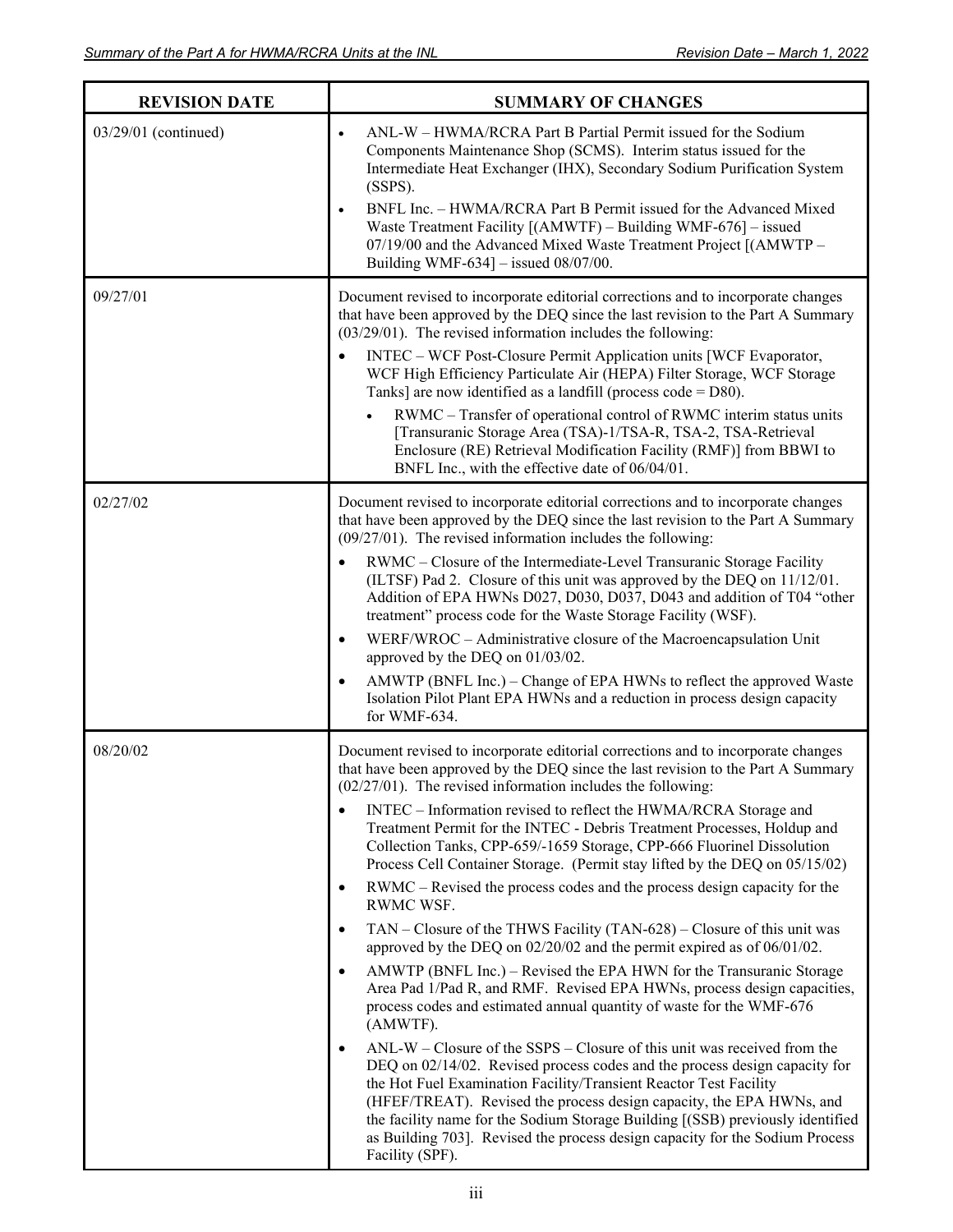| REVISION DATE | SUMMARY OF CHANGES |
|---|---|
| 03/29/01 (continued) | • ANL-W – HWMA/RCRA Part B Partial Permit issued for the Sodium Components Maintenance Shop (SCMS). Interim status issued for the Intermediate Heat Exchanger (IHX), Secondary Sodium Purification System (SSPS).<br>• BNFL Inc. – HWMA/RCRA Part B Permit issued for the Advanced Mixed Waste Treatment Facility [(AMWTF) – Building WMF-676] – issued 07/19/00 and the Advanced Mixed Waste Treatment Project [(AMWTP – Building WMF-634] – issued 08/07/00. |
| 09/27/01 | Document revised to incorporate editorial corrections and to incorporate changes that have been approved by the DEQ since the last revision to the Part A Summary (03/29/01). The revised information includes the following:<br>• INTEC – WCF Post-Closure Permit Application units [WCF Evaporator, WCF High Efficiency Particulate Air (HEPA) Filter Storage, WCF Storage Tanks] are now identified as a landfill (process code = D80).<br>• RWMC – Transfer of operational control of RWMC interim status units [Transuranic Storage Area (TSA)-1/TSA-R, TSA-2, TSA-Retrieval Enclosure (RE) Retrieval Modification Facility (RMF)] from BBWI to BNFL Inc., with the effective date of 06/04/01. |
| 02/27/02 | Document revised to incorporate editorial corrections and to incorporate changes that have been approved by the DEQ since the last revision to the Part A Summary (09/27/01). The revised information includes the following:<br>• RWMC – Closure of the Intermediate-Level Transuranic Storage Facility (ILTSF) Pad 2. Closure of this unit was approved by the DEQ on 11/12/01. Addition of EPA HWNs D027, D030, D037, D043 and addition of T04 "other treatment" process code for the Waste Storage Facility (WSF).<br>• WERF/WROC – Administrative closure of the Macroencapsulation Unit approved by the DEQ on 01/03/02.<br>• AMWTP (BNFL Inc.) – Change of EPA HWNs to reflect the approved Waste Isolation Pilot Plant EPA HWNs and a reduction in process design capacity for WMF-634. |
| 08/20/02 | Document revised to incorporate editorial corrections and to incorporate changes that have been approved by the DEQ since the last revision to the Part A Summary (02/27/01). The revised information includes the following:<br>• INTEC – Information revised to reflect the HWMA/RCRA Storage and Treatment Permit for the INTEC - Debris Treatment Processes, Holdup and Collection Tanks, CPP-659/-1659 Storage, CPP-666 Fluorinel Dissolution Process Cell Container Storage. (Permit stay lifted by the DEQ on 05/15/02)<br>• RWMC – Revised the process codes and the process design capacity for the RWMC WSF.<br>• TAN – Closure of the THWS Facility (TAN-628) – Closure of this unit was approved by the DEQ on 02/20/02 and the permit expired as of 06/01/02.<br>• AMWTP (BNFL Inc.) – Revised the EPA HWN for the Transuranic Storage Area Pad 1/Pad R, and RMF. Revised EPA HWNs, process design capacities, process codes and estimated annual quantity of waste for the WMF-676 (AMWTF).<br>• ANL-W – Closure of the SSPS – Closure of this unit was received from the DEQ on 02/14/02. Revised process codes and the process design capacity for the Hot Fuel Examination Facility/Transient Reactor Test Facility (HFEF/TREAT). Revised the process design capacity, the EPA HWNs, and the facility name for the Sodium Storage Building [(SSB) previously identified as Building 703]. Revised the process design capacity for the Sodium Process Facility (SPF). |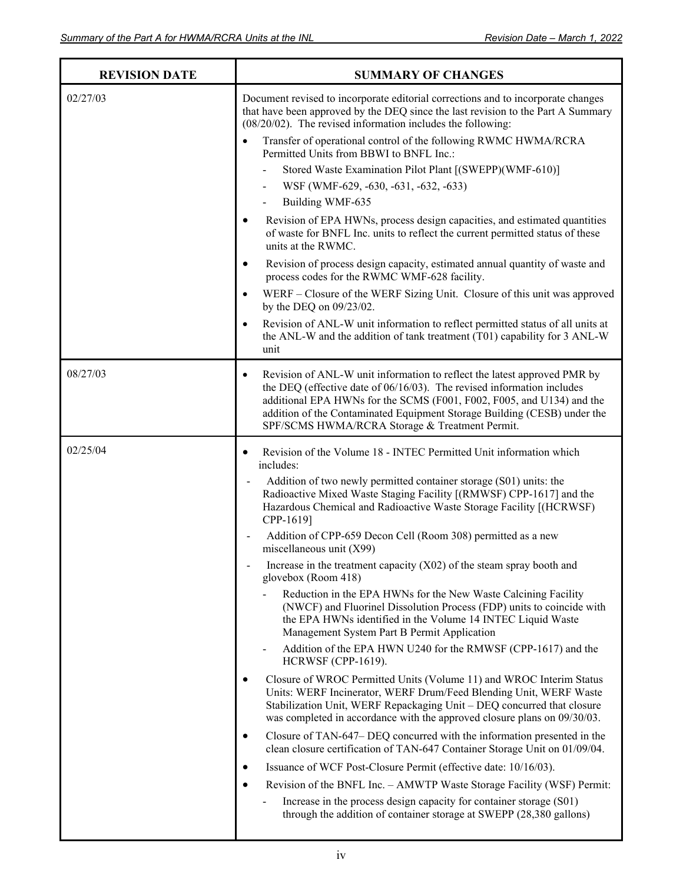| REVISION DATE | SUMMARY OF CHANGES |
|---|---|
| 02/27/03 | Document revised to incorporate editorial corrections and to incorporate changes that have been approved by the DEQ since the last revision to the Part A Summary (08/20/02). The revised information includes the following:<br>• Transfer of operational control of the following RWMC HWMA/RCRA Permitted Units from BBWI to BNFL Inc.:<br>- Stored Waste Examination Pilot Plant [(SWEPP)(WMF-610)]<br>- WSF (WMF-629, -630, -631, -632, -633)<br>- Building WMF-635<br>• Revision of EPA HWNs, process design capacities, and estimated quantities of waste for BNFL Inc. units to reflect the current permitted status of these units at the RWMC.<br>• Revision of process design capacity, estimated annual quantity of waste and process codes for the RWMC WMF-628 facility.<br>• WERF – Closure of the WERF Sizing Unit. Closure of this unit was approved by the DEQ on 09/23/02.<br>• Revision of ANL-W unit information to reflect permitted status of all units at the ANL-W and the addition of tank treatment (T01) capability for 3 ANL-W unit |
| 08/27/03 | • Revision of ANL-W unit information to reflect the latest approved PMR by the DEQ (effective date of 06/16/03). The revised information includes additional EPA HWNs for the SCMS (F001, F002, F005, and U134) and the addition of the Contaminated Equipment Storage Building (CESB) under the SPF/SCMS HWMA/RCRA Storage & Treatment Permit. |
| 02/25/04 | • Revision of the Volume 18 - INTEC Permitted Unit information which includes:<br>- Addition of two newly permitted container storage (S01) units: the Radioactive Mixed Waste Staging Facility [(RMWSF) CPP-1617] and the Hazardous Chemical and Radioactive Waste Storage Facility [(HCRWSF) CPP-1619]<br>- Addition of CPP-659 Decon Cell (Room 308) permitted as a new miscellaneous unit (X99)<br>- Increase in the treatment capacity (X02) of the steam spray booth and glovebox (Room 418)<br>- Reduction in the EPA HWNs for the New Waste Calcining Facility (NWCF) and Fluorinel Dissolution Process (FDP) units to coincide with the EPA HWNs identified in the Volume 14 INTEC Liquid Waste Management System Part B Permit Application<br>- Addition of the EPA HWN U240 for the RMWSF (CPP-1617) and the HCRWSF (CPP-1619).<br>• Closure of WROC Permitted Units (Volume 11) and WROC Interim Status Units: WERF Incinerator, WERF Drum/Feed Blending Unit, WERF Waste Stabilization Unit, WERF Repackaging Unit – DEQ concurred that closure was completed in accordance with the approved closure plans on 09/30/03.<br>• Closure of TAN-647– DEQ concurred with the information presented in the clean closure certification of TAN-647 Container Storage Unit on 01/09/04.<br>• Issuance of WCF Post-Closure Permit (effective date: 10/16/03).<br>• Revision of the BNFL Inc. – AMWTP Waste Storage Facility (WSF) Permit:<br>- Increase in the process design capacity for container storage (S01) through the addition of container storage at SWEPP (28,380 gallons) |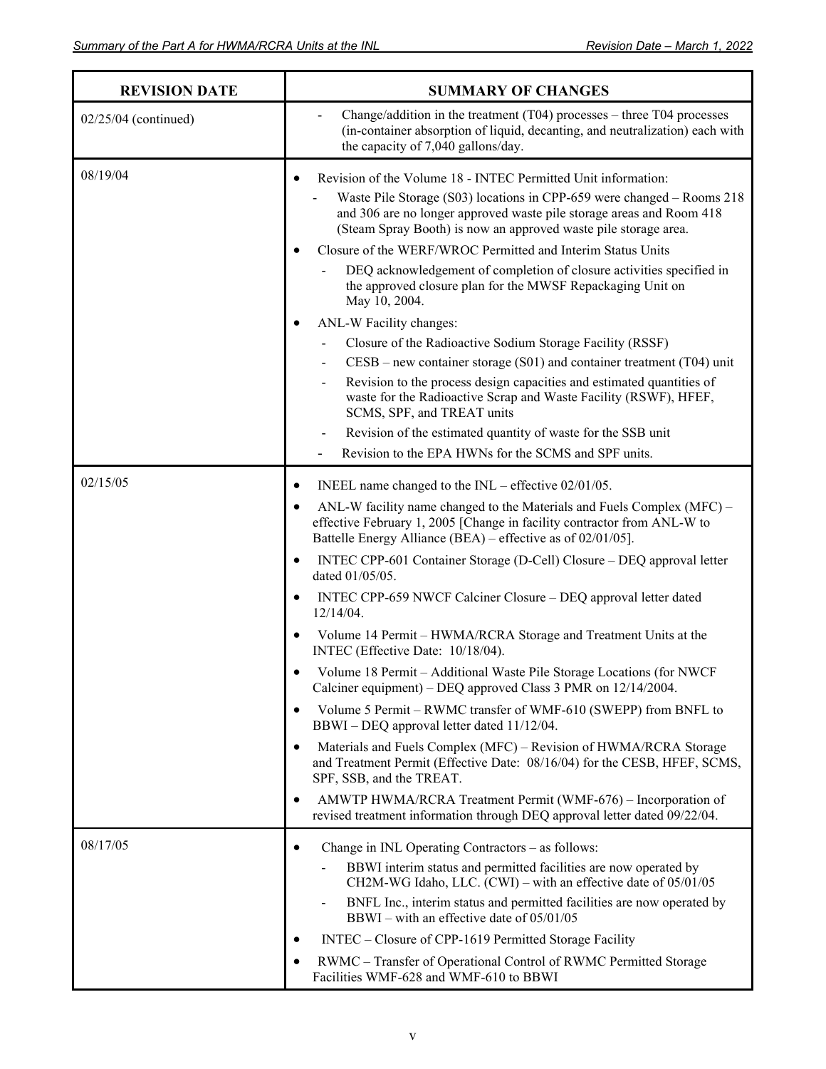| REVISION DATE | SUMMARY OF CHANGES |
|---|---|
| 02/25/04 (continued) | - Change/addition in the treatment (T04) processes – three T04 processes (in-container absorption of liquid, decanting, and neutralization) each with the capacity of 7,040 gallons/day. |
| 08/19/04 | • Revision of the Volume 18 - INTEC Permitted Unit information:<br>- Waste Pile Storage (S03) locations in CPP-659 were changed – Rooms 218 and 306 are no longer approved waste pile storage areas and Room 418 (Steam Spray Booth) is now an approved waste pile storage area.<br>• Closure of the WERF/WROC Permitted and Interim Status Units<br>- DEQ acknowledgement of completion of closure activities specified in the approved closure plan for the MWSF Repackaging Unit on May 10, 2004.<br>• ANL-W Facility changes:<br>- Closure of the Radioactive Sodium Storage Facility (RSSF)<br>- CESB – new container storage (S01) and container treatment (T04) unit<br>- Revision to the process design capacities and estimated quantities of waste for the Radioactive Scrap and Waste Facility (RSWF), HFEF, SCMS, SPF, and TREAT units<br>- Revision of the estimated quantity of waste for the SSB unit<br>- Revision to the EPA HWNs for the SCMS and SPF units. |
| 02/15/05 | • INEEL name changed to the INL – effective 02/01/05.<br>• ANL-W facility name changed to the Materials and Fuels Complex (MFC) – effective February 1, 2005 [Change in facility contractor from ANL-W to Battelle Energy Alliance (BEA) – effective as of 02/01/05].<br>• INTEC CPP-601 Container Storage (D-Cell) Closure – DEQ approval letter dated 01/05/05.<br>• INTEC CPP-659 NWCF Calciner Closure – DEQ approval letter dated 12/14/04.<br>• Volume 14 Permit – HWMA/RCRA Storage and Treatment Units at the INTEC (Effective Date: 10/18/04).<br>• Volume 18 Permit – Additional Waste Pile Storage Locations (for NWCF Calciner equipment) – DEQ approved Class 3 PMR on 12/14/2004.<br>• Volume 5 Permit – RWMC transfer of WMF-610 (SWEPP) from BNFL to BBWI – DEQ approval letter dated 11/12/04.<br>• Materials and Fuels Complex (MFC) – Revision of HWMA/RCRA Storage and Treatment Permit (Effective Date: 08/16/04) for the CESB, HFEF, SCMS, SPF, SSB, and the TREAT.<br>• AMWTP HWMA/RCRA Treatment Permit (WMF-676) – Incorporation of revised treatment information through DEQ approval letter dated 09/22/04. |
| 08/17/05 | • Change in INL Operating Contractors – as follows:<br>- BBWI interim status and permitted facilities are now operated by CH2M-WG Idaho, LLC. (CWI) – with an effective date of 05/01/05<br>- BNFL Inc., interim status and permitted facilities are now operated by BBWI – with an effective date of 05/01/05<br>• INTEC – Closure of CPP-1619 Permitted Storage Facility<br>• RWMC – Transfer of Operational Control of RWMC Permitted Storage Facilities WMF-628 and WMF-610 to BBWI |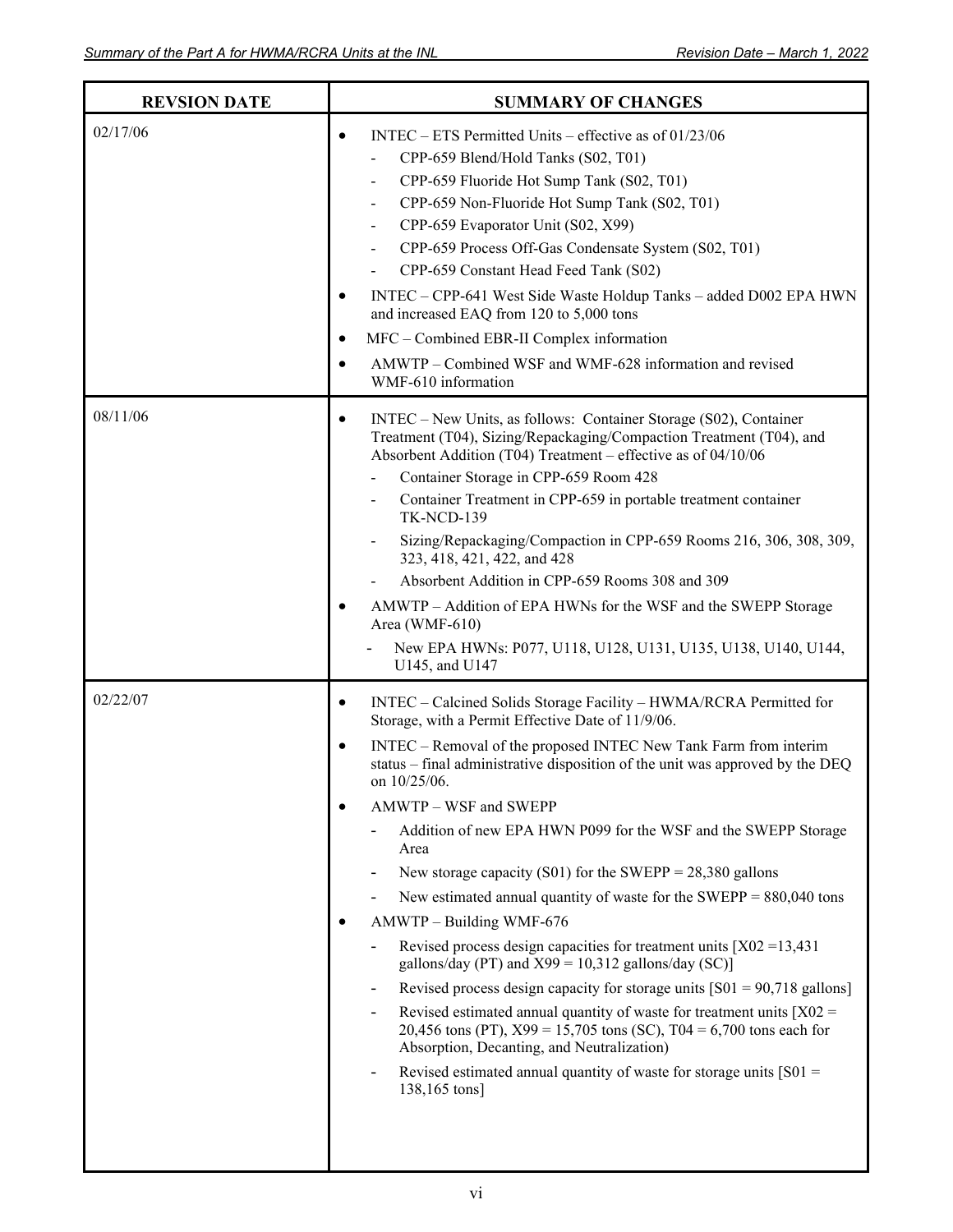| REVSION DATE | SUMMARY OF CHANGES |
|---|---|
| 02/17/06 | • INTEC – ETS Permitted Units – effective as of 01/23/06<br>- CPP-659 Blend/Hold Tanks (S02, T01)<br>- CPP-659 Fluoride Hot Sump Tank (S02, T01)<br>- CPP-659 Non-Fluoride Hot Sump Tank (S02, T01)<br>- CPP-659 Evaporator Unit (S02, X99)<br>- CPP-659 Process Off-Gas Condensate System (S02, T01)<br>- CPP-659 Constant Head Feed Tank (S02)<br>• INTEC – CPP-641 West Side Waste Holdup Tanks – added D002 EPA HWN and increased EAQ from 120 to 5,000 tons<br>• MFC – Combined EBR-II Complex information<br>• AMWTP – Combined WSF and WMF-628 information and revised WMF-610 information |
| 08/11/06 | • INTEC – New Units, as follows: Container Storage (S02), Container Treatment (T04), Sizing/Repackaging/Compaction Treatment (T04), and Absorbent Addition (T04) Treatment – effective as of 04/10/06<br>- Container Storage in CPP-659 Room 428<br>- Container Treatment in CPP-659 in portable treatment container TK-NCD-139<br>- Sizing/Repackaging/Compaction in CPP-659 Rooms 216, 306, 308, 309, 323, 418, 421, 422, and 428<br>- Absorbent Addition in CPP-659 Rooms 308 and 309<br>• AMWTP – Addition of EPA HWNs for the WSF and the SWEPP Storage Area (WMF-610)<br>- New EPA HWNs: P077, U118, U128, U131, U135, U138, U140, U144, U145, and U147 |
| 02/22/07 | • INTEC – Calcined Solids Storage Facility – HWMA/RCRA Permitted for Storage, with a Permit Effective Date of 11/9/06.<br>• INTEC – Removal of the proposed INTEC New Tank Farm from interim status – final administrative disposition of the unit was approved by the DEQ on 10/25/06.<br>• AMWTP – WSF and SWEPP<br>- Addition of new EPA HWN P099 for the WSF and the SWEPP Storage Area<br>- New storage capacity (S01) for the SWEPP = 28,380 gallons<br>- New estimated annual quantity of waste for the SWEPP = 880,040 tons<br>• AMWTP – Building WMF-676<br>- Revised process design capacities for treatment units [X02 =13,431 gallons/day (PT) and X99 = 10,312 gallons/day (SC)]<br>- Revised process design capacity for storage units [S01 = 90,718 gallons]<br>- Revised estimated annual quantity of waste for treatment units [X02 = 20,456 tons (PT), X99 = 15,705 tons (SC), T04 = 6,700 tons each for Absorption, Decanting, and Neutralization)<br>- Revised estimated annual quantity of waste for storage units [S01 = 138,165 tons] |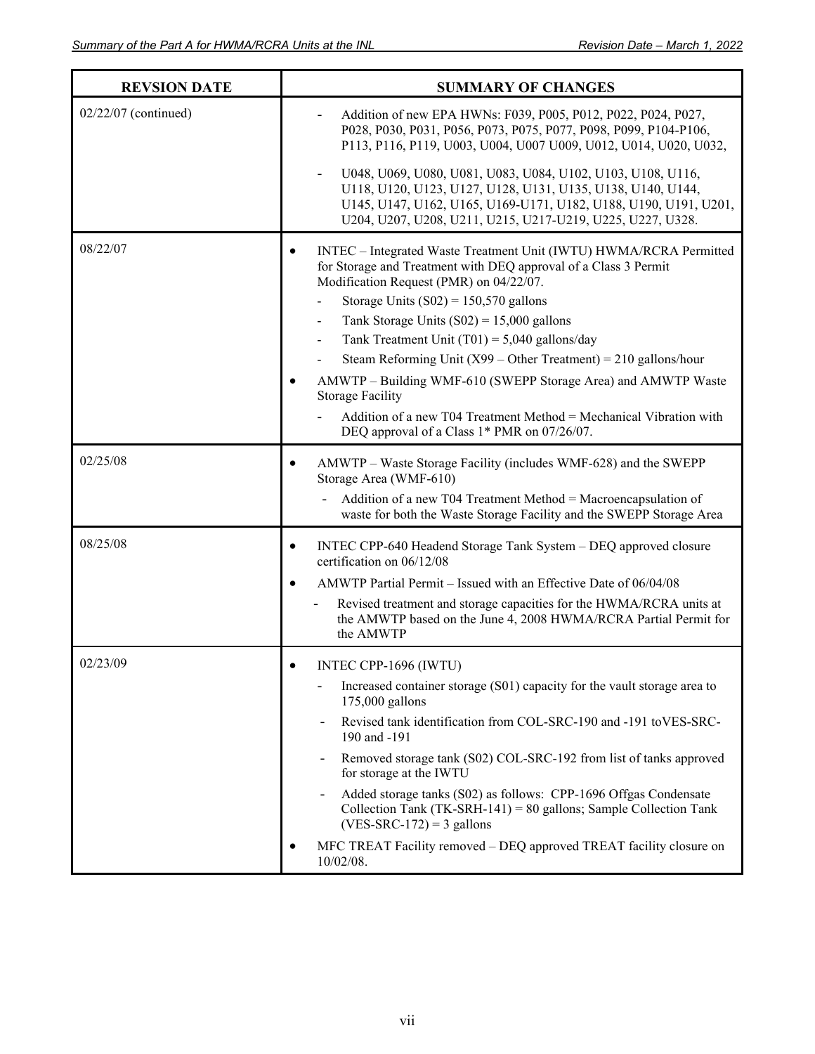| REVSION DATE | SUMMARY OF CHANGES |
|---|---|
| 02/22/07 (continued) | - Addition of new EPA HWNs: F039, P005, P012, P022, P024, P027, P028, P030, P031, P056, P073, P075, P077, P098, P099, P104-P106, P113, P116, P119, U003, U004, U007 U009, U012, U014, U020, U032,<br>- U048, U069, U080, U081, U083, U084, U102, U103, U108, U116, U118, U120, U123, U127, U128, U131, U135, U138, U140, U144, U145, U147, U162, U165, U169-U171, U182, U188, U190, U191, U201, U204, U207, U208, U211, U215, U217-U219, U225, U227, U328. |
| 08/22/07 | • INTEC – Integrated Waste Treatment Unit (IWTU) HWMA/RCRA Permitted for Storage and Treatment with DEQ approval of a Class 3 Permit Modification Request (PMR) on 04/22/07.<br>  - Storage Units (S02) = 150,570 gallons<br>  - Tank Storage Units (S02) = 15,000 gallons<br>  - Tank Treatment Unit (T01) = 5,040 gallons/day<br>  - Steam Reforming Unit (X99 – Other Treatment) = 210 gallons/hour<br>• AMWTP – Building WMF-610 (SWEPP Storage Area) and AMWTP Waste Storage Facility<br>  - Addition of a new T04 Treatment Method = Mechanical Vibration with DEQ approval of a Class 1* PMR on 07/26/07. |
| 02/25/08 | • AMWTP – Waste Storage Facility (includes WMF-628) and the SWEPP Storage Area (WMF-610)<br>  - Addition of a new T04 Treatment Method = Macroencapsulation of waste for both the Waste Storage Facility and the SWEPP Storage Area |
| 08/25/08 | • INTEC CPP-640 Headend Storage Tank System – DEQ approved closure certification on 06/12/08<br>• AMWTP Partial Permit – Issued with an Effective Date of 06/04/08<br>  - Revised treatment and storage capacities for the HWMA/RCRA units at the AMWTP based on the June 4, 2008 HWMA/RCRA Partial Permit for the AMWTP |
| 02/23/09 | • INTEC CPP-1696 (IWTU)<br>  - Increased container storage (S01) capacity for the vault storage area to 175,000 gallons<br>  - Revised tank identification from COL-SRC-190 and -191 toVES-SRC-190 and -191<br>  - Removed storage tank (S02) COL-SRC-192 from list of tanks approved for storage at the IWTU<br>  - Added storage tanks (S02) as follows: CPP-1696 Offgas Condensate Collection Tank (TK-SRH-141) = 80 gallons; Sample Collection Tank (VES-SRC-172) = 3 gallons<br>• MFC TREAT Facility removed – DEQ approved TREAT facility closure on 10/02/08. |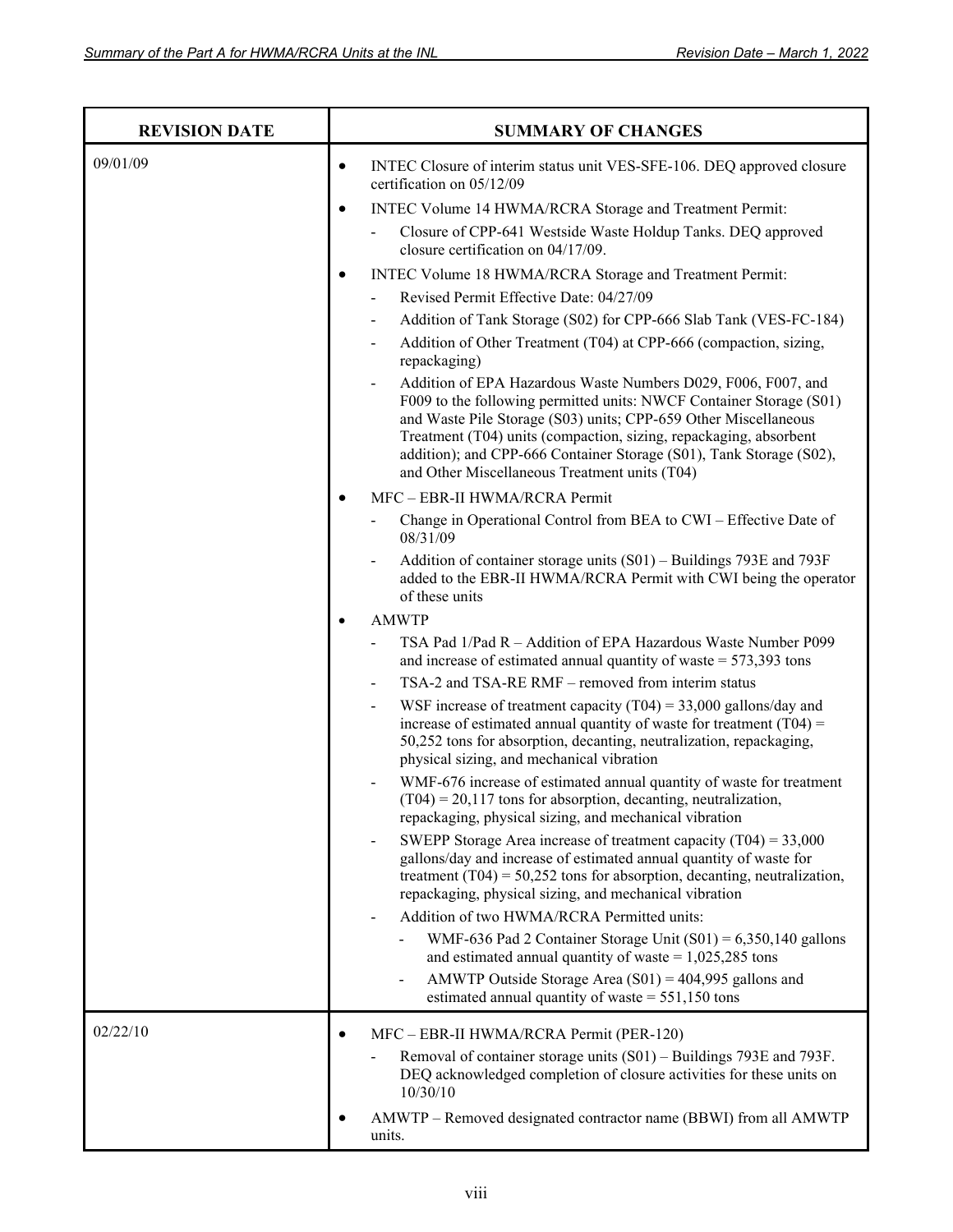| REVISION DATE | SUMMARY OF CHANGES |
|---|---|
| 09/01/09 | • INTEC Closure of interim status unit VES-SFE-106. DEQ approved closure certification on 05/12/09<br>• INTEC Volume 14 HWMA/RCRA Storage and Treatment Permit:<br>&nbsp;&nbsp;- Closure of CPP-641 Westside Waste Holdup Tanks. DEQ approved closure certification on 04/17/09.<br>• INTEC Volume 18 HWMA/RCRA Storage and Treatment Permit:<br>&nbsp;&nbsp;- Revised Permit Effective Date: 04/27/09<br>&nbsp;&nbsp;- Addition of Tank Storage (S02) for CPP-666 Slab Tank (VES-FC-184)<br>&nbsp;&nbsp;- Addition of Other Treatment (T04) at CPP-666 (compaction, sizing, repackaging)<br>&nbsp;&nbsp;- Addition of EPA Hazardous Waste Numbers D029, F006, F007, and F009 to the following permitted units: NWCF Container Storage (S01) and Waste Pile Storage (S03) units; CPP-659 Other Miscellaneous Treatment (T04) units (compaction, sizing, repackaging, absorbent addition); and CPP-666 Container Storage (S01), Tank Storage (S02), and Other Miscellaneous Treatment units (T04)<br>• MFC – EBR-II HWMA/RCRA Permit<br>&nbsp;&nbsp;- Change in Operational Control from BEA to CWI – Effective Date of 08/31/09<br>&nbsp;&nbsp;- Addition of container storage units (S01) – Buildings 793E and 793F added to the EBR-II HWMA/RCRA Permit with CWI being the operator of these units<br>• AMWTP<br>&nbsp;&nbsp;- TSA Pad 1/Pad R – Addition of EPA Hazardous Waste Number P099 and increase of estimated annual quantity of waste = 573,393 tons<br>&nbsp;&nbsp;- TSA-2 and TSA-RE RMF – removed from interim status<br>&nbsp;&nbsp;- WSF increase of treatment capacity (T04) = 33,000 gallons/day and increase of estimated annual quantity of waste for treatment (T04) = 50,252 tons for absorption, decanting, neutralization, repackaging, physical sizing, and mechanical vibration<br>&nbsp;&nbsp;- WMF-676 increase of estimated annual quantity of waste for treatment (T04) = 20,117 tons for absorption, decanting, neutralization, repackaging, physical sizing, and mechanical vibration<br>&nbsp;&nbsp;- SWEPP Storage Area increase of treatment capacity (T04) = 33,000 gallons/day and increase of estimated annual quantity of waste for treatment (T04) = 50,252 tons for absorption, decanting, neutralization, repackaging, physical sizing, and mechanical vibration<br>&nbsp;&nbsp;- Addition of two HWMA/RCRA Permitted units:<br>&nbsp;&nbsp;&nbsp;&nbsp;- WMF-636 Pad 2 Container Storage Unit (S01) = 6,350,140 gallons and estimated annual quantity of waste = 1,025,285 tons<br>&nbsp;&nbsp;&nbsp;&nbsp;- AMWTP Outside Storage Area (S01) = 404,995 gallons and estimated annual quantity of waste = 551,150 tons |
| 02/22/10 | • MFC – EBR-II HWMA/RCRA Permit (PER-120)<br>&nbsp;&nbsp;- Removal of container storage units (S01) – Buildings 793E and 793F. DEQ acknowledged completion of closure activities for these units on 10/30/10<br>• AMWTP – Removed designated contractor name (BBWI) from all AMWTP units. |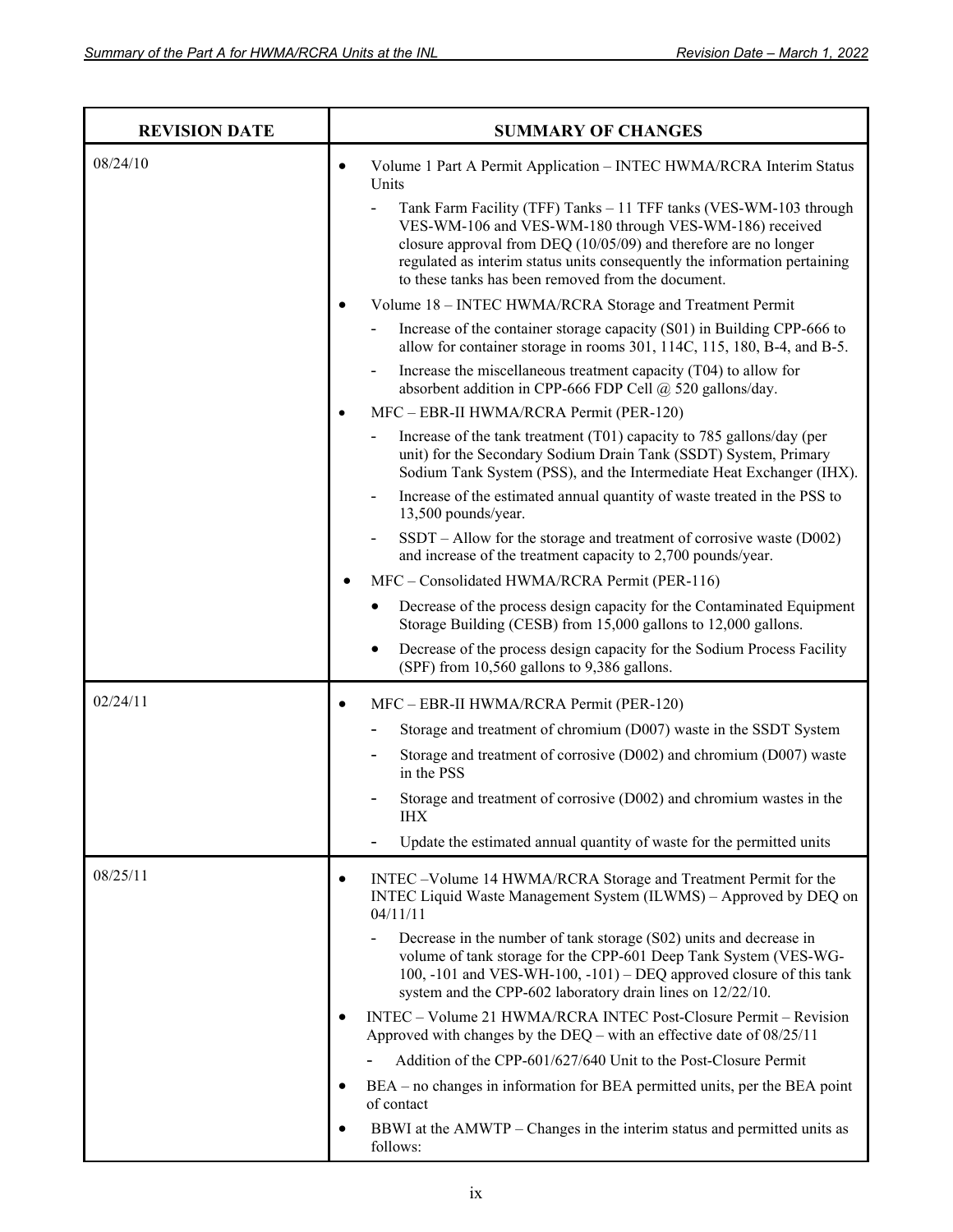| REVISION DATE | SUMMARY OF CHANGES |
|---|---|
| 08/24/10 | • Volume 1 Part A Permit Application – INTEC HWMA/RCRA Interim Status Units<br>- Tank Farm Facility (TFF) Tanks – 11 TFF tanks (VES-WM-103 through VES-WM-106 and VES-WM-180 through VES-WM-186) received closure approval from DEQ (10/05/09) and therefore are no longer regulated as interim status units consequently the information pertaining to these tanks has been removed from the document.<br>• Volume 18 – INTEC HWMA/RCRA Storage and Treatment Permit<br>- Increase of the container storage capacity (S01) in Building CPP-666 to allow for container storage in rooms 301, 114C, 115, 180, B-4, and B-5.<br>- Increase the miscellaneous treatment capacity (T04) to allow for absorbent addition in CPP-666 FDP Cell @ 520 gallons/day.<br>• MFC – EBR-II HWMA/RCRA Permit (PER-120)<br>- Increase of the tank treatment (T01) capacity to 785 gallons/day (per unit) for the Secondary Sodium Drain Tank (SSDT) System, Primary Sodium Tank System (PSS), and the Intermediate Heat Exchanger (IHX).<br>- Increase of the estimated annual quantity of waste treated in the PSS to 13,500 pounds/year.<br>- SSDT – Allow for the storage and treatment of corrosive waste (D002) and increase of the treatment capacity to 2,700 pounds/year.<br>• MFC – Consolidated HWMA/RCRA Permit (PER-116)<br>• Decrease of the process design capacity for the Contaminated Equipment Storage Building (CESB) from 15,000 gallons to 12,000 gallons.<br>• Decrease of the process design capacity for the Sodium Process Facility (SPF) from 10,560 gallons to 9,386 gallons. |
| 02/24/11 | • MFC – EBR-II HWMA/RCRA Permit (PER-120)<br>- Storage and treatment of chromium (D007) waste in the SSDT System<br>- Storage and treatment of corrosive (D002) and chromium (D007) waste in the PSS<br>- Storage and treatment of corrosive (D002) and chromium wastes in the IHX<br>- Update the estimated annual quantity of waste for the permitted units |
| 08/25/11 | • INTEC –Volume 14 HWMA/RCRA Storage and Treatment Permit for the INTEC Liquid Waste Management System (ILWMS) – Approved by DEQ on 04/11/11<br>- Decrease in the number of tank storage (S02) units and decrease in volume of tank storage for the CPP-601 Deep Tank System (VES-WG-100, -101 and VES-WH-100, -101) – DEQ approved closure of this tank system and the CPP-602 laboratory drain lines on 12/22/10.<br>• INTEC – Volume 21 HWMA/RCRA INTEC Post-Closure Permit – Revision Approved with changes by the DEQ – with an effective date of 08/25/11<br>- Addition of the CPP-601/627/640 Unit to the Post-Closure Permit<br>• BEA – no changes in information for BEA permitted units, per the BEA point of contact<br>• BBWI at the AMWTP – Changes in the interim status and permitted units as follows: |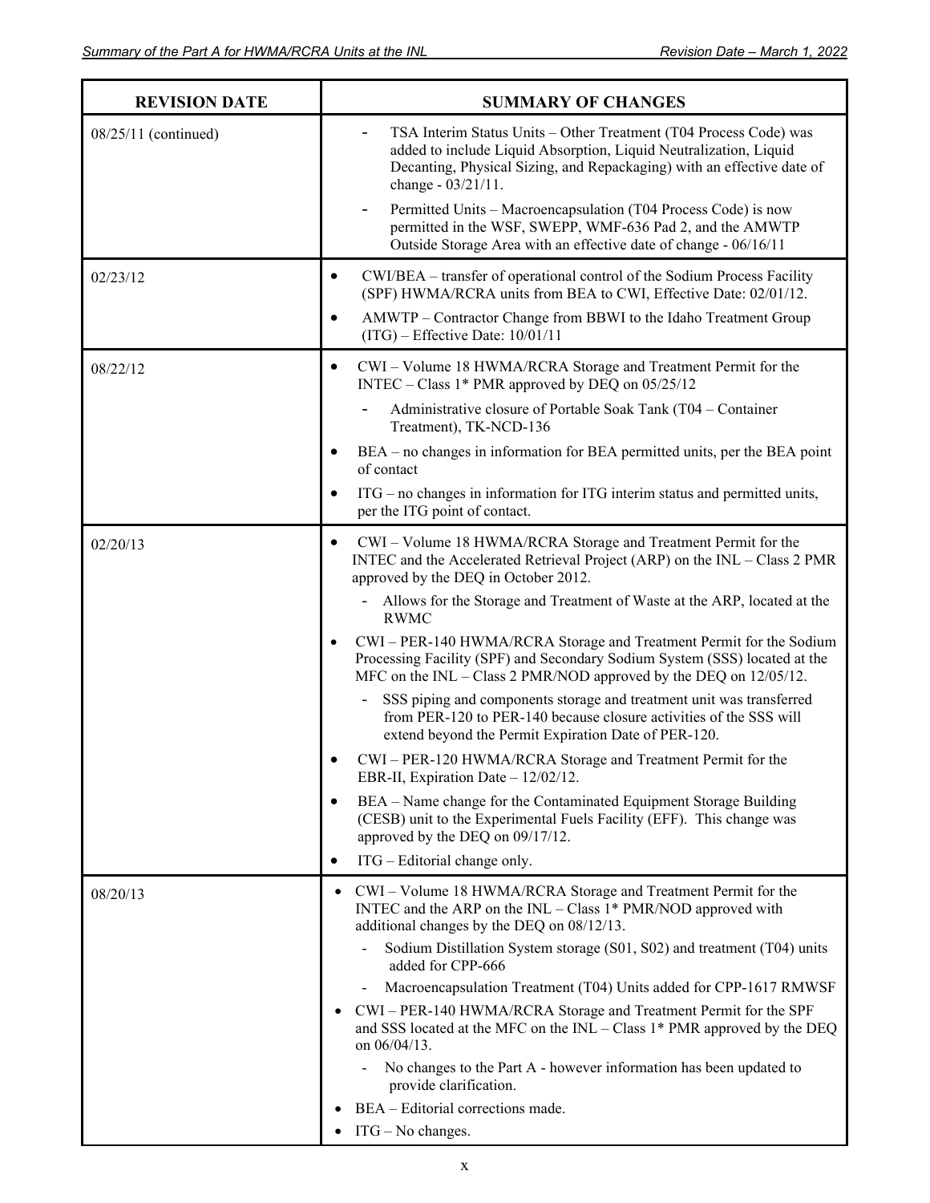| REVISION DATE | SUMMARY OF CHANGES |
|---|---|
| 08/25/11 (continued) | - TSA Interim Status Units – Other Treatment (T04 Process Code) was added to include Liquid Absorption, Liquid Neutralization, Liquid Decanting, Physical Sizing, and Repackaging) with an effective date of change - 03/21/11.<br>- Permitted Units – Macroencapsulation (T04 Process Code) is now permitted in the WSF, SWEPP, WMF-636 Pad 2, and the AMWTP Outside Storage Area with an effective date of change - 06/16/11 |
| 02/23/12 | • CWI/BEA – transfer of operational control of the Sodium Process Facility (SPF) HWMA/RCRA units from BEA to CWI, Effective Date: 02/01/12.<br>• AMWTP – Contractor Change from BBWI to the Idaho Treatment Group (ITG) – Effective Date: 10/01/11 |
| 08/22/12 | • CWI – Volume 18 HWMA/RCRA Storage and Treatment Permit for the INTEC – Class 1* PMR approved by DEQ on 05/25/12<br>- Administrative closure of Portable Soak Tank (T04 – Container Treatment), TK-NCD-136<br>• BEA – no changes in information for BEA permitted units, per the BEA point of contact<br>• ITG – no changes in information for ITG interim status and permitted units, per the ITG point of contact. |
| 02/20/13 | • CWI – Volume 18 HWMA/RCRA Storage and Treatment Permit for the INTEC and the Accelerated Retrieval Project (ARP) on the INL – Class 2 PMR approved by the DEQ in October 2012.<br>- Allows for the Storage and Treatment of Waste at the ARP, located at the RWMC<br>• CWI – PER-140 HWMA/RCRA Storage and Treatment Permit for the Sodium Processing Facility (SPF) and Secondary Sodium System (SSS) located at the MFC on the INL – Class 2 PMR/NOD approved by the DEQ on 12/05/12.<br>- SSS piping and components storage and treatment unit was transferred from PER-120 to PER-140 because closure activities of the SSS will extend beyond the Permit Expiration Date of PER-120.<br>• CWI – PER-120 HWMA/RCRA Storage and Treatment Permit for the EBR-II, Expiration Date – 12/02/12.<br>• BEA – Name change for the Contaminated Equipment Storage Building (CESB) unit to the Experimental Fuels Facility (EFF). This change was approved by the DEQ on 09/17/12.<br>• ITG – Editorial change only. |
| 08/20/13 | • CWI – Volume 18 HWMA/RCRA Storage and Treatment Permit for the INTEC and the ARP on the INL – Class 1* PMR/NOD approved with additional changes by the DEQ on 08/12/13.<br>- Sodium Distillation System storage (S01, S02) and treatment (T04) units added for CPP-666<br>- Macroencapsulation Treatment (T04) Units added for CPP-1617 RMWSF<br>• CWI – PER-140 HWMA/RCRA Storage and Treatment Permit for the SPF and SSS located at the MFC on the INL – Class 1* PMR approved by the DEQ on 06/04/13.<br>- No changes to the Part A - however information has been updated to provide clarification.<br>• BEA – Editorial corrections made.<br>• ITG – No changes. |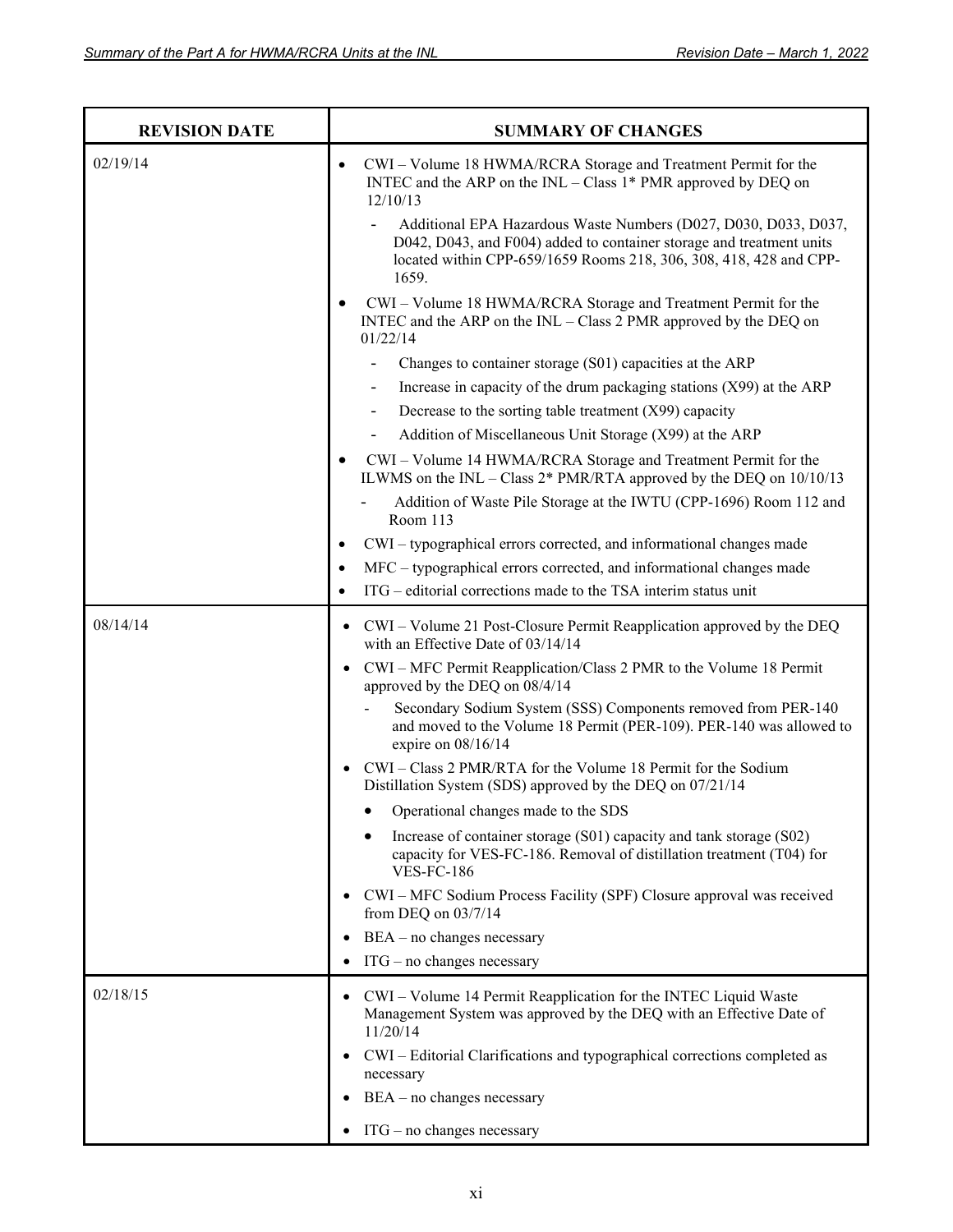| REVISION DATE | SUMMARY OF CHANGES |
|---|---|
| 02/19/14 | • CWI – Volume 18 HWMA/RCRA Storage and Treatment Permit for the INTEC and the ARP on the INL – Class 1* PMR approved by DEQ on 12/10/13<br>- Additional EPA Hazardous Waste Numbers (D027, D030, D033, D037, D042, D043, and F004) added to container storage and treatment units located within CPP-659/1659 Rooms 218, 306, 308, 418, 428 and CPP-1659.<br>• CWI – Volume 18 HWMA/RCRA Storage and Treatment Permit for the INTEC and the ARP on the INL – Class 2 PMR approved by the DEQ on 01/22/14<br>- Changes to container storage (S01) capacities at the ARP<br>- Increase in capacity of the drum packaging stations (X99) at the ARP<br>- Decrease to the sorting table treatment (X99) capacity<br>- Addition of Miscellaneous Unit Storage (X99) at the ARP<br>• CWI – Volume 14 HWMA/RCRA Storage and Treatment Permit for the ILWMS on the INL – Class 2* PMR/RTA approved by the DEQ on 10/10/13<br>- Addition of Waste Pile Storage at the IWTU (CPP-1696) Room 112 and Room 113<br>• CWI – typographical errors corrected, and informational changes made<br>• MFC – typographical errors corrected, and informational changes made<br>• ITG – editorial corrections made to the TSA interim status unit |
| 08/14/14 | • CWI – Volume 21 Post-Closure Permit Reapplication approved by the DEQ with an Effective Date of 03/14/14<br>• CWI – MFC Permit Reapplication/Class 2 PMR to the Volume 18 Permit approved by the DEQ on 08/4/14<br>- Secondary Sodium System (SSS) Components removed from PER-140 and moved to the Volume 18 Permit (PER-109). PER-140 was allowed to expire on 08/16/14<br>• CWI – Class 2 PMR/RTA for the Volume 18 Permit for the Sodium Distillation System (SDS) approved by the DEQ on 07/21/14<br>• Operational changes made to the SDS<br>• Increase of container storage (S01) capacity and tank storage (S02) capacity for VES-FC-186. Removal of distillation treatment (T04) for VES-FC-186<br>• CWI – MFC Sodium Process Facility (SPF) Closure approval was received from DEQ on 03/7/14<br>• BEA – no changes necessary<br>• ITG – no changes necessary |
| 02/18/15 | • CWI – Volume 14 Permit Reapplication for the INTEC Liquid Waste Management System was approved by the DEQ with an Effective Date of 11/20/14<br>• CWI – Editorial Clarifications and typographical corrections completed as necessary<br>• BEA – no changes necessary<br>• ITG – no changes necessary |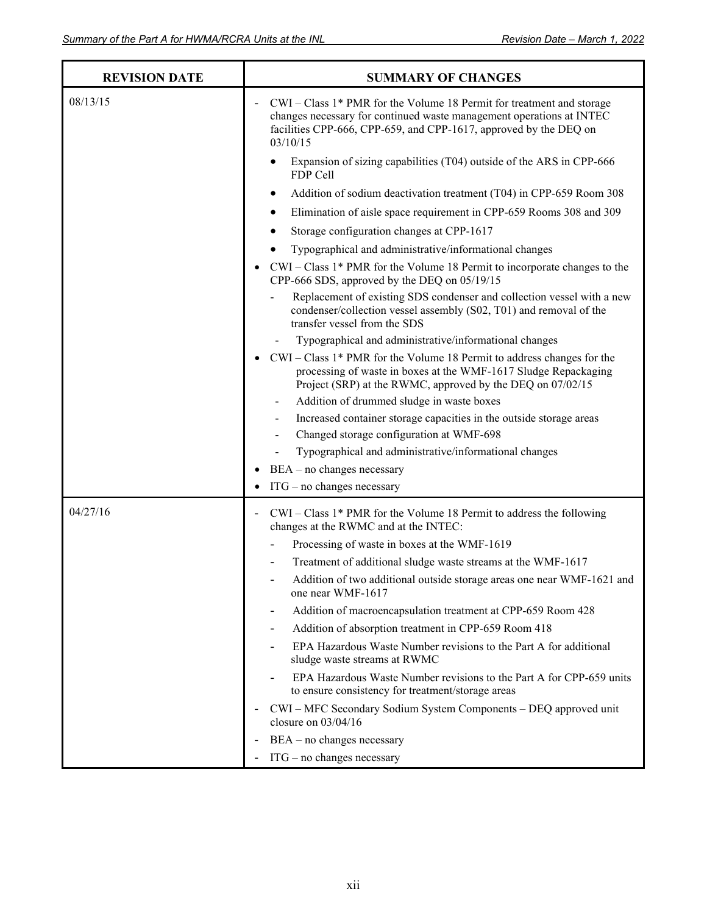| REVISION DATE | SUMMARY OF CHANGES |
|---|---|
| 08/13/15 | - CWI – Class 1* PMR for the Volume 18 Permit for treatment and storage changes necessary for continued waste management operations at INTEC facilities CPP-666, CPP-659, and CPP-1617, approved by the DEQ on 03/10/15<br>• Expansion of sizing capabilities (T04) outside of the ARS in CPP-666 FDP Cell<br>• Addition of sodium deactivation treatment (T04) in CPP-659 Room 308<br>• Elimination of aisle space requirement in CPP-659 Rooms 308 and 309<br>• Storage configuration changes at CPP-1617<br>• Typographical and administrative/informational changes<br>• CWI – Class 1* PMR for the Volume 18 Permit to incorporate changes to the CPP-666 SDS, approved by the DEQ on 05/19/15<br>- Replacement of existing SDS condenser and collection vessel with a new condenser/collection vessel assembly (S02, T01) and removal of the transfer vessel from the SDS<br>- Typographical and administrative/informational changes<br>• CWI – Class 1* PMR for the Volume 18 Permit to address changes for the processing of waste in boxes at the WMF-1617 Sludge Repackaging Project (SRP) at the RWMC, approved by the DEQ on 07/02/15<br>- Addition of drummed sludge in waste boxes<br>- Increased container storage capacities in the outside storage areas<br>- Changed storage configuration at WMF-698<br>- Typographical and administrative/informational changes<br>• BEA – no changes necessary<br>• ITG – no changes necessary |
| 04/27/16 | - CWI – Class 1* PMR for the Volume 18 Permit to address the following changes at the RWMC and at the INTEC:<br>- Processing of waste in boxes at the WMF-1619<br>- Treatment of additional sludge waste streams at the WMF-1617<br>- Addition of two additional outside storage areas one near WMF-1621 and one near WMF-1617<br>- Addition of macroencapsulation treatment at CPP-659 Room 428<br>- Addition of absorption treatment in CPP-659 Room 418<br>- EPA Hazardous Waste Number revisions to the Part A for additional sludge waste streams at RWMC<br>- EPA Hazardous Waste Number revisions to the Part A for CPP-659 units to ensure consistency for treatment/storage areas<br>- CWI – MFC Secondary Sodium System Components – DEQ approved unit closure on 03/04/16<br>- BEA – no changes necessary<br>- ITG – no changes necessary |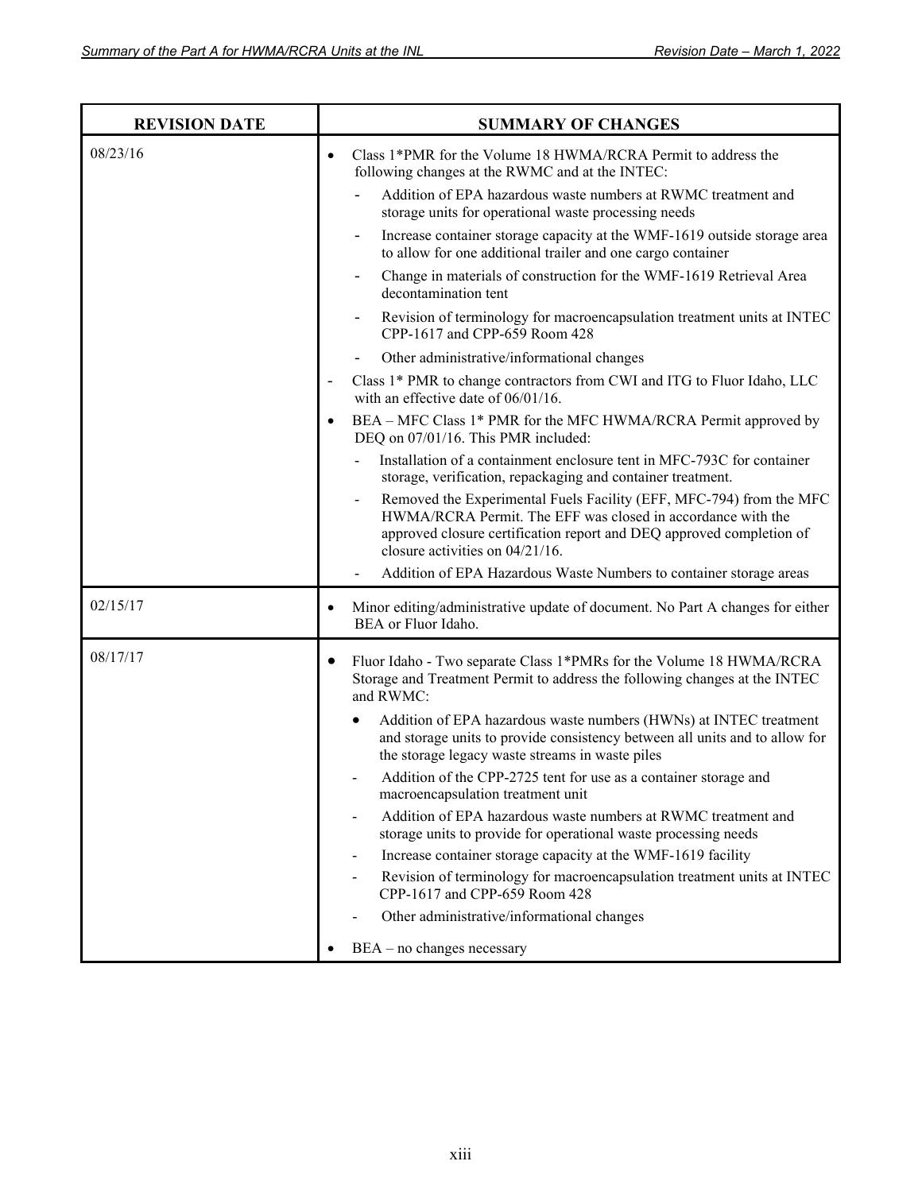| REVISION DATE | SUMMARY OF CHANGES |
|---|---|
| 08/23/16 | • Class 1*PMR for the Volume 18 HWMA/RCRA Permit to address the following changes at the RWMC and at the INTEC:<br>- Addition of EPA hazardous waste numbers at RWMC treatment and storage units for operational waste processing needs<br>- Increase container storage capacity at the WMF-1619 outside storage area to allow for one additional trailer and one cargo container<br>- Change in materials of construction for the WMF-1619 Retrieval Area decontamination tent<br>- Revision of terminology for macroencapsulation treatment units at INTEC CPP-1617 and CPP-659 Room 428<br>- Other administrative/informational changes<br>- Class 1* PMR to change contractors from CWI and ITG to Fluor Idaho, LLC with an effective date of 06/01/16.<br>• BEA – MFC Class 1* PMR for the MFC HWMA/RCRA Permit approved by DEQ on 07/01/16. This PMR included:<br>- Installation of a containment enclosure tent in MFC-793C for container storage, verification, repackaging and container treatment.<br>- Removed the Experimental Fuels Facility (EFF, MFC-794) from the MFC HWMA/RCRA Permit. The EFF was closed in accordance with the approved closure certification report and DEQ approved completion of closure activities on 04/21/16.<br>- Addition of EPA Hazardous Waste Numbers to container storage areas |
| 02/15/17 | • Minor editing/administrative update of document. No Part A changes for either BEA or Fluor Idaho. |
| 08/17/17 | • Fluor Idaho - Two separate Class 1*PMRs for the Volume 18 HWMA/RCRA Storage and Treatment Permit to address the following changes at the INTEC and RWMC:<br>• Addition of EPA hazardous waste numbers (HWNs) at INTEC treatment and storage units to provide consistency between all units and to allow for the storage legacy waste streams in waste piles<br>- Addition of the CPP-2725 tent for use as a container storage and macroencapsulation treatment unit<br>- Addition of EPA hazardous waste numbers at RWMC treatment and storage units to provide for operational waste processing needs<br>- Increase container storage capacity at the WMF-1619 facility<br>- Revision of terminology for macroencapsulation treatment units at INTEC CPP-1617 and CPP-659 Room 428<br>- Other administrative/informational changes<br>• BEA – no changes necessary |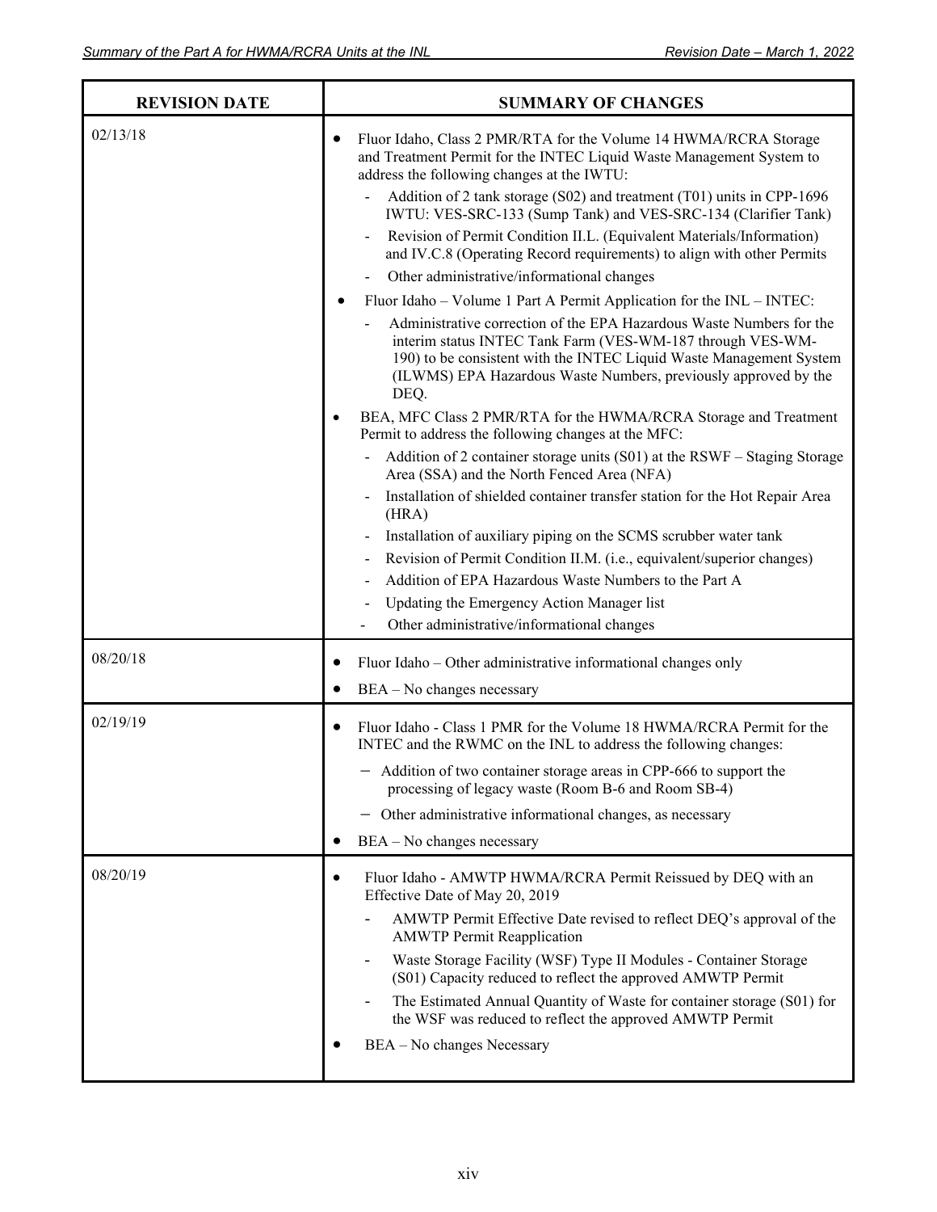| REVISION DATE | SUMMARY OF CHANGES |
|---|---|
| 02/13/18 | • Fluor Idaho, Class 2 PMR/RTA for the Volume 14 HWMA/RCRA Storage and Treatment Permit for the INTEC Liquid Waste Management System to address the following changes at the IWTU:<br>- Addition of 2 tank storage (S02) and treatment (T01) units in CPP-1696 IWTU: VES-SRC-133 (Sump Tank) and VES-SRC-134 (Clarifier Tank)<br>- Revision of Permit Condition II.L. (Equivalent Materials/Information) and IV.C.8 (Operating Record requirements) to align with other Permits<br>- Other administrative/informational changes<br>• Fluor Idaho – Volume 1 Part A Permit Application for the INL – INTEC:<br>- Administrative correction of the EPA Hazardous Waste Numbers for the interim status INTEC Tank Farm (VES-WM-187 through VES-WM-190) to be consistent with the INTEC Liquid Waste Management System (ILWMS) EPA Hazardous Waste Numbers, previously approved by the DEQ.<br>• BEA, MFC Class 2 PMR/RTA for the HWMA/RCRA Storage and Treatment Permit to address the following changes at the MFC:<br>- Addition of 2 container storage units (S01) at the RSWF – Staging Storage Area (SSA) and the North Fenced Area (NFA)<br>- Installation of shielded container transfer station for the Hot Repair Area (HRA)<br>- Installation of auxiliary piping on the SCMS scrubber water tank<br>- Revision of Permit Condition II.M. (i.e., equivalent/superior changes)<br>- Addition of EPA Hazardous Waste Numbers to the Part A<br>- Updating the Emergency Action Manager list<br>- Other administrative/informational changes |
| 08/20/18 | • Fluor Idaho – Other administrative informational changes only<br>• BEA – No changes necessary |
| 02/19/19 | • Fluor Idaho - Class 1 PMR for the Volume 18 HWMA/RCRA Permit for the INTEC and the RWMC on the INL to address the following changes:<br>− Addition of two container storage areas in CPP-666 to support the processing of legacy waste (Room B-6 and Room SB-4)<br>− Other administrative informational changes, as necessary<br>• BEA – No changes necessary |
| 08/20/19 | • Fluor Idaho - AMWTP HWMA/RCRA Permit Reissued by DEQ with an Effective Date of May 20, 2019<br>- AMWTP Permit Effective Date revised to reflect DEQ's approval of the AMWTP Permit Reapplication<br>- Waste Storage Facility (WSF) Type II Modules - Container Storage (S01) Capacity reduced to reflect the approved AMWTP Permit<br>- The Estimated Annual Quantity of Waste for container storage (S01) for the WSF was reduced to reflect the approved AMWTP Permit<br>• BEA – No changes Necessary |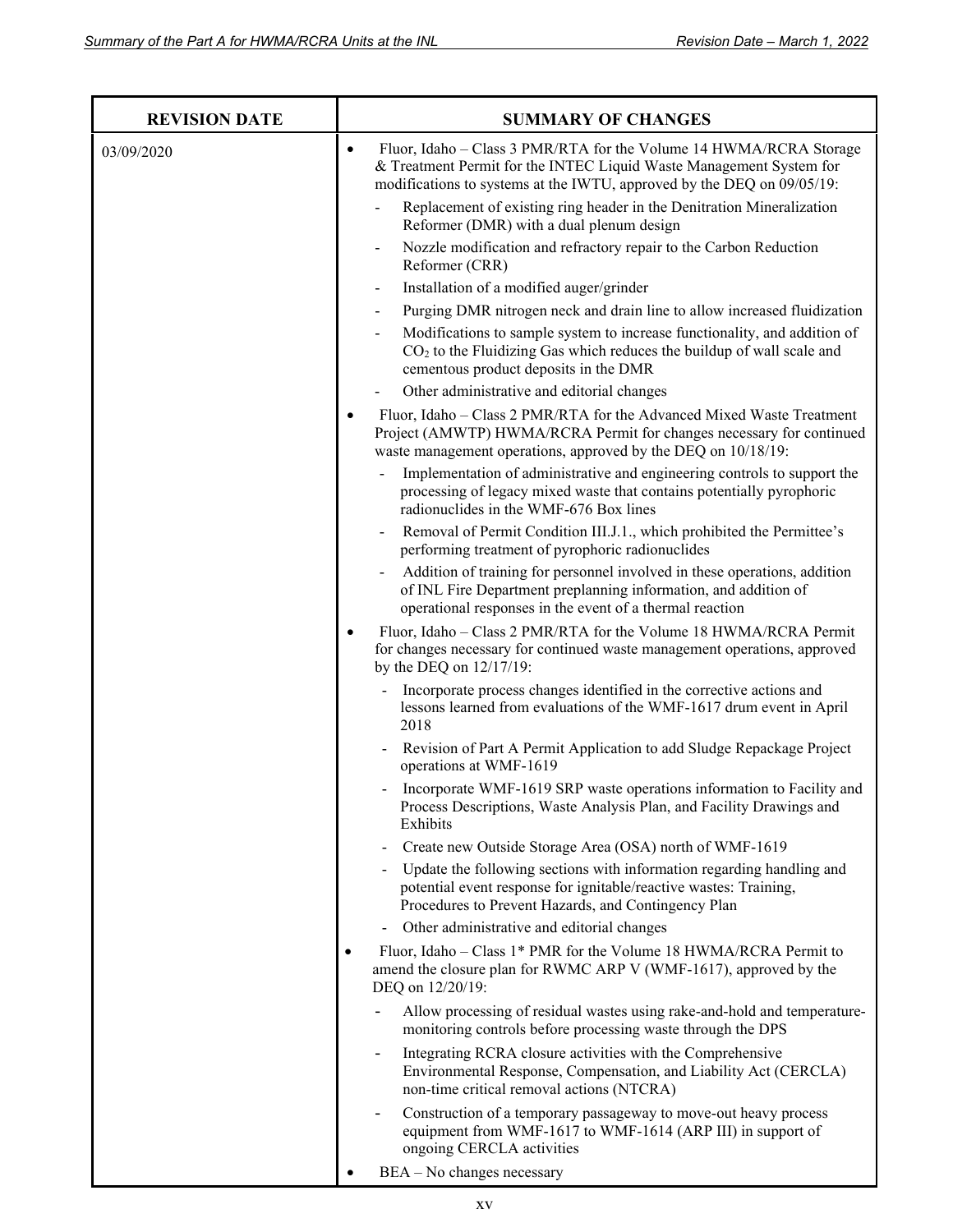| REVISION DATE | SUMMARY OF CHANGES |
| --- | --- |
| 03/09/2020 | • Fluor, Idaho – Class 3 PMR/RTA for the Volume 14 HWMA/RCRA Storage & Treatment Permit for the INTEC Liquid Waste Management System for modifications to systems at the IWTU, approved by the DEQ on 09/05/19:<br>- Replacement of existing ring header in the Denitration Mineralization Reformer (DMR) with a dual plenum design<br>- Nozzle modification and refractory repair to the Carbon Reduction Reformer (CRR)<br>- Installation of a modified auger/grinder<br>- Purging DMR nitrogen neck and drain line to allow increased fluidization<br>- Modifications to sample system to increase functionality, and addition of $CO_2$ to the Fluidizing Gas which reduces the buildup of wall scale and cementous product deposits in the DMR<br>- Other administrative and editorial changes<br>• Fluor, Idaho – Class 2 PMR/RTA for the Advanced Mixed Waste Treatment Project (AMWTP) HWMA/RCRA Permit for changes necessary for continued waste management operations, approved by the DEQ on 10/18/19:<br>- Implementation of administrative and engineering controls to support the processing of legacy mixed waste that contains potentially pyrophoric radionuclides in the WMF-676 Box lines<br>- Removal of Permit Condition III.J.1., which prohibited the Permittee's performing treatment of pyrophoric radionuclides<br>- Addition of training for personnel involved in these operations, addition of INL Fire Department preplanning information, and addition of operational responses in the event of a thermal reaction<br>• Fluor, Idaho – Class 2 PMR/RTA for the Volume 18 HWMA/RCRA Permit for changes necessary for continued waste management operations, approved by the DEQ on 12/17/19:<br>- Incorporate process changes identified in the corrective actions and lessons learned from evaluations of the WMF-1617 drum event in April 2018<br>- Revision of Part A Permit Application to add Sludge Repackage Project operations at WMF-1619<br>- Incorporate WMF-1619 SRP waste operations information to Facility and Process Descriptions, Waste Analysis Plan, and Facility Drawings and Exhibits<br>- Create new Outside Storage Area (OSA) north of WMF-1619<br>- Update the following sections with information regarding handling and potential event response for ignitable/reactive wastes: Training, Procedures to Prevent Hazards, and Contingency Plan<br>- Other administrative and editorial changes<br>• Fluor, Idaho – Class 1* PMR for the Volume 18 HWMA/RCRA Permit to amend the closure plan for RWMC ARP V (WMF-1617), approved by the DEQ on 12/20/19:<br>- Allow processing of residual wastes using rake-and-hold and temperature-monitoring controls before processing waste through the DPS<br>- Integrating RCRA closure activities with the Comprehensive Environmental Response, Compensation, and Liability Act (CERCLA) non-time critical removal actions (NTCRA)<br>- Construction of a temporary passageway to move-out heavy process equipment from WMF-1617 to WMF-1614 (ARP III) in support of ongoing CERCLA activities<br>• BEA – No changes necessary |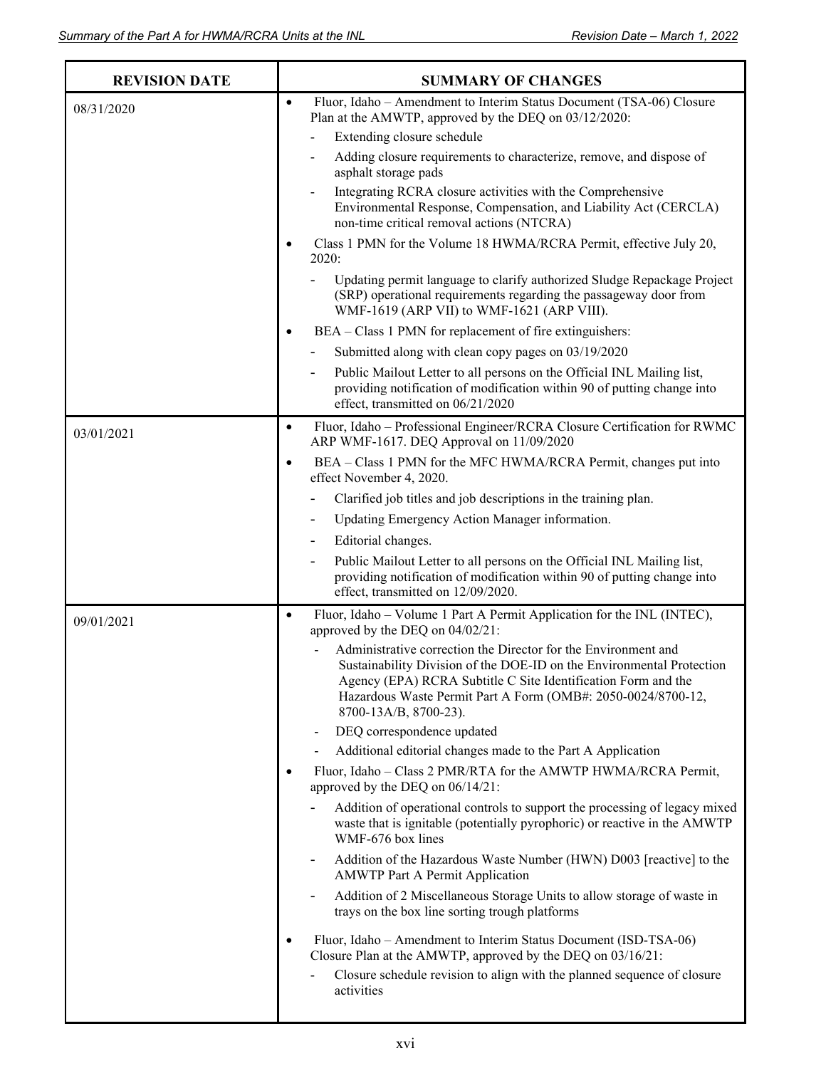| REVISION DATE | SUMMARY OF CHANGES |
|---|---|
| 08/31/2020 | • Fluor, Idaho – Amendment to Interim Status Document (TSA-06) Closure Plan at the AMWTP, approved by the DEQ on 03/12/2020:<br>- Extending closure schedule<br>- Adding closure requirements to characterize, remove, and dispose of asphalt storage pads<br>- Integrating RCRA closure activities with the Comprehensive Environmental Response, Compensation, and Liability Act (CERCLA) non-time critical removal actions (NTCRA)<br>• Class 1 PMN for the Volume 18 HWMA/RCRA Permit, effective July 20, 2020:<br>- Updating permit language to clarify authorized Sludge Repackage Project (SRP) operational requirements regarding the passageway door from WMF-1619 (ARP VII) to WMF-1621 (ARP VIII).<br>• BEA – Class 1 PMN for replacement of fire extinguishers:<br>- Submitted along with clean copy pages on 03/19/2020<br>- Public Mailout Letter to all persons on the Official INL Mailing list, providing notification of modification within 90 of putting change into effect, transmitted on 06/21/2020 |
| 03/01/2021 | • Fluor, Idaho – Professional Engineer/RCRA Closure Certification for RWMC ARP WMF-1617. DEQ Approval on 11/09/2020<br>• BEA – Class 1 PMN for the MFC HWMA/RCRA Permit, changes put into effect November 4, 2020.<br>- Clarified job titles and job descriptions in the training plan.<br>- Updating Emergency Action Manager information.<br>- Editorial changes.<br>- Public Mailout Letter to all persons on the Official INL Mailing list, providing notification of modification within 90 of putting change into effect, transmitted on 12/09/2020. |
| 09/01/2021 | • Fluor, Idaho – Volume 1 Part A Permit Application for the INL (INTEC), approved by the DEQ on 04/02/21:<br>- Administrative correction the Director for the Environment and Sustainability Division of the DOE-ID on the Environmental Protection Agency (EPA) RCRA Subtitle C Site Identification Form and the Hazardous Waste Permit Part A Form (OMB#: 2050-0024/8700-12, 8700-13A/B, 8700-23).<br>- DEQ correspondence updated<br>- Additional editorial changes made to the Part A Application<br>• Fluor, Idaho – Class 2 PMR/RTA for the AMWTP HWMA/RCRA Permit, approved by the DEQ on 06/14/21:<br>- Addition of operational controls to support the processing of legacy mixed waste that is ignitable (potentially pyrophoric) or reactive in the AMWTP WMF-676 box lines<br>- Addition of the Hazardous Waste Number (HWN) D003 [reactive] to the AMWTP Part A Permit Application<br>- Addition of 2 Miscellaneous Storage Units to allow storage of waste in trays on the box line sorting trough platforms<br>• Fluor, Idaho – Amendment to Interim Status Document (ISD-TSA-06) Closure Plan at the AMWTP, approved by the DEQ on 03/16/21:<br>- Closure schedule revision to align with the planned sequence of closure activities |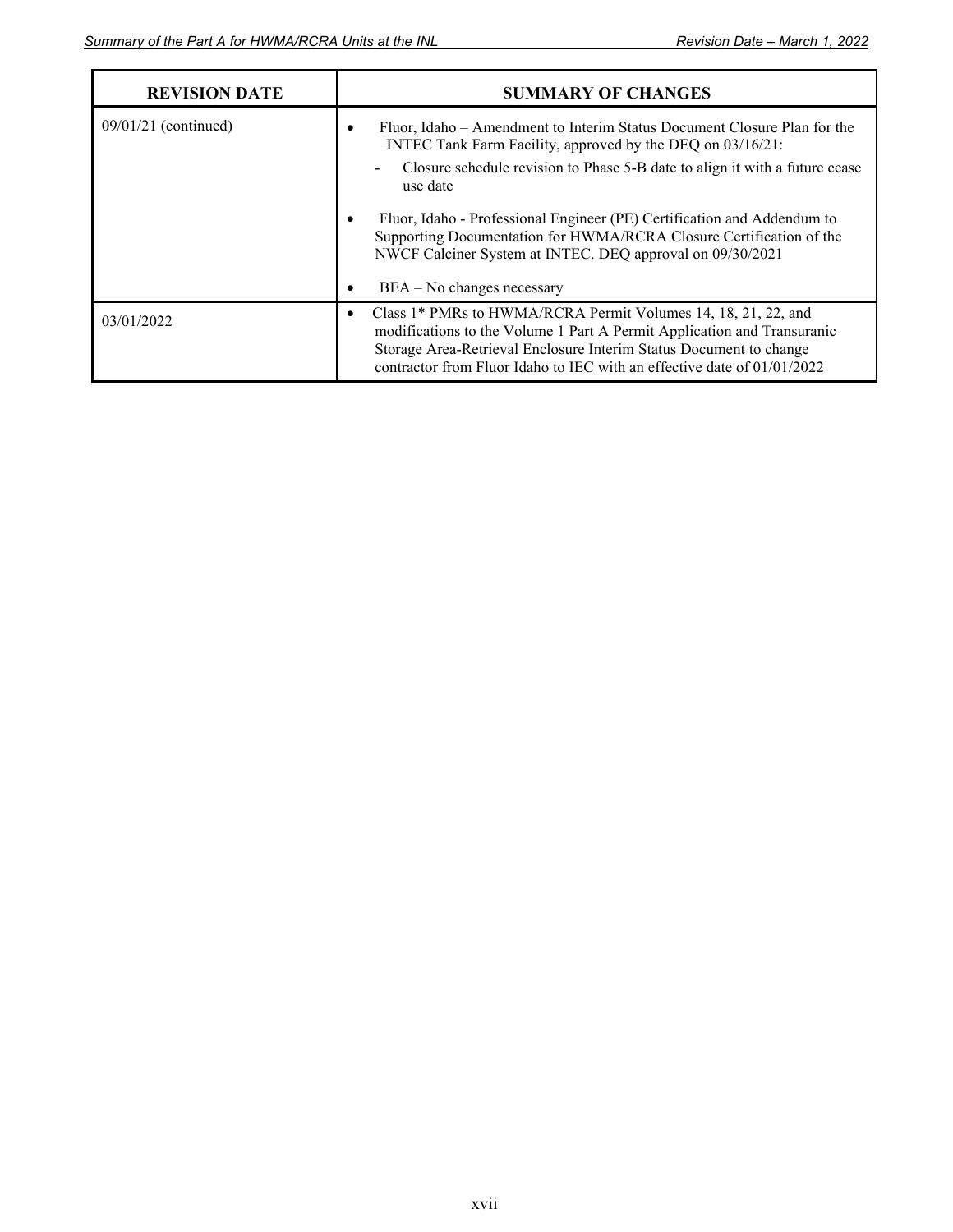| REVISION DATE | SUMMARY OF CHANGES |
|---|---|
| 09/01/21 (continued) | • Fluor, Idaho – Amendment to Interim Status Document Closure Plan for the INTEC Tank Farm Facility, approved by the DEQ on 03/16/21:<br>- Closure schedule revision to Phase 5-B date to align it with a future cease use date<br>• Fluor, Idaho - Professional Engineer (PE) Certification and Addendum to Supporting Documentation for HWMA/RCRA Closure Certification of the NWCF Calciner System at INTEC. DEQ approval on 09/30/2021<br>• BEA – No changes necessary |
| 03/01/2022 | • Class 1* PMRs to HWMA/RCRA Permit Volumes 14, 18, 21, 22, and modifications to the Volume 1 Part A Permit Application and Transuranic Storage Area-Retrieval Enclosure Interim Status Document to change contractor from Fluor Idaho to IEC with an effective date of 01/01/2022 |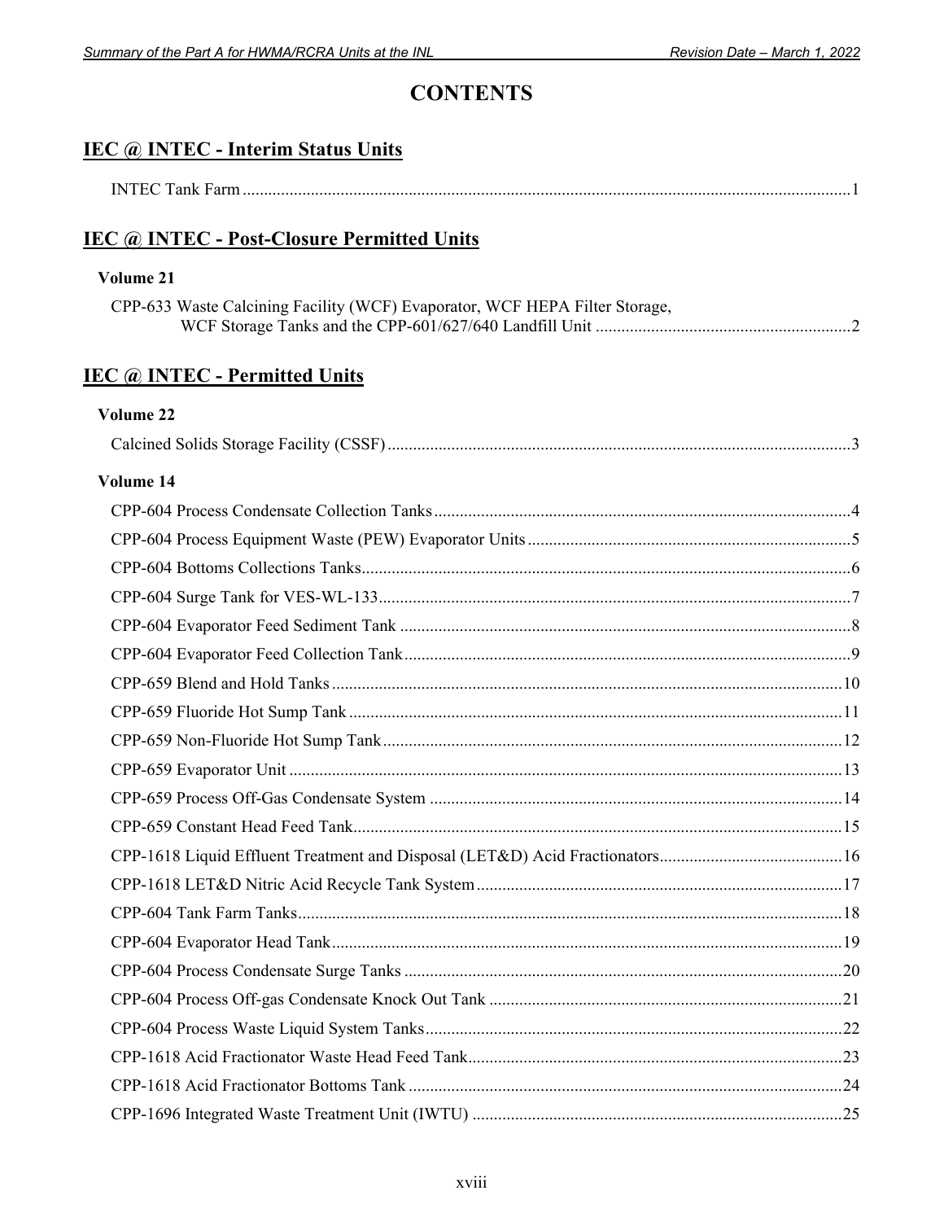# CONTENTS

## IEC @ INTEC - Interim Status Units

INTEC Tank Farm ............................................................................................................................................1

## IEC @ INTEC - Post-Closure Permitted Units

### Volume 21

CPP-633 Waste Calcining Facility (WCF) Evaporator, WCF HEPA Filter Storage, WCF Storage Tanks and the CPP-601/627/640 Landfill Unit ...........................................................2

## IEC @ INTEC - Permitted Units

### Volume 22

Calcined Solids Storage Facility (CSSF) ...........................................................................................................3

### Volume 14

CPP-604 Process Condensate Collection Tanks .................................................................................................4

CPP-604 Process Equipment Waste (PEW) Evaporator Units ...........................................................................5

CPP-604 Bottoms Collections Tanks..................................................................................................................6

CPP-604 Surge Tank for VES-WL-133..............................................................................................................7

CPP-604 Evaporator Feed Sediment Tank .........................................................................................................8

CPP-604 Evaporator Feed Collection Tank........................................................................................................9

CPP-659 Blend and Hold Tanks .......................................................................................................................10

CPP-659 Fluoride Hot Sump Tank ...................................................................................................................11

CPP-659 Non-Fluoride Hot Sump Tank ...........................................................................................................12

CPP-659 Evaporator Unit .................................................................................................................................13

CPP-659 Process Off-Gas Condensate System ................................................................................................14

CPP-659 Constant Head Feed Tank..................................................................................................................15

CPP-1618 Liquid Effluent Treatment and Disposal (LET&D) Acid Fractionators...........................................16

CPP-1618 LET&D Nitric Acid Recycle Tank System .....................................................................................17

CPP-604 Tank Farm Tanks...............................................................................................................................18

CPP-604 Evaporator Head Tank .......................................................................................................................19

CPP-604 Process Condensate Surge Tanks ......................................................................................................20

CPP-604 Process Off-gas Condensate Knock Out Tank ...................................................................................21

CPP-604 Process Waste Liquid System Tanks.................................................................................................22

CPP-1618 Acid Fractionator Waste Head Feed Tank.......................................................................................23

CPP-1618 Acid Fractionator Bottoms Tank .....................................................................................................24

CPP-1696 Integrated Waste Treatment Unit (IWTU) ......................................................................................25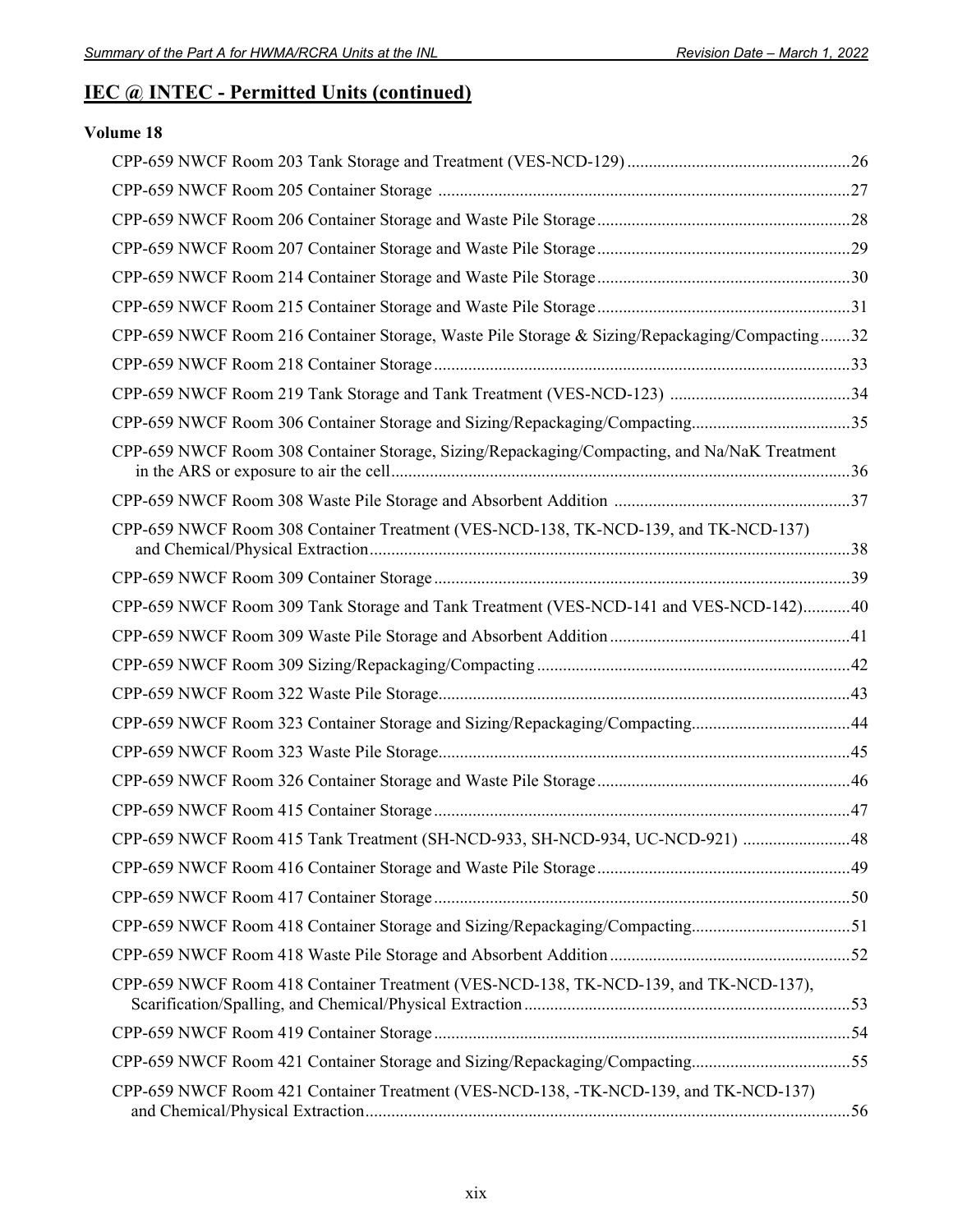## IEC @ INTEC - Permitted Units (continued)

### Volume 18

CPP-659 NWCF Room 203 Tank Storage and Treatment (VES-NCD-129) ....................................................26

CPP-659 NWCF Room 205 Container Storage ................................................................................................27

CPP-659 NWCF Room 206 Container Storage and Waste Pile Storage ..........................................................28

CPP-659 NWCF Room 207 Container Storage and Waste Pile Storage ..........................................................29

CPP-659 NWCF Room 214 Container Storage and Waste Pile Storage ..........................................................30

CPP-659 NWCF Room 215 Container Storage and Waste Pile Storage ..........................................................31

CPP-659 NWCF Room 216 Container Storage, Waste Pile Storage & Sizing/Repackaging/Compacting.......32

CPP-659 NWCF Room 218 Container Storage ................................................................................................33

CPP-659 NWCF Room 219 Tank Storage and Tank Treatment (VES-NCD-123) ..........................................34

CPP-659 NWCF Room 306 Container Storage and Sizing/Repackaging/Compacting....................................35

CPP-659 NWCF Room 308 Container Storage, Sizing/Repackaging/Compacting, and Na/NaK Treatment in the ARS or exposure to air the cell..........................................................................................................36

CPP-659 NWCF Room 308 Waste Pile Storage and Absorbent Addition .......................................................37

CPP-659 NWCF Room 308 Container Treatment (VES-NCD-138, TK-NCD-139, and TK-NCD-137) and Chemical/Physical Extraction...............................................................................................................38

CPP-659 NWCF Room 309 Container Storage ................................................................................................39

CPP-659 NWCF Room 309 Tank Storage and Tank Treatment (VES-NCD-141 and VES-NCD-142)...........40

CPP-659 NWCF Room 309 Waste Pile Storage and Absorbent Addition ........................................................41

CPP-659 NWCF Room 309 Sizing/Repackaging/Compacting ........................................................................42

CPP-659 NWCF Room 322 Waste Pile Storage...............................................................................................43

CPP-659 NWCF Room 323 Container Storage and Sizing/Repackaging/Compacting....................................44

CPP-659 NWCF Room 323 Waste Pile Storage...............................................................................................45

CPP-659 NWCF Room 326 Container Storage and Waste Pile Storage ..........................................................46

CPP-659 NWCF Room 415 Container Storage ................................................................................................47

CPP-659 NWCF Room 415 Tank Treatment (SH-NCD-933, SH-NCD-934, UC-NCD-921) .........................48

CPP-659 NWCF Room 416 Container Storage and Waste Pile Storage ..........................................................49

CPP-659 NWCF Room 417 Container Storage ................................................................................................50

CPP-659 NWCF Room 418 Container Storage and Sizing/Repackaging/Compacting....................................51

CPP-659 NWCF Room 418 Waste Pile Storage and Absorbent Addition ........................................................52

CPP-659 NWCF Room 418 Container Treatment (VES-NCD-138, TK-NCD-139, and TK-NCD-137), Scarification/Spalling, and Chemical/Physical Extraction ...........................................................................53

CPP-659 NWCF Room 419 Container Storage ................................................................................................54

CPP-659 NWCF Room 421 Container Storage and Sizing/Repackaging/Compacting....................................55

CPP-659 NWCF Room 421 Container Treatment (VES-NCD-138, -TK-NCD-139, and TK-NCD-137) and Chemical/Physical Extraction................................................................................................................56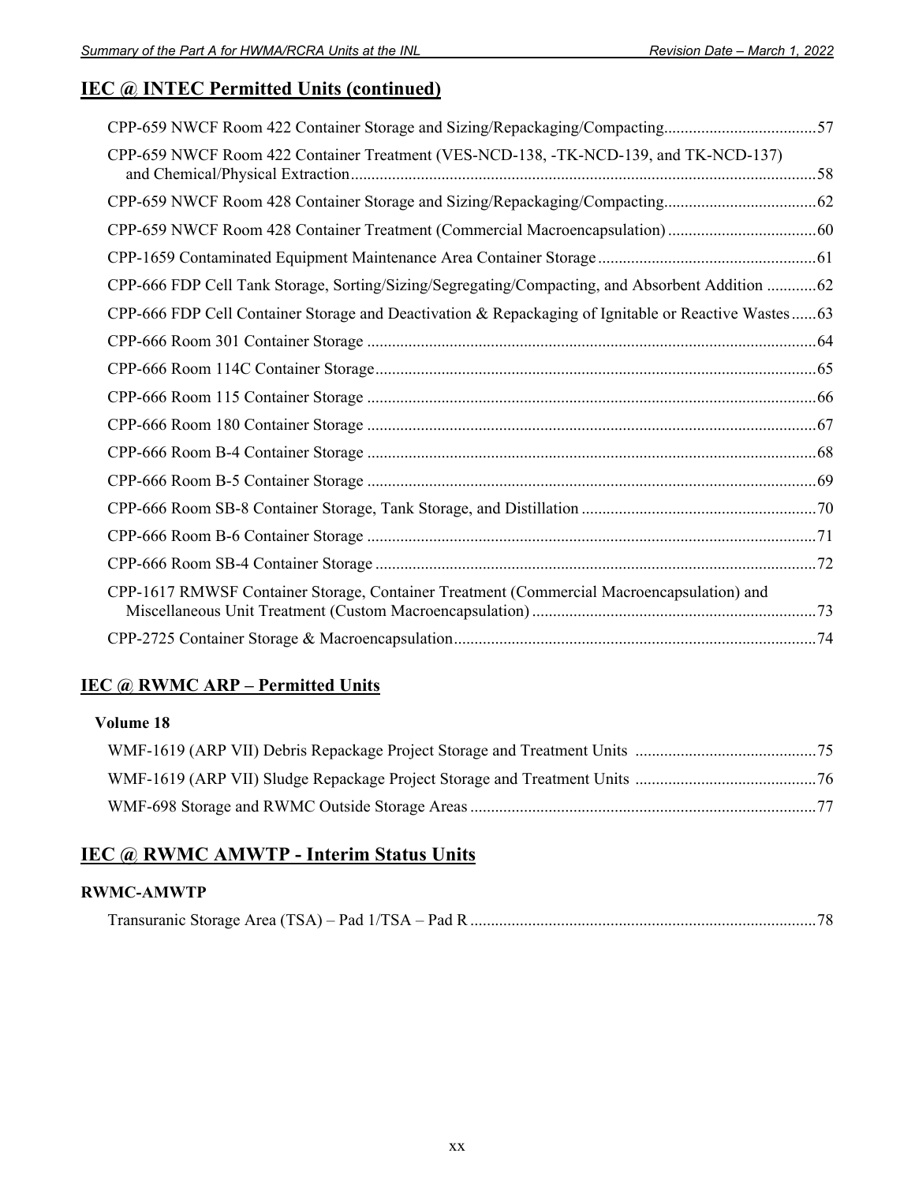## IEC @ INTEC Permitted Units (continued)

CPP-659 NWCF Room 422 Container Storage and Sizing/Repackaging/Compacting.....57

CPP-659 NWCF Room 422 Container Treatment (VES-NCD-138, -TK-NCD-139, and TK-NCD-137) and Chemical/Physical Extraction.....58

CPP-659 NWCF Room 428 Container Storage and Sizing/Repackaging/Compacting.....62

CPP-659 NWCF Room 428 Container Treatment (Commercial Macroencapsulation).....60

CPP-1659 Contaminated Equipment Maintenance Area Container Storage.....61

CPP-666 FDP Cell Tank Storage, Sorting/Sizing/Segregating/Compacting, and Absorbent Addition.....62

CPP-666 FDP Cell Container Storage and Deactivation & Repackaging of Ignitable or Reactive Wastes.....63

CPP-666 Room 301 Container Storage.....64

CPP-666 Room 114C Container Storage.....65

CPP-666 Room 115 Container Storage.....66

CPP-666 Room 180 Container Storage.....67

CPP-666 Room B-4 Container Storage.....68

CPP-666 Room B-5 Container Storage.....69

CPP-666 Room SB-8 Container Storage, Tank Storage, and Distillation.....70

CPP-666 Room B-6 Container Storage.....71

CPP-666 Room SB-4 Container Storage.....72

CPP-1617 RMWSF Container Storage, Container Treatment (Commercial Macroencapsulation) and Miscellaneous Unit Treatment (Custom Macroencapsulation).....73

CPP-2725 Container Storage & Macroencapsulation.....74

## IEC @ RWMC ARP – Permitted Units

### Volume 18

WMF-1619 (ARP VII) Debris Repackage Project Storage and Treatment Units.....75

WMF-1619 (ARP VII) Sludge Repackage Project Storage and Treatment Units.....76

WMF-698 Storage and RWMC Outside Storage Areas.....77

## IEC @ RWMC AMWTP - Interim Status Units

### RWMC-AMWTP

Transuranic Storage Area (TSA) – Pad 1/TSA – Pad R.....78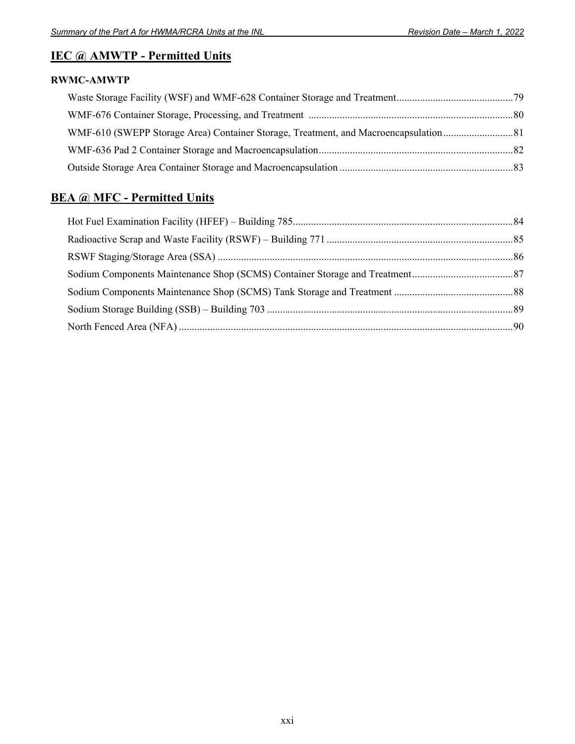## IEC @ AMWTP - Permitted Units

### RWMC-AMWTP

Waste Storage Facility (WSF) and WMF-628 Container Storage and Treatment....79

WMF-676 Container Storage, Processing, and Treatment ....80

WMF-610 (SWEPP Storage Area) Container Storage, Treatment, and Macroencapsulation....81

WMF-636 Pad 2 Container Storage and Macroencapsulation....82

Outside Storage Area Container Storage and Macroencapsulation ....83

## BEA @ MFC - Permitted Units

Hot Fuel Examination Facility (HFEF) – Building 785....84

Radioactive Scrap and Waste Facility (RSWF) – Building 771 ....85

RSWF Staging/Storage Area (SSA) ....86

Sodium Components Maintenance Shop (SCMS) Container Storage and Treatment....87

Sodium Components Maintenance Shop (SCMS) Tank Storage and Treatment ....88

Sodium Storage Building (SSB) – Building 703 ....89

North Fenced Area (NFA) ....90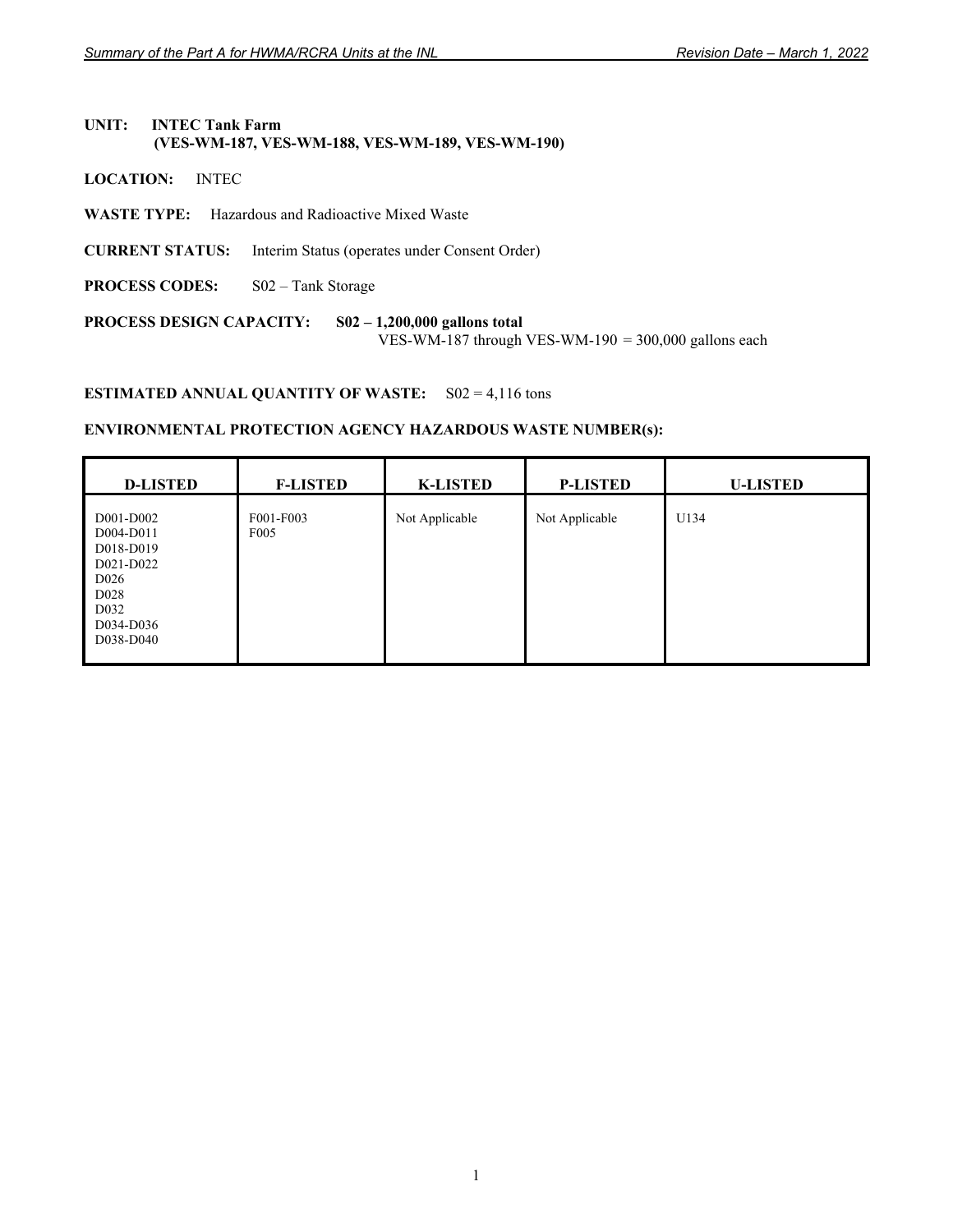**UNIT:** **INTEC Tank Farm**
**(VES-WM-187, VES-WM-188, VES-WM-189, VES-WM-190)**

**LOCATION:** INTEC

**WASTE TYPE:** Hazardous and Radioactive Mixed Waste

**CURRENT STATUS:** Interim Status (operates under Consent Order)

**PROCESS CODES:** S02 – Tank Storage

**PROCESS DESIGN CAPACITY:** **S02 – 1,200,000 gallons total**
VES-WM-187 through VES-WM-190 = 300,000 gallons each

**ESTIMATED ANNUAL QUANTITY OF WASTE:** S02 = 4,116 tons

**ENVIRONMENTAL PROTECTION AGENCY HAZARDOUS WASTE NUMBER(s):**

| D-LISTED | F-LISTED | K-LISTED | P-LISTED | U-LISTED |
|---|---|---|---|---|
| D001-D002<br>D004-D011<br>D018-D019<br>D021-D022<br>D026<br>D028<br>D032<br>D034-D036<br>D038-D040 | F001-F003<br>F005 | Not Applicable | Not Applicable | U134 |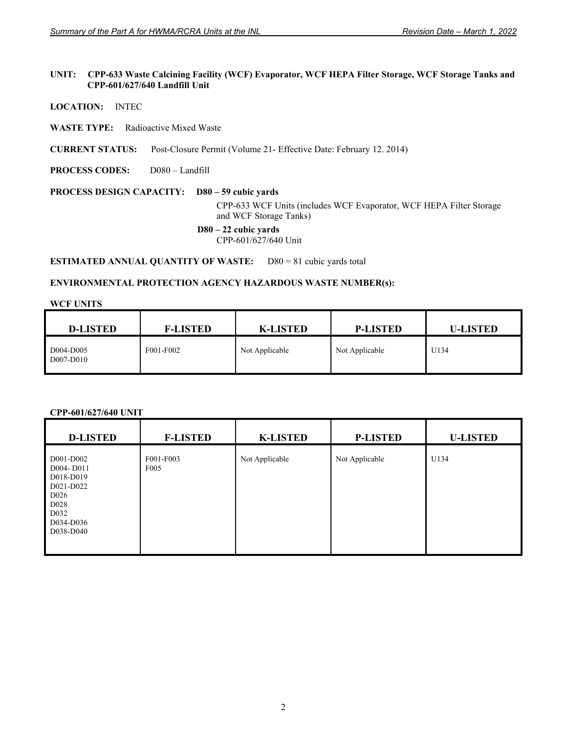**UNIT:** **CPP-633 Waste Calcining Facility (WCF) Evaporator, WCF HEPA Filter Storage, WCF Storage Tanks and CPP-601/627/640 Landfill Unit**

**LOCATION:** INTEC

**WASTE TYPE:** Radioactive Mixed Waste

**CURRENT STATUS:** Post-Closure Permit (Volume 21- Effective Date: February 12. 2014)

**PROCESS CODES:** D080 – Landfill

**PROCESS DESIGN CAPACITY:** **D80 – 59 cubic yards**

CPP-633 WCF Units (includes WCF Evaporator, WCF HEPA Filter Storage and WCF Storage Tanks)

**D80 – 22 cubic yards**
CPP-601/627/640 Unit

**ESTIMATED ANNUAL QUANTITY OF WASTE:** D80 = 81 cubic yards total

**ENVIRONMENTAL PROTECTION AGENCY HAZARDOUS WASTE NUMBER(s):**

**WCF UNITS**

| D-LISTED | F-LISTED | K-LISTED | P-LISTED | U-LISTED |
|---|---|---|---|---|
| D004-D005<br>D007-D010 | F001-F002 | Not Applicable | Not Applicable | U134 |

**CPP-601/627/640 UNIT**

| D-LISTED | F-LISTED | K-LISTED | P-LISTED | U-LISTED |
|---|---|---|---|---|
| D001-D002<br>D004- D011<br>D018-D019<br>D021-D022<br>D026<br>D028<br>D032<br>D034-D036<br>D038-D040 | F001-F003<br>F005 | Not Applicable | Not Applicable | U134 |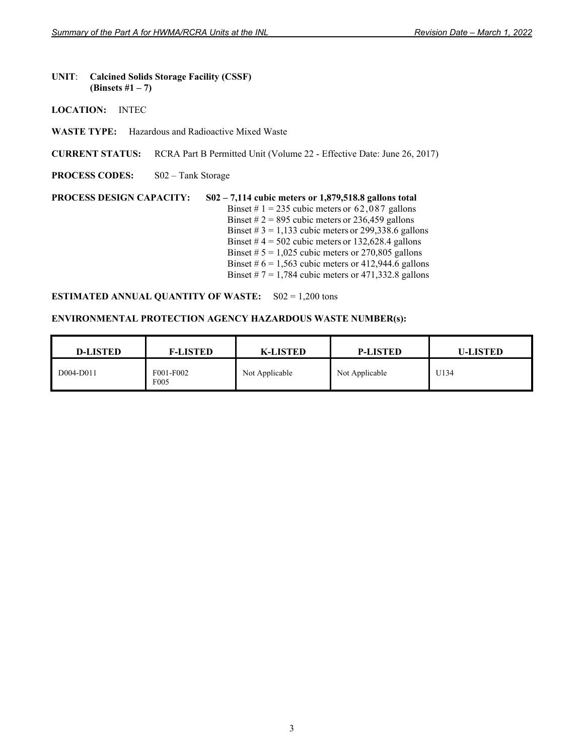**UNIT**: **Calcined Solids Storage Facility (CSSF) (Binsets #1 – 7)**

**LOCATION:** INTEC

**WASTE TYPE:** Hazardous and Radioactive Mixed Waste

**CURRENT STATUS:** RCRA Part B Permitted Unit (Volume 22 - Effective Date: June 26, 2017)

**PROCESS CODES:** S02 – Tank Storage

**PROCESS DESIGN CAPACITY:** **S02 – 7,114 cubic meters or 1,879,518.8 gallons total**

Binset # 1 = 235 cubic meters or 62,087 gallons
Binset # 2 = 895 cubic meters or 236,459 gallons
Binset # 3 = 1,133 cubic meters or 299,338.6 gallons
Binset # 4 = 502 cubic meters or 132,628.4 gallons
Binset # 5 = 1,025 cubic meters or 270,805 gallons
Binset # 6 = 1,563 cubic meters or 412,944.6 gallons
Binset # 7 = 1,784 cubic meters or 471,332.8 gallons

**ESTIMATED ANNUAL QUANTITY OF WASTE:** S02 = 1,200 tons

**ENVIRONMENTAL PROTECTION AGENCY HAZARDOUS WASTE NUMBER(s):**

| D-LISTED | F-LISTED | K-LISTED | P-LISTED | U-LISTED |
|---|---|---|---|---|
| D004-D011 | F001-F002<br>F005 | Not Applicable | Not Applicable | U134 |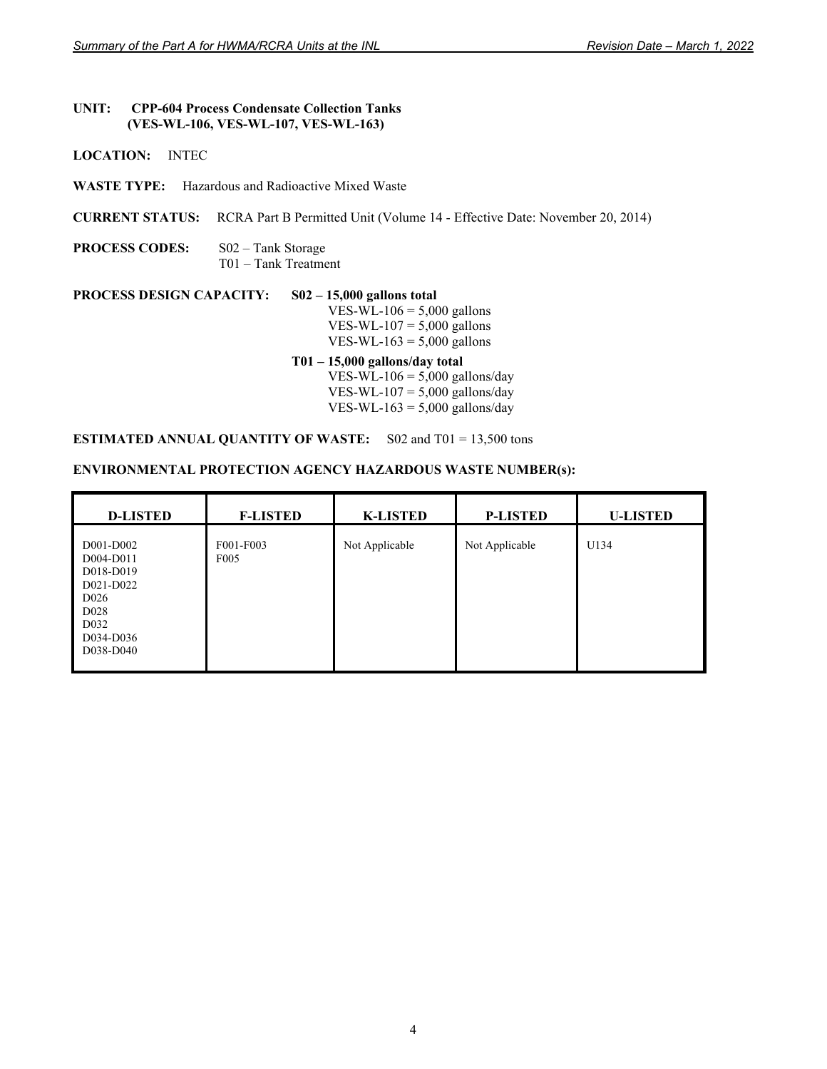**UNIT:** **CPP-604 Process Condensate Collection Tanks (VES-WL-106, VES-WL-107, VES-WL-163)**

**LOCATION:** INTEC

**WASTE TYPE:** Hazardous and Radioactive Mixed Waste

**CURRENT STATUS:** RCRA Part B Permitted Unit (Volume 14 - Effective Date: November 20, 2014)

**PROCESS CODES:** S02 – Tank Storage
T01 – Tank Treatment

**PROCESS DESIGN CAPACITY:** **S02 – 15,000 gallons total**
VES-WL-106 = 5,000 gallons
VES-WL-107 = 5,000 gallons
VES-WL-163 = 5,000 gallons

**T01 – 15,000 gallons/day total**
VES-WL-106 = 5,000 gallons/day
VES-WL-107 = 5,000 gallons/day
VES-WL-163 = 5,000 gallons/day

**ESTIMATED ANNUAL QUANTITY OF WASTE:** S02 and T01 = 13,500 tons

**ENVIRONMENTAL PROTECTION AGENCY HAZARDOUS WASTE NUMBER(s):**

| D-LISTED | F-LISTED | K-LISTED | P-LISTED | U-LISTED |
|---|---|---|---|---|
| D001-D002<br>D004-D011<br>D018-D019<br>D021-D022<br>D026<br>D028<br>D032<br>D034-D036<br>D038-D040 | F001-F003<br>F005 | Not Applicable | Not Applicable | U134 |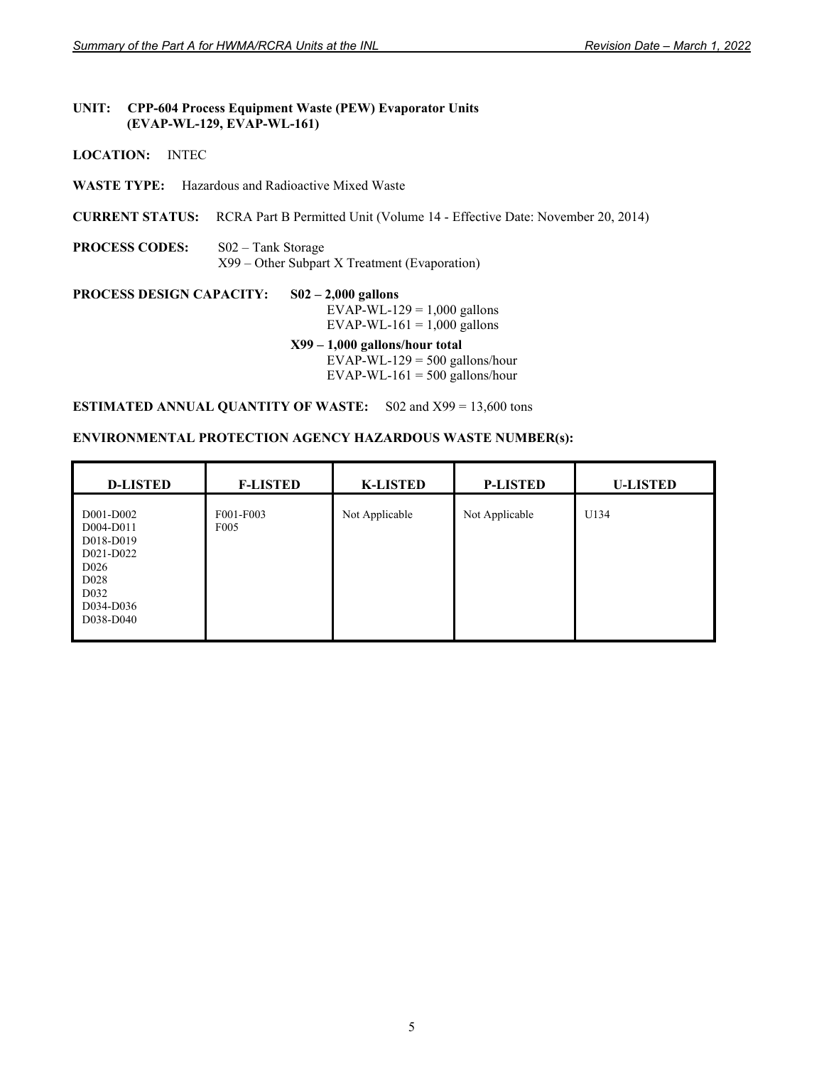**UNIT:** **CPP-604 Process Equipment Waste (PEW) Evaporator Units (EVAP-WL-129, EVAP-WL-161)**

**LOCATION:** INTEC

**WASTE TYPE:** Hazardous and Radioactive Mixed Waste

**CURRENT STATUS:** RCRA Part B Permitted Unit (Volume 14 - Effective Date: November 20, 2014)

**PROCESS CODES:** S02 – Tank Storage
X99 – Other Subpart X Treatment (Evaporation)

**PROCESS DESIGN CAPACITY:** **S02 – 2,000 gallons**
EVAP-WL-129 = 1,000 gallons
EVAP-WL-161 = 1,000 gallons

**X99 – 1,000 gallons/hour total**
EVAP-WL-129 = 500 gallons/hour
EVAP-WL-161 = 500 gallons/hour

**ESTIMATED ANNUAL QUANTITY OF WASTE:** S02 and X99 = 13,600 tons

**ENVIRONMENTAL PROTECTION AGENCY HAZARDOUS WASTE NUMBER(s):**

| D-LISTED | F-LISTED | K-LISTED | P-LISTED | U-LISTED |
|---|---|---|---|---|
| D001-D002<br>D004-D011<br>D018-D019<br>D021-D022<br>D026<br>D028<br>D032<br>D034-D036<br>D038-D040 | F001-F003<br>F005 | Not Applicable | Not Applicable | U134 |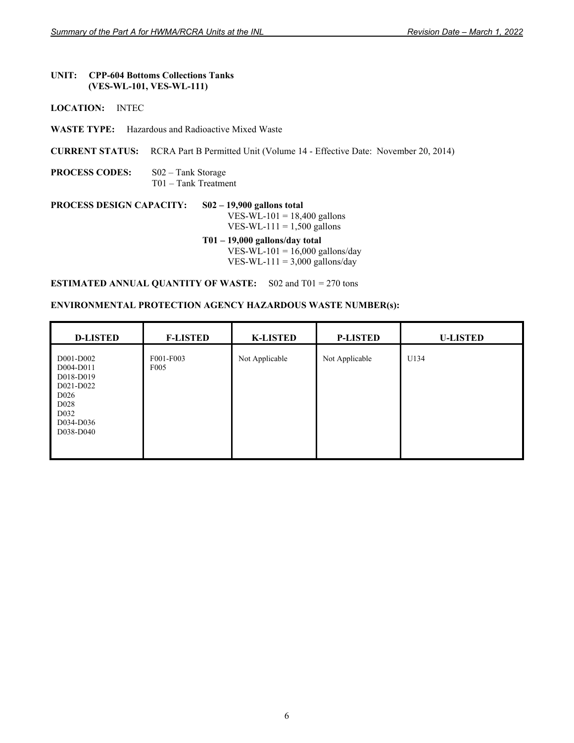**UNIT: CPP-604 Bottoms Collections Tanks (VES-WL-101, VES-WL-111)**

**LOCATION:** INTEC

**WASTE TYPE:** Hazardous and Radioactive Mixed Waste

**CURRENT STATUS:** RCRA Part B Permitted Unit (Volume 14 - Effective Date: November 20, 2014)

**PROCESS CODES:** S02 – Tank Storage
T01 – Tank Treatment

**PROCESS DESIGN CAPACITY:** **S02 – 19,900 gallons total**
VES-WL-101 = 18,400 gallons
VES-WL-111 = 1,500 gallons

**T01 – 19,000 gallons/day total**
VES-WL-101 = 16,000 gallons/day
VES-WL-111 = 3,000 gallons/day

**ESTIMATED ANNUAL QUANTITY OF WASTE:** S02 and T01 = 270 tons

**ENVIRONMENTAL PROTECTION AGENCY HAZARDOUS WASTE NUMBER(s):**

| D-LISTED | F-LISTED | K-LISTED | P-LISTED | U-LISTED |
|---|---|---|---|---|
| D001-D002<br>D004-D011<br>D018-D019<br>D021-D022<br>D026<br>D028<br>D032<br>D034-D036<br>D038-D040 | F001-F003<br>F005 | Not Applicable | Not Applicable | U134 |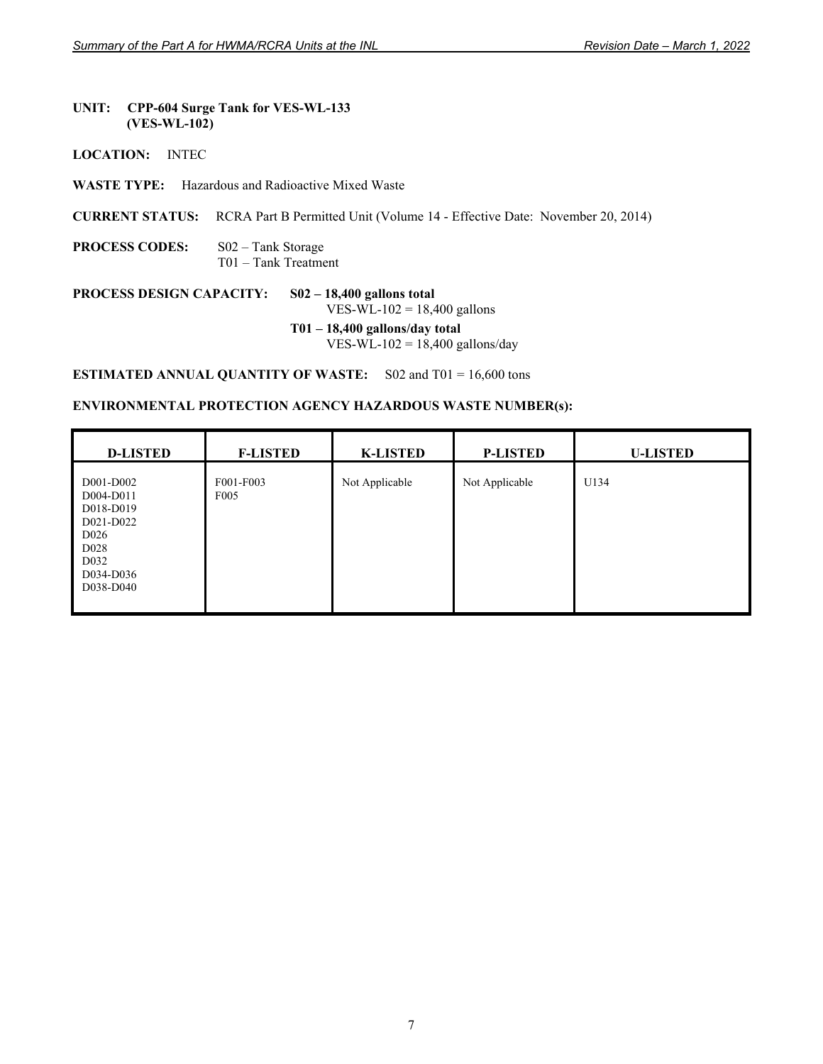**UNIT: CPP-604 Surge Tank for VES-WL-133 (VES-WL-102)**

**LOCATION:** INTEC

**WASTE TYPE:** Hazardous and Radioactive Mixed Waste

**CURRENT STATUS:** RCRA Part B Permitted Unit (Volume 14 - Effective Date: November 20, 2014)

**PROCESS CODES:** S02 – Tank Storage
T01 – Tank Treatment

**PROCESS DESIGN CAPACITY:** **S02 – 18,400 gallons total**
VES-WL-102 = 18,400 gallons

**T01 – 18,400 gallons/day total**
VES-WL-102 = 18,400 gallons/day

**ESTIMATED ANNUAL QUANTITY OF WASTE:** S02 and T01 = 16,600 tons

**ENVIRONMENTAL PROTECTION AGENCY HAZARDOUS WASTE NUMBER(s):**

| D-LISTED | F-LISTED | K-LISTED | P-LISTED | U-LISTED |
|---|---|---|---|---|
| D001-D002<br>D004-D011<br>D018-D019<br>D021-D022<br>D026<br>D028<br>D032<br>D034-D036<br>D038-D040 | F001-F003<br>F005 | Not Applicable | Not Applicable | U134 |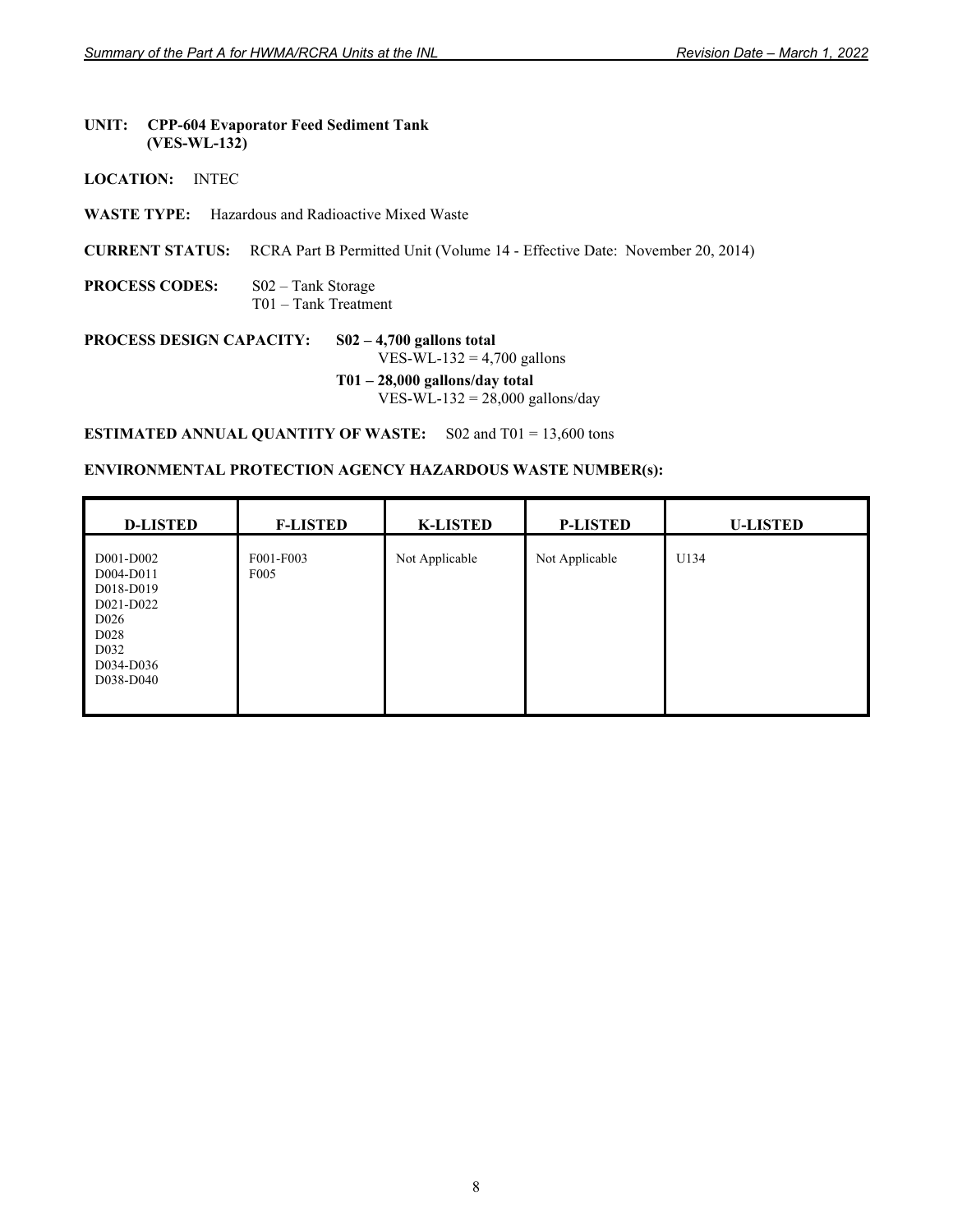**UNIT:** **CPP-604 Evaporator Feed Sediment Tank (VES-WL-132)**

**LOCATION:** INTEC

**WASTE TYPE:** Hazardous and Radioactive Mixed Waste

**CURRENT STATUS:** RCRA Part B Permitted Unit (Volume 14 - Effective Date: November 20, 2014)

**PROCESS CODES:** S02 – Tank Storage
T01 – Tank Treatment

**PROCESS DESIGN CAPACITY:** **S02 – 4,700 gallons total**
VES-WL-132 = 4,700 gallons

**T01 – 28,000 gallons/day total**
VES-WL-132 = 28,000 gallons/day

**ESTIMATED ANNUAL QUANTITY OF WASTE:** S02 and T01 = 13,600 tons

**ENVIRONMENTAL PROTECTION AGENCY HAZARDOUS WASTE NUMBER(s):**

| D-LISTED | F-LISTED | K-LISTED | P-LISTED | U-LISTED |
|---|---|---|---|---|
| D001-D002<br>D004-D011<br>D018-D019<br>D021-D022<br>D026<br>D028<br>D032<br>D034-D036<br>D038-D040 | F001-F003<br>F005 | Not Applicable | Not Applicable | U134 |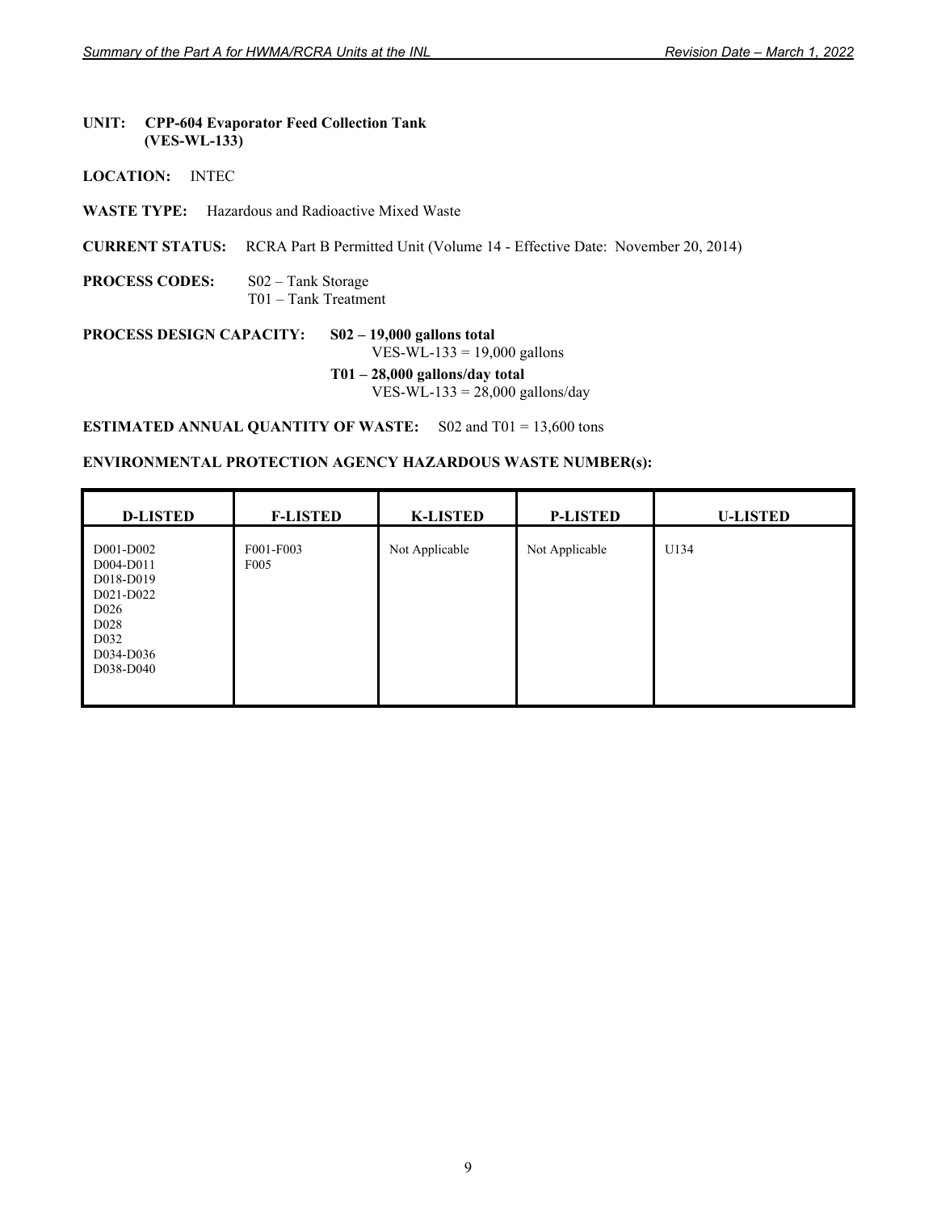**UNIT:** **CPP-604 Evaporator Feed Collection Tank (VES-WL-133)**

**LOCATION:** INTEC

**WASTE TYPE:** Hazardous and Radioactive Mixed Waste

**CURRENT STATUS:** RCRA Part B Permitted Unit (Volume 14 - Effective Date: November 20, 2014)

**PROCESS CODES:** S02 – Tank Storage
T01 – Tank Treatment

**PROCESS DESIGN CAPACITY:** **S02 – 19,000 gallons total**
VES-WL-133 = 19,000 gallons

**T01 – 28,000 gallons/day total**
VES-WL-133 = 28,000 gallons/day

**ESTIMATED ANNUAL QUANTITY OF WASTE:** S02 and T01 = 13,600 tons

**ENVIRONMENTAL PROTECTION AGENCY HAZARDOUS WASTE NUMBER(s):**

| D-LISTED | F-LISTED | K-LISTED | P-LISTED | U-LISTED |
|---|---|---|---|---|
| D001-D002<br>D004-D011<br>D018-D019<br>D021-D022<br>D026<br>D028<br>D032<br>D034-D036<br>D038-D040 | F001-F003<br>F005 | Not Applicable | Not Applicable | U134 |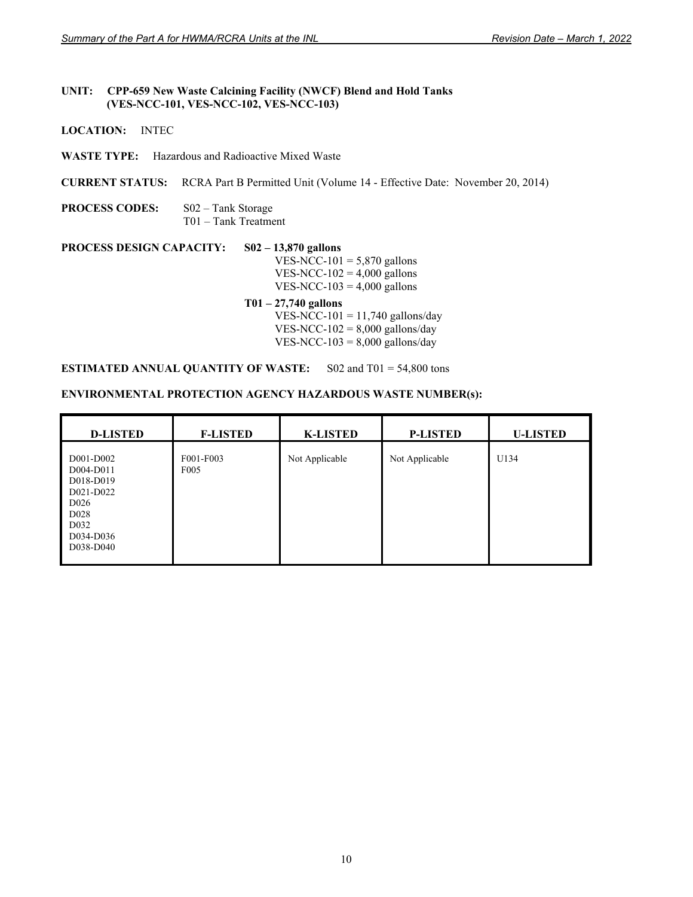**UNIT:** **CPP-659 New Waste Calcining Facility (NWCF) Blend and Hold Tanks (VES-NCC-101, VES-NCC-102, VES-NCC-103)**

**LOCATION:** INTEC

**WASTE TYPE:** Hazardous and Radioactive Mixed Waste

**CURRENT STATUS:** RCRA Part B Permitted Unit (Volume 14 - Effective Date: November 20, 2014)

**PROCESS CODES:** S02 – Tank Storage
T01 – Tank Treatment

**PROCESS DESIGN CAPACITY:** **S02 – 13,870 gallons**
VES-NCC-101 = 5,870 gallons
VES-NCC-102 = 4,000 gallons
VES-NCC-103 = 4,000 gallons

**T01 – 27,740 gallons**
VES-NCC-101 = 11,740 gallons/day
VES-NCC-102 = 8,000 gallons/day
VES-NCC-103 = 8,000 gallons/day

**ESTIMATED ANNUAL QUANTITY OF WASTE:** S02 and T01 = 54,800 tons

**ENVIRONMENTAL PROTECTION AGENCY HAZARDOUS WASTE NUMBER(s):**

| D-LISTED | F-LISTED | K-LISTED | P-LISTED | U-LISTED |
|---|---|---|---|---|
| D001-D002<br>D004-D011<br>D018-D019<br>D021-D022<br>D026<br>D028<br>D032<br>D034-D036<br>D038-D040 | F001-F003<br>F005 | Not Applicable | Not Applicable | U134 |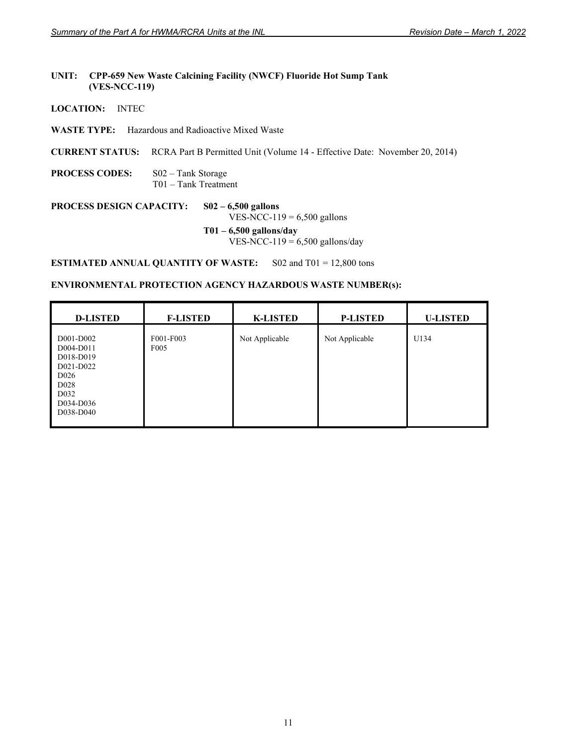**UNIT:** **CPP-659 New Waste Calcining Facility (NWCF) Fluoride Hot Sump Tank (VES-NCC-119)**

**LOCATION:** INTEC

**WASTE TYPE:** Hazardous and Radioactive Mixed Waste

**CURRENT STATUS:** RCRA Part B Permitted Unit (Volume 14 - Effective Date: November 20, 2014)

**PROCESS CODES:** S02 – Tank Storage
T01 – Tank Treatment

**PROCESS DESIGN CAPACITY:** **S02 – 6,500 gallons**
VES-NCC-119 = 6,500 gallons

**T01 – 6,500 gallons/day**
VES-NCC-119 = 6,500 gallons/day

**ESTIMATED ANNUAL QUANTITY OF WASTE:** S02 and T01 = 12,800 tons

**ENVIRONMENTAL PROTECTION AGENCY HAZARDOUS WASTE NUMBER(s):**

| D-LISTED | F-LISTED | K-LISTED | P-LISTED | U-LISTED |
|---|---|---|---|---|
| D001-D002<br>D004-D011<br>D018-D019<br>D021-D022<br>D026<br>D028<br>D032<br>D034-D036<br>D038-D040 | F001-F003<br>F005 | Not Applicable | Not Applicable | U134 |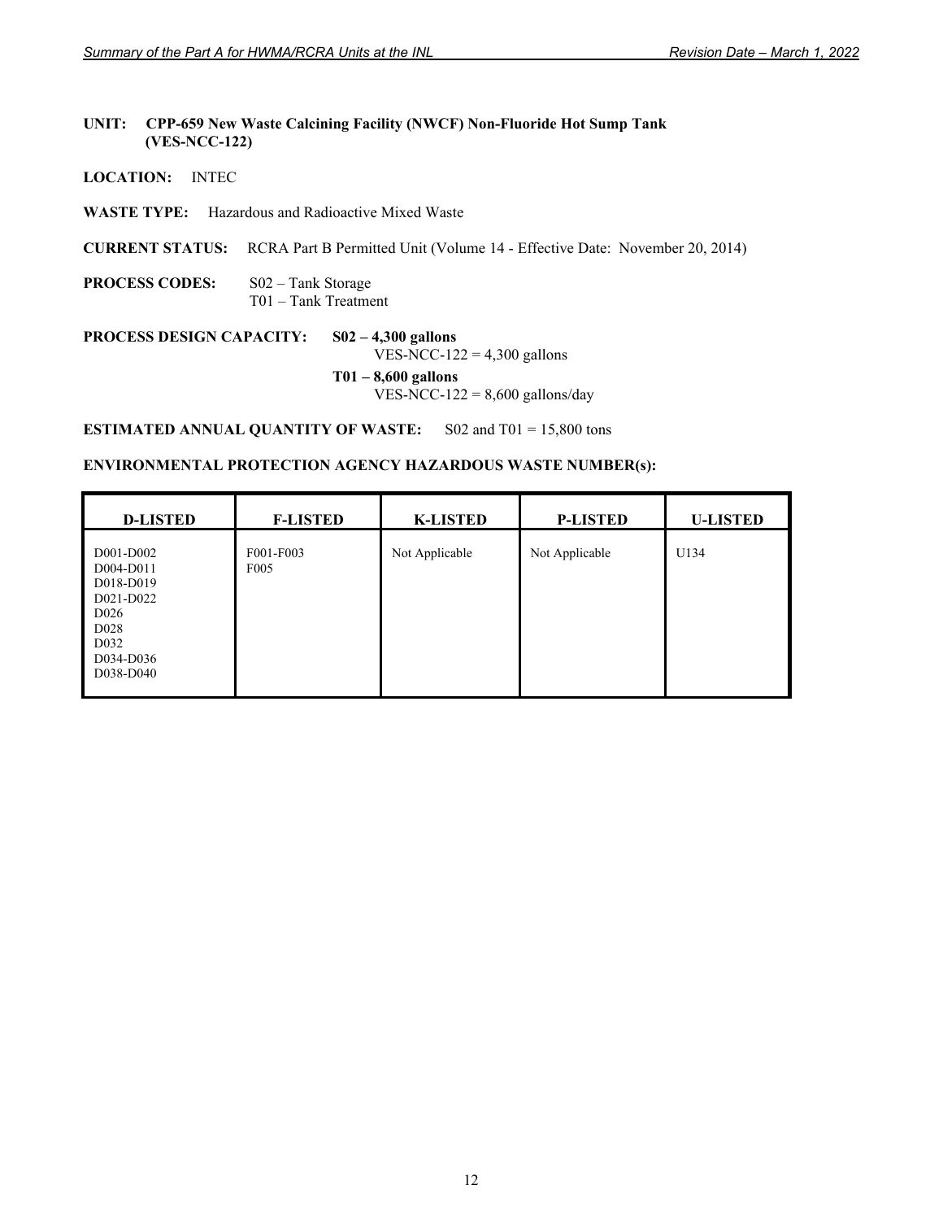**UNIT:** **CPP-659 New Waste Calcining Facility (NWCF) Non-Fluoride Hot Sump Tank (VES-NCC-122)**

**LOCATION:** INTEC

**WASTE TYPE:** Hazardous and Radioactive Mixed Waste

**CURRENT STATUS:** RCRA Part B Permitted Unit (Volume 14 - Effective Date: November 20, 2014)

**PROCESS CODES:** S02 – Tank Storage
T01 – Tank Treatment

**PROCESS DESIGN CAPACITY:** **S02 – 4,300 gallons**
VES-NCC-122 = 4,300 gallons

**T01 – 8,600 gallons**
VES-NCC-122 = 8,600 gallons/day

**ESTIMATED ANNUAL QUANTITY OF WASTE:** S02 and T01 = 15,800 tons

**ENVIRONMENTAL PROTECTION AGENCY HAZARDOUS WASTE NUMBER(s):**

| D-LISTED | F-LISTED | K-LISTED | P-LISTED | U-LISTED |
|---|---|---|---|---|
| D001-D002<br>D004-D011<br>D018-D019<br>D021-D022<br>D026<br>D028<br>D032<br>D034-D036<br>D038-D040 | F001-F003<br>F005 | Not Applicable | Not Applicable | U134 |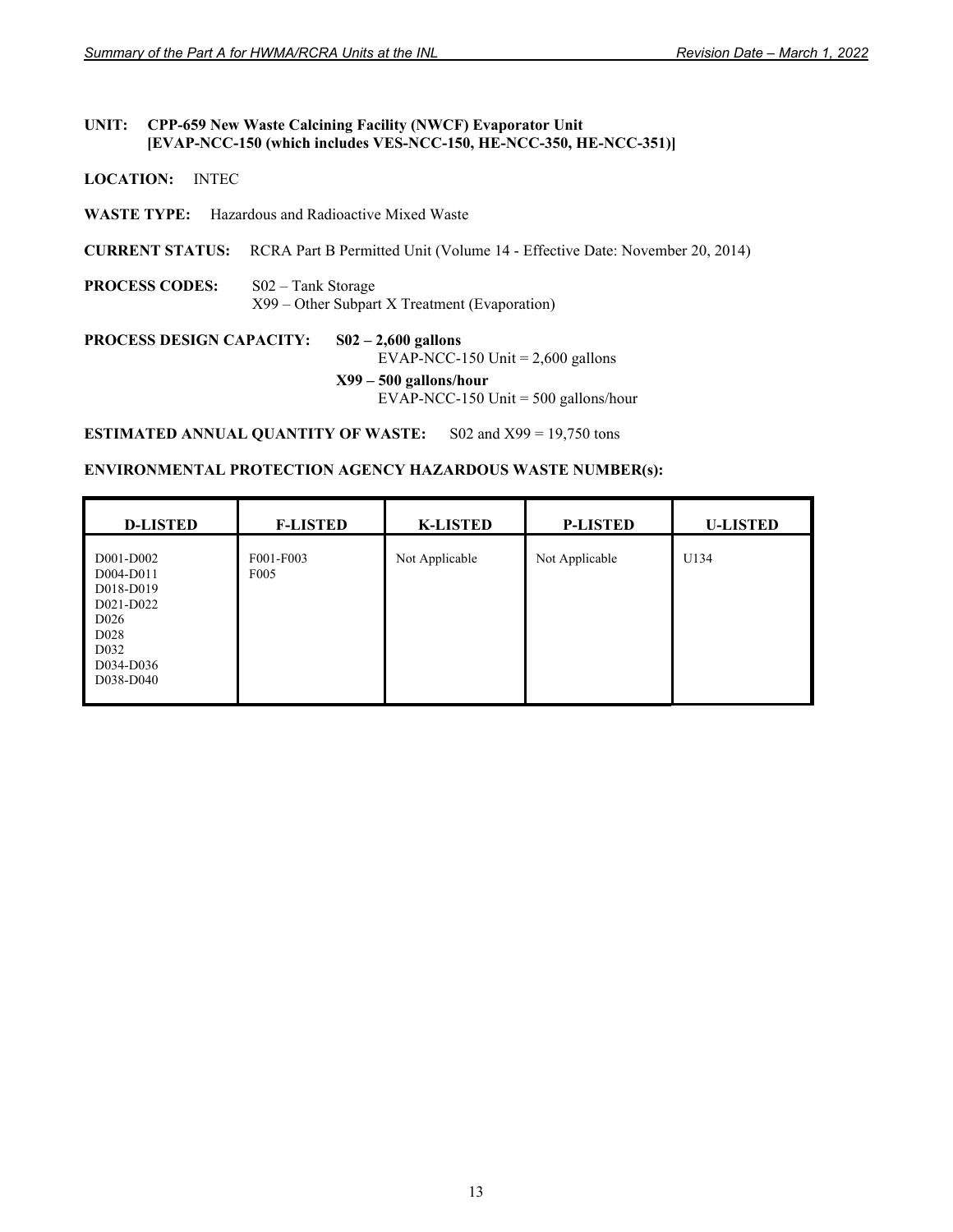**UNIT: CPP-659 New Waste Calcining Facility (NWCF) Evaporator Unit [EVAP-NCC-150 (which includes VES-NCC-150, HE-NCC-350, HE-NCC-351)]**

**LOCATION:** INTEC

**WASTE TYPE:** Hazardous and Radioactive Mixed Waste

**CURRENT STATUS:** RCRA Part B Permitted Unit (Volume 14 - Effective Date: November 20, 2014)

**PROCESS CODES:** S02 – Tank Storage
X99 – Other Subpart X Treatment (Evaporation)

**PROCESS DESIGN CAPACITY:** **S02 – 2,600 gallons**
EVAP-NCC-150 Unit = 2,600 gallons

**X99 – 500 gallons/hour**
EVAP-NCC-150 Unit = 500 gallons/hour

**ESTIMATED ANNUAL QUANTITY OF WASTE:** S02 and X99 = 19,750 tons

**ENVIRONMENTAL PROTECTION AGENCY HAZARDOUS WASTE NUMBER(s):**

| D-LISTED | F-LISTED | K-LISTED | P-LISTED | U-LISTED |
|---|---|---|---|---|
| D001-D002<br>D004-D011<br>D018-D019<br>D021-D022<br>D026<br>D028<br>D032<br>D034-D036<br>D038-D040 | F001-F003<br>F005 | Not Applicable | Not Applicable | U134 |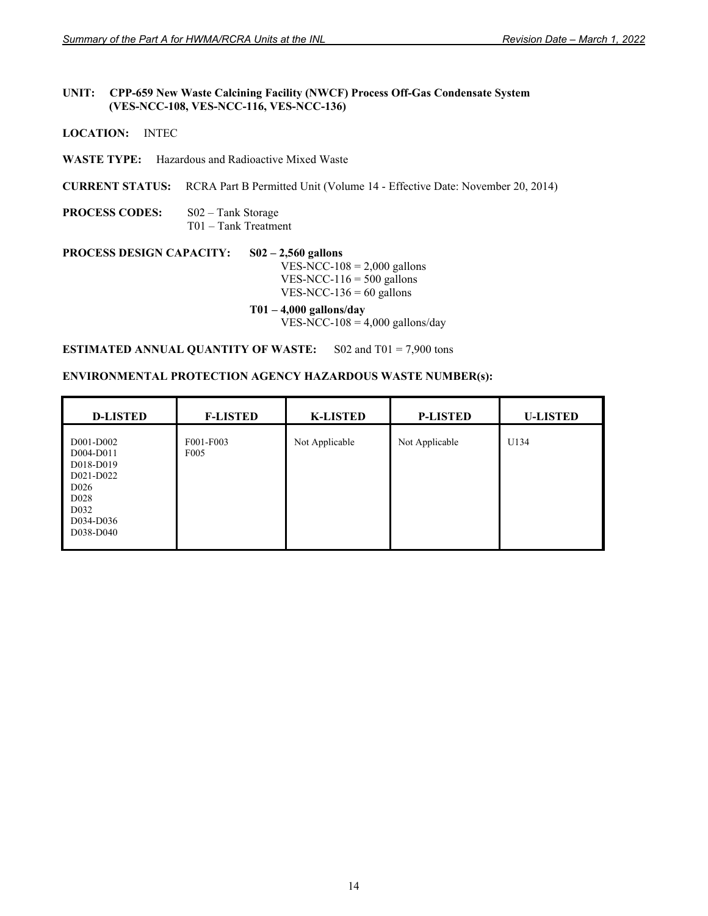**UNIT:** **CPP-659 New Waste Calcining Facility (NWCF) Process Off-Gas Condensate System (VES-NCC-108, VES-NCC-116, VES-NCC-136)**

**LOCATION:** INTEC

**WASTE TYPE:** Hazardous and Radioactive Mixed Waste

**CURRENT STATUS:** RCRA Part B Permitted Unit (Volume 14 - Effective Date: November 20, 2014)

**PROCESS CODES:**
S02 – Tank Storage
T01 – Tank Treatment

**PROCESS DESIGN CAPACITY:**

**S02 – 2,560 gallons**
VES-NCC-108 = 2,000 gallons
VES-NCC-116 = 500 gallons
VES-NCC-136 = 60 gallons

**T01 – 4,000 gallons/day**
VES-NCC-108 = 4,000 gallons/day

**ESTIMATED ANNUAL QUANTITY OF WASTE:** S02 and T01 = 7,900 tons

**ENVIRONMENTAL PROTECTION AGENCY HAZARDOUS WASTE NUMBER(s):**

| D-LISTED | F-LISTED | K-LISTED | P-LISTED | U-LISTED |
|---|---|---|---|---|
| D001-D002<br>D004-D011<br>D018-D019<br>D021-D022<br>D026<br>D028<br>D032<br>D034-D036<br>D038-D040 | F001-F003<br>F005 | Not Applicable | Not Applicable | U134 |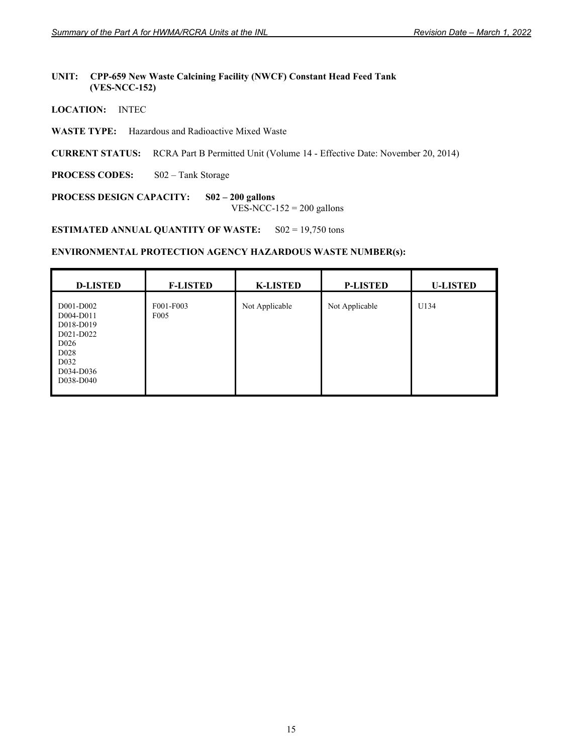**UNIT: CPP-659 New Waste Calcining Facility (NWCF) Constant Head Feed Tank (VES-NCC-152)**

**LOCATION:** INTEC

**WASTE TYPE:** Hazardous and Radioactive Mixed Waste

**CURRENT STATUS:** RCRA Part B Permitted Unit (Volume 14 - Effective Date: November 20, 2014)

**PROCESS CODES:** S02 – Tank Storage

**PROCESS DESIGN CAPACITY:** **S02 – 200 gallons**
VES-NCC-152 = 200 gallons

**ESTIMATED ANNUAL QUANTITY OF WASTE:** S02 = 19,750 tons

**ENVIRONMENTAL PROTECTION AGENCY HAZARDOUS WASTE NUMBER(s):**

| D-LISTED | F-LISTED | K-LISTED | P-LISTED | U-LISTED |
|---|---|---|---|---|
| D001-D002<br>D004-D011<br>D018-D019<br>D021-D022<br>D026<br>D028<br>D032<br>D034-D036<br>D038-D040 | F001-F003<br>F005 | Not Applicable | Not Applicable | U134 |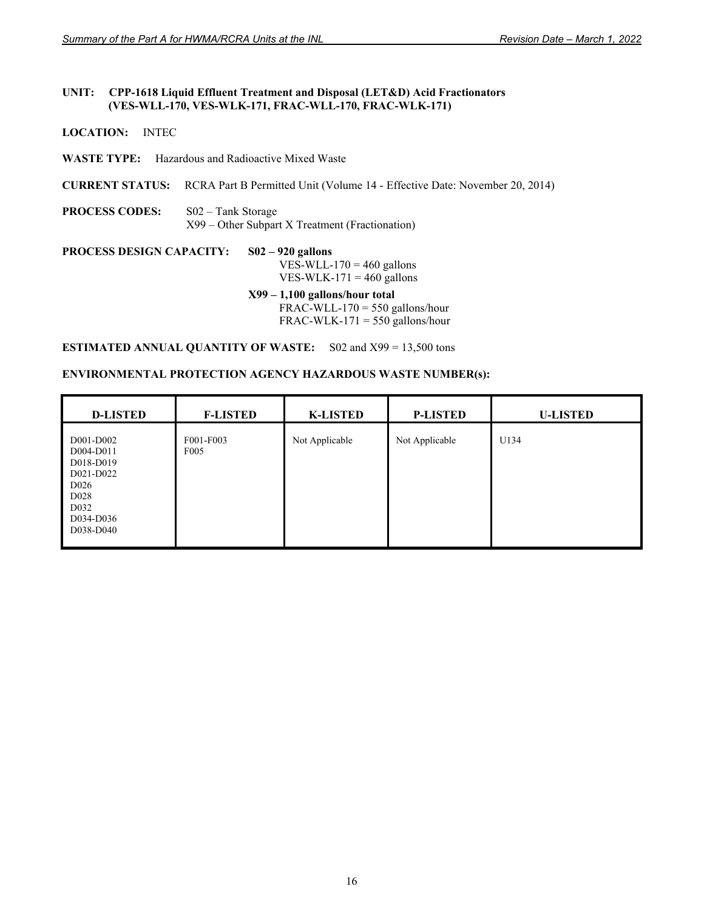**UNIT: CPP-1618 Liquid Effluent Treatment and Disposal (LET&D) Acid Fractionators (VES-WLL-170, VES-WLK-171, FRAC-WLL-170, FRAC-WLK-171)**

**LOCATION:** INTEC

**WASTE TYPE:** Hazardous and Radioactive Mixed Waste

**CURRENT STATUS:** RCRA Part B Permitted Unit (Volume 14 - Effective Date: November 20, 2014)

**PROCESS CODES:** S02 – Tank Storage
X99 – Other Subpart X Treatment (Fractionation)

**PROCESS DESIGN CAPACITY:**

**S02 – 920 gallons**
VES-WLL-170 = 460 gallons
VES-WLK-171 = 460 gallons

**X99 – 1,100 gallons/hour total**
FRAC-WLL-170 = 550 gallons/hour
FRAC-WLK-171 = 550 gallons/hour

**ESTIMATED ANNUAL QUANTITY OF WASTE:** S02 and X99 = 13,500 tons

**ENVIRONMENTAL PROTECTION AGENCY HAZARDOUS WASTE NUMBER(s):**

| D-LISTED | F-LISTED | K-LISTED | P-LISTED | U-LISTED |
|---|---|---|---|---|
| D001-D002<br>D004-D011<br>D018-D019<br>D021-D022<br>D026<br>D028<br>D032<br>D034-D036<br>D038-D040 | F001-F003<br>F005 | Not Applicable | Not Applicable | U134 |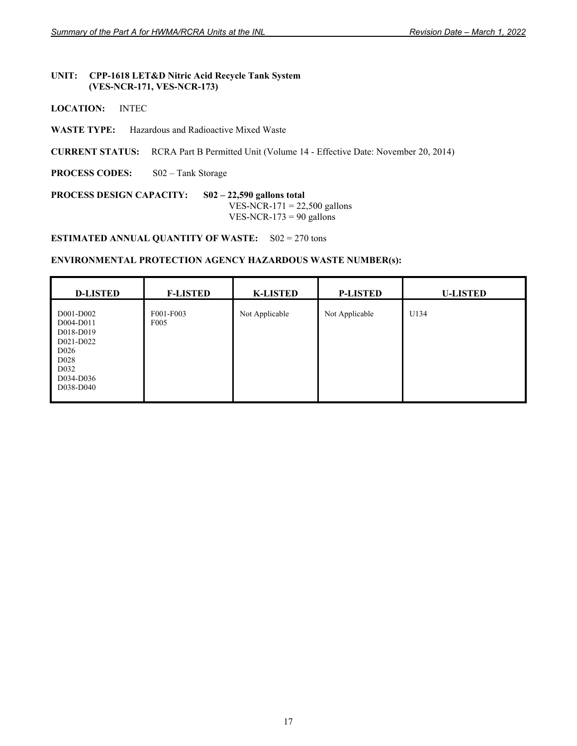**UNIT: CPP-1618 LET&D Nitric Acid Recycle Tank System (VES-NCR-171, VES-NCR-173)**

**LOCATION:** INTEC

**WASTE TYPE:** Hazardous and Radioactive Mixed Waste

**CURRENT STATUS:** RCRA Part B Permitted Unit (Volume 14 - Effective Date: November 20, 2014)

**PROCESS CODES:** S02 – Tank Storage

**PROCESS DESIGN CAPACITY:** **S02 – 22,590 gallons total**
VES-NCR-171 = 22,500 gallons
VES-NCR-173 = 90 gallons

**ESTIMATED ANNUAL QUANTITY OF WASTE:** S02 = 270 tons

**ENVIRONMENTAL PROTECTION AGENCY HAZARDOUS WASTE NUMBER(s):**

| D-LISTED | F-LISTED | K-LISTED | P-LISTED | U-LISTED |
|---|---|---|---|---|
| D001-D002<br>D004-D011<br>D018-D019<br>D021-D022<br>D026<br>D028<br>D032<br>D034-D036<br>D038-D040 | F001-F003<br>F005 | Not Applicable | Not Applicable | U134 |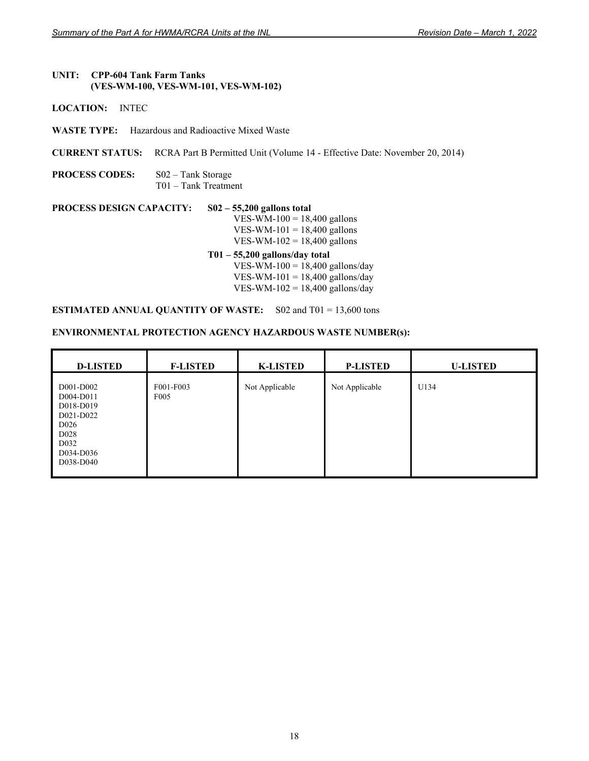**UNIT: CPP-604 Tank Farm Tanks (VES-WM-100, VES-WM-101, VES-WM-102)**

**LOCATION:** INTEC

**WASTE TYPE:** Hazardous and Radioactive Mixed Waste

**CURRENT STATUS:** RCRA Part B Permitted Unit (Volume 14 - Effective Date: November 20, 2014)

**PROCESS CODES:** S02 – Tank Storage
T01 – Tank Treatment

**PROCESS DESIGN CAPACITY:** **S02 – 55,200 gallons total**
VES-WM-100 = 18,400 gallons
VES-WM-101 = 18,400 gallons
VES-WM-102 = 18,400 gallons

**T01 – 55,200 gallons/day total**
VES-WM-100 = 18,400 gallons/day
VES-WM-101 = 18,400 gallons/day
VES-WM-102 = 18,400 gallons/day

**ESTIMATED ANNUAL QUANTITY OF WASTE:** S02 and T01 = 13,600 tons

**ENVIRONMENTAL PROTECTION AGENCY HAZARDOUS WASTE NUMBER(s):**

| D-LISTED | F-LISTED | K-LISTED | P-LISTED | U-LISTED |
|---|---|---|---|---|
| D001-D002<br>D004-D011<br>D018-D019<br>D021-D022<br>D026<br>D028<br>D032<br>D034-D036<br>D038-D040 | F001-F003<br>F005 | Not Applicable | Not Applicable | U134 |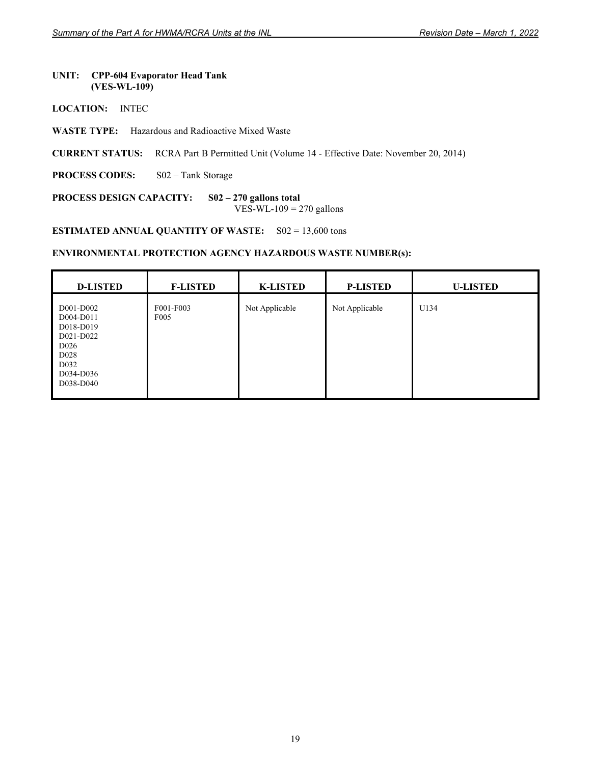**UNIT: CPP-604 Evaporator Head Tank (VES-WL-109)**

**LOCATION:** INTEC

**WASTE TYPE:** Hazardous and Radioactive Mixed Waste

**CURRENT STATUS:** RCRA Part B Permitted Unit (Volume 14 - Effective Date: November 20, 2014)

**PROCESS CODES:** S02 – Tank Storage

**PROCESS DESIGN CAPACITY:** **S02 – 270 gallons total**
VES-WL-109 = 270 gallons

**ESTIMATED ANNUAL QUANTITY OF WASTE:** S02 = 13,600 tons

**ENVIRONMENTAL PROTECTION AGENCY HAZARDOUS WASTE NUMBER(s):**

| D-LISTED | F-LISTED | K-LISTED | P-LISTED | U-LISTED |
|---|---|---|---|---|
| D001-D002<br>D004-D011<br>D018-D019<br>D021-D022<br>D026<br>D028<br>D032<br>D034-D036<br>D038-D040 | F001-F003<br>F005 | Not Applicable | Not Applicable | U134 |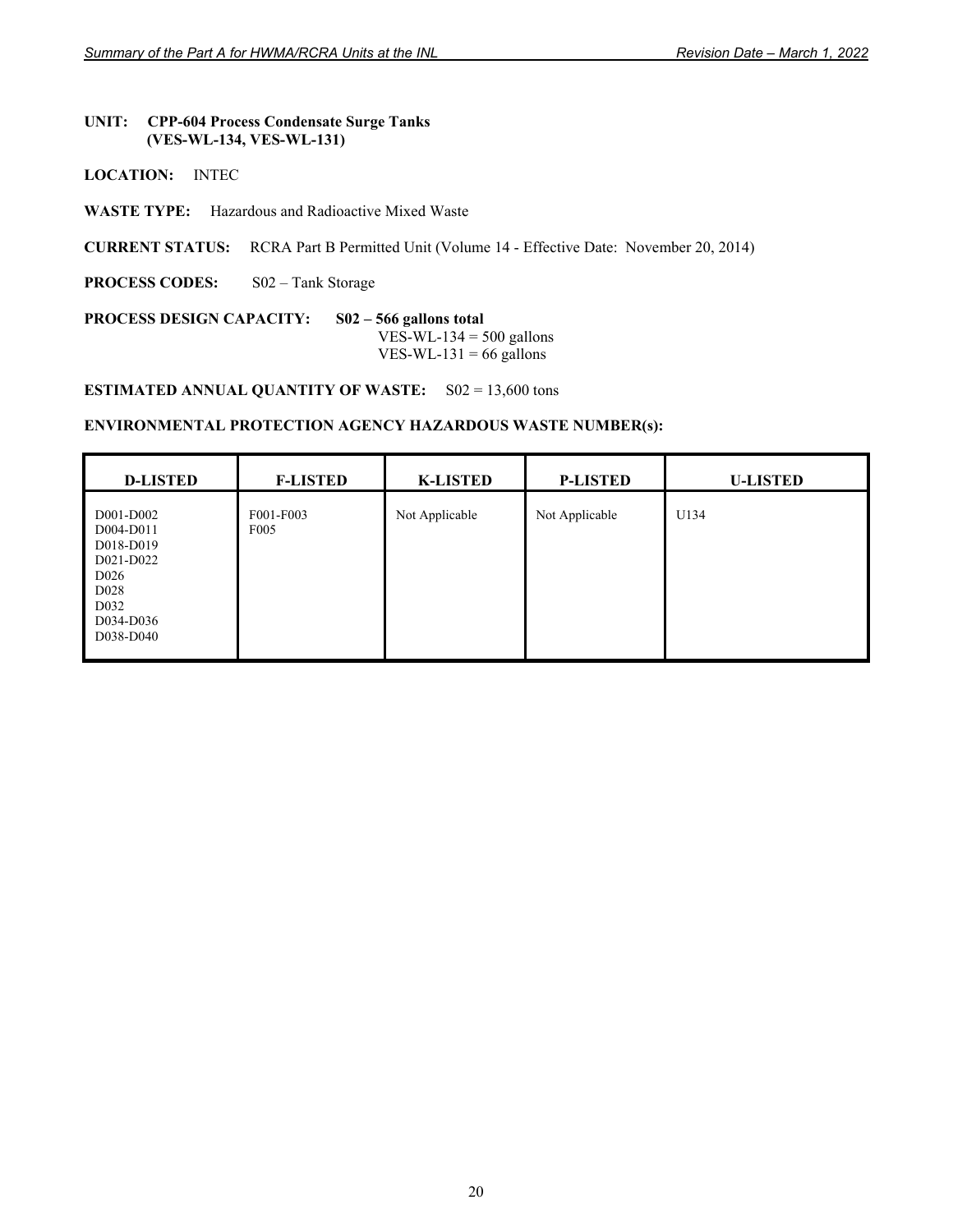**UNIT: CPP-604 Process Condensate Surge Tanks (VES-WL-134, VES-WL-131)**

**LOCATION:** INTEC

**WASTE TYPE:** Hazardous and Radioactive Mixed Waste

**CURRENT STATUS:** RCRA Part B Permitted Unit (Volume 14 - Effective Date: November 20, 2014)

**PROCESS CODES:** S02 – Tank Storage

**PROCESS DESIGN CAPACITY:** **S02 – 566 gallons total**
VES-WL-134 = 500 gallons
VES-WL-131 = 66 gallons

**ESTIMATED ANNUAL QUANTITY OF WASTE:** S02 = 13,600 tons

**ENVIRONMENTAL PROTECTION AGENCY HAZARDOUS WASTE NUMBER(s):**

| D-LISTED | F-LISTED | K-LISTED | P-LISTED | U-LISTED |
|---|---|---|---|---|
| D001-D002<br>D004-D011<br>D018-D019<br>D021-D022<br>D026<br>D028<br>D032<br>D034-D036<br>D038-D040 | F001-F003<br>F005 | Not Applicable | Not Applicable | U134 |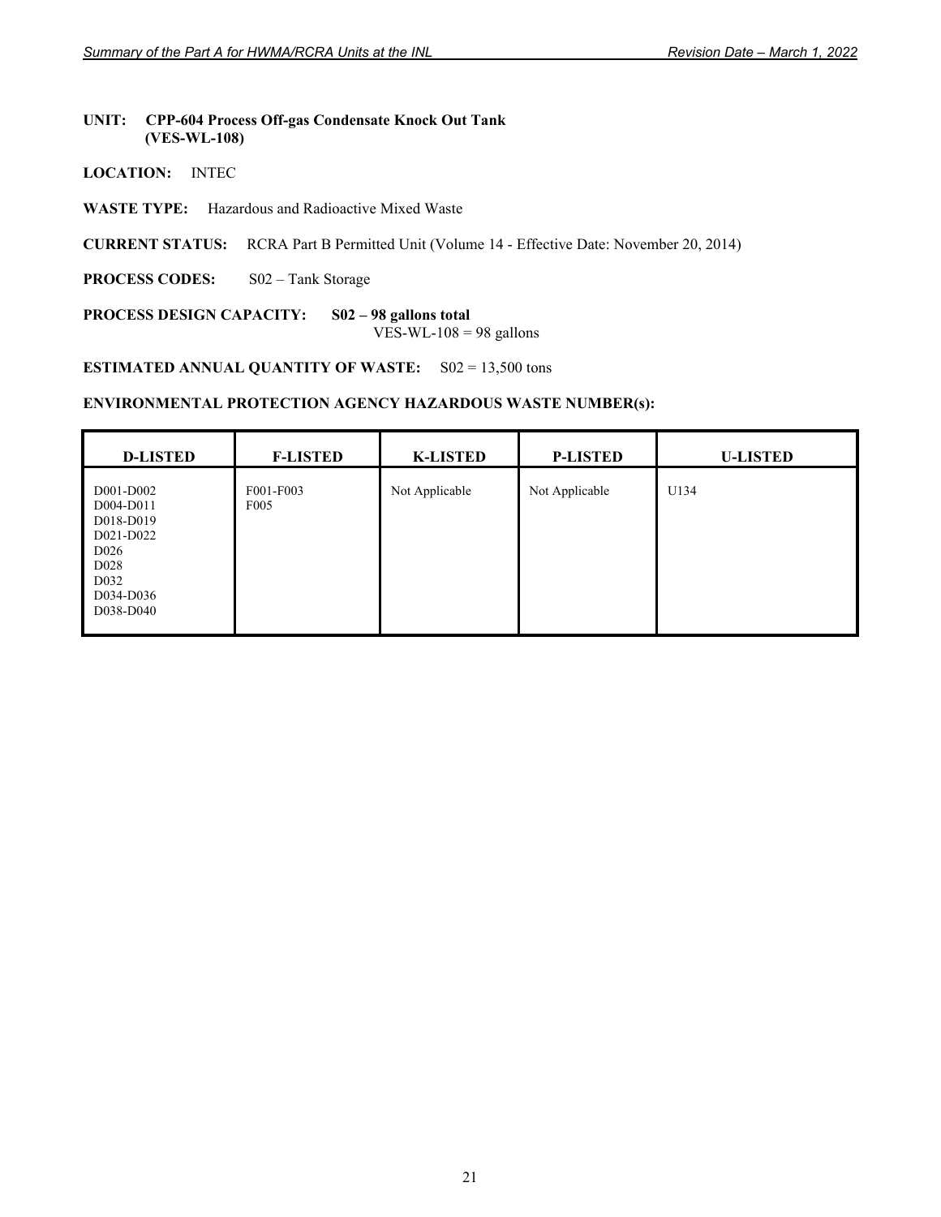**UNIT: CPP-604 Process Off-gas Condensate Knock Out Tank (VES-WL-108)**

**LOCATION:** INTEC

**WASTE TYPE:** Hazardous and Radioactive Mixed Waste

**CURRENT STATUS:** RCRA Part B Permitted Unit (Volume 14 - Effective Date: November 20, 2014)

**PROCESS CODES:** S02 – Tank Storage

**PROCESS DESIGN CAPACITY:** **S02 – 98 gallons total**
VES-WL-108 = 98 gallons

**ESTIMATED ANNUAL QUANTITY OF WASTE:** S02 = 13,500 tons

**ENVIRONMENTAL PROTECTION AGENCY HAZARDOUS WASTE NUMBER(s):**

| D-LISTED | F-LISTED | K-LISTED | P-LISTED | U-LISTED |
|---|---|---|---|---|
| D001-D002<br>D004-D011<br>D018-D019<br>D021-D022<br>D026<br>D028<br>D032<br>D034-D036<br>D038-D040 | F001-F003<br>F005 | Not Applicable | Not Applicable | U134 |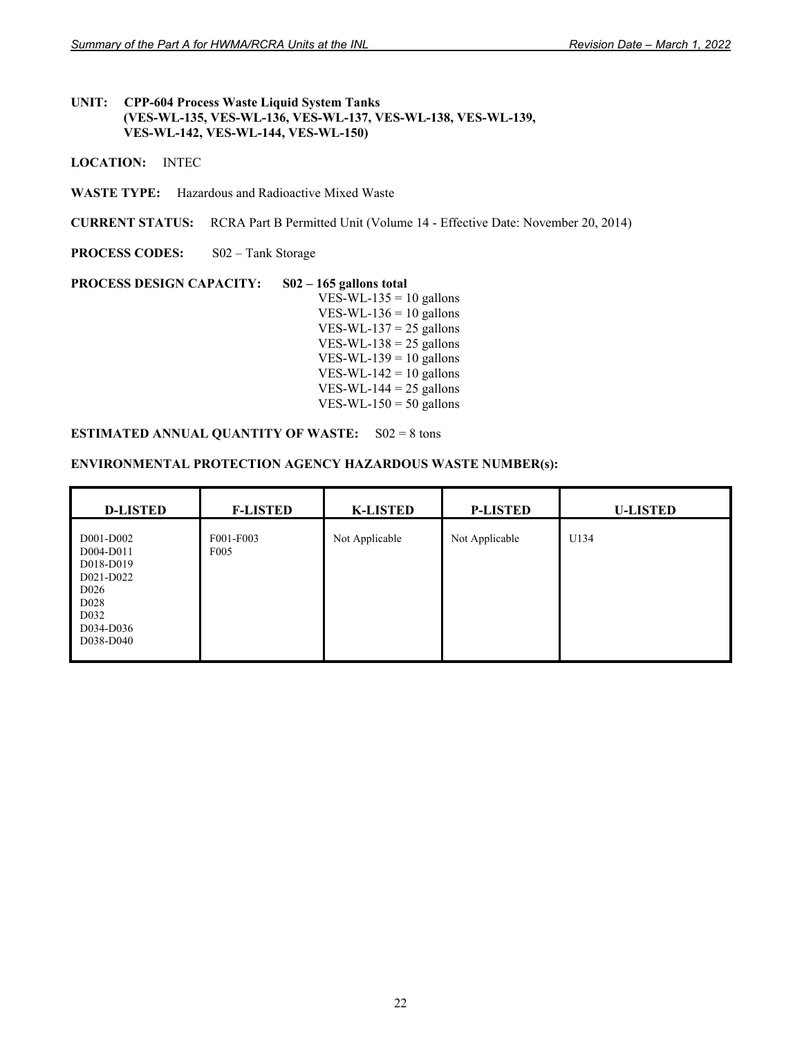**UNIT: CPP-604 Process Waste Liquid System Tanks (VES-WL-135, VES-WL-136, VES-WL-137, VES-WL-138, VES-WL-139, VES-WL-142, VES-WL-144, VES-WL-150)**

**LOCATION:** INTEC

**WASTE TYPE:** Hazardous and Radioactive Mixed Waste

**CURRENT STATUS:** RCRA Part B Permitted Unit (Volume 14 - Effective Date: November 20, 2014)

**PROCESS CODES:** S02 – Tank Storage

**PROCESS DESIGN CAPACITY:** **S02 – 165 gallons total**

VES-WL-135 = 10 gallons
VES-WL-136 = 10 gallons
VES-WL-137 = 25 gallons
VES-WL-138 = 25 gallons
VES-WL-139 = 10 gallons
VES-WL-142 = 10 gallons
VES-WL-144 = 25 gallons
VES-WL-150 = 50 gallons

**ESTIMATED ANNUAL QUANTITY OF WASTE:** S02 = 8 tons

**ENVIRONMENTAL PROTECTION AGENCY HAZARDOUS WASTE NUMBER(s):**

| D-LISTED | F-LISTED | K-LISTED | P-LISTED | U-LISTED |
|---|---|---|---|---|
| D001-D002<br>D004-D011<br>D018-D019<br>D021-D022<br>D026<br>D028<br>D032<br>D034-D036<br>D038-D040 | F001-F003<br>F005 | Not Applicable | Not Applicable | U134 |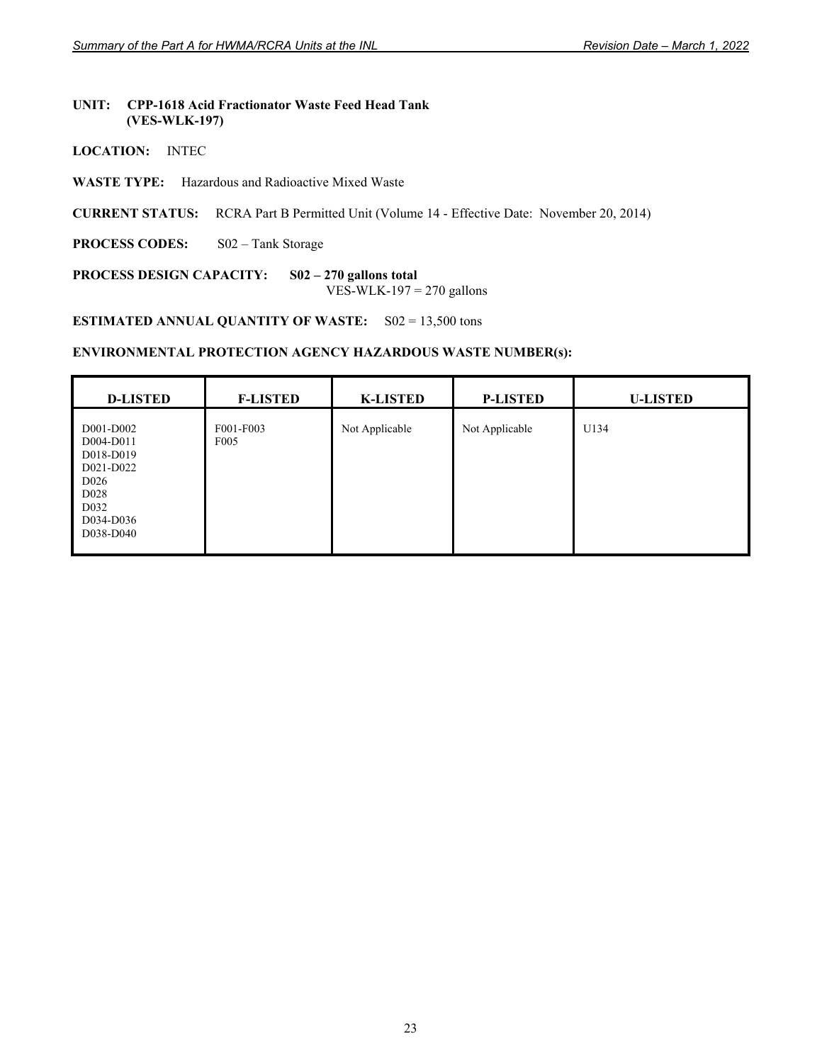**UNIT: CPP-1618 Acid Fractionator Waste Feed Head Tank (VES-WLK-197)**

**LOCATION:** INTEC

**WASTE TYPE:** Hazardous and Radioactive Mixed Waste

**CURRENT STATUS:** RCRA Part B Permitted Unit (Volume 14 - Effective Date: November 20, 2014)

**PROCESS CODES:** S02 – Tank Storage

**PROCESS DESIGN CAPACITY:** **S02 – 270 gallons total**
VES-WLK-197 = 270 gallons

**ESTIMATED ANNUAL QUANTITY OF WASTE:** S02 = 13,500 tons

**ENVIRONMENTAL PROTECTION AGENCY HAZARDOUS WASTE NUMBER(s):**

| D-LISTED | F-LISTED | K-LISTED | P-LISTED | U-LISTED |
|---|---|---|---|---|
| D001-D002<br>D004-D011<br>D018-D019<br>D021-D022<br>D026<br>D028<br>D032<br>D034-D036<br>D038-D040 | F001-F003<br>F005 | Not Applicable | Not Applicable | U134 |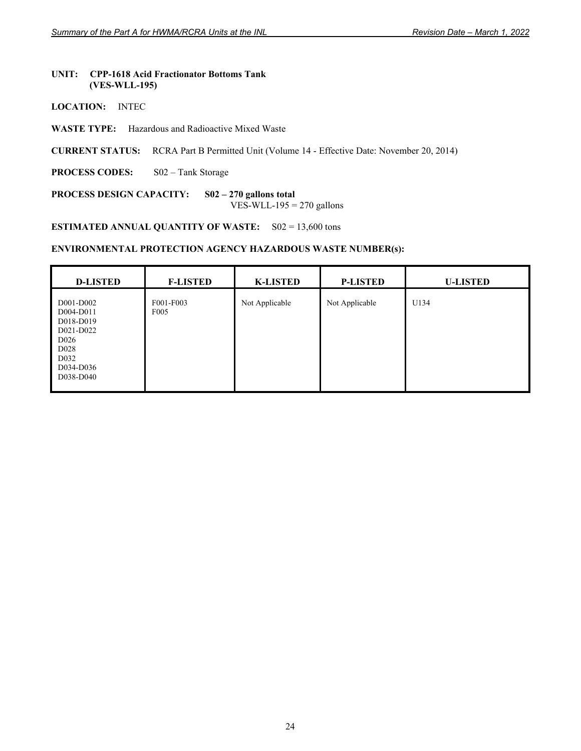**UNIT: CPP-1618 Acid Fractionator Bottoms Tank (VES-WLL-195)**

**LOCATION:** INTEC

**WASTE TYPE:** Hazardous and Radioactive Mixed Waste

**CURRENT STATUS:** RCRA Part B Permitted Unit (Volume 14 - Effective Date: November 20, 2014)

**PROCESS CODES:** S02 – Tank Storage

**PROCESS DESIGN CAPACITY:** **S02 – 270 gallons total**
VES-WLL-195 = 270 gallons

**ESTIMATED ANNUAL QUANTITY OF WASTE:** S02 = 13,600 tons

**ENVIRONMENTAL PROTECTION AGENCY HAZARDOUS WASTE NUMBER(s):**

| D-LISTED | F-LISTED | K-LISTED | P-LISTED | U-LISTED |
|---|---|---|---|---|
| D001-D002<br>D004-D011<br>D018-D019<br>D021-D022<br>D026<br>D028<br>D032<br>D034-D036<br>D038-D040 | F001-F003<br>F005 | Not Applicable | Not Applicable | U134 |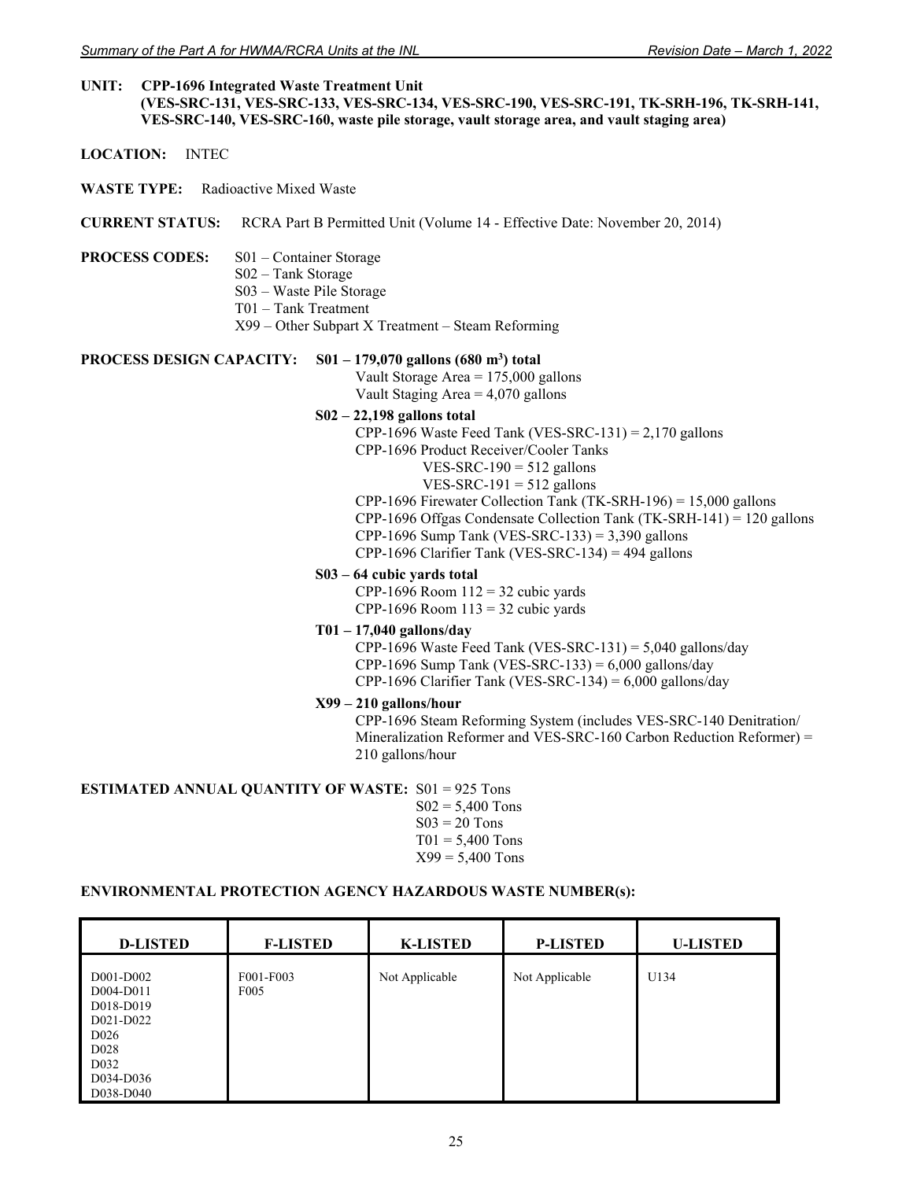**UNIT: CPP-1696 Integrated Waste Treatment Unit**
**(VES-SRC-131, VES-SRC-133, VES-SRC-134, VES-SRC-190, VES-SRC-191, TK-SRH-196, TK-SRH-141, VES-SRC-140, VES-SRC-160, waste pile storage, vault storage area, and vault staging area)**

**LOCATION:** INTEC

**WASTE TYPE:** Radioactive Mixed Waste

**CURRENT STATUS:** RCRA Part B Permitted Unit (Volume 14 - Effective Date: November 20, 2014)

**PROCESS CODES:**
- S01 – Container Storage
- S02 – Tank Storage
- S03 – Waste Pile Storage
- T01 – Tank Treatment
- X99 – Other Subpart X Treatment – Steam Reforming

**PROCESS DESIGN CAPACITY:**

**S01 – 179,070 gallons (680 m$^3$) total**
- Vault Storage Area = 175,000 gallons
- Vault Staging Area = 4,070 gallons

**S02 – 22,198 gallons total**
- CPP-1696 Waste Feed Tank (VES-SRC-131) = 2,170 gallons
- CPP-1696 Product Receiver/Cooler Tanks
  - VES-SRC-190 = 512 gallons
  - VES-SRC-191 = 512 gallons
- CPP-1696 Firewater Collection Tank (TK-SRH-196) = 15,000 gallons
- CPP-1696 Offgas Condensate Collection Tank (TK-SRH-141) = 120 gallons
- CPP-1696 Sump Tank (VES-SRC-133) = 3,390 gallons
- CPP-1696 Clarifier Tank (VES-SRC-134) = 494 gallons

**S03 – 64 cubic yards total**
- CPP-1696 Room 112 = 32 cubic yards
- CPP-1696 Room 113 = 32 cubic yards

**T01 – 17,040 gallons/day**
- CPP-1696 Waste Feed Tank (VES-SRC-131) = 5,040 gallons/day
- CPP-1696 Sump Tank (VES-SRC-133) = 6,000 gallons/day
- CPP-1696 Clarifier Tank (VES-SRC-134) = 6,000 gallons/day

**X99 – 210 gallons/hour**
- CPP-1696 Steam Reforming System (includes VES-SRC-140 Denitration/ Mineralization Reformer and VES-SRC-160 Carbon Reduction Reformer) = 210 gallons/hour

**ESTIMATED ANNUAL QUANTITY OF WASTE:**
- S01 = 925 Tons
- S02 = 5,400 Tons
- S03 = 20 Tons
- T01 = 5,400 Tons
- X99 = 5,400 Tons

**ENVIRONMENTAL PROTECTION AGENCY HAZARDOUS WASTE NUMBER(s):**

| D-LISTED | F-LISTED | K-LISTED | P-LISTED | U-LISTED |
|---|---|---|---|---|
| D001-D002<br>D004-D011<br>D018-D019<br>D021-D022<br>D026<br>D028<br>D032<br>D034-D036<br>D038-D040 | F001-F003<br>F005 | Not Applicable | Not Applicable | U134 |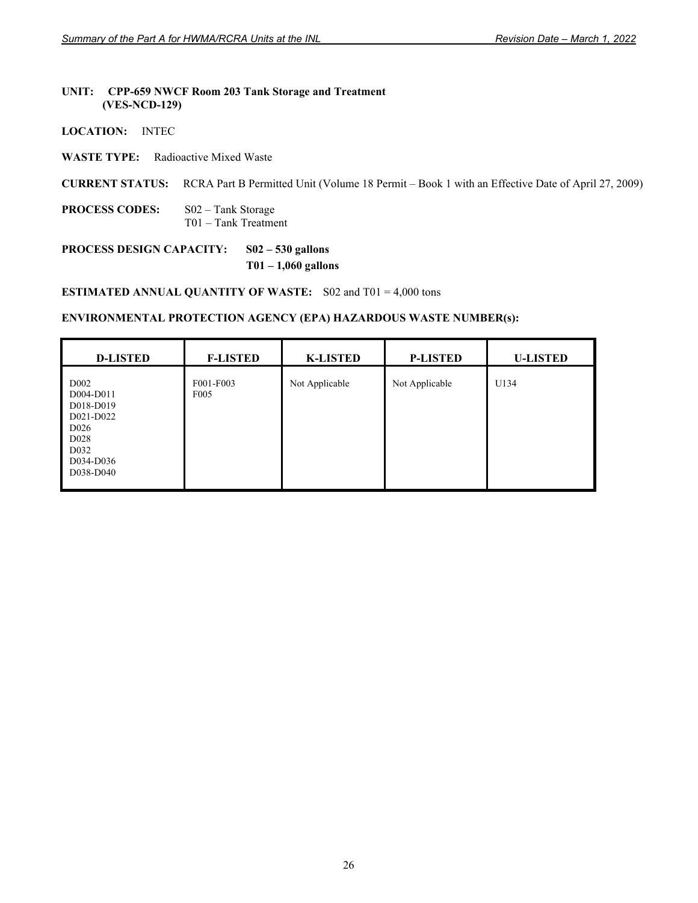**UNIT: CPP-659 NWCF Room 203 Tank Storage and Treatment (VES-NCD-129)**

**LOCATION:** INTEC

**WASTE TYPE:** Radioactive Mixed Waste

**CURRENT STATUS:** RCRA Part B Permitted Unit (Volume 18 Permit – Book 1 with an Effective Date of April 27, 2009)

**PROCESS CODES:** S02 – Tank Storage
T01 – Tank Treatment

**PROCESS DESIGN CAPACITY:** **S02 – 530 gallons**
**T01 – 1,060 gallons**

**ESTIMATED ANNUAL QUANTITY OF WASTE:** S02 and T01 = 4,000 tons

**ENVIRONMENTAL PROTECTION AGENCY (EPA) HAZARDOUS WASTE NUMBER(s):**

| D-LISTED | F-LISTED | K-LISTED | P-LISTED | U-LISTED |
|---|---|---|---|---|
| D002<br>D004-D011<br>D018-D019<br>D021-D022<br>D026<br>D028<br>D032<br>D034-D036<br>D038-D040 | F001-F003<br>F005 | Not Applicable | Not Applicable | U134 |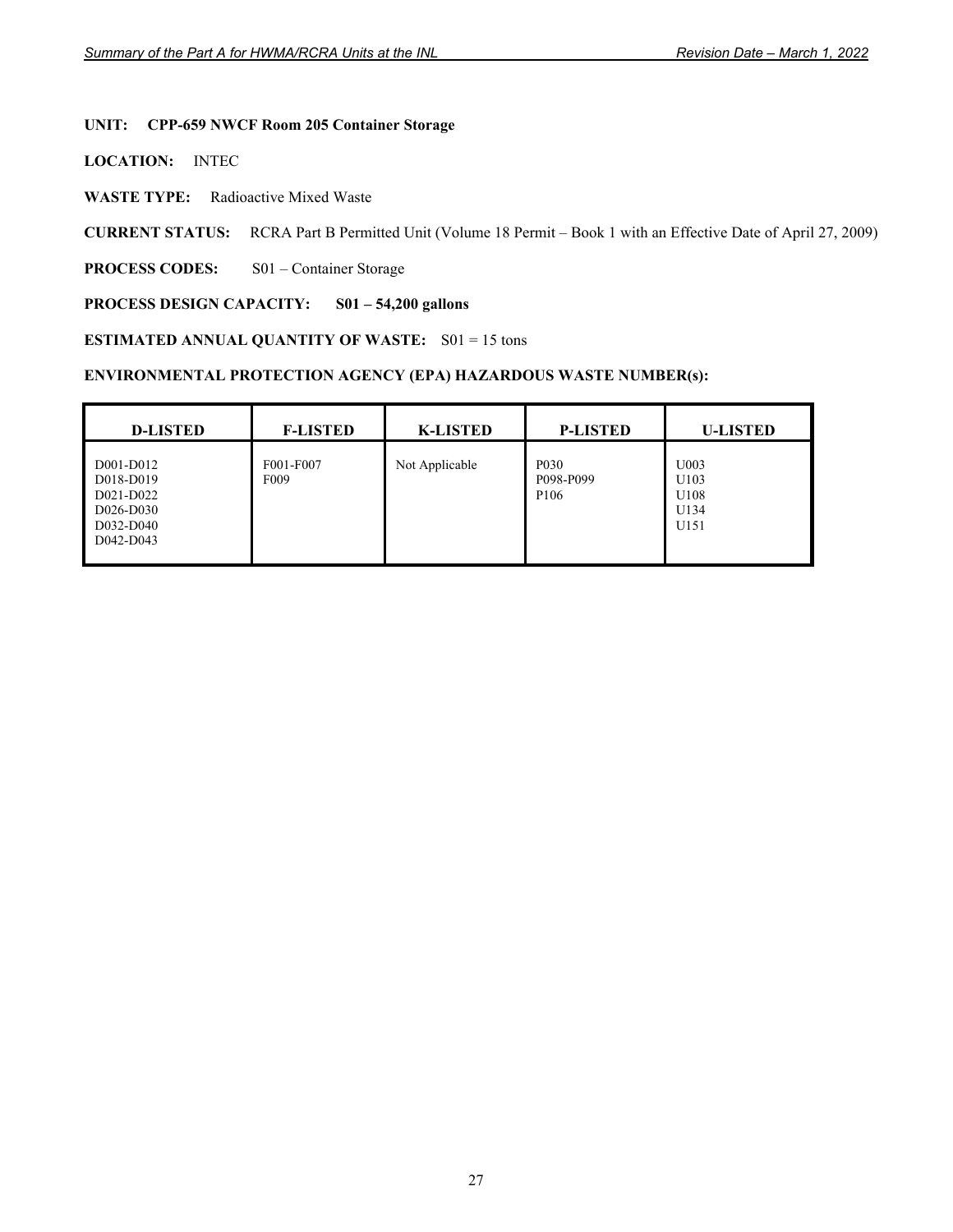**UNIT: CPP-659 NWCF Room 205 Container Storage**

**LOCATION:** INTEC

**WASTE TYPE:** Radioactive Mixed Waste

**CURRENT STATUS:** RCRA Part B Permitted Unit (Volume 18 Permit – Book 1 with an Effective Date of April 27, 2009)

**PROCESS CODES:** S01 – Container Storage

**PROCESS DESIGN CAPACITY: S01 – 54,200 gallons**

**ESTIMATED ANNUAL QUANTITY OF WASTE:** S01 = 15 tons

**ENVIRONMENTAL PROTECTION AGENCY (EPA) HAZARDOUS WASTE NUMBER(s):**

| D-LISTED | F-LISTED | K-LISTED | P-LISTED | U-LISTED |
|---|---|---|---|---|
| D001-D012<br>D018-D019<br>D021-D022<br>D026-D030<br>D032-D040<br>D042-D043 | F001-F007<br>F009 | Not Applicable | P030<br>P098-P099<br>P106 | U003<br>U103<br>U108<br>U134<br>U151 |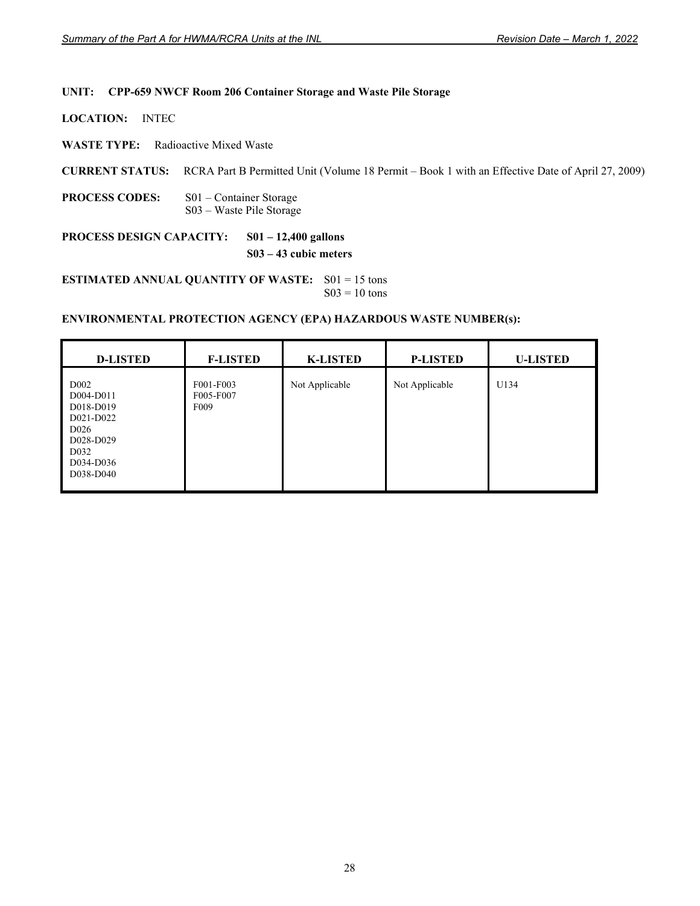**UNIT: CPP-659 NWCF Room 206 Container Storage and Waste Pile Storage**

**LOCATION:** INTEC

**WASTE TYPE:** Radioactive Mixed Waste

**CURRENT STATUS:** RCRA Part B Permitted Unit (Volume 18 Permit – Book 1 with an Effective Date of April 27, 2009)

**PROCESS CODES:** S01 – Container Storage
S03 – Waste Pile Storage

**PROCESS DESIGN CAPACITY:** **S01 – 12,400 gallons**
**S03 – 43 cubic meters**

**ESTIMATED ANNUAL QUANTITY OF WASTE:** S01 = 15 tons
S03 = 10 tons

**ENVIRONMENTAL PROTECTION AGENCY (EPA) HAZARDOUS WASTE NUMBER(s):**

| D-LISTED | F-LISTED | K-LISTED | P-LISTED | U-LISTED |
|---|---|---|---|---|
| D002<br>D004-D011<br>D018-D019<br>D021-D022<br>D026<br>D028-D029<br>D032<br>D034-D036<br>D038-D040 | F001-F003<br>F005-F007<br>F009 | Not Applicable | Not Applicable | U134 |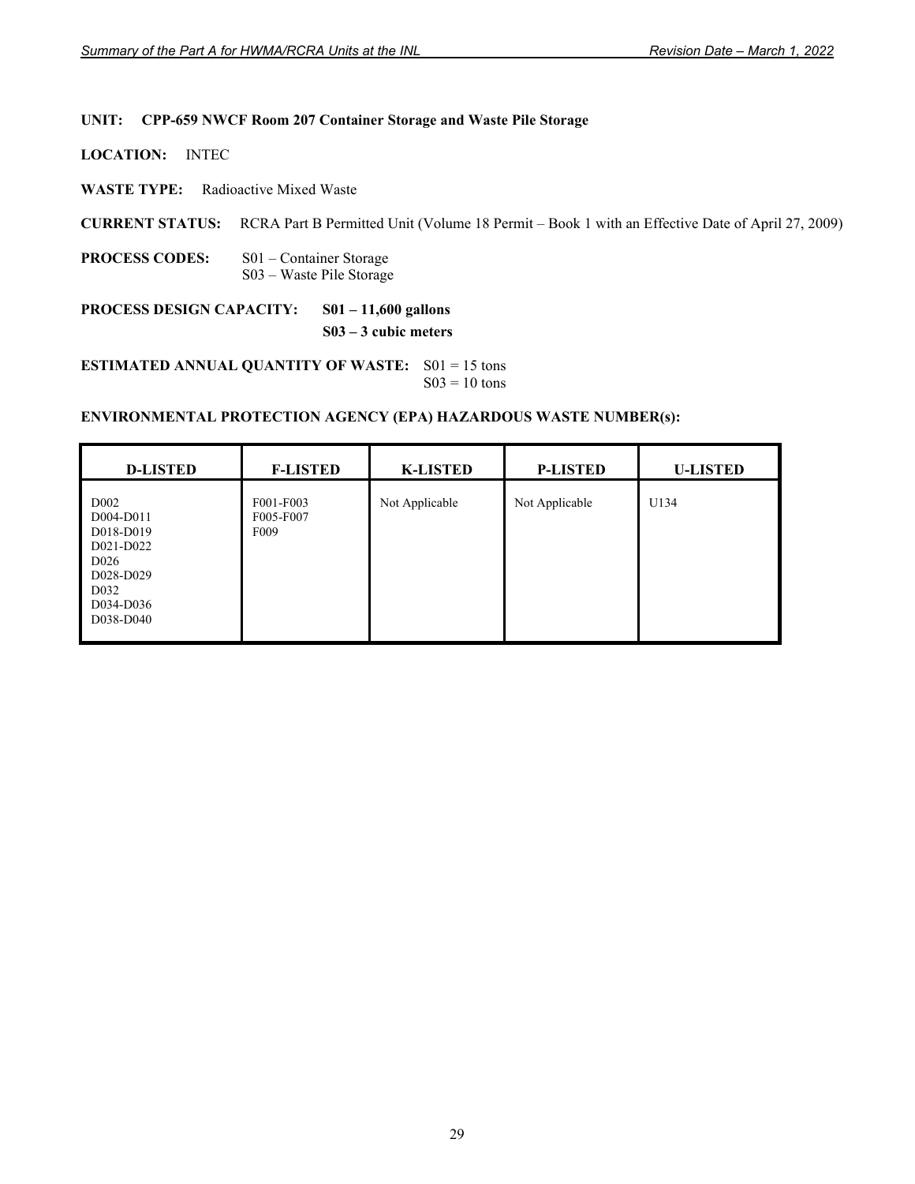**UNIT: CPP-659 NWCF Room 207 Container Storage and Waste Pile Storage**

**LOCATION:** INTEC

**WASTE TYPE:** Radioactive Mixed Waste

**CURRENT STATUS:** RCRA Part B Permitted Unit (Volume 18 Permit – Book 1 with an Effective Date of April 27, 2009)

**PROCESS CODES:** S01 – Container Storage
S03 – Waste Pile Storage

**PROCESS DESIGN CAPACITY:** **S01 – 11,600 gallons**
**S03 – 3 cubic meters**

**ESTIMATED ANNUAL QUANTITY OF WASTE:** S01 = 15 tons
S03 = 10 tons

**ENVIRONMENTAL PROTECTION AGENCY (EPA) HAZARDOUS WASTE NUMBER(s):**

| D-LISTED | F-LISTED | K-LISTED | P-LISTED | U-LISTED |
|---|---|---|---|---|
| D002<br>D004-D011<br>D018-D019<br>D021-D022<br>D026<br>D028-D029<br>D032<br>D034-D036<br>D038-D040 | F001-F003<br>F005-F007<br>F009 | Not Applicable | Not Applicable | U134 |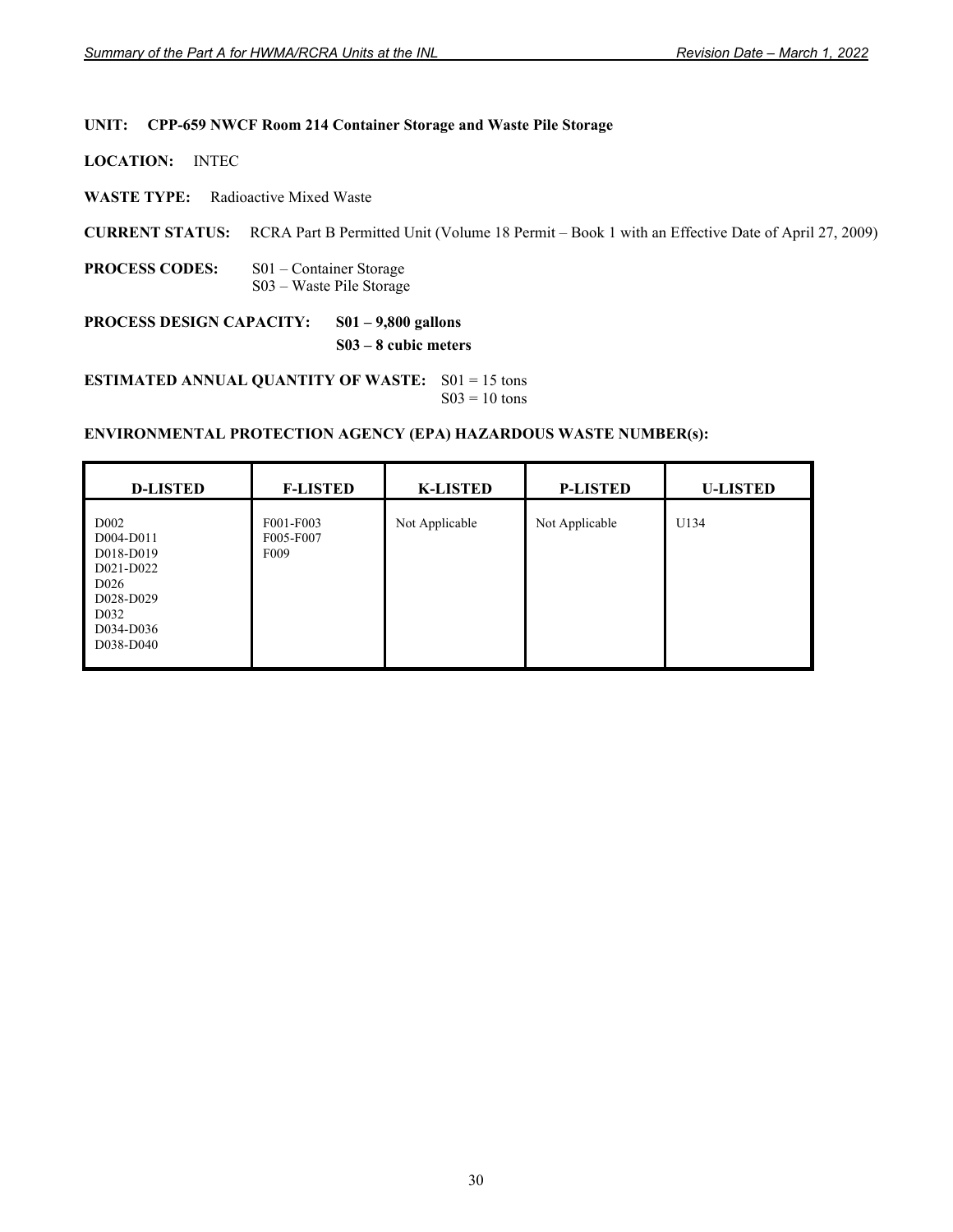**UNIT: CPP-659 NWCF Room 214 Container Storage and Waste Pile Storage**

**LOCATION:** INTEC

**WASTE TYPE:** Radioactive Mixed Waste

**CURRENT STATUS:** RCRA Part B Permitted Unit (Volume 18 Permit – Book 1 with an Effective Date of April 27, 2009)

**PROCESS CODES:** S01 – Container Storage
S03 – Waste Pile Storage

**PROCESS DESIGN CAPACITY: S01 – 9,800 gallons**
**S03 – 8 cubic meters**

**ESTIMATED ANNUAL QUANTITY OF WASTE:** S01 = 15 tons
S03 = 10 tons

**ENVIRONMENTAL PROTECTION AGENCY (EPA) HAZARDOUS WASTE NUMBER(s):**

| D-LISTED | F-LISTED | K-LISTED | P-LISTED | U-LISTED |
|---|---|---|---|---|
| D002<br>D004-D011<br>D018-D019<br>D021-D022<br>D026<br>D028-D029<br>D032<br>D034-D036<br>D038-D040 | F001-F003<br>F005-F007<br>F009 | Not Applicable | Not Applicable | U134 |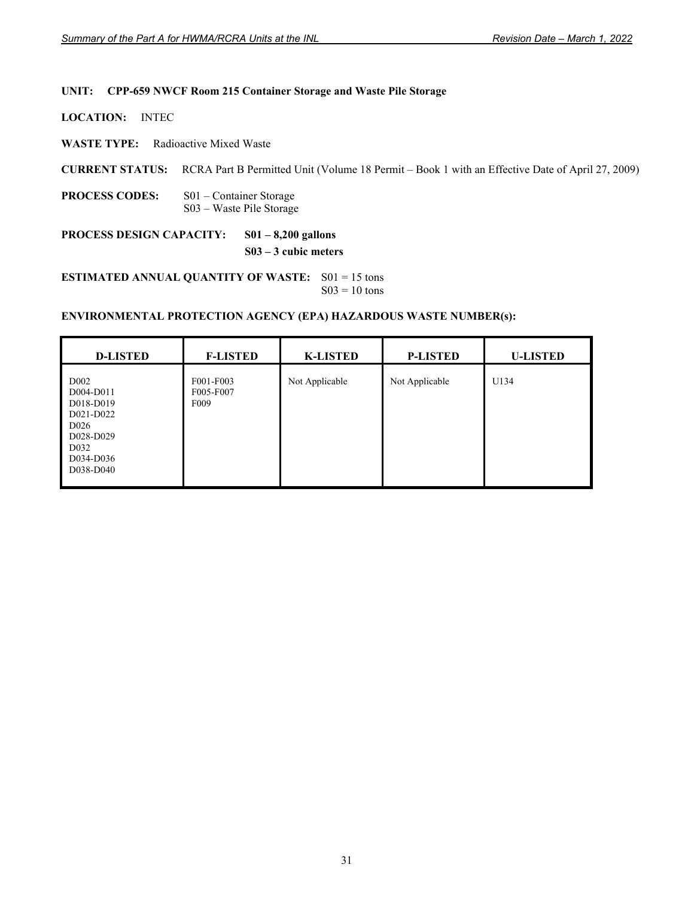**UNIT: CPP-659 NWCF Room 215 Container Storage and Waste Pile Storage**

**LOCATION:** INTEC

**WASTE TYPE:** Radioactive Mixed Waste

**CURRENT STATUS:** RCRA Part B Permitted Unit (Volume 18 Permit – Book 1 with an Effective Date of April 27, 2009)

**PROCESS CODES:** S01 – Container Storage
S03 – Waste Pile Storage

**PROCESS DESIGN CAPACITY:** **S01 – 8,200 gallons**
**S03 – 3 cubic meters**

**ESTIMATED ANNUAL QUANTITY OF WASTE:** S01 = 15 tons
S03 = 10 tons

**ENVIRONMENTAL PROTECTION AGENCY (EPA) HAZARDOUS WASTE NUMBER(s):**

| D-LISTED | F-LISTED | K-LISTED | P-LISTED | U-LISTED |
|---|---|---|---|---|
| D002<br>D004-D011<br>D018-D019<br>D021-D022<br>D026<br>D028-D029<br>D032<br>D034-D036<br>D038-D040 | F001-F003<br>F005-F007<br>F009 | Not Applicable | Not Applicable | U134 |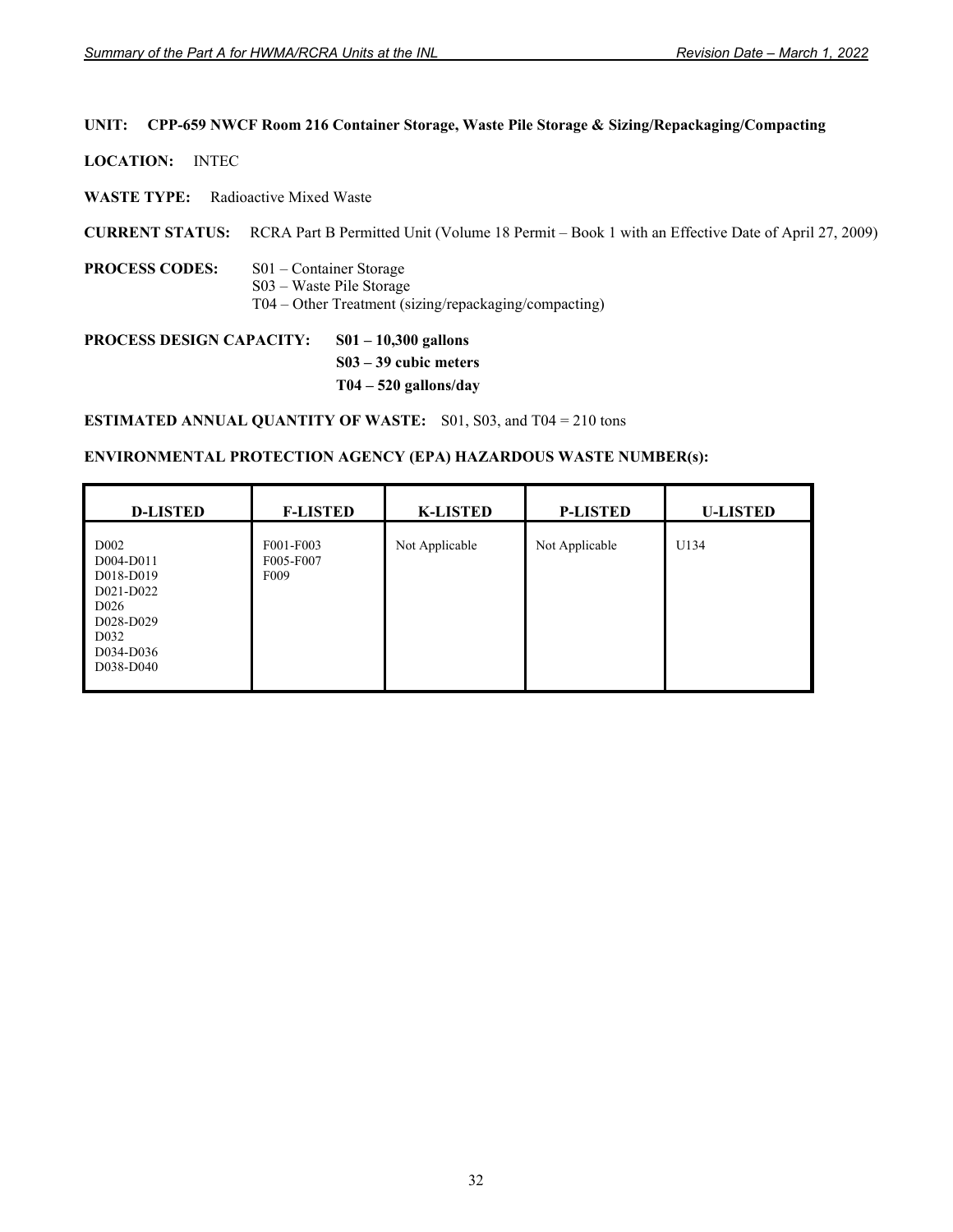**UNIT: CPP-659 NWCF Room 216 Container Storage, Waste Pile Storage & Sizing/Repackaging/Compacting**

**LOCATION:** INTEC

**WASTE TYPE:** Radioactive Mixed Waste

**CURRENT STATUS:** RCRA Part B Permitted Unit (Volume 18 Permit – Book 1 with an Effective Date of April 27, 2009)

**PROCESS CODES:** S01 – Container Storage
S03 – Waste Pile Storage
T04 – Other Treatment (sizing/repackaging/compacting)

**PROCESS DESIGN CAPACITY:** **S01 – 10,300 gallons**
**S03 – 39 cubic meters**
**T04 – 520 gallons/day**

**ESTIMATED ANNUAL QUANTITY OF WASTE:** S01, S03, and T04 = 210 tons

**ENVIRONMENTAL PROTECTION AGENCY (EPA) HAZARDOUS WASTE NUMBER(s):**

| D-LISTED | F-LISTED | K-LISTED | P-LISTED | U-LISTED |
|---|---|---|---|---|
| D002<br>D004-D011<br>D018-D019<br>D021-D022<br>D026<br>D028-D029<br>D032<br>D034-D036<br>D038-D040 | F001-F003<br>F005-F007<br>F009 | Not Applicable | Not Applicable | U134 |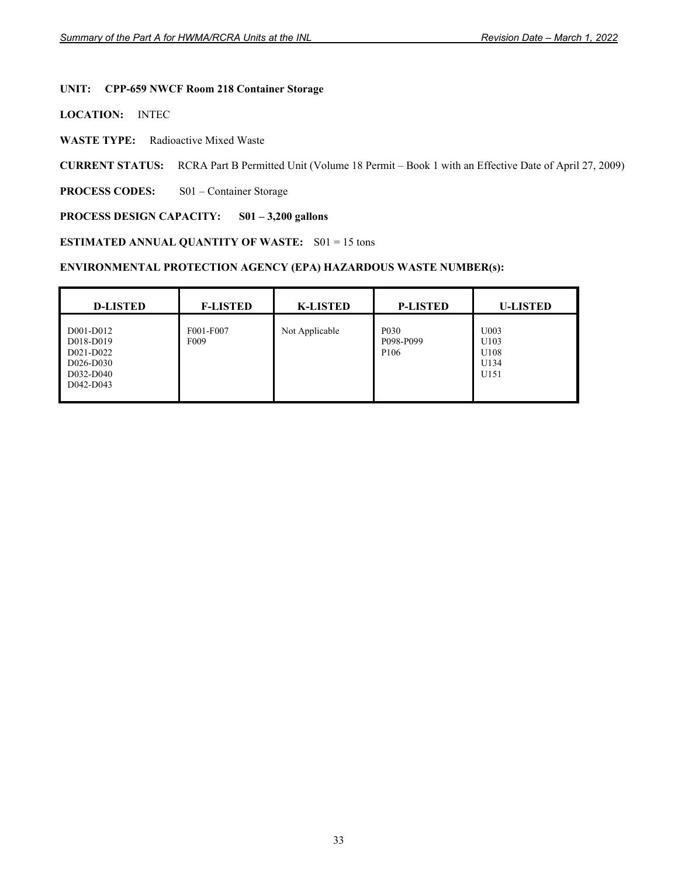**UNIT: CPP-659 NWCF Room 218 Container Storage**

**LOCATION:** INTEC

**WASTE TYPE:** Radioactive Mixed Waste

**CURRENT STATUS:** RCRA Part B Permitted Unit (Volume 18 Permit – Book 1 with an Effective Date of April 27, 2009)

**PROCESS CODES:** S01 – Container Storage

**PROCESS DESIGN CAPACITY: S01 – 3,200 gallons**

**ESTIMATED ANNUAL QUANTITY OF WASTE:** S01 = 15 tons

**ENVIRONMENTAL PROTECTION AGENCY (EPA) HAZARDOUS WASTE NUMBER(s):**

| D-LISTED | F-LISTED | K-LISTED | P-LISTED | U-LISTED |
|---|---|---|---|---|
| D001-D012<br>D018-D019<br>D021-D022<br>D026-D030<br>D032-D040<br>D042-D043 | F001-F007<br>F009 | Not Applicable | P030<br>P098-P099<br>P106 | U003<br>U103<br>U108<br>U134<br>U151 |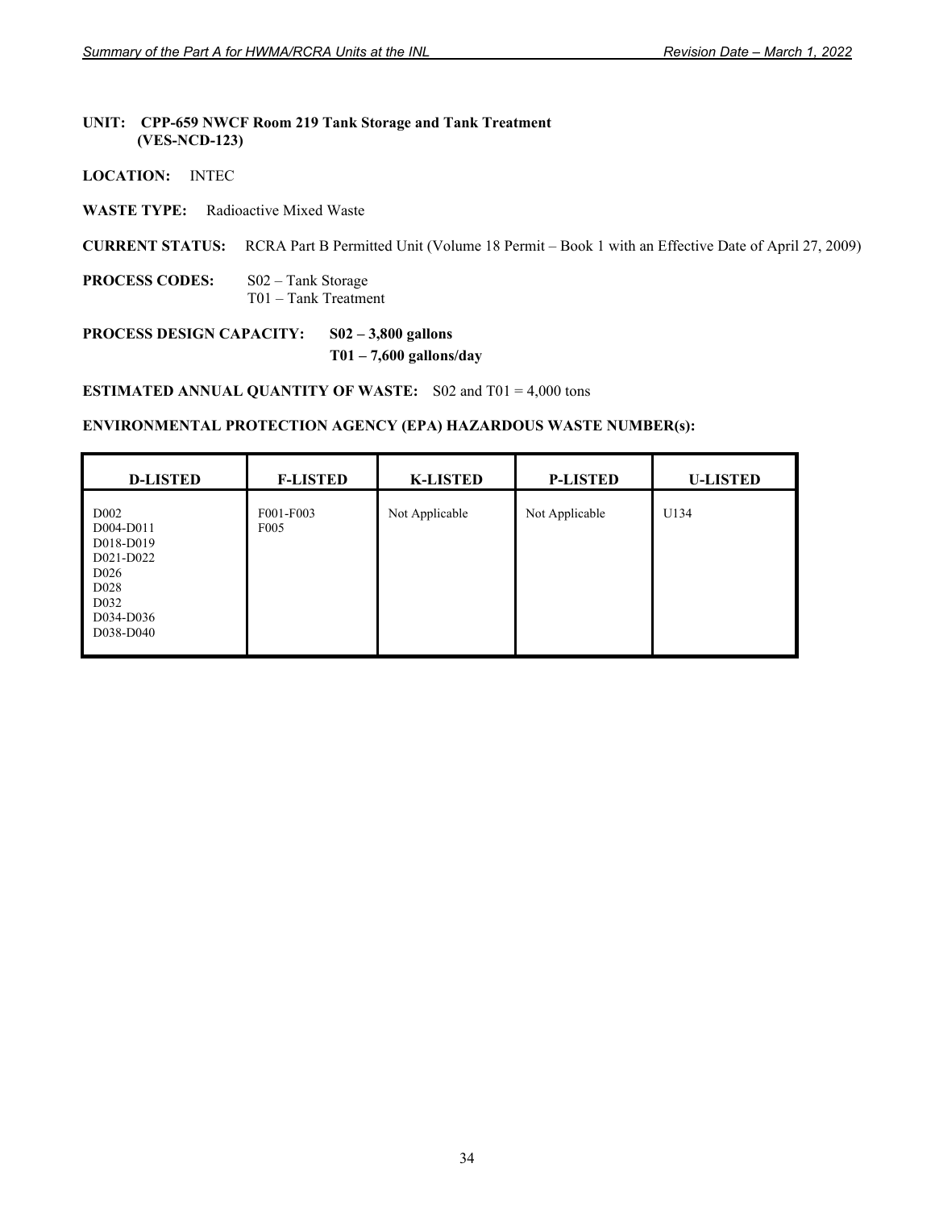**UNIT: CPP-659 NWCF Room 219 Tank Storage and Tank Treatment (VES-NCD-123)**

**LOCATION:** INTEC

**WASTE TYPE:** Radioactive Mixed Waste

**CURRENT STATUS:** RCRA Part B Permitted Unit (Volume 18 Permit – Book 1 with an Effective Date of April 27, 2009)

**PROCESS CODES:** S02 – Tank Storage
T01 – Tank Treatment

**PROCESS DESIGN CAPACITY:** **S02 – 3,800 gallons**
**T01 – 7,600 gallons/day**

**ESTIMATED ANNUAL QUANTITY OF WASTE:** S02 and T01 = 4,000 tons

**ENVIRONMENTAL PROTECTION AGENCY (EPA) HAZARDOUS WASTE NUMBER(s):**

| D-LISTED | F-LISTED | K-LISTED | P-LISTED | U-LISTED |
|---|---|---|---|---|
| D002<br>D004-D011<br>D018-D019<br>D021-D022<br>D026<br>D028<br>D032<br>D034-D036<br>D038-D040 | F001-F003<br>F005 | Not Applicable | Not Applicable | U134 |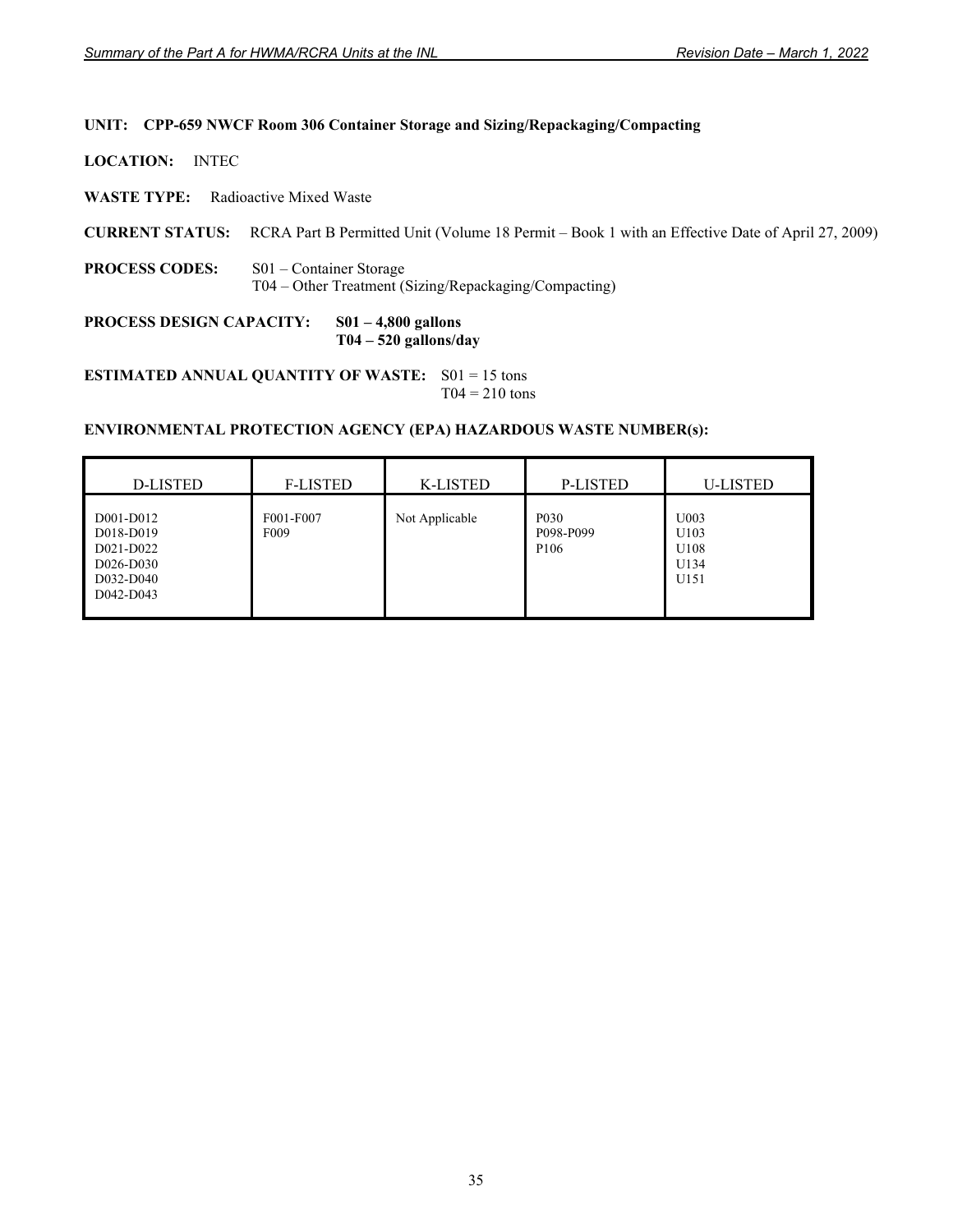**UNIT: CPP-659 NWCF Room 306 Container Storage and Sizing/Repackaging/Compacting**

**LOCATION:** INTEC

**WASTE TYPE:** Radioactive Mixed Waste

**CURRENT STATUS:** RCRA Part B Permitted Unit (Volume 18 Permit – Book 1 with an Effective Date of April 27, 2009)

**PROCESS CODES:** S01 – Container Storage
T04 – Other Treatment (Sizing/Repackaging/Compacting)

**PROCESS DESIGN CAPACITY:** **S01 – 4,800 gallons**
**T04 – 520 gallons/day**

**ESTIMATED ANNUAL QUANTITY OF WASTE:** S01 = 15 tons
T04 = 210 tons

**ENVIRONMENTAL PROTECTION AGENCY (EPA) HAZARDOUS WASTE NUMBER(s):**

| D-LISTED | F-LISTED | K-LISTED | P-LISTED | U-LISTED |
|---|---|---|---|---|
| D001-D012<br>D018-D019<br>D021-D022<br>D026-D030<br>D032-D040<br>D042-D043 | F001-F007<br>F009 | Not Applicable | P030<br>P098-P099<br>P106 | U003<br>U103<br>U108<br>U134<br>U151 |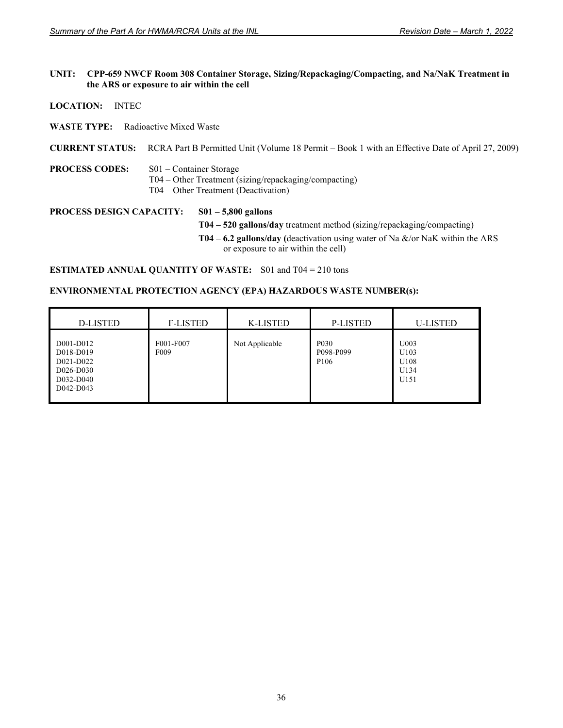**UNIT: CPP-659 NWCF Room 308 Container Storage, Sizing/Repackaging/Compacting, and Na/NaK Treatment in the ARS or exposure to air within the cell**

**LOCATION:** INTEC

**WASTE TYPE:** Radioactive Mixed Waste

**CURRENT STATUS:** RCRA Part B Permitted Unit (Volume 18 Permit – Book 1 with an Effective Date of April 27, 2009)

**PROCESS CODES:** S01 – Container Storage
T04 – Other Treatment (sizing/repackaging/compacting)
T04 – Other Treatment (Deactivation)

**PROCESS DESIGN CAPACITY:** **S01 – 5,800 gallons**
**T04 – 520 gallons/day** treatment method (sizing/repackaging/compacting)
**T04 – 6.2 gallons/day (**deactivation using water of Na &/or NaK within the ARS or exposure to air within the cell)

**ESTIMATED ANNUAL QUANTITY OF WASTE:** S01 and T04 = 210 tons

**ENVIRONMENTAL PROTECTION AGENCY (EPA) HAZARDOUS WASTE NUMBER(s):**

| D-LISTED | F-LISTED | K-LISTED | P-LISTED | U-LISTED |
|---|---|---|---|---|
| D001-D012<br>D018-D019<br>D021-D022<br>D026-D030<br>D032-D040<br>D042-D043 | F001-F007<br>F009 | Not Applicable | P030<br>P098-P099<br>P106 | U003<br>U103<br>U108<br>U134<br>U151 |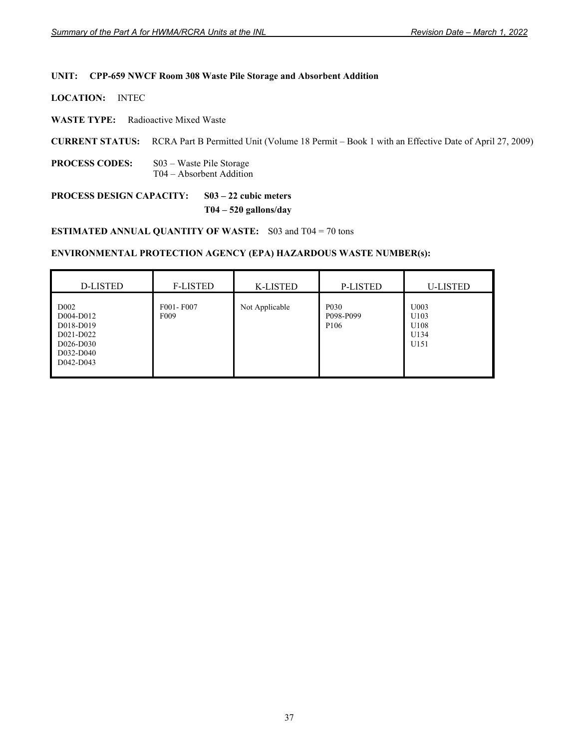**UNIT: CPP-659 NWCF Room 308 Waste Pile Storage and Absorbent Addition**

**LOCATION:** INTEC

**WASTE TYPE:** Radioactive Mixed Waste

**CURRENT STATUS:** RCRA Part B Permitted Unit (Volume 18 Permit – Book 1 with an Effective Date of April 27, 2009)

**PROCESS CODES:** S03 – Waste Pile Storage
T04 – Absorbent Addition

**PROCESS DESIGN CAPACITY:** **S03 – 22 cubic meters**
**T04 – 520 gallons/day**

**ESTIMATED ANNUAL QUANTITY OF WASTE:** S03 and T04 = 70 tons

**ENVIRONMENTAL PROTECTION AGENCY (EPA) HAZARDOUS WASTE NUMBER(s):**

| D-LISTED | F-LISTED | K-LISTED | P-LISTED | U-LISTED |
|---|---|---|---|---|
| D002<br>D004-D012<br>D018-D019<br>D021-D022<br>D026-D030<br>D032-D040<br>D042-D043 | F001- F007<br>F009 | Not Applicable | P030<br>P098-P099<br>P106 | U003<br>U103<br>U108<br>U134<br>U151 |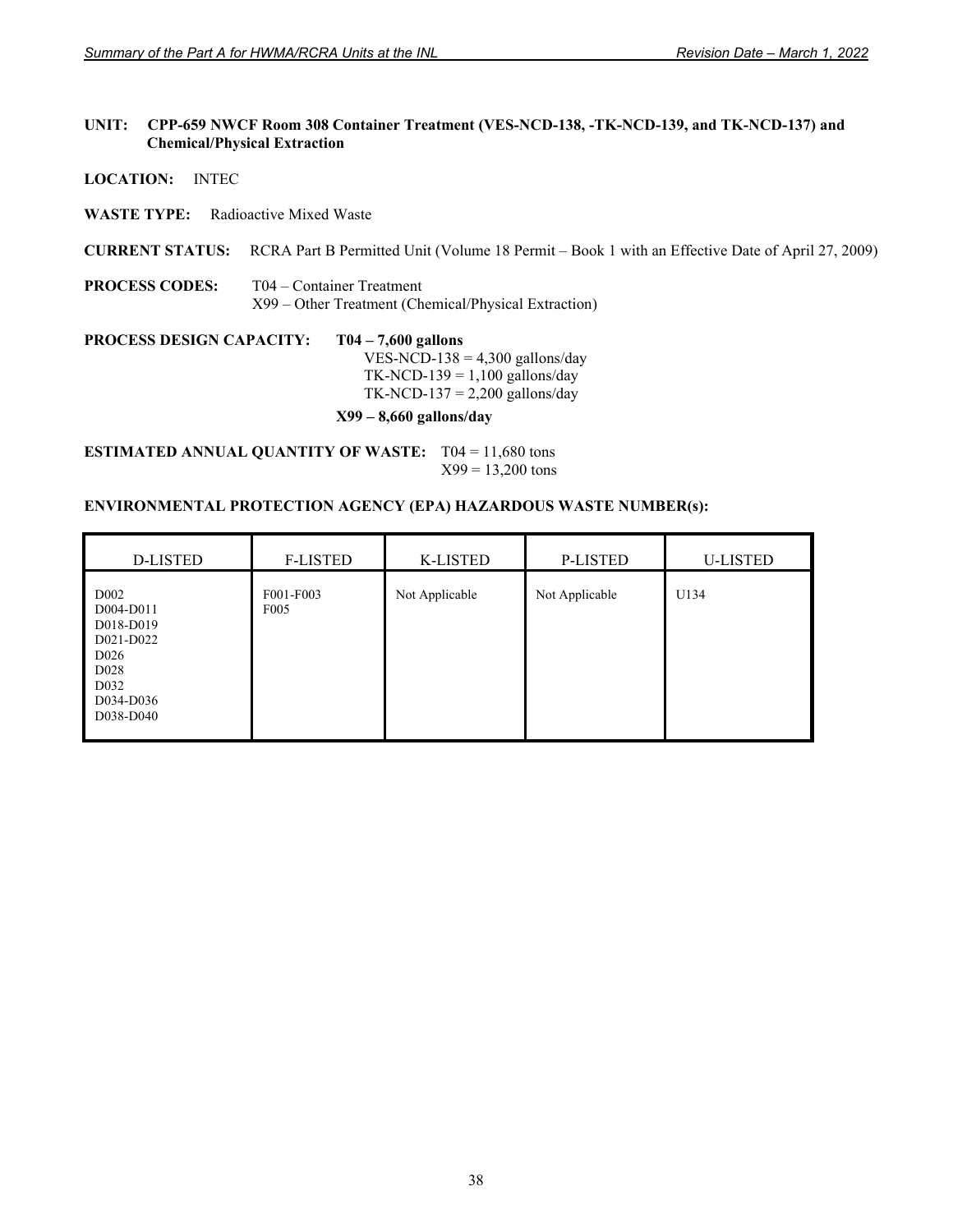**UNIT: CPP-659 NWCF Room 308 Container Treatment (VES-NCD-138, -TK-NCD-139, and TK-NCD-137) and Chemical/Physical Extraction**

**LOCATION:** INTEC

**WASTE TYPE:** Radioactive Mixed Waste

**CURRENT STATUS:** RCRA Part B Permitted Unit (Volume 18 Permit – Book 1 with an Effective Date of April 27, 2009)

**PROCESS CODES:** T04 – Container Treatment
X99 – Other Treatment (Chemical/Physical Extraction)

**PROCESS DESIGN CAPACITY:** **T04 – 7,600 gallons**
VES-NCD-138 = 4,300 gallons/day
TK-NCD-139 = 1,100 gallons/day
TK-NCD-137 = 2,200 gallons/day

**X99 – 8,660 gallons/day**

**ESTIMATED ANNUAL QUANTITY OF WASTE:** T04 = 11,680 tons
X99 = 13,200 tons

**ENVIRONMENTAL PROTECTION AGENCY (EPA) HAZARDOUS WASTE NUMBER(s):**

| D-LISTED | F-LISTED | K-LISTED | P-LISTED | U-LISTED |
|---|---|---|---|---|
| D002<br>D004-D011<br>D018-D019<br>D021-D022<br>D026<br>D028<br>D032<br>D034-D036<br>D038-D040 | F001-F003<br>F005 | Not Applicable | Not Applicable | U134 |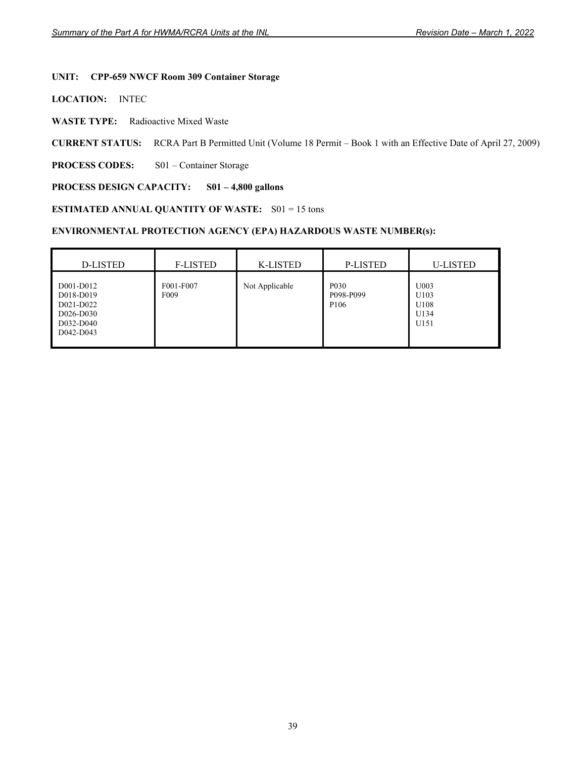**UNIT: CPP-659 NWCF Room 309 Container Storage**

**LOCATION:** INTEC

**WASTE TYPE:** Radioactive Mixed Waste

**CURRENT STATUS:** RCRA Part B Permitted Unit (Volume 18 Permit – Book 1 with an Effective Date of April 27, 2009)

**PROCESS CODES:** S01 – Container Storage

**PROCESS DESIGN CAPACITY: S01 – 4,800 gallons**

**ESTIMATED ANNUAL QUANTITY OF WASTE:** S01 = 15 tons

**ENVIRONMENTAL PROTECTION AGENCY (EPA) HAZARDOUS WASTE NUMBER(s):**

| D-LISTED | F-LISTED | K-LISTED | P-LISTED | U-LISTED |
|---|---|---|---|---|
| D001-D012<br>D018-D019<br>D021-D022<br>D026-D030<br>D032-D040<br>D042-D043 | F001-F007<br>F009 | Not Applicable | P030<br>P098-P099<br>P106 | U003<br>U103<br>U108<br>U134<br>U151 |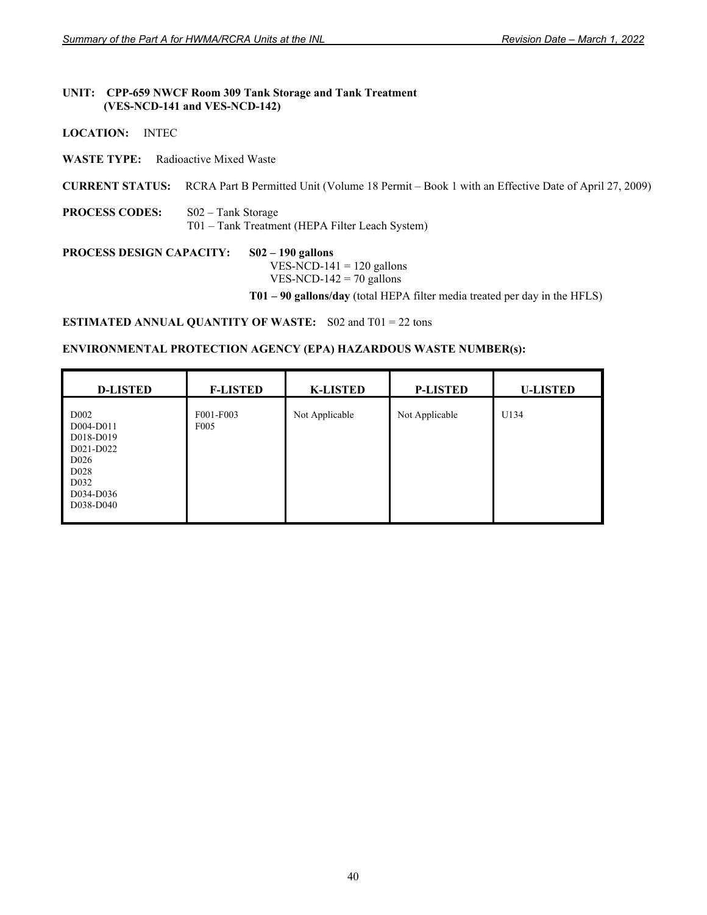**UNIT: CPP-659 NWCF Room 309 Tank Storage and Tank Treatment (VES-NCD-141 and VES-NCD-142)**

**LOCATION:** INTEC

**WASTE TYPE:** Radioactive Mixed Waste

**CURRENT STATUS:** RCRA Part B Permitted Unit (Volume 18 Permit – Book 1 with an Effective Date of April 27, 2009)

**PROCESS CODES:** S02 – Tank Storage
T01 – Tank Treatment (HEPA Filter Leach System)

**PROCESS DESIGN CAPACITY:** **S02 – 190 gallons**
VES-NCD-141 = 120 gallons
VES-NCD-142 = 70 gallons

**T01 – 90 gallons/day** (total HEPA filter media treated per day in the HFLS)

**ESTIMATED ANNUAL QUANTITY OF WASTE:** S02 and T01 = 22 tons

**ENVIRONMENTAL PROTECTION AGENCY (EPA) HAZARDOUS WASTE NUMBER(s):**

| D-LISTED | F-LISTED | K-LISTED | P-LISTED | U-LISTED |
|---|---|---|---|---|
| D002<br>D004-D011<br>D018-D019<br>D021-D022<br>D026<br>D028<br>D032<br>D034-D036<br>D038-D040 | F001-F003<br>F005 | Not Applicable | Not Applicable | U134 |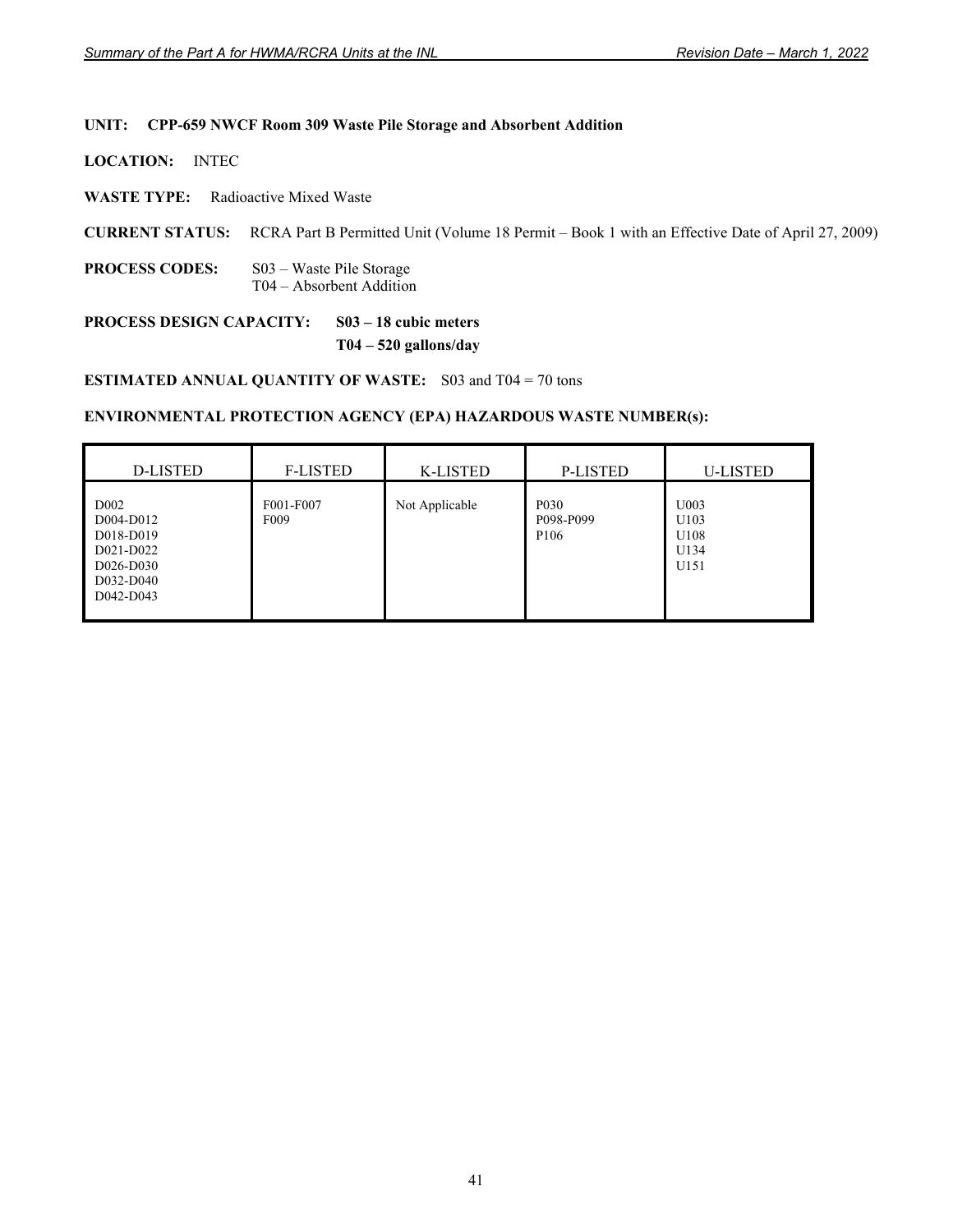**UNIT: CPP-659 NWCF Room 309 Waste Pile Storage and Absorbent Addition**

**LOCATION:** INTEC

**WASTE TYPE:** Radioactive Mixed Waste

**CURRENT STATUS:** RCRA Part B Permitted Unit (Volume 18 Permit – Book 1 with an Effective Date of April 27, 2009)

**PROCESS CODES:** S03 – Waste Pile Storage
T04 – Absorbent Addition

**PROCESS DESIGN CAPACITY:** **S03 – 18 cubic meters**
**T04 – 520 gallons/day**

**ESTIMATED ANNUAL QUANTITY OF WASTE:** S03 and T04 = 70 tons

**ENVIRONMENTAL PROTECTION AGENCY (EPA) HAZARDOUS WASTE NUMBER(s):**

| D-LISTED | F-LISTED | K-LISTED | P-LISTED | U-LISTED |
|---|---|---|---|---|
| D002<br>D004-D012<br>D018-D019<br>D021-D022<br>D026-D030<br>D032-D040<br>D042-D043 | F001-F007<br>F009 | Not Applicable | P030<br>P098-P099<br>P106 | U003<br>U103<br>U108<br>U134<br>U151 |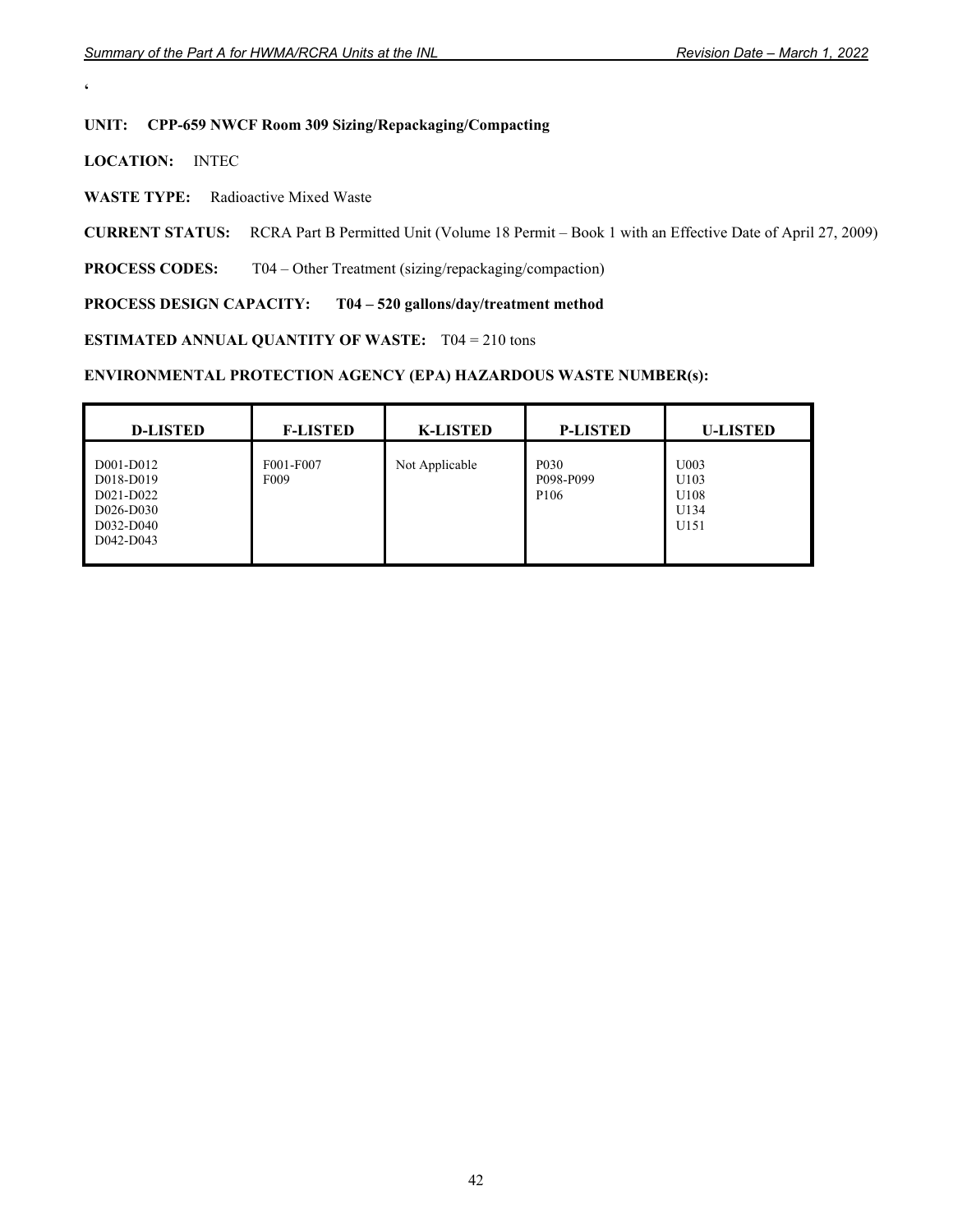‘

**UNIT: CPP-659 NWCF Room 309 Sizing/Repackaging/Compacting**

**LOCATION:** INTEC

**WASTE TYPE:** Radioactive Mixed Waste

**CURRENT STATUS:** RCRA Part B Permitted Unit (Volume 18 Permit – Book 1 with an Effective Date of April 27, 2009)

**PROCESS CODES:** T04 – Other Treatment (sizing/repackaging/compaction)

**PROCESS DESIGN CAPACITY: T04 – 520 gallons/day/treatment method**

**ESTIMATED ANNUAL QUANTITY OF WASTE:** T04 = 210 tons

**ENVIRONMENTAL PROTECTION AGENCY (EPA) HAZARDOUS WASTE NUMBER(s):**

| D-LISTED | F-LISTED | K-LISTED | P-LISTED | U-LISTED |
|---|---|---|---|---|
| D001-D012<br>D018-D019<br>D021-D022<br>D026-D030<br>D032-D040<br>D042-D043 | F001-F007<br>F009 | Not Applicable | P030<br>P098-P099<br>P106 | U003<br>U103<br>U108<br>U134<br>U151 |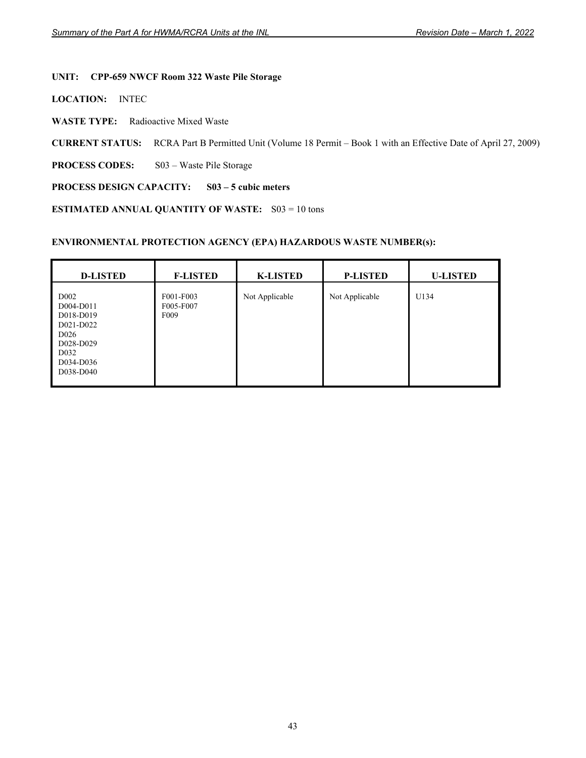**UNIT: CPP-659 NWCF Room 322 Waste Pile Storage**

**LOCATION:** INTEC

**WASTE TYPE:** Radioactive Mixed Waste

**CURRENT STATUS:** RCRA Part B Permitted Unit (Volume 18 Permit – Book 1 with an Effective Date of April 27, 2009)

**PROCESS CODES:** S03 – Waste Pile Storage

**PROCESS DESIGN CAPACITY: S03 – 5 cubic meters**

**ESTIMATED ANNUAL QUANTITY OF WASTE:** S03 = 10 tons

**ENVIRONMENTAL PROTECTION AGENCY (EPA) HAZARDOUS WASTE NUMBER(s):**

| D-LISTED | F-LISTED | K-LISTED | P-LISTED | U-LISTED |
|---|---|---|---|---|
| D002<br>D004-D011<br>D018-D019<br>D021-D022<br>D026<br>D028-D029<br>D032<br>D034-D036<br>D038-D040 | F001-F003<br>F005-F007<br>F009 | Not Applicable | Not Applicable | U134 |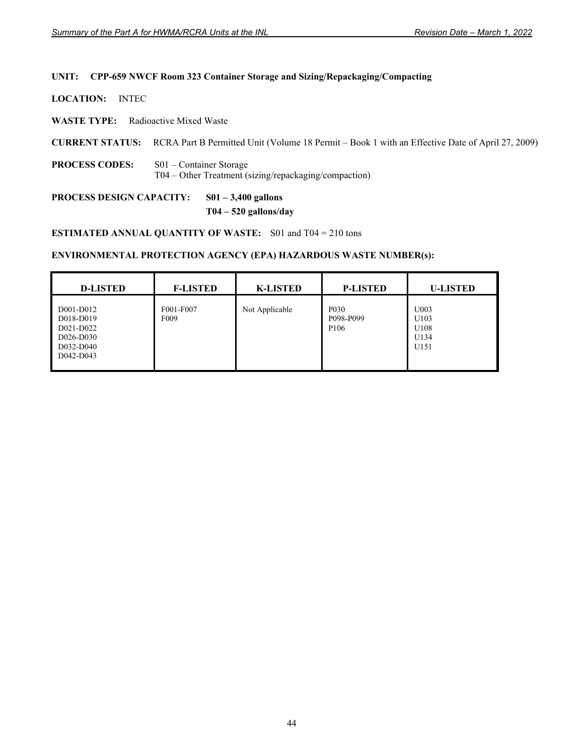**UNIT: CPP-659 NWCF Room 323 Container Storage and Sizing/Repackaging/Compacting**

**LOCATION:** INTEC

**WASTE TYPE:** Radioactive Mixed Waste

**CURRENT STATUS:** RCRA Part B Permitted Unit (Volume 18 Permit – Book 1 with an Effective Date of April 27, 2009)

**PROCESS CODES:** S01 – Container Storage
T04 – Other Treatment (sizing/repackaging/compaction)

**PROCESS DESIGN CAPACITY:** **S01 – 3,400 gallons**
**T04 – 520 gallons/day**

**ESTIMATED ANNUAL QUANTITY OF WASTE:** S01 and T04 = 210 tons

**ENVIRONMENTAL PROTECTION AGENCY (EPA) HAZARDOUS WASTE NUMBER(s):**

| D-LISTED | F-LISTED | K-LISTED | P-LISTED | U-LISTED |
|---|---|---|---|---|
| D001-D012<br>D018-D019<br>D021-D022<br>D026-D030<br>D032-D040<br>D042-D043 | F001-F007<br>F009 | Not Applicable | P030<br>P098-P099<br>P106 | U003<br>U103<br>U108<br>U134<br>U151 |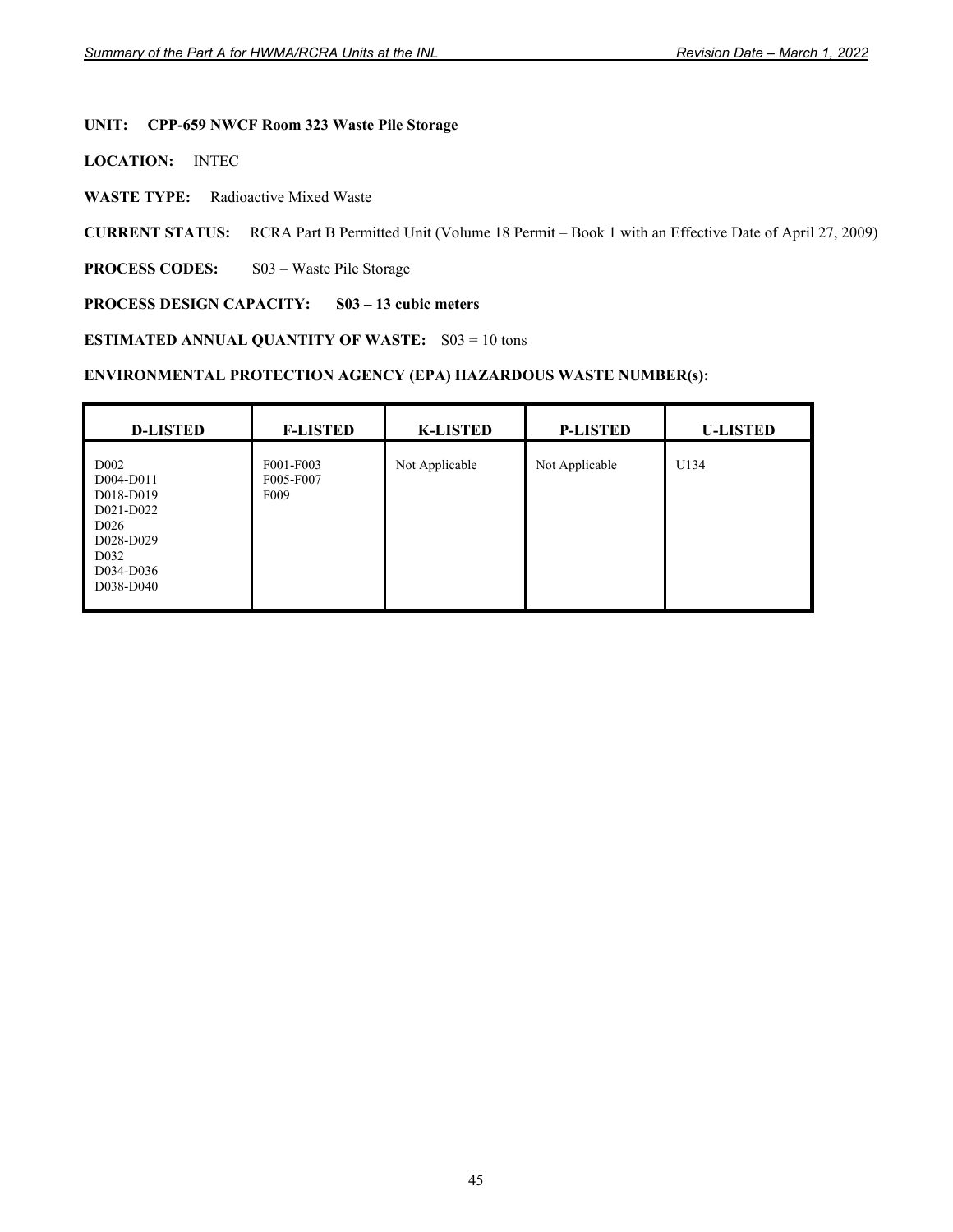**UNIT:** **CPP-659 NWCF Room 323 Waste Pile Storage**

**LOCATION:** INTEC

**WASTE TYPE:** Radioactive Mixed Waste

**CURRENT STATUS:** RCRA Part B Permitted Unit (Volume 18 Permit – Book 1 with an Effective Date of April 27, 2009)

**PROCESS CODES:** S03 – Waste Pile Storage

**PROCESS DESIGN CAPACITY:** **S03 – 13 cubic meters**

**ESTIMATED ANNUAL QUANTITY OF WASTE:** S03 = 10 tons

**ENVIRONMENTAL PROTECTION AGENCY (EPA) HAZARDOUS WASTE NUMBER(s):**

| D-LISTED | F-LISTED | K-LISTED | P-LISTED | U-LISTED |
|---|---|---|---|---|
| D002<br>D004-D011<br>D018-D019<br>D021-D022<br>D026<br>D028-D029<br>D032<br>D034-D036<br>D038-D040 | F001-F003<br>F005-F007<br>F009 | Not Applicable | Not Applicable | U134 |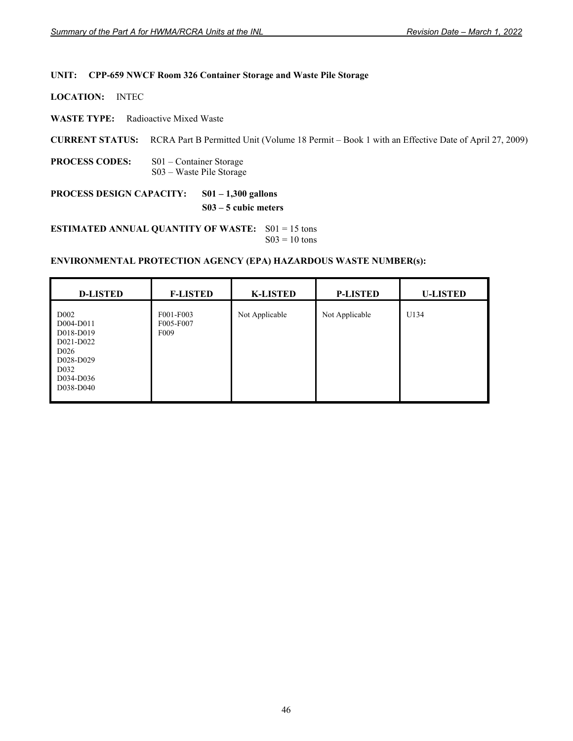**UNIT:** **CPP-659 NWCF Room 326 Container Storage and Waste Pile Storage**

**LOCATION:** INTEC

**WASTE TYPE:** Radioactive Mixed Waste

**CURRENT STATUS:** RCRA Part B Permitted Unit (Volume 18 Permit – Book 1 with an Effective Date of April 27, 2009)

**PROCESS CODES:** S01 – Container Storage
S03 – Waste Pile Storage

**PROCESS DESIGN CAPACITY:** **S01 – 1,300 gallons**
**S03 – 5 cubic meters**

**ESTIMATED ANNUAL QUANTITY OF WASTE:** S01 = 15 tons
S03 = 10 tons

**ENVIRONMENTAL PROTECTION AGENCY (EPA) HAZARDOUS WASTE NUMBER(s):**

| D-LISTED | F-LISTED | K-LISTED | P-LISTED | U-LISTED |
|---|---|---|---|---|
| D002<br>D004-D011<br>D018-D019<br>D021-D022<br>D026<br>D028-D029<br>D032<br>D034-D036<br>D038-D040 | F001-F003<br>F005-F007<br>F009 | Not Applicable | Not Applicable | U134 |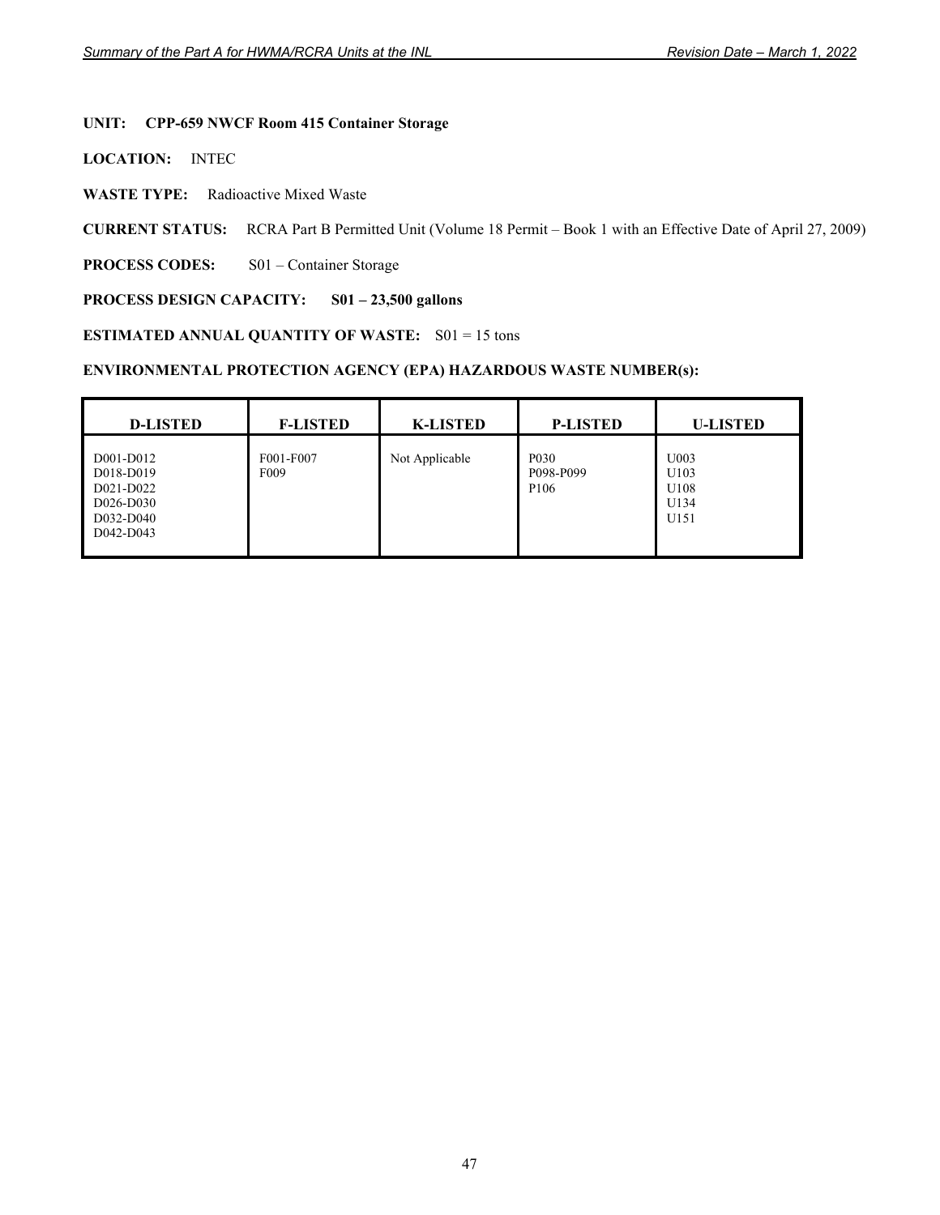**UNIT: CPP-659 NWCF Room 415 Container Storage**

**LOCATION:** INTEC

**WASTE TYPE:** Radioactive Mixed Waste

**CURRENT STATUS:** RCRA Part B Permitted Unit (Volume 18 Permit – Book 1 with an Effective Date of April 27, 2009)

**PROCESS CODES:** S01 – Container Storage

**PROCESS DESIGN CAPACITY: S01 – 23,500 gallons**

**ESTIMATED ANNUAL QUANTITY OF WASTE:** S01 = 15 tons

**ENVIRONMENTAL PROTECTION AGENCY (EPA) HAZARDOUS WASTE NUMBER(s):**

| D-LISTED | F-LISTED | K-LISTED | P-LISTED | U-LISTED |
|---|---|---|---|---|
| D001-D012<br>D018-D019<br>D021-D022<br>D026-D030<br>D032-D040<br>D042-D043 | F001-F007<br>F009 | Not Applicable | P030<br>P098-P099<br>P106 | U003<br>U103<br>U108<br>U134<br>U151 |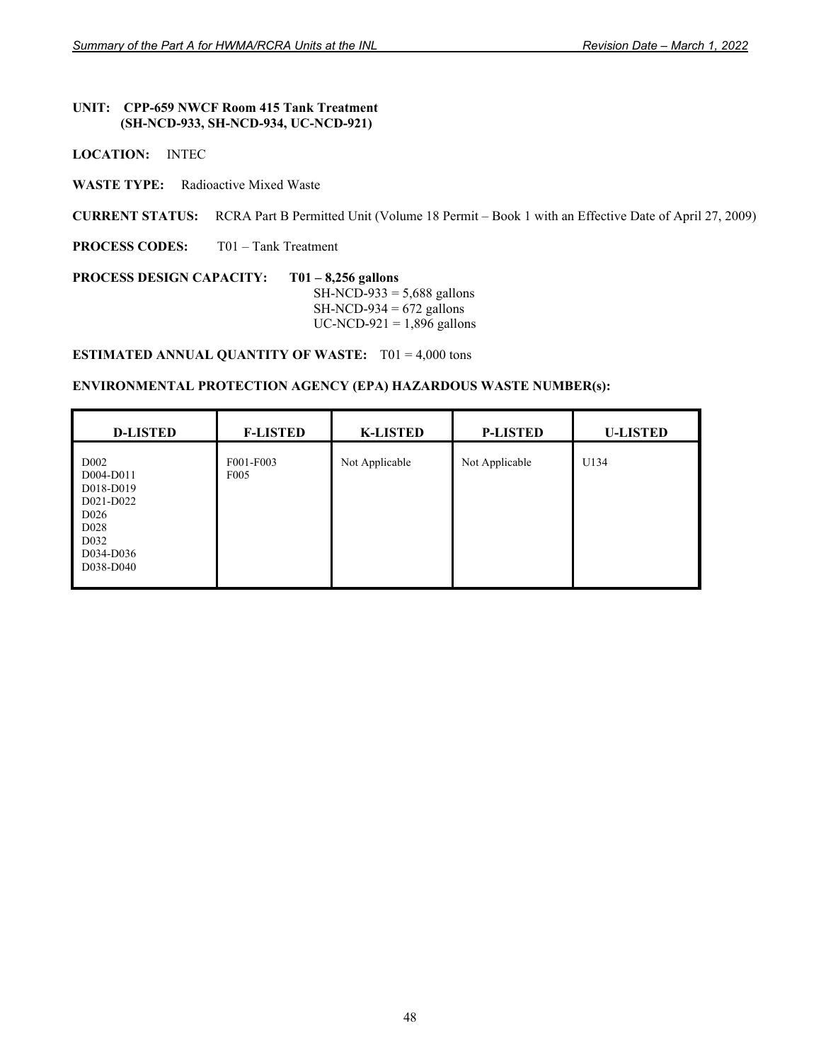**UNIT: CPP-659 NWCF Room 415 Tank Treatment (SH-NCD-933, SH-NCD-934, UC-NCD-921)**

**LOCATION:** INTEC

**WASTE TYPE:** Radioactive Mixed Waste

**CURRENT STATUS:** RCRA Part B Permitted Unit (Volume 18 Permit – Book 1 with an Effective Date of April 27, 2009)

**PROCESS CODES:** T01 – Tank Treatment

**PROCESS DESIGN CAPACITY:** **T01 – 8,256 gallons**
SH-NCD-933 = 5,688 gallons
SH-NCD-934 = 672 gallons
UC-NCD-921 = 1,896 gallons

**ESTIMATED ANNUAL QUANTITY OF WASTE:** T01 = 4,000 tons

**ENVIRONMENTAL PROTECTION AGENCY (EPA) HAZARDOUS WASTE NUMBER(s):**

| D-LISTED | F-LISTED | K-LISTED | P-LISTED | U-LISTED |
|---|---|---|---|---|
| D002<br>D004-D011<br>D018-D019<br>D021-D022<br>D026<br>D028<br>D032<br>D034-D036<br>D038-D040 | F001-F003<br>F005 | Not Applicable | Not Applicable | U134 |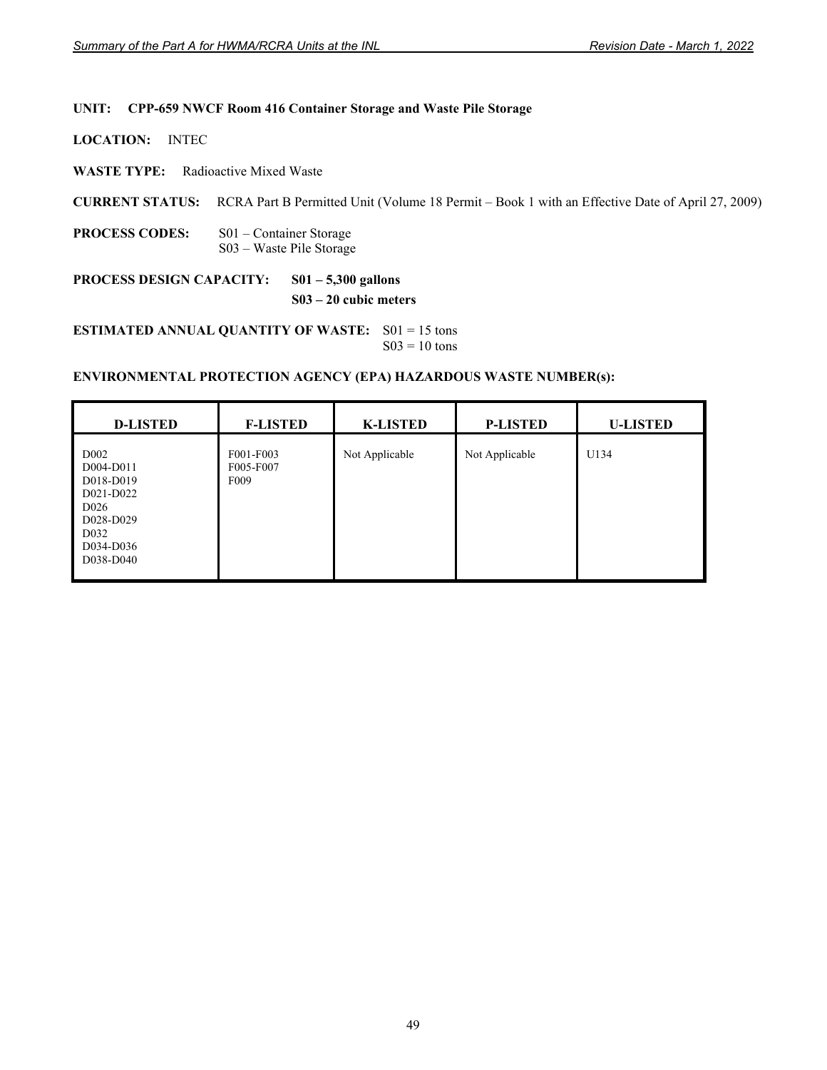**UNIT: CPP-659 NWCF Room 416 Container Storage and Waste Pile Storage**

**LOCATION:** INTEC

**WASTE TYPE:** Radioactive Mixed Waste

**CURRENT STATUS:** RCRA Part B Permitted Unit (Volume 18 Permit – Book 1 with an Effective Date of April 27, 2009)

**PROCESS CODES:** S01 – Container Storage
S03 – Waste Pile Storage

**PROCESS DESIGN CAPACITY:** **S01 – 5,300 gallons**
**S03 – 20 cubic meters**

**ESTIMATED ANNUAL QUANTITY OF WASTE:** S01 = 15 tons
S03 = 10 tons

**ENVIRONMENTAL PROTECTION AGENCY (EPA) HAZARDOUS WASTE NUMBER(s):**

| D-LISTED | F-LISTED | K-LISTED | P-LISTED | U-LISTED |
|---|---|---|---|---|
| D002<br>D004-D011<br>D018-D019<br>D021-D022<br>D026<br>D028-D029<br>D032<br>D034-D036<br>D038-D040 | F001-F003<br>F005-F007<br>F009 | Not Applicable | Not Applicable | U134 |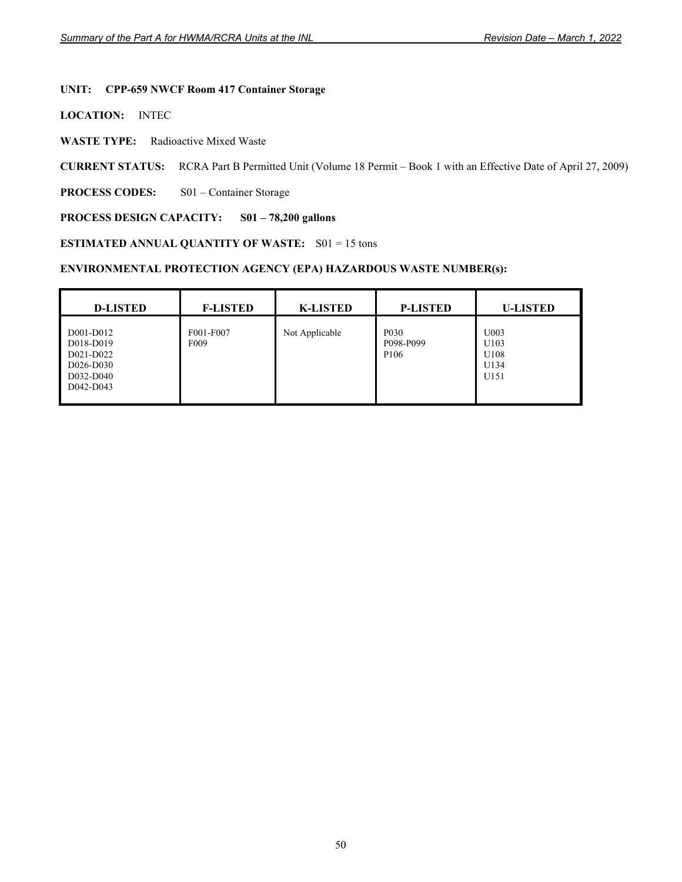**UNIT: CPP-659 NWCF Room 417 Container Storage**

**LOCATION:** INTEC

**WASTE TYPE:** Radioactive Mixed Waste

**CURRENT STATUS:** RCRA Part B Permitted Unit (Volume 18 Permit – Book 1 with an Effective Date of April 27, 2009)

**PROCESS CODES:** S01 – Container Storage

**PROCESS DESIGN CAPACITY: S01 – 78,200 gallons**

**ESTIMATED ANNUAL QUANTITY OF WASTE:** S01 = 15 tons

**ENVIRONMENTAL PROTECTION AGENCY (EPA) HAZARDOUS WASTE NUMBER(s):**

| D-LISTED | F-LISTED | K-LISTED | P-LISTED | U-LISTED |
|---|---|---|---|---|
| D001-D012<br>D018-D019<br>D021-D022<br>D026-D030<br>D032-D040<br>D042-D043 | F001-F007<br>F009 | Not Applicable | P030<br>P098-P099<br>P106 | U003<br>U103<br>U108<br>U134<br>U151 |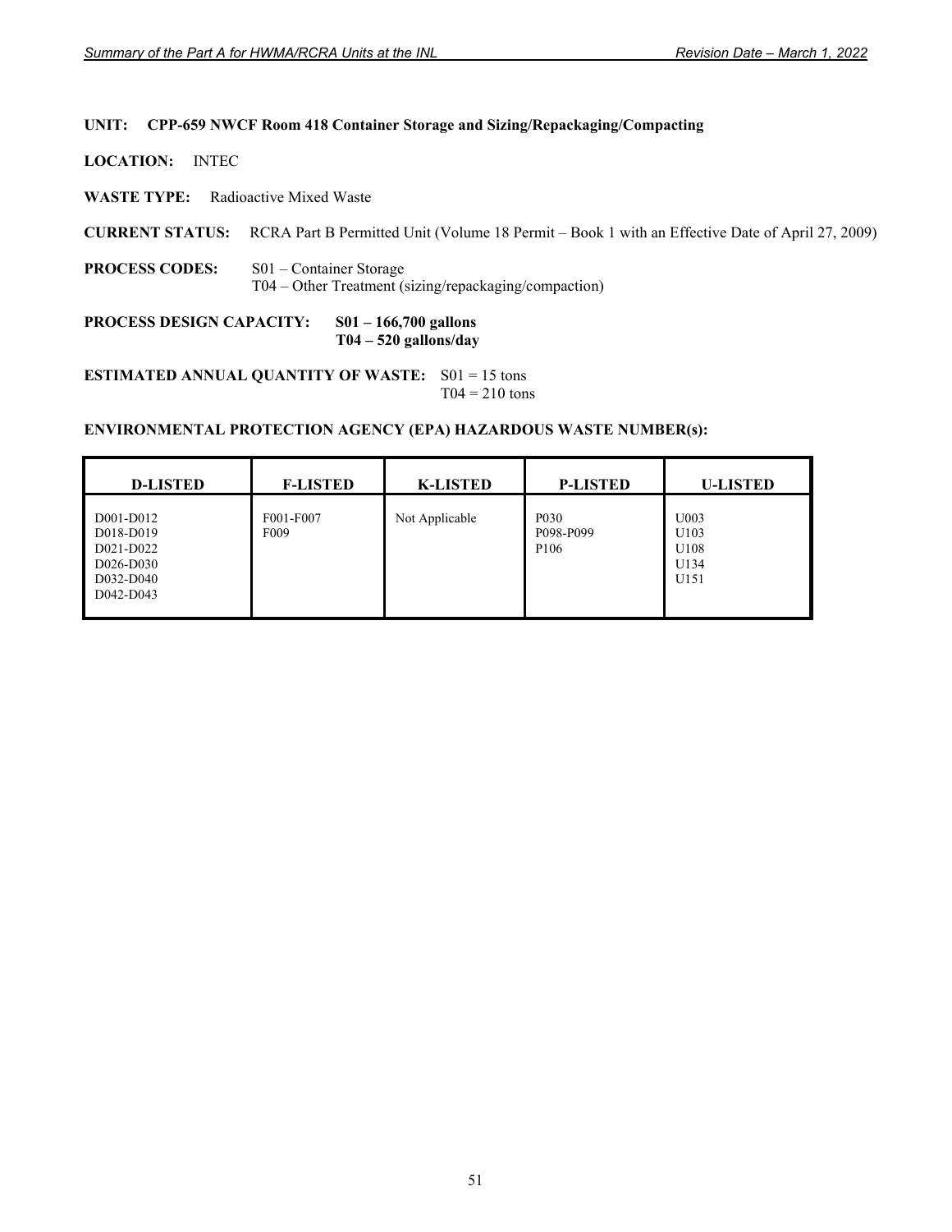**UNIT: CPP-659 NWCF Room 418 Container Storage and Sizing/Repackaging/Compacting**

**LOCATION:** INTEC

**WASTE TYPE:** Radioactive Mixed Waste

**CURRENT STATUS:** RCRA Part B Permitted Unit (Volume 18 Permit – Book 1 with an Effective Date of April 27, 2009)

**PROCESS CODES:** S01 – Container Storage
T04 – Other Treatment (sizing/repackaging/compaction)

**PROCESS DESIGN CAPACITY:** **S01 – 166,700 gallons**
**T04 – 520 gallons/day**

**ESTIMATED ANNUAL QUANTITY OF WASTE:** S01 = 15 tons
T04 = 210 tons

**ENVIRONMENTAL PROTECTION AGENCY (EPA) HAZARDOUS WASTE NUMBER(s):**

| D-LISTED | F-LISTED | K-LISTED | P-LISTED | U-LISTED |
|---|---|---|---|---|
| D001-D012<br>D018-D019<br>D021-D022<br>D026-D030<br>D032-D040<br>D042-D043 | F001-F007<br>F009 | Not Applicable | P030<br>P098-P099<br>P106 | U003<br>U103<br>U108<br>U134<br>U151 |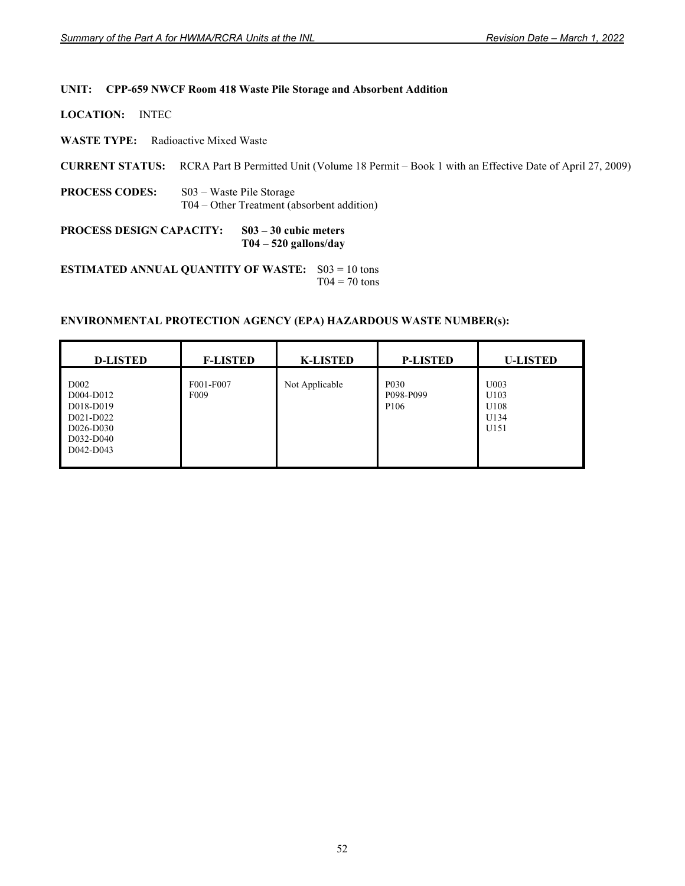**UNIT: CPP-659 NWCF Room 418 Waste Pile Storage and Absorbent Addition**

**LOCATION:** INTEC

**WASTE TYPE:** Radioactive Mixed Waste

**CURRENT STATUS:** RCRA Part B Permitted Unit (Volume 18 Permit – Book 1 with an Effective Date of April 27, 2009)

**PROCESS CODES:** S03 – Waste Pile Storage
T04 – Other Treatment (absorbent addition)

**PROCESS DESIGN CAPACITY:** **S03 – 30 cubic meters**
**T04 – 520 gallons/day**

**ESTIMATED ANNUAL QUANTITY OF WASTE:** S03 = 10 tons
T04 = 70 tons

**ENVIRONMENTAL PROTECTION AGENCY (EPA) HAZARDOUS WASTE NUMBER(s):**

| D-LISTED | F-LISTED | K-LISTED | P-LISTED | U-LISTED |
|---|---|---|---|---|
| D002<br>D004-D012<br>D018-D019<br>D021-D022<br>D026-D030<br>D032-D040<br>D042-D043 | F001-F007<br>F009 | Not Applicable | P030<br>P098-P099<br>P106 | U003<br>U103<br>U108<br>U134<br>U151 |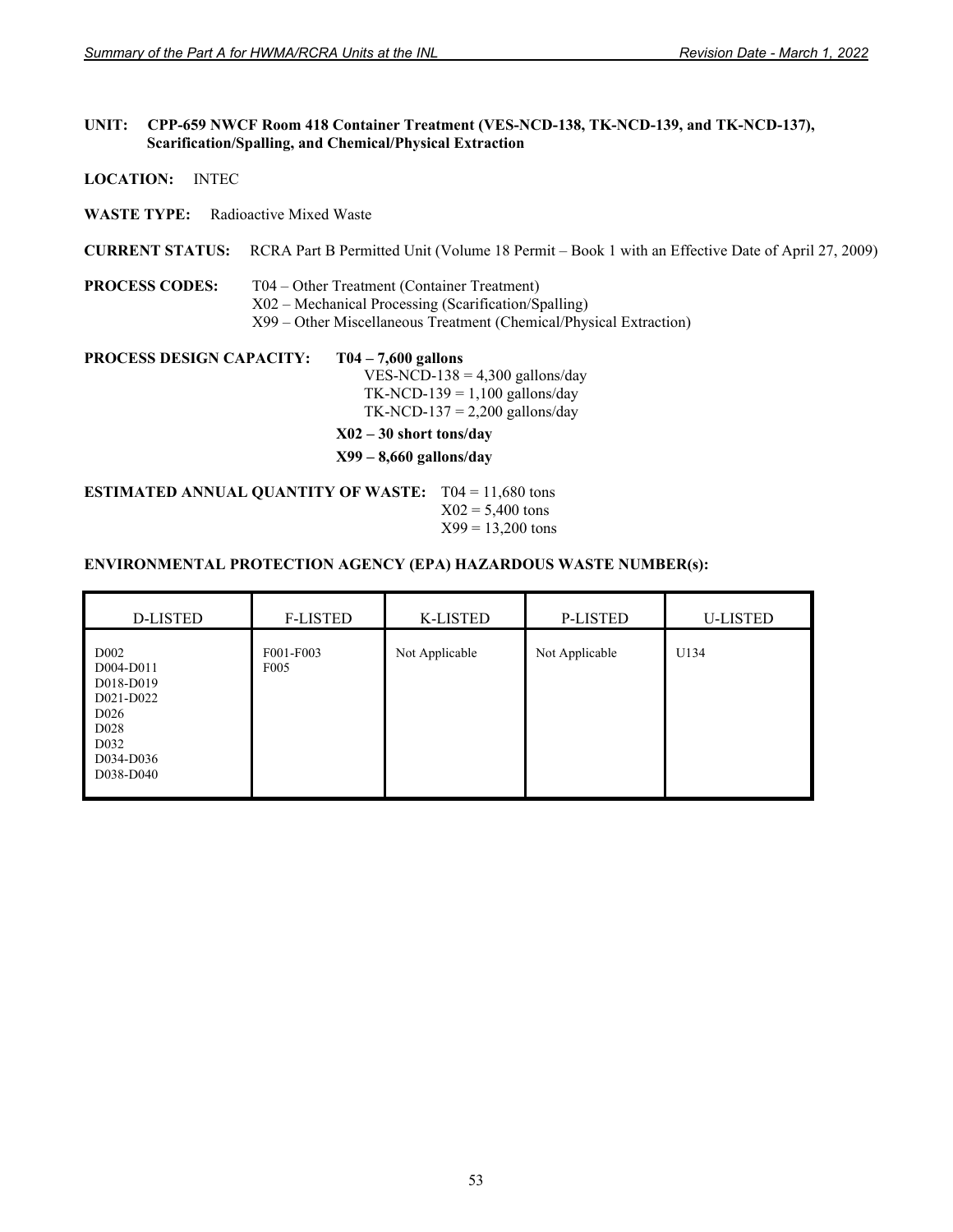**UNIT: CPP-659 NWCF Room 418 Container Treatment (VES-NCD-138, TK-NCD-139, and TK-NCD-137), Scarification/Spalling, and Chemical/Physical Extraction**

**LOCATION:** INTEC

**WASTE TYPE:** Radioactive Mixed Waste

**CURRENT STATUS:** RCRA Part B Permitted Unit (Volume 18 Permit – Book 1 with an Effective Date of April 27, 2009)

**PROCESS CODES:** T04 – Other Treatment (Container Treatment)
X02 – Mechanical Processing (Scarification/Spalling)
X99 – Other Miscellaneous Treatment (Chemical/Physical Extraction)

**PROCESS DESIGN CAPACITY:** **T04 – 7,600 gallons**
VES-NCD-138 = 4,300 gallons/day
TK-NCD-139 = 1,100 gallons/day
TK-NCD-137 = 2,200 gallons/day

**X02 – 30 short tons/day**

**X99 – 8,660 gallons/day**

**ESTIMATED ANNUAL QUANTITY OF WASTE:** T04 = 11,680 tons
X02 = 5,400 tons
X99 = 13,200 tons

**ENVIRONMENTAL PROTECTION AGENCY (EPA) HAZARDOUS WASTE NUMBER(s):**

| D-LISTED | F-LISTED | K-LISTED | P-LISTED | U-LISTED |
|---|---|---|---|---|
| D002<br>D004-D011<br>D018-D019<br>D021-D022<br>D026<br>D028<br>D032<br>D034-D036<br>D038-D040 | F001-F003<br>F005 | Not Applicable | Not Applicable | U134 |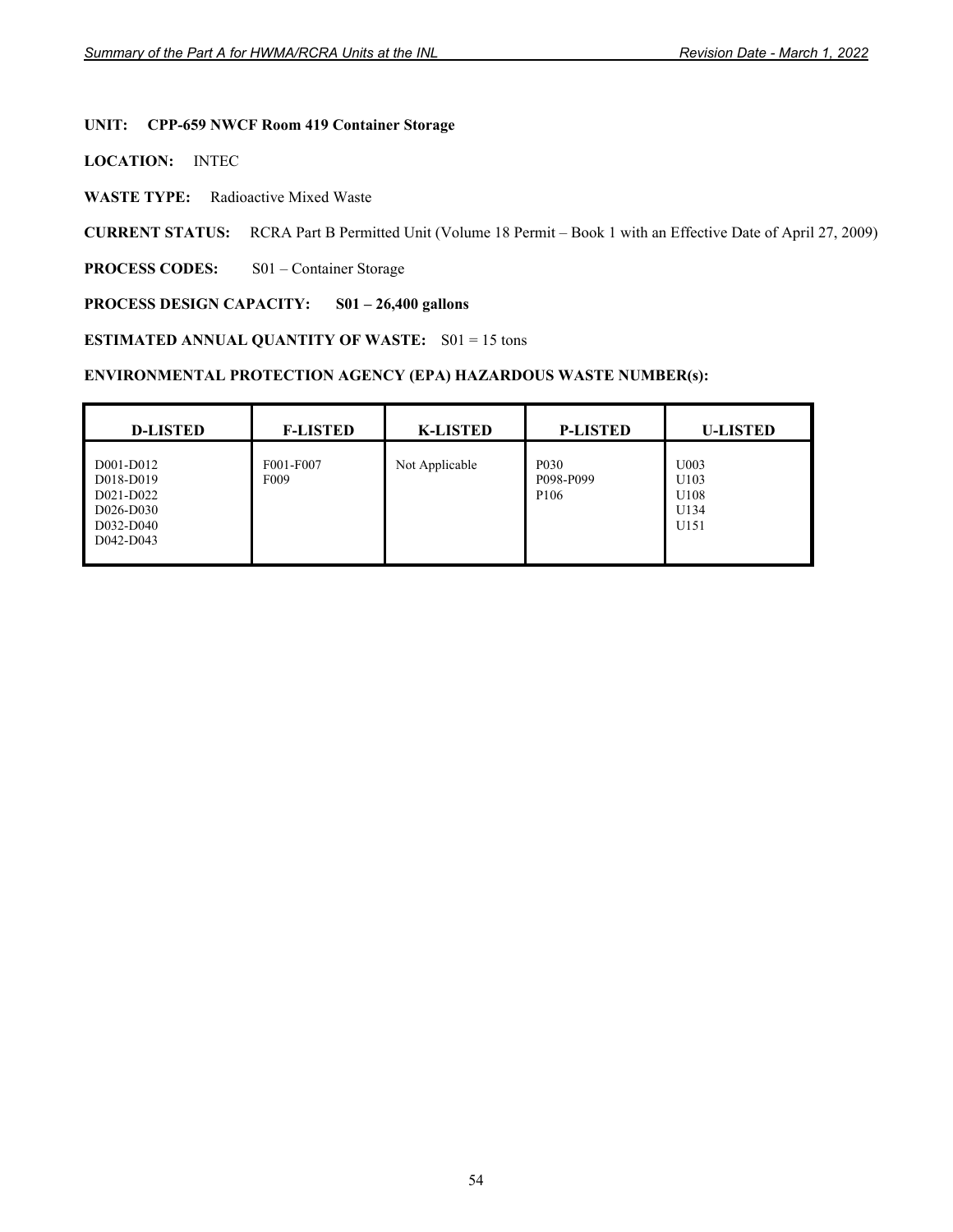**UNIT: CPP-659 NWCF Room 419 Container Storage**

**LOCATION:** INTEC

**WASTE TYPE:** Radioactive Mixed Waste

**CURRENT STATUS:** RCRA Part B Permitted Unit (Volume 18 Permit – Book 1 with an Effective Date of April 27, 2009)

**PROCESS CODES:** S01 – Container Storage

**PROCESS DESIGN CAPACITY: S01 – 26,400 gallons**

**ESTIMATED ANNUAL QUANTITY OF WASTE:** S01 = 15 tons

**ENVIRONMENTAL PROTECTION AGENCY (EPA) HAZARDOUS WASTE NUMBER(s):**

| D-LISTED | F-LISTED | K-LISTED | P-LISTED | U-LISTED |
|---|---|---|---|---|
| D001-D012<br>D018-D019<br>D021-D022<br>D026-D030<br>D032-D040<br>D042-D043 | F001-F007<br>F009 | Not Applicable | P030<br>P098-P099<br>P106 | U003<br>U103<br>U108<br>U134<br>U151 |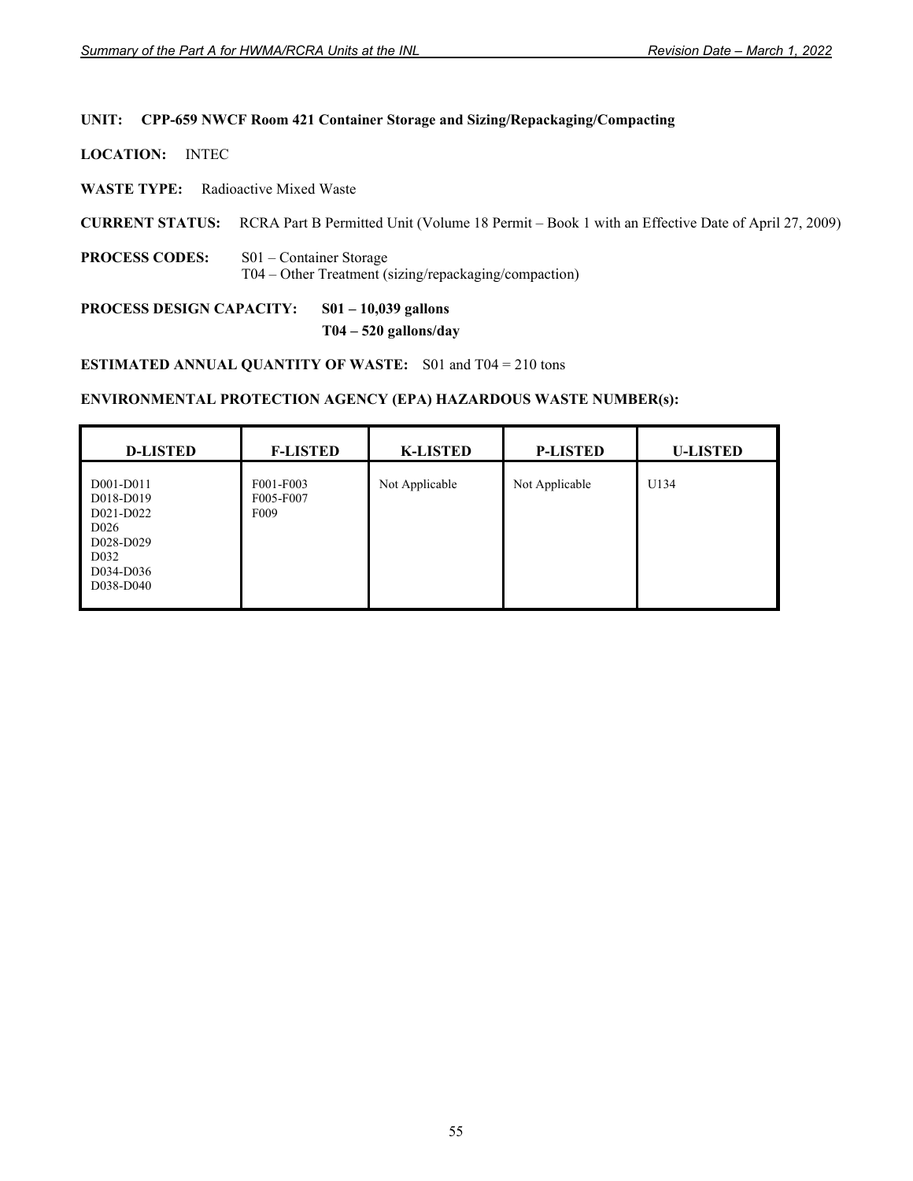**UNIT: CPP-659 NWCF Room 421 Container Storage and Sizing/Repackaging/Compacting**

**LOCATION:** INTEC

**WASTE TYPE:** Radioactive Mixed Waste

**CURRENT STATUS:** RCRA Part B Permitted Unit (Volume 18 Permit – Book 1 with an Effective Date of April 27, 2009)

**PROCESS CODES:** S01 – Container Storage
T04 – Other Treatment (sizing/repackaging/compaction)

**PROCESS DESIGN CAPACITY:** **S01 – 10,039 gallons**
**T04 – 520 gallons/day**

**ESTIMATED ANNUAL QUANTITY OF WASTE:** S01 and T04 = 210 tons

**ENVIRONMENTAL PROTECTION AGENCY (EPA) HAZARDOUS WASTE NUMBER(s):**

| D-LISTED | F-LISTED | K-LISTED | P-LISTED | U-LISTED |
|---|---|---|---|---|
| D001-D011<br>D018-D019<br>D021-D022<br>D026<br>D028-D029<br>D032<br>D034-D036<br>D038-D040 | F001-F003<br>F005-F007<br>F009 | Not Applicable | Not Applicable | U134 |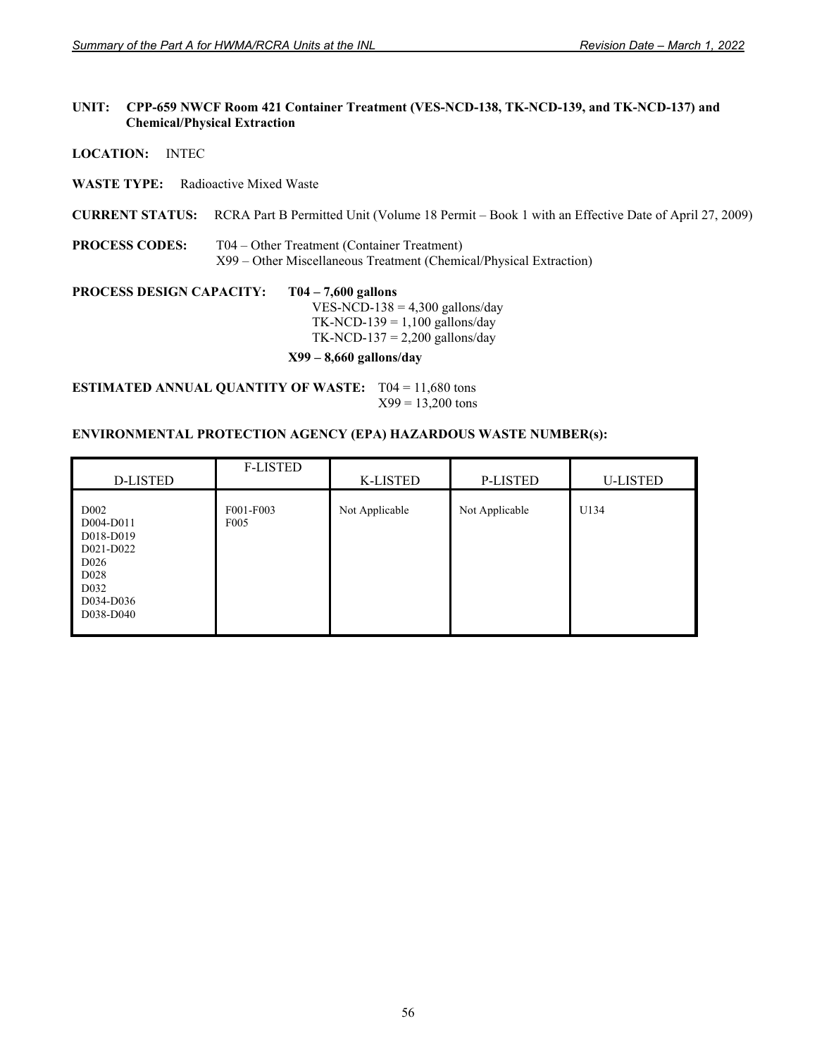**UNIT: CPP-659 NWCF Room 421 Container Treatment (VES-NCD-138, TK-NCD-139, and TK-NCD-137) and Chemical/Physical Extraction**

**LOCATION:** INTEC

**WASTE TYPE:** Radioactive Mixed Waste

**CURRENT STATUS:** RCRA Part B Permitted Unit (Volume 18 Permit – Book 1 with an Effective Date of April 27, 2009)

**PROCESS CODES:** T04 – Other Treatment (Container Treatment)
X99 – Other Miscellaneous Treatment (Chemical/Physical Extraction)

**PROCESS DESIGN CAPACITY:** **T04 – 7,600 gallons**
VES-NCD-138 = 4,300 gallons/day
TK-NCD-139 = 1,100 gallons/day
TK-NCD-137 = 2,200 gallons/day

**X99 – 8,660 gallons/day**

**ESTIMATED ANNUAL QUANTITY OF WASTE:** T04 = 11,680 tons
X99 = 13,200 tons

**ENVIRONMENTAL PROTECTION AGENCY (EPA) HAZARDOUS WASTE NUMBER(s):**

| D-LISTED | F-LISTED | K-LISTED | P-LISTED | U-LISTED |
|---|---|---|---|---|
| D002<br>D004-D011<br>D018-D019<br>D021-D022<br>D026<br>D028<br>D032<br>D034-D036<br>D038-D040 | F001-F003<br>F005 | Not Applicable | Not Applicable | U134 |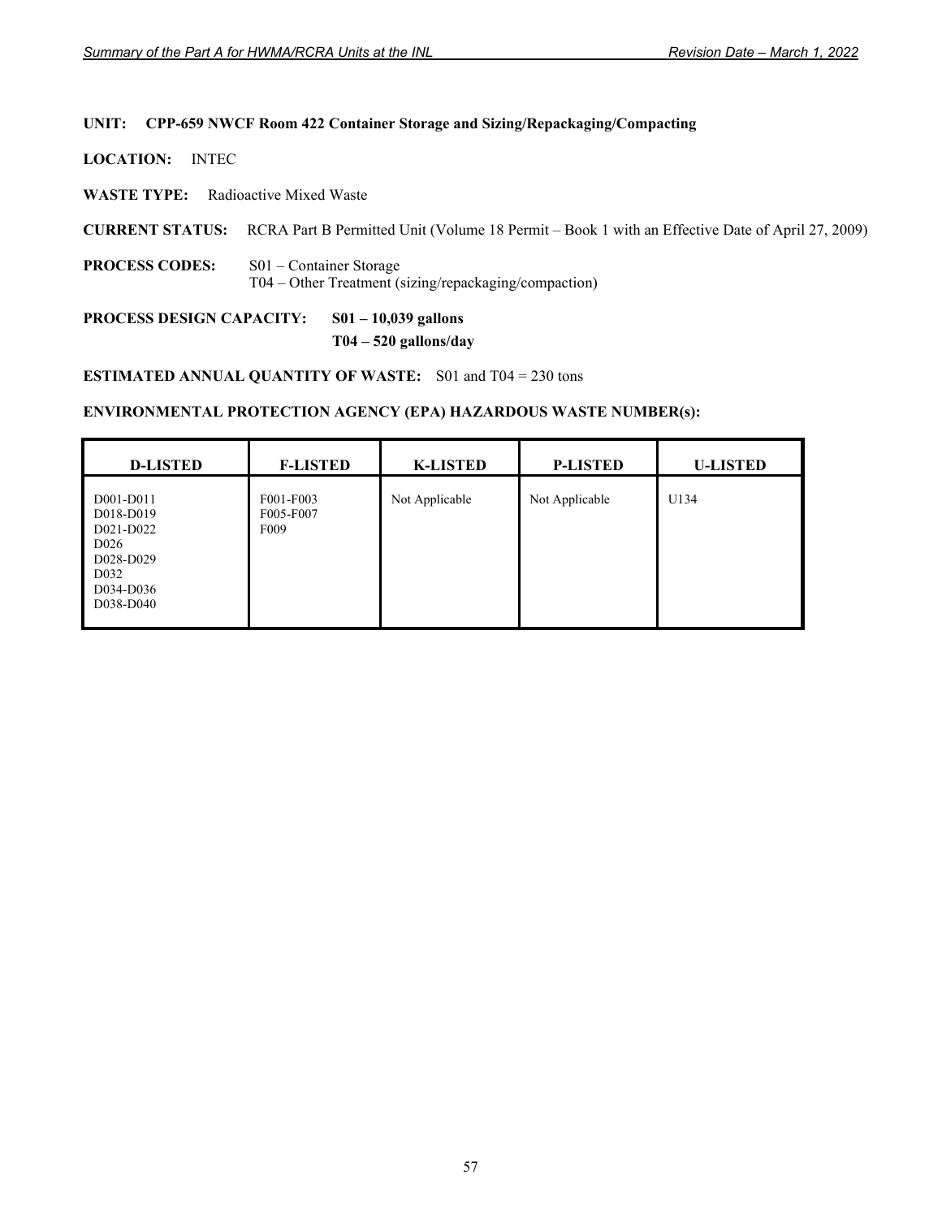**UNIT: CPP-659 NWCF Room 422 Container Storage and Sizing/Repackaging/Compacting**

**LOCATION:** INTEC

**WASTE TYPE:** Radioactive Mixed Waste

**CURRENT STATUS:** RCRA Part B Permitted Unit (Volume 18 Permit – Book 1 with an Effective Date of April 27, 2009)

**PROCESS CODES:** S01 – Container Storage
T04 – Other Treatment (sizing/repackaging/compaction)

**PROCESS DESIGN CAPACITY: S01 – 10,039 gallons**
**T04 – 520 gallons/day**

**ESTIMATED ANNUAL QUANTITY OF WASTE:** S01 and T04 = 230 tons

**ENVIRONMENTAL PROTECTION AGENCY (EPA) HAZARDOUS WASTE NUMBER(s):**

| D-LISTED | F-LISTED | K-LISTED | P-LISTED | U-LISTED |
|---|---|---|---|---|
| D001-D011<br>D018-D019<br>D021-D022<br>D026<br>D028-D029<br>D032<br>D034-D036<br>D038-D040 | F001-F003<br>F005-F007<br>F009 | Not Applicable | Not Applicable | U134 |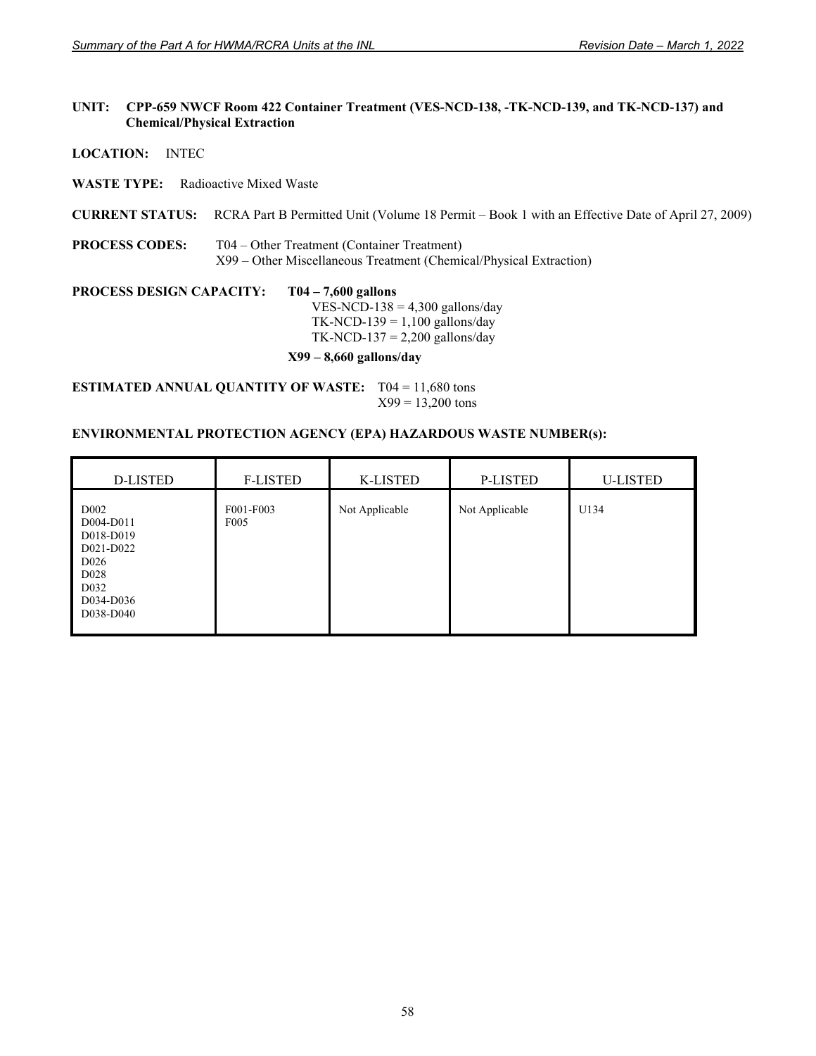**UNIT: CPP-659 NWCF Room 422 Container Treatment (VES-NCD-138, -TK-NCD-139, and TK-NCD-137) and Chemical/Physical Extraction**

**LOCATION:** INTEC

**WASTE TYPE:** Radioactive Mixed Waste

**CURRENT STATUS:** RCRA Part B Permitted Unit (Volume 18 Permit – Book 1 with an Effective Date of April 27, 2009)

**PROCESS CODES:** T04 – Other Treatment (Container Treatment)
X99 – Other Miscellaneous Treatment (Chemical/Physical Extraction)

**PROCESS DESIGN CAPACITY:** **T04 – 7,600 gallons**
VES-NCD-138 = 4,300 gallons/day
TK-NCD-139 = 1,100 gallons/day
TK-NCD-137 = 2,200 gallons/day

**X99 – 8,660 gallons/day**

**ESTIMATED ANNUAL QUANTITY OF WASTE:** T04 = 11,680 tons
X99 = 13,200 tons

**ENVIRONMENTAL PROTECTION AGENCY (EPA) HAZARDOUS WASTE NUMBER(s):**

| D-LISTED | F-LISTED | K-LISTED | P-LISTED | U-LISTED |
|---|---|---|---|---|
| D002<br>D004-D011<br>D018-D019<br>D021-D022<br>D026<br>D028<br>D032<br>D034-D036<br>D038-D040 | F001-F003<br>F005 | Not Applicable | Not Applicable | U134 |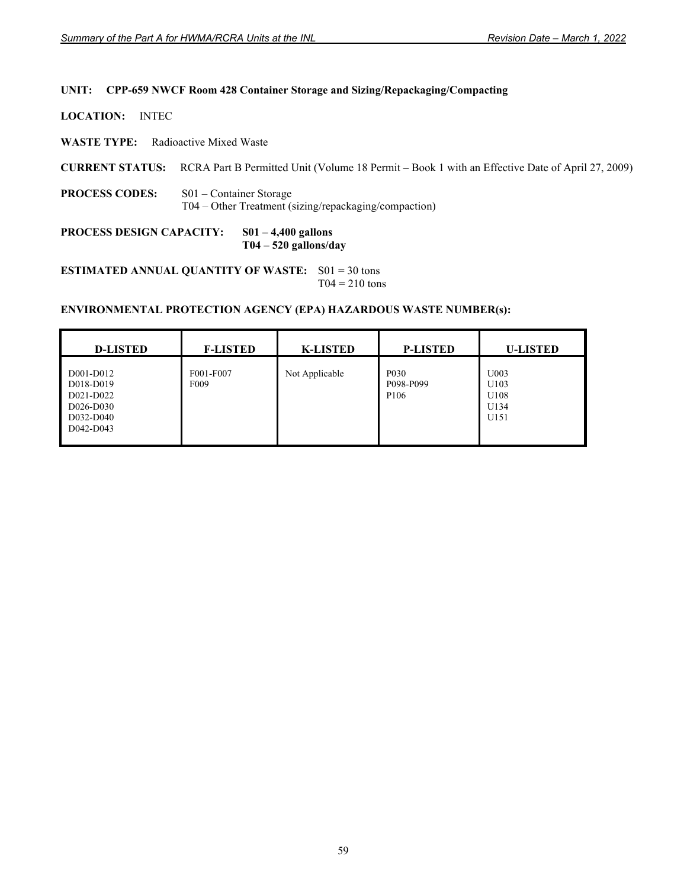**UNIT: CPP-659 NWCF Room 428 Container Storage and Sizing/Repackaging/Compacting**

**LOCATION:** INTEC

**WASTE TYPE:** Radioactive Mixed Waste

**CURRENT STATUS:** RCRA Part B Permitted Unit (Volume 18 Permit – Book 1 with an Effective Date of April 27, 2009)

**PROCESS CODES:** S01 – Container Storage
T04 – Other Treatment (sizing/repackaging/compaction)

**PROCESS DESIGN CAPACITY: S01 – 4,400 gallons**
**T04 – 520 gallons/day**

**ESTIMATED ANNUAL QUANTITY OF WASTE:** S01 = 30 tons
T04 = 210 tons

**ENVIRONMENTAL PROTECTION AGENCY (EPA) HAZARDOUS WASTE NUMBER(s):**

| D-LISTED | F-LISTED | K-LISTED | P-LISTED | U-LISTED |
|---|---|---|---|---|
| D001-D012<br>D018-D019<br>D021-D022<br>D026-D030<br>D032-D040<br>D042-D043 | F001-F007<br>F009 | Not Applicable | P030<br>P098-P099<br>P106 | U003<br>U103<br>U108<br>U134<br>U151 |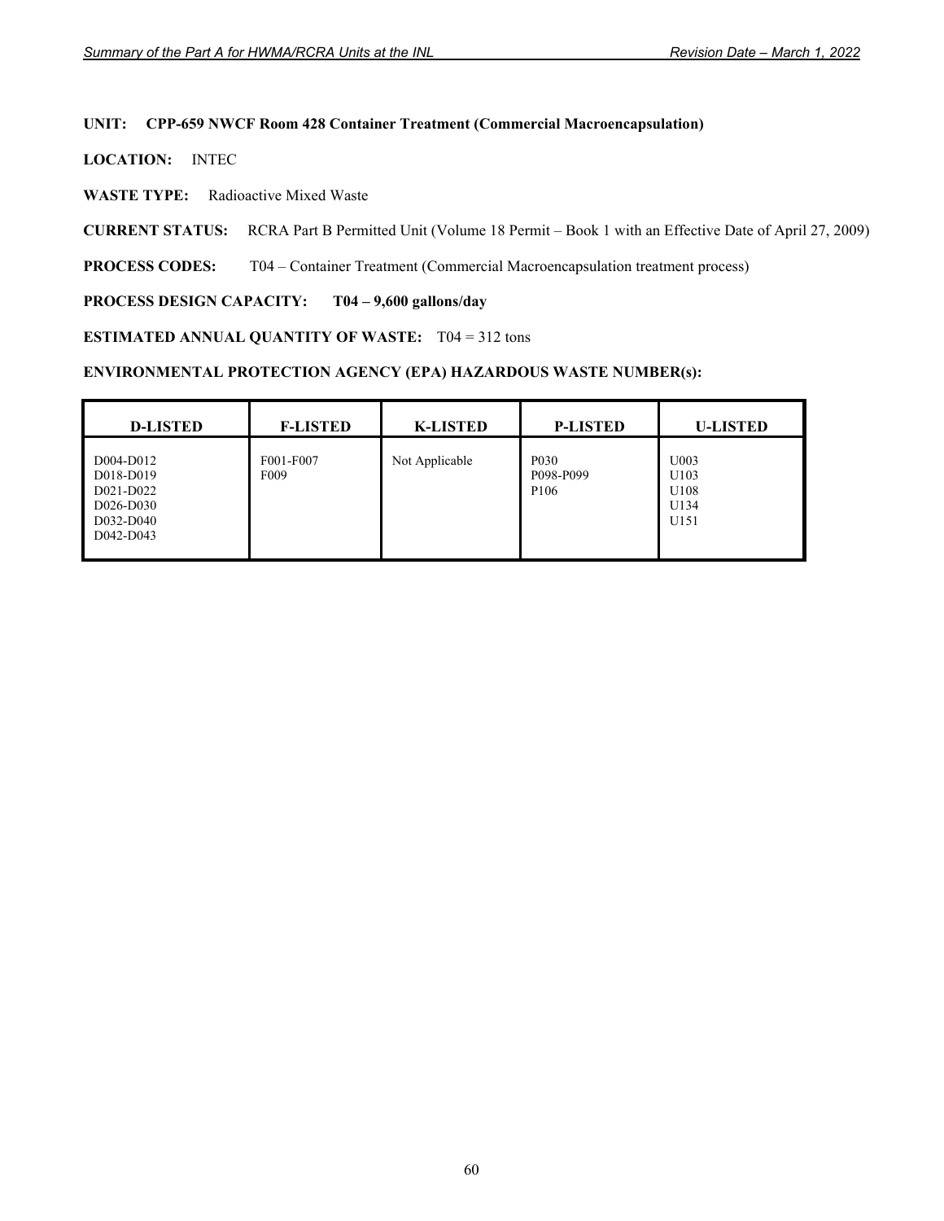**UNIT:** **CPP-659 NWCF Room 428 Container Treatment (Commercial Macroencapsulation)**

**LOCATION:** INTEC

**WASTE TYPE:** Radioactive Mixed Waste

**CURRENT STATUS:** RCRA Part B Permitted Unit (Volume 18 Permit – Book 1 with an Effective Date of April 27, 2009)

**PROCESS CODES:** T04 – Container Treatment (Commercial Macroencapsulation treatment process)

**PROCESS DESIGN CAPACITY:** **T04 – 9,600 gallons/day**

**ESTIMATED ANNUAL QUANTITY OF WASTE:** T04 = 312 tons

**ENVIRONMENTAL PROTECTION AGENCY (EPA) HAZARDOUS WASTE NUMBER(s):**

| D-LISTED | F-LISTED | K-LISTED | P-LISTED | U-LISTED |
|---|---|---|---|---|
| D004-D012<br>D018-D019<br>D021-D022<br>D026-D030<br>D032-D040<br>D042-D043 | F001-F007<br>F009 | Not Applicable | P030<br>P098-P099<br>P106 | U003<br>U103<br>U108<br>U134<br>U151 |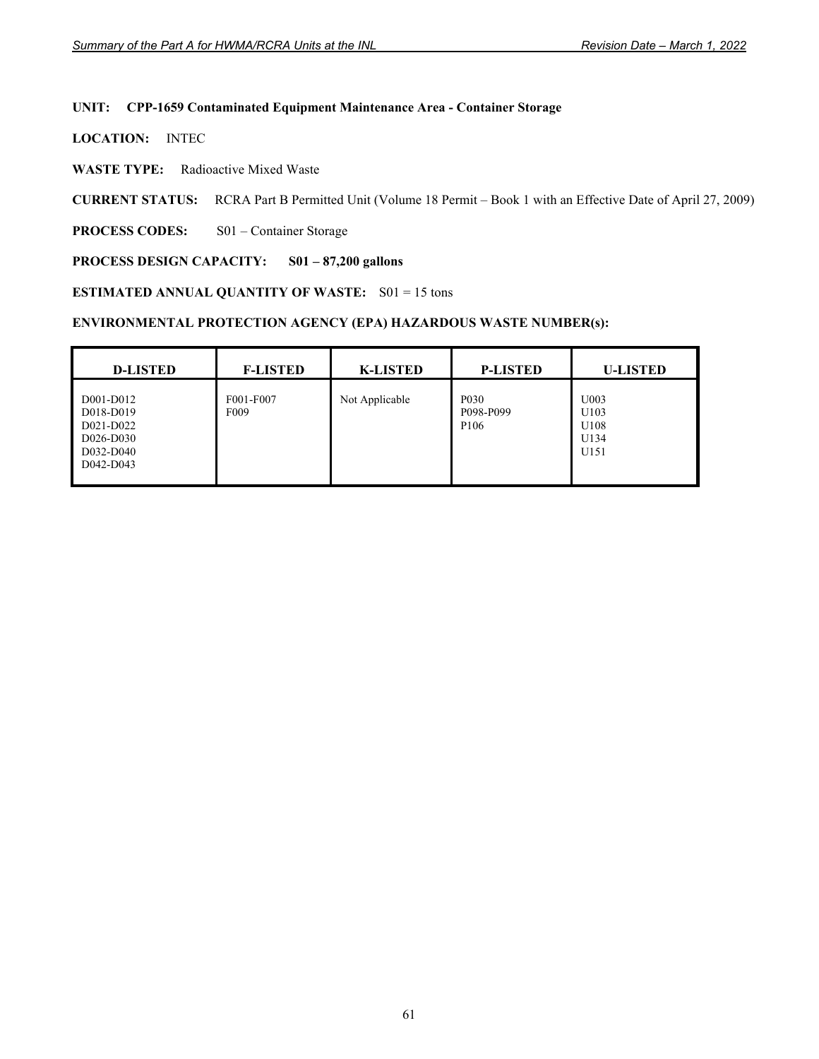**UNIT: CPP-1659 Contaminated Equipment Maintenance Area - Container Storage**

**LOCATION:** INTEC

**WASTE TYPE:** Radioactive Mixed Waste

**CURRENT STATUS:** RCRA Part B Permitted Unit (Volume 18 Permit – Book 1 with an Effective Date of April 27, 2009)

**PROCESS CODES:** S01 – Container Storage

**PROCESS DESIGN CAPACITY: S01 – 87,200 gallons**

**ESTIMATED ANNUAL QUANTITY OF WASTE:** S01 = 15 tons

**ENVIRONMENTAL PROTECTION AGENCY (EPA) HAZARDOUS WASTE NUMBER(s):**

| D-LISTED | F-LISTED | K-LISTED | P-LISTED | U-LISTED |
|---|---|---|---|---|
| D001-D012<br>D018-D019<br>D021-D022<br>D026-D030<br>D032-D040<br>D042-D043 | F001-F007<br>F009 | Not Applicable | P030<br>P098-P099<br>P106 | U003<br>U103<br>U108<br>U134<br>U151 |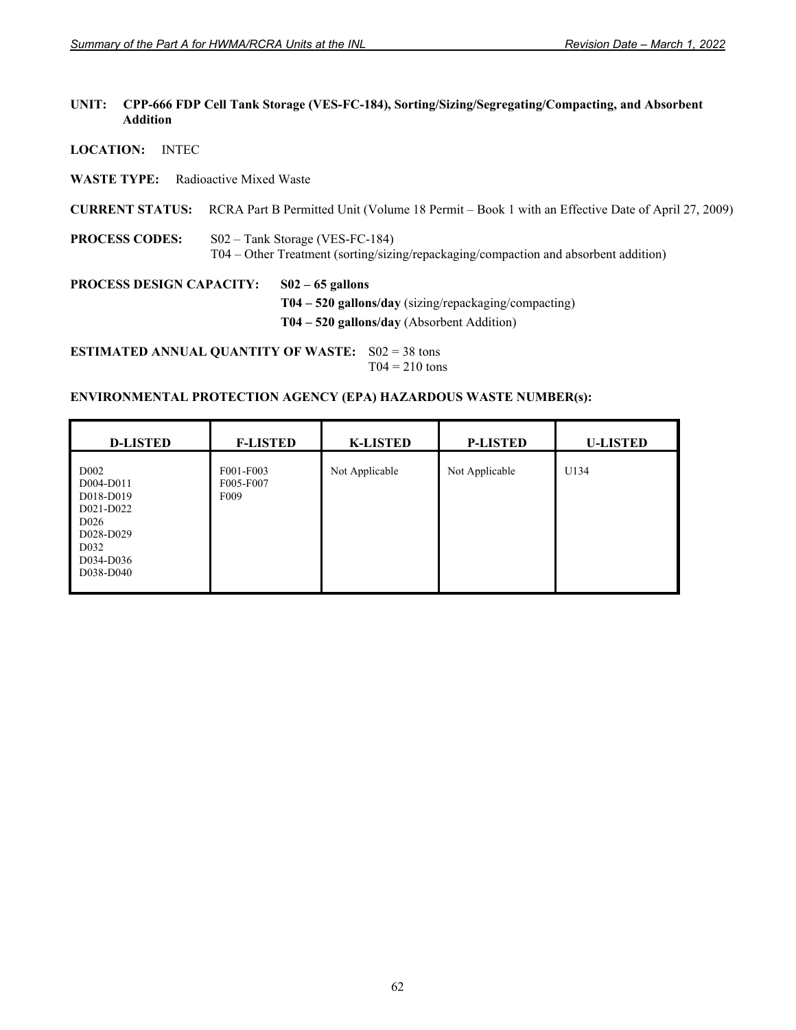**UNIT:** **CPP-666 FDP Cell Tank Storage (VES-FC-184), Sorting/Sizing/Segregating/Compacting, and Absorbent Addition**

**LOCATION:** INTEC

**WASTE TYPE:** Radioactive Mixed Waste

**CURRENT STATUS:** RCRA Part B Permitted Unit (Volume 18 Permit – Book 1 with an Effective Date of April 27, 2009)

**PROCESS CODES:** S02 – Tank Storage (VES-FC-184)
T04 – Other Treatment (sorting/sizing/repackaging/compaction and absorbent addition)

**PROCESS DESIGN CAPACITY:** **S02 – 65 gallons**
**T04 – 520 gallons/day** (sizing/repackaging/compacting)
**T04 – 520 gallons/day** (Absorbent Addition)

**ESTIMATED ANNUAL QUANTITY OF WASTE:** S02 = 38 tons
T04 = 210 tons

**ENVIRONMENTAL PROTECTION AGENCY (EPA) HAZARDOUS WASTE NUMBER(s):**

| D-LISTED | F-LISTED | K-LISTED | P-LISTED | U-LISTED |
|---|---|---|---|---|
| D002<br>D004-D011<br>D018-D019<br>D021-D022<br>D026<br>D028-D029<br>D032<br>D034-D036<br>D038-D040 | F001-F003<br>F005-F007<br>F009 | Not Applicable | Not Applicable | U134 |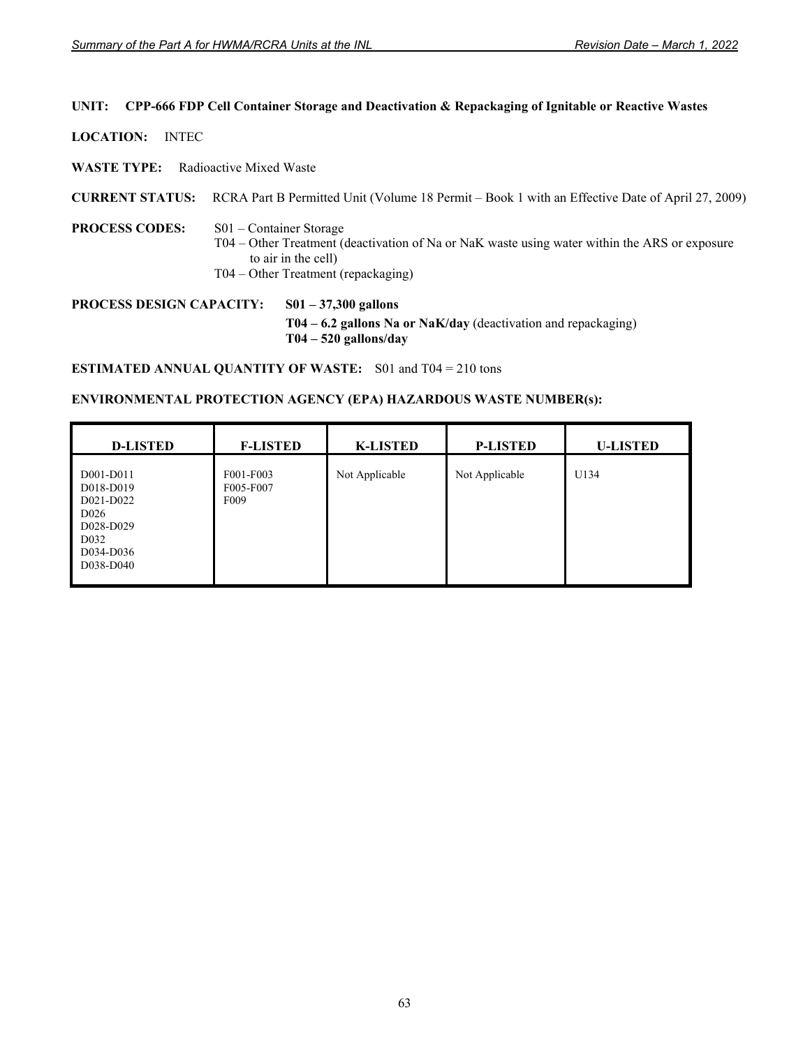**UNIT: CPP-666 FDP Cell Container Storage and Deactivation & Repackaging of Ignitable or Reactive Wastes**

**LOCATION:** INTEC

**WASTE TYPE:** Radioactive Mixed Waste

**CURRENT STATUS:** RCRA Part B Permitted Unit (Volume 18 Permit – Book 1 with an Effective Date of April 27, 2009)

**PROCESS CODES:**
- S01 – Container Storage
- T04 – Other Treatment (deactivation of Na or NaK waste using water within the ARS or exposure to air in the cell)
- T04 – Other Treatment (repackaging)

**PROCESS DESIGN CAPACITY:**
- **S01 – 37,300 gallons**
- **T04 – 6.2 gallons Na or NaK/day** (deactivation and repackaging)
- **T04 – 520 gallons/day**

**ESTIMATED ANNUAL QUANTITY OF WASTE:** S01 and T04 = 210 tons

**ENVIRONMENTAL PROTECTION AGENCY (EPA) HAZARDOUS WASTE NUMBER(s):**

| D-LISTED | F-LISTED | K-LISTED | P-LISTED | U-LISTED |
|---|---|---|---|---|
| D001-D011<br>D018-D019<br>D021-D022<br>D026<br>D028-D029<br>D032<br>D034-D036<br>D038-D040 | F001-F003<br>F005-F007<br>F009 | Not Applicable | Not Applicable | U134 |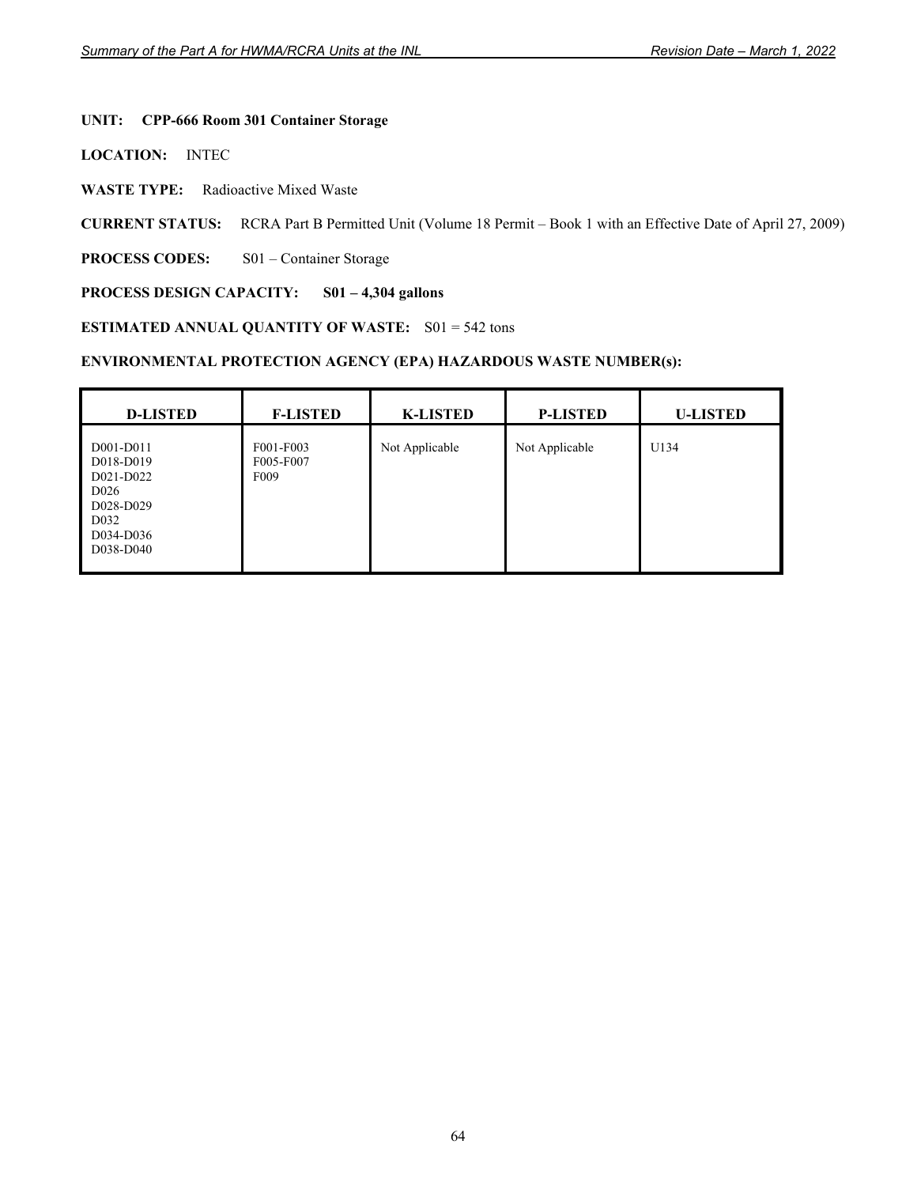**UNIT: CPP-666 Room 301 Container Storage**

**LOCATION:** INTEC

**WASTE TYPE:** Radioactive Mixed Waste

**CURRENT STATUS:** RCRA Part B Permitted Unit (Volume 18 Permit – Book 1 with an Effective Date of April 27, 2009)

**PROCESS CODES:** S01 – Container Storage

**PROCESS DESIGN CAPACITY: S01 – 4,304 gallons**

**ESTIMATED ANNUAL QUANTITY OF WASTE:** S01 = 542 tons

**ENVIRONMENTAL PROTECTION AGENCY (EPA) HAZARDOUS WASTE NUMBER(s):**

| D-LISTED | F-LISTED | K-LISTED | P-LISTED | U-LISTED |
|---|---|---|---|---|
| D001-D011<br>D018-D019<br>D021-D022<br>D026<br>D028-D029<br>D032<br>D034-D036<br>D038-D040 | F001-F003<br>F005-F007<br>F009 | Not Applicable | Not Applicable | U134 |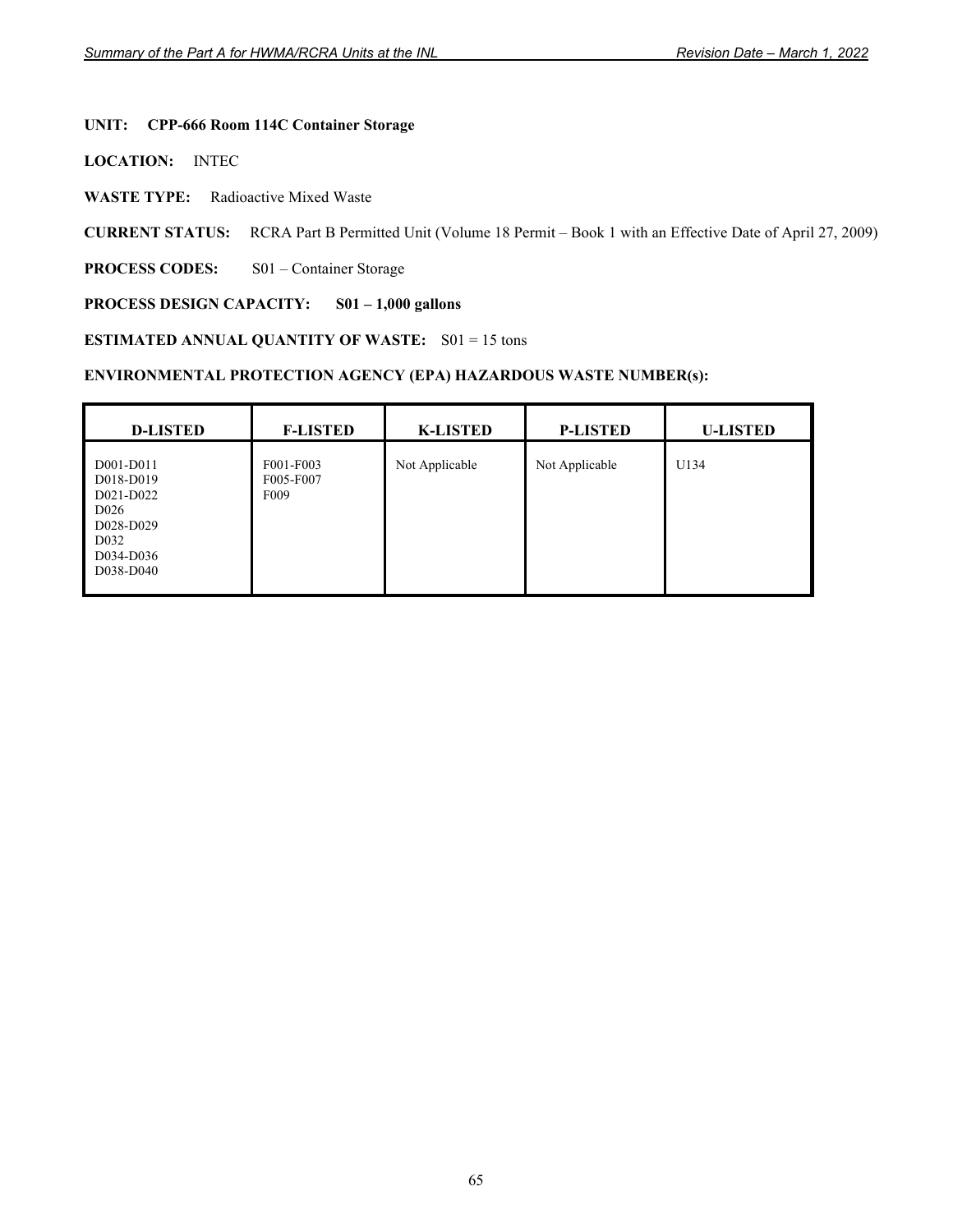**UNIT: CPP-666 Room 114C Container Storage**

**LOCATION:** INTEC

**WASTE TYPE:** Radioactive Mixed Waste

**CURRENT STATUS:** RCRA Part B Permitted Unit (Volume 18 Permit – Book 1 with an Effective Date of April 27, 2009)

**PROCESS CODES:** S01 – Container Storage

**PROCESS DESIGN CAPACITY: S01 – 1,000 gallons**

**ESTIMATED ANNUAL QUANTITY OF WASTE:** S01 = 15 tons

**ENVIRONMENTAL PROTECTION AGENCY (EPA) HAZARDOUS WASTE NUMBER(s):**

| D-LISTED | F-LISTED | K-LISTED | P-LISTED | U-LISTED |
|---|---|---|---|---|
| D001-D011<br>D018-D019<br>D021-D022<br>D026<br>D028-D029<br>D032<br>D034-D036<br>D038-D040 | F001-F003<br>F005-F007<br>F009 | Not Applicable | Not Applicable | U134 |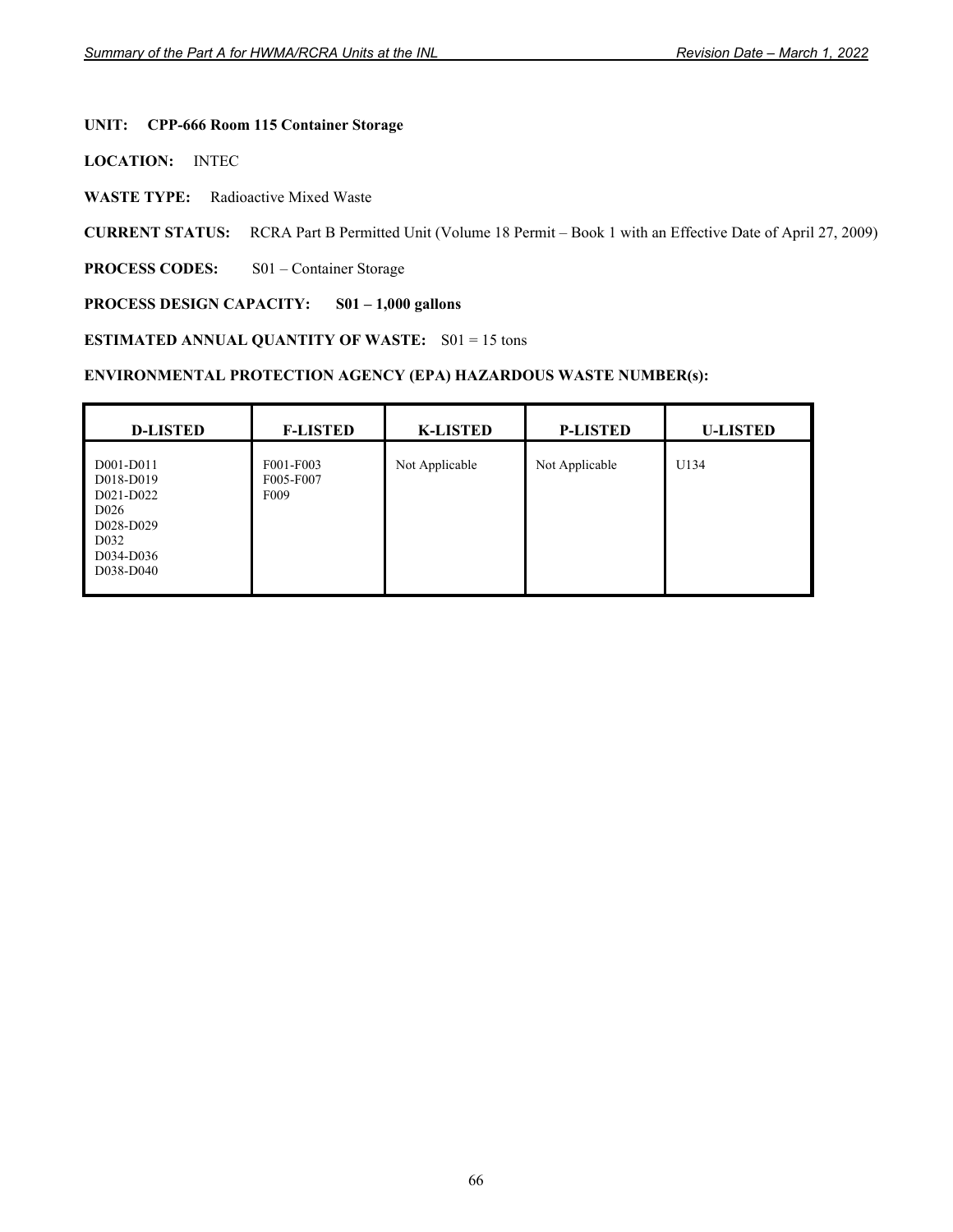**UNIT: CPP-666 Room 115 Container Storage**

**LOCATION:** INTEC

**WASTE TYPE:** Radioactive Mixed Waste

**CURRENT STATUS:** RCRA Part B Permitted Unit (Volume 18 Permit – Book 1 with an Effective Date of April 27, 2009)

**PROCESS CODES:** S01 – Container Storage

**PROCESS DESIGN CAPACITY: S01 – 1,000 gallons**

**ESTIMATED ANNUAL QUANTITY OF WASTE:** S01 = 15 tons

**ENVIRONMENTAL PROTECTION AGENCY (EPA) HAZARDOUS WASTE NUMBER(s):**

| D-LISTED | F-LISTED | K-LISTED | P-LISTED | U-LISTED |
|---|---|---|---|---|
| D001-D011<br>D018-D019<br>D021-D022<br>D026<br>D028-D029<br>D032<br>D034-D036<br>D038-D040 | F001-F003<br>F005-F007<br>F009 | Not Applicable | Not Applicable | U134 |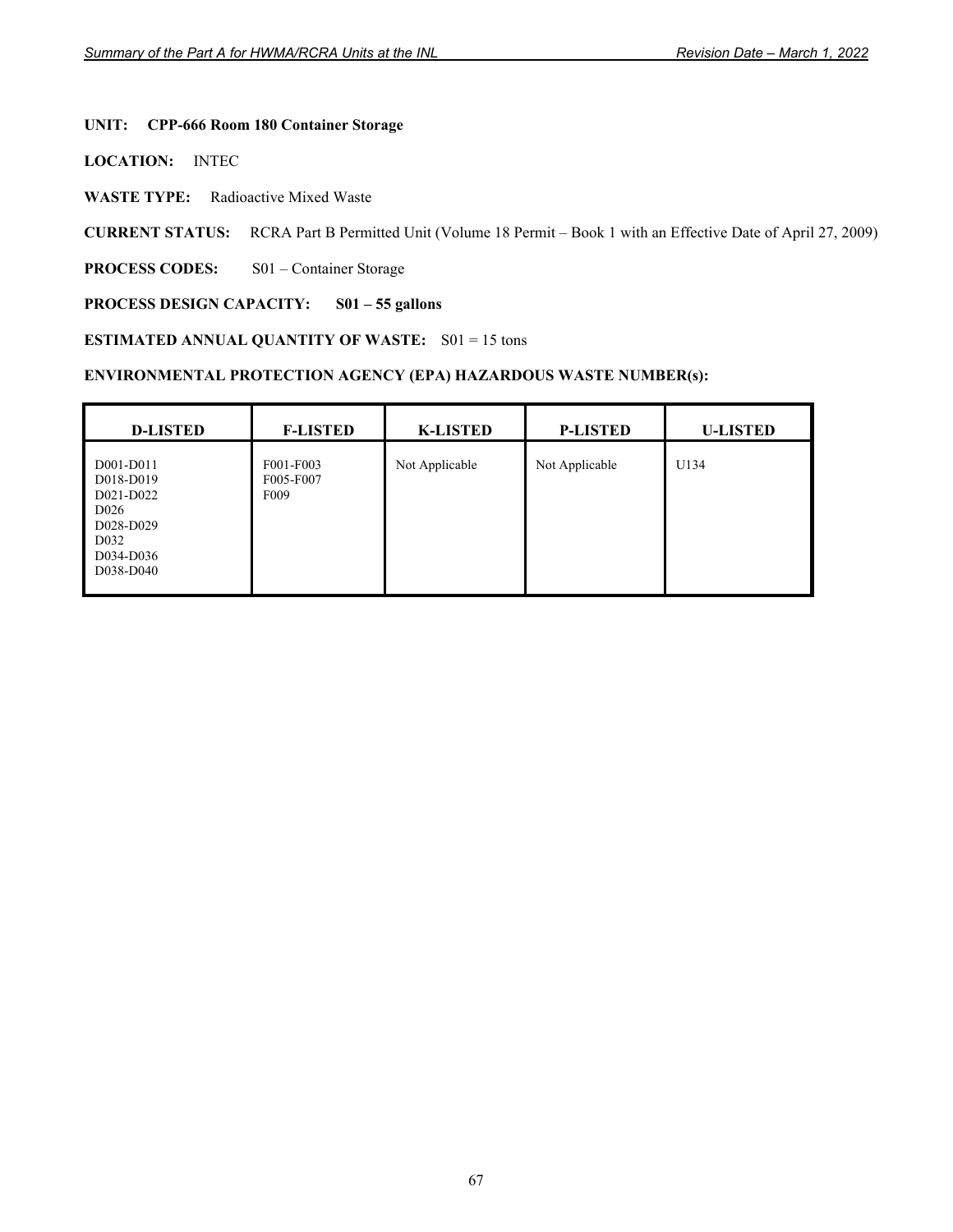**UNIT: CPP-666 Room 180 Container Storage**

**LOCATION:** INTEC

**WASTE TYPE:** Radioactive Mixed Waste

**CURRENT STATUS:** RCRA Part B Permitted Unit (Volume 18 Permit – Book 1 with an Effective Date of April 27, 2009)

**PROCESS CODES:** S01 – Container Storage

**PROCESS DESIGN CAPACITY: S01 – 55 gallons**

**ESTIMATED ANNUAL QUANTITY OF WASTE:** S01 = 15 tons

**ENVIRONMENTAL PROTECTION AGENCY (EPA) HAZARDOUS WASTE NUMBER(s):**

| D-LISTED | F-LISTED | K-LISTED | P-LISTED | U-LISTED |
|---|---|---|---|---|
| D001-D011<br>D018-D019<br>D021-D022<br>D026<br>D028-D029<br>D032<br>D034-D036<br>D038-D040 | F001-F003<br>F005-F007<br>F009 | Not Applicable | Not Applicable | U134 |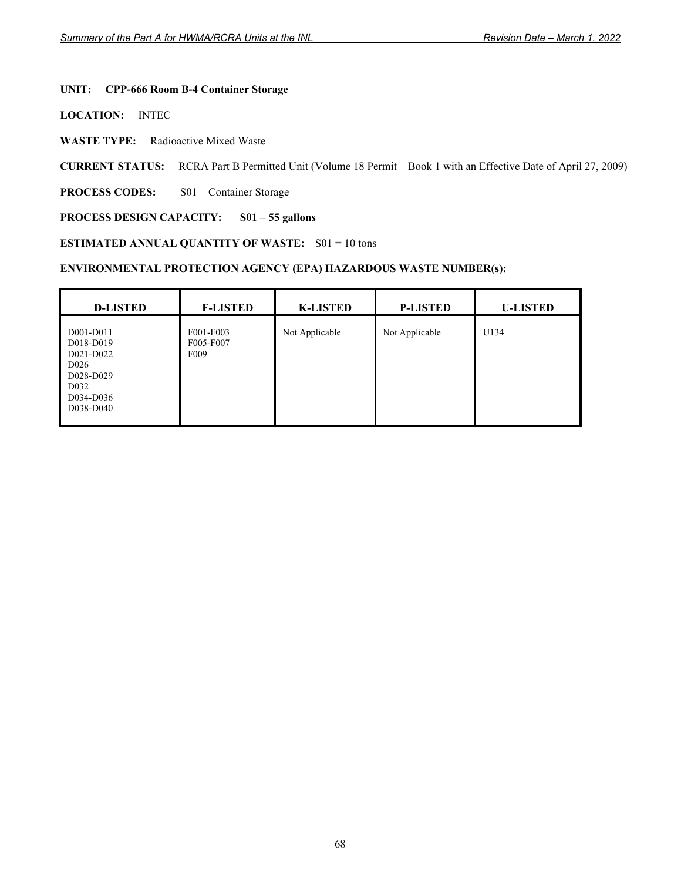**UNIT: CPP-666 Room B-4 Container Storage**

**LOCATION:** INTEC

**WASTE TYPE:** Radioactive Mixed Waste

**CURRENT STATUS:** RCRA Part B Permitted Unit (Volume 18 Permit – Book 1 with an Effective Date of April 27, 2009)

**PROCESS CODES:** S01 – Container Storage

**PROCESS DESIGN CAPACITY: S01 – 55 gallons**

**ESTIMATED ANNUAL QUANTITY OF WASTE:** S01 = 10 tons

**ENVIRONMENTAL PROTECTION AGENCY (EPA) HAZARDOUS WASTE NUMBER(s):**

| D-LISTED | F-LISTED | K-LISTED | P-LISTED | U-LISTED |
|---|---|---|---|---|
| D001-D011<br>D018-D019<br>D021-D022<br>D026<br>D028-D029<br>D032<br>D034-D036<br>D038-D040 | F001-F003<br>F005-F007<br>F009 | Not Applicable | Not Applicable | U134 |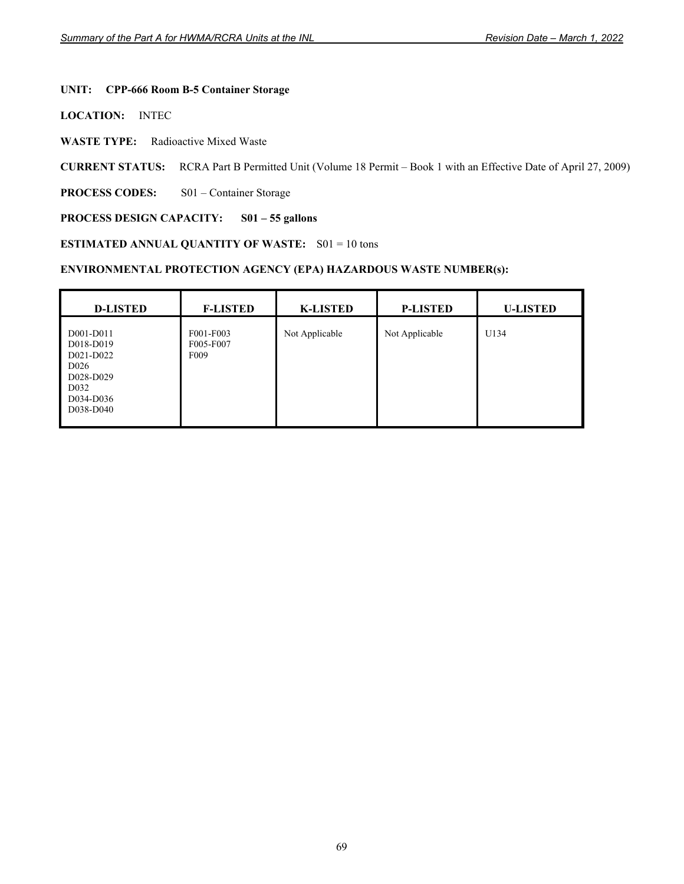**UNIT: CPP-666 Room B-5 Container Storage**

**LOCATION:** INTEC

**WASTE TYPE:** Radioactive Mixed Waste

**CURRENT STATUS:** RCRA Part B Permitted Unit (Volume 18 Permit – Book 1 with an Effective Date of April 27, 2009)

**PROCESS CODES:** S01 – Container Storage

**PROCESS DESIGN CAPACITY: S01 – 55 gallons**

**ESTIMATED ANNUAL QUANTITY OF WASTE:** S01 = 10 tons

**ENVIRONMENTAL PROTECTION AGENCY (EPA) HAZARDOUS WASTE NUMBER(s):**

| D-LISTED | F-LISTED | K-LISTED | P-LISTED | U-LISTED |
|---|---|---|---|---|
| D001-D011<br>D018-D019<br>D021-D022<br>D026<br>D028-D029<br>D032<br>D034-D036<br>D038-D040 | F001-F003<br>F005-F007<br>F009 | Not Applicable | Not Applicable | U134 |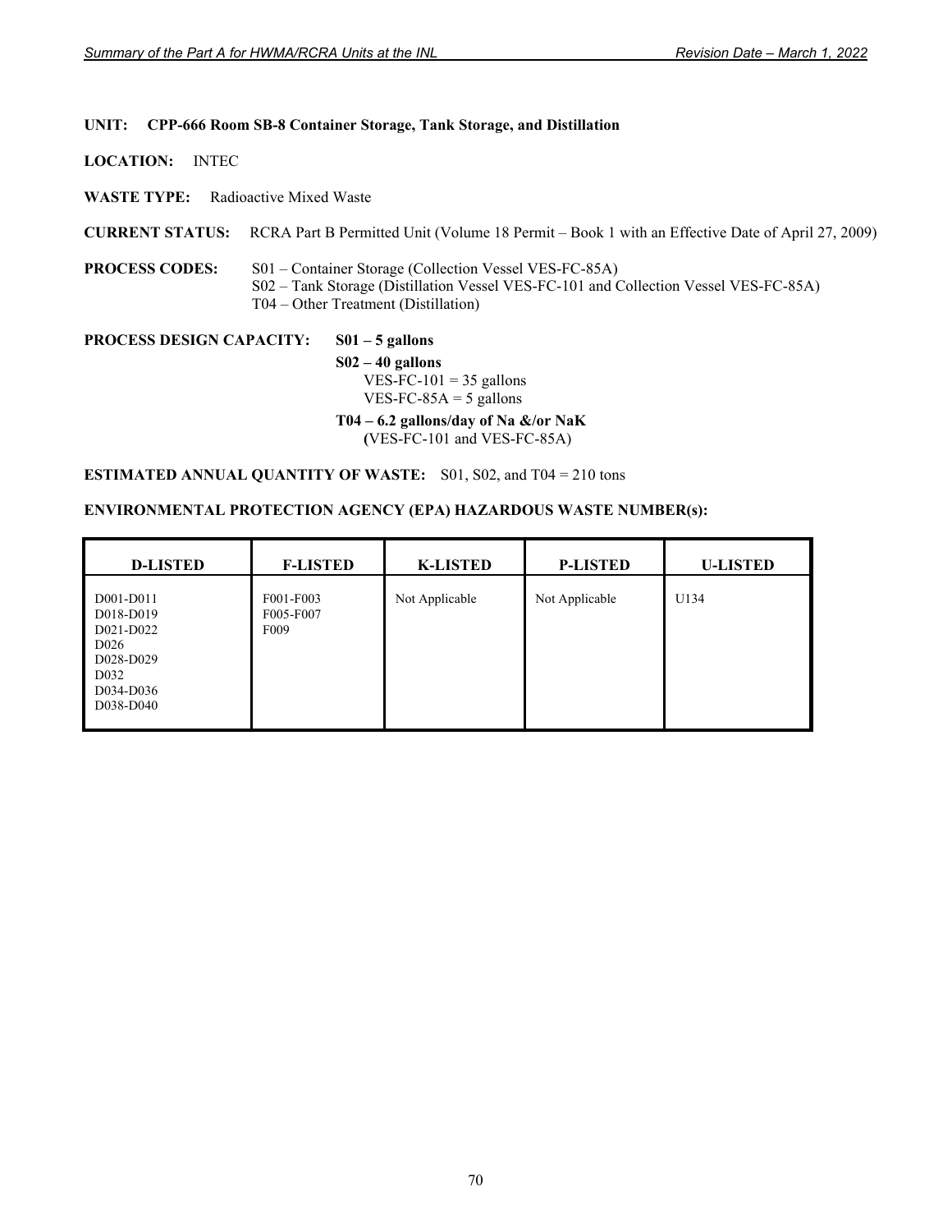**UNIT:** **CPP-666 Room SB-8 Container Storage, Tank Storage, and Distillation**

**LOCATION:** INTEC

**WASTE TYPE:** Radioactive Mixed Waste

**CURRENT STATUS:** RCRA Part B Permitted Unit (Volume 18 Permit – Book 1 with an Effective Date of April 27, 2009)

**PROCESS CODES:**
S01 – Container Storage (Collection Vessel VES-FC-85A)
S02 – Tank Storage (Distillation Vessel VES-FC-101 and Collection Vessel VES-FC-85A)
T04 – Other Treatment (Distillation)

**PROCESS DESIGN CAPACITY:**

**S01 – 5 gallons**

**S02 – 40 gallons**
VES-FC-101 = 35 gallons
VES-FC-85A = 5 gallons

**T04 – 6.2 gallons/day of Na &/or NaK**
(VES-FC-101 and VES-FC-85A)

**ESTIMATED ANNUAL QUANTITY OF WASTE:** S01, S02, and T04 = 210 tons

**ENVIRONMENTAL PROTECTION AGENCY (EPA) HAZARDOUS WASTE NUMBER(s):**

| D-LISTED | F-LISTED | K-LISTED | P-LISTED | U-LISTED |
|---|---|---|---|---|
| D001-D011<br>D018-D019<br>D021-D022<br>D026<br>D028-D029<br>D032<br>D034-D036<br>D038-D040 | F001-F003<br>F005-F007<br>F009 | Not Applicable | Not Applicable | U134 |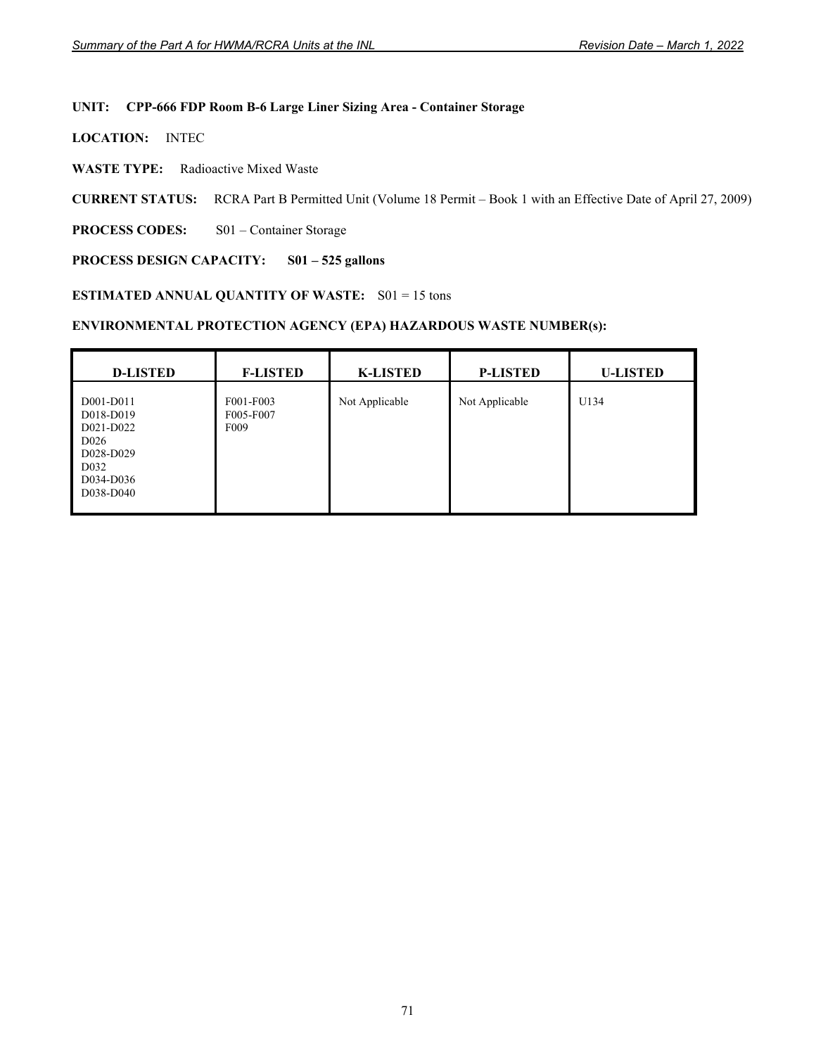**UNIT: CPP-666 FDP Room B-6 Large Liner Sizing Area - Container Storage**

**LOCATION:** INTEC

**WASTE TYPE:** Radioactive Mixed Waste

**CURRENT STATUS:** RCRA Part B Permitted Unit (Volume 18 Permit – Book 1 with an Effective Date of April 27, 2009)

**PROCESS CODES:** S01 – Container Storage

**PROCESS DESIGN CAPACITY: S01 – 525 gallons**

**ESTIMATED ANNUAL QUANTITY OF WASTE:** S01 = 15 tons

**ENVIRONMENTAL PROTECTION AGENCY (EPA) HAZARDOUS WASTE NUMBER(s):**

| D-LISTED | F-LISTED | K-LISTED | P-LISTED | U-LISTED |
|---|---|---|---|---|
| D001-D011<br>D018-D019<br>D021-D022<br>D026<br>D028-D029<br>D032<br>D034-D036<br>D038-D040 | F001-F003<br>F005-F007<br>F009 | Not Applicable | Not Applicable | U134 |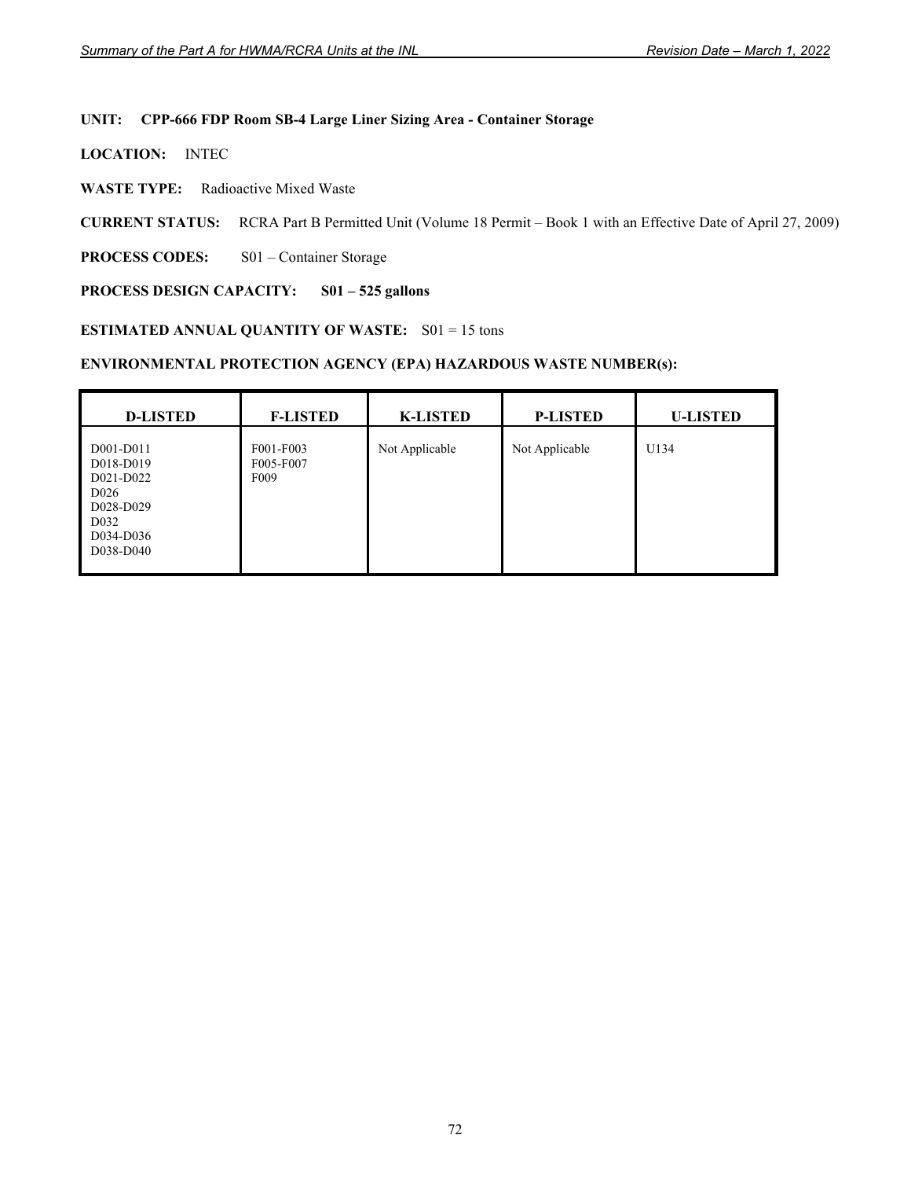**UNIT:** **CPP-666 FDP Room SB-4 Large Liner Sizing Area - Container Storage**

**LOCATION:** INTEC

**WASTE TYPE:** Radioactive Mixed Waste

**CURRENT STATUS:** RCRA Part B Permitted Unit (Volume 18 Permit – Book 1 with an Effective Date of April 27, 2009)

**PROCESS CODES:** S01 – Container Storage

**PROCESS DESIGN CAPACITY:** **S01 – 525 gallons**

**ESTIMATED ANNUAL QUANTITY OF WASTE:** S01 = 15 tons

**ENVIRONMENTAL PROTECTION AGENCY (EPA) HAZARDOUS WASTE NUMBER(s):**

| D-LISTED | F-LISTED | K-LISTED | P-LISTED | U-LISTED |
|---|---|---|---|---|
| D001-D011<br>D018-D019<br>D021-D022<br>D026<br>D028-D029<br>D032<br>D034-D036<br>D038-D040 | F001-F003<br>F005-F007<br>F009 | Not Applicable | Not Applicable | U134 |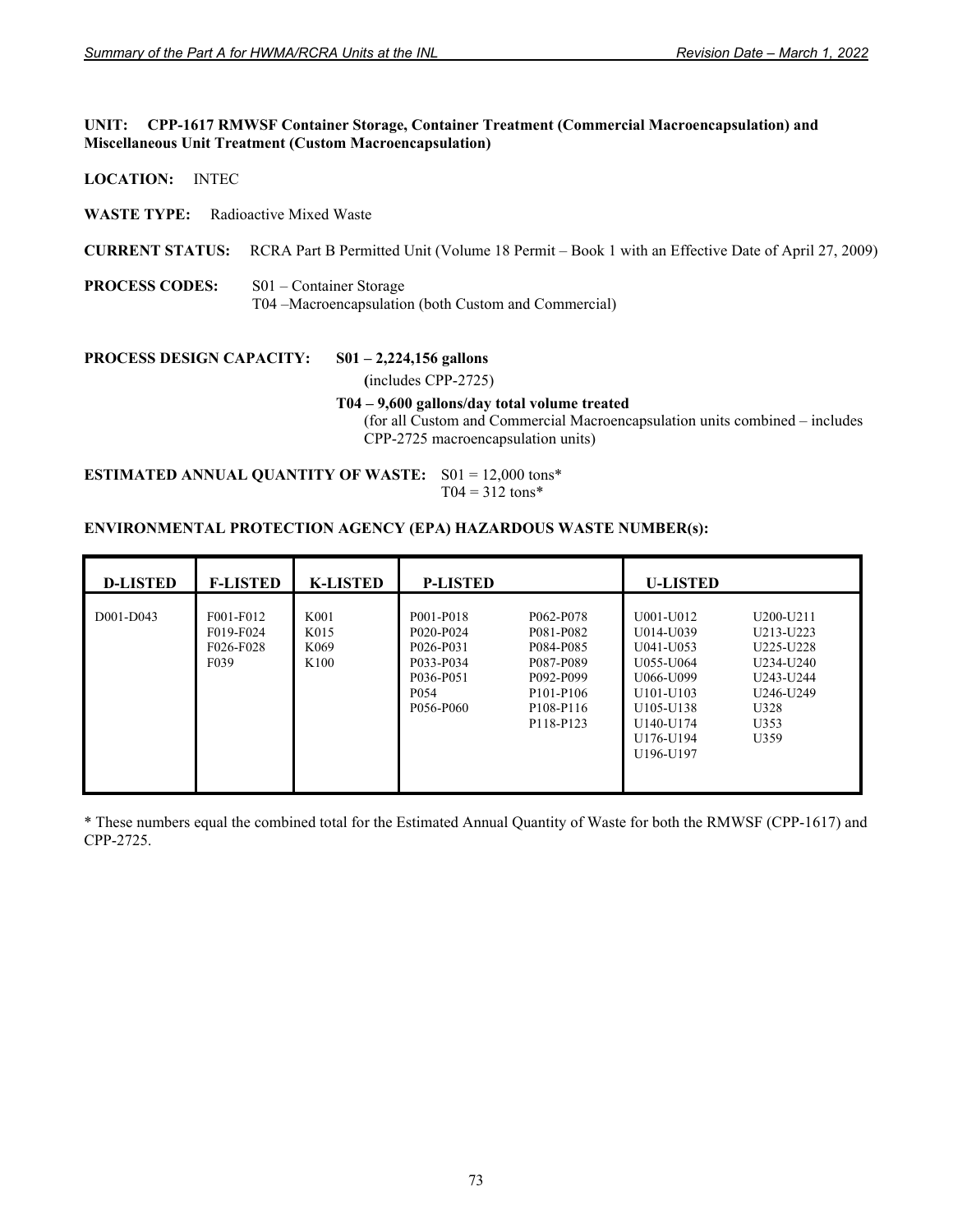**UNIT: CPP-1617 RMWSF Container Storage, Container Treatment (Commercial Macroencapsulation) and Miscellaneous Unit Treatment (Custom Macroencapsulation)**

**LOCATION:** INTEC

**WASTE TYPE:** Radioactive Mixed Waste

**CURRENT STATUS:** RCRA Part B Permitted Unit (Volume 18 Permit – Book 1 with an Effective Date of April 27, 2009)

**PROCESS CODES:** S01 – Container Storage
T04 –Macroencapsulation (both Custom and Commercial)

**PROCESS DESIGN CAPACITY:** **S01 – 2,224,156 gallons**
(includes CPP-2725)

**T04 – 9,600 gallons/day total volume treated**
(for all Custom and Commercial Macroencapsulation units combined – includes CPP-2725 macroencapsulation units)

**ESTIMATED ANNUAL QUANTITY OF WASTE:** S01 = 12,000 tons*
T04 = 312 tons*

**ENVIRONMENTAL PROTECTION AGENCY (EPA) HAZARDOUS WASTE NUMBER(s):**

| D-LISTED | F-LISTED | K-LISTED | P-LISTED | | U-LISTED | |
|---|---|---|---|---|---|---|
| D001-D043 | F001-F012<br>F019-F024<br>F026-F028<br>F039 | K001<br>K015<br>K069<br>K100 | P001-P018<br>P020-P024<br>P026-P031<br>P033-P034<br>P036-P051<br>P054<br>P056-P060 | P062-P078<br>P081-P082<br>P084-P085<br>P087-P089<br>P092-P099<br>P101-P106<br>P108-P116<br>P118-P123 | U001-U012<br>U014-U039<br>U041-U053<br>U055-U064<br>U066-U099<br>U101-U103<br>U105-U138<br>U140-U174<br>U176-U194<br>U196-U197 | U200-U211<br>U213-U223<br>U225-U228<br>U234-U240<br>U243-U244<br>U246-U249<br>U328<br>U353<br>U359 |

* These numbers equal the combined total for the Estimated Annual Quantity of Waste for both the RMWSF (CPP-1617) and CPP-2725.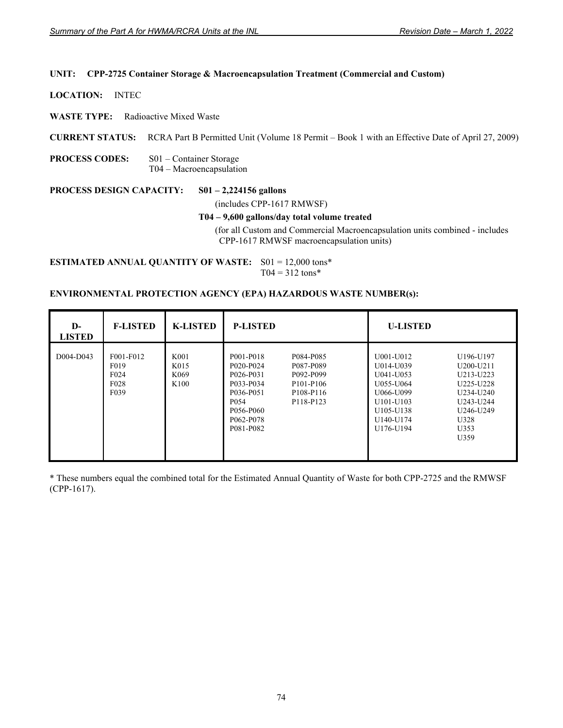**UNIT: CPP-2725 Container Storage & Macroencapsulation Treatment (Commercial and Custom)**

**LOCATION:** INTEC

**WASTE TYPE:** Radioactive Mixed Waste

**CURRENT STATUS:** RCRA Part B Permitted Unit (Volume 18 Permit – Book 1 with an Effective Date of April 27, 2009)

**PROCESS CODES:** S01 – Container Storage
T04 – Macroencapsulation

**PROCESS DESIGN CAPACITY:** **S01 – 2,224156 gallons**
(includes CPP-1617 RMWSF)
**T04 – 9,600 gallons/day total volume treated**
(for all Custom and Commercial Macroencapsulation units combined - includes CPP-1617 RMWSF macroencapsulation units)

**ESTIMATED ANNUAL QUANTITY OF WASTE:** S01 = 12,000 tons*
T04 = 312 tons*

**ENVIRONMENTAL PROTECTION AGENCY (EPA) HAZARDOUS WASTE NUMBER(s):**

| D-LISTED | F-LISTED | K-LISTED | P-LISTED | | U-LISTED | |
|---|---|---|---|---|---|---|
| D004-D043 | F001-F012<br>F019<br>F024<br>F028<br>F039 | K001<br>K015<br>K069<br>K100 | P001-P018<br>P020-P024<br>P026-P031<br>P033-P034<br>P036-P051<br>P054<br>P056-P060<br>P062-P078<br>P081-P082 | P084-P085<br>P087-P089<br>P092-P099<br>P101-P106<br>P108-P116<br>P118-P123 | U001-U012<br>U014-U039<br>U041-U053<br>U055-U064<br>U066-U099<br>U101-U103<br>U105-U138<br>U140-U174<br>U176-U194 | U196-U197<br>U200-U211<br>U213-U223<br>U225-U228<br>U234-U240<br>U243-U244<br>U246-U249<br>U328<br>U353<br>U359 |

* These numbers equal the combined total for the Estimated Annual Quantity of Waste for both CPP-2725 and the RMWSF (CPP-1617).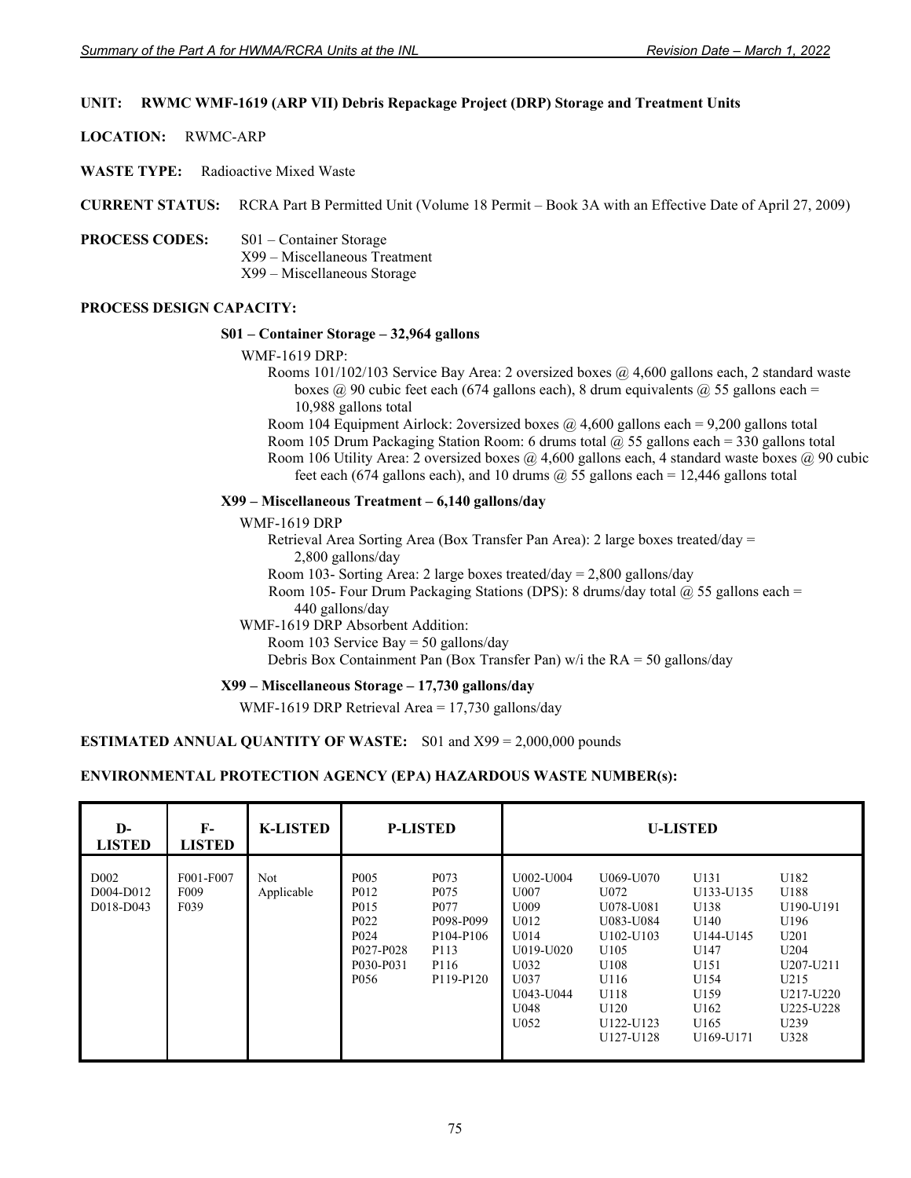**UNIT:** **RWMC WMF-1619 (ARP VII) Debris Repackage Project (DRP) Storage and Treatment Units**

**LOCATION:** RWMC-ARP

**WASTE TYPE:** Radioactive Mixed Waste

**CURRENT STATUS:** RCRA Part B Permitted Unit (Volume 18 Permit – Book 3A with an Effective Date of April 27, 2009)

**PROCESS CODES:**
- S01 – Container Storage
- X99 – Miscellaneous Treatment
- X99 – Miscellaneous Storage

**PROCESS DESIGN CAPACITY:**

**S01 – Container Storage – 32,964 gallons**

WMF-1619 DRP:
- Rooms 101/102/103 Service Bay Area: 2 oversized boxes @ 4,600 gallons each, 2 standard waste boxes @ 90 cubic feet each (674 gallons each), 8 drum equivalents @ 55 gallons each = 10,988 gallons total
- Room 104 Equipment Airlock: 2oversized boxes @ 4,600 gallons each = 9,200 gallons total
- Room 105 Drum Packaging Station Room: 6 drums total @ 55 gallons each = 330 gallons total
- Room 106 Utility Area: 2 oversized boxes @ 4,600 gallons each, 4 standard waste boxes @ 90 cubic feet each (674 gallons each), and 10 drums @ 55 gallons each = 12,446 gallons total

**X99 – Miscellaneous Treatment – 6,140 gallons/day**

WMF-1619 DRP
- Retrieval Area Sorting Area (Box Transfer Pan Area): 2 large boxes treated/day = 2,800 gallons/day
- Room 103- Sorting Area: 2 large boxes treated/day = 2,800 gallons/day
- Room 105- Four Drum Packaging Stations (DPS): 8 drums/day total @ 55 gallons each = 440 gallons/day

WMF-1619 DRP Absorbent Addition:
- Room 103 Service Bay = 50 gallons/day
- Debris Box Containment Pan (Box Transfer Pan) w/i the RA = 50 gallons/day

**X99 – Miscellaneous Storage – 17,730 gallons/day**

WMF-1619 DRP Retrieval Area = 17,730 gallons/day

**ESTIMATED ANNUAL QUANTITY OF WASTE:** S01 and X99 = 2,000,000 pounds

**ENVIRONMENTAL PROTECTION AGENCY (EPA) HAZARDOUS WASTE NUMBER(s):**

| D-LISTED | F-LISTED | K-LISTED | P-LISTED | | U-LISTED | | | |
|---|---|---|---|---|---|---|---|---|
| D002<br>D004-D012<br>D018-D043 | F001-F007<br>F009<br>F039 | Not Applicable | P005<br>P012<br>P015<br>P022<br>P024<br>P027-P028<br>P030-P031<br>P056 | P073<br>P075<br>P077<br>P098-P099<br>P104-P106<br>P113<br>P116<br>P119-P120 | U002-U004<br>U007<br>U009<br>U012<br>U014<br>U019-U020<br>U032<br>U037<br>U043-U044<br>U048<br>U052 | U069-U070<br>U072<br>U078-U081<br>U083-U084<br>U102-U103<br>U105<br>U108<br>U116<br>U118<br>U120<br>U122-U123<br>U127-U128 | U131<br>U133-U135<br>U138<br>U140<br>U144-U145<br>U147<br>U151<br>U154<br>U159<br>U162<br>U165<br>U169-U171 | U182<br>U188<br>U190-U191<br>U196<br>U201<br>U204<br>U207-U211<br>U215<br>U217-U220<br>U225-U228<br>U239<br>U328 |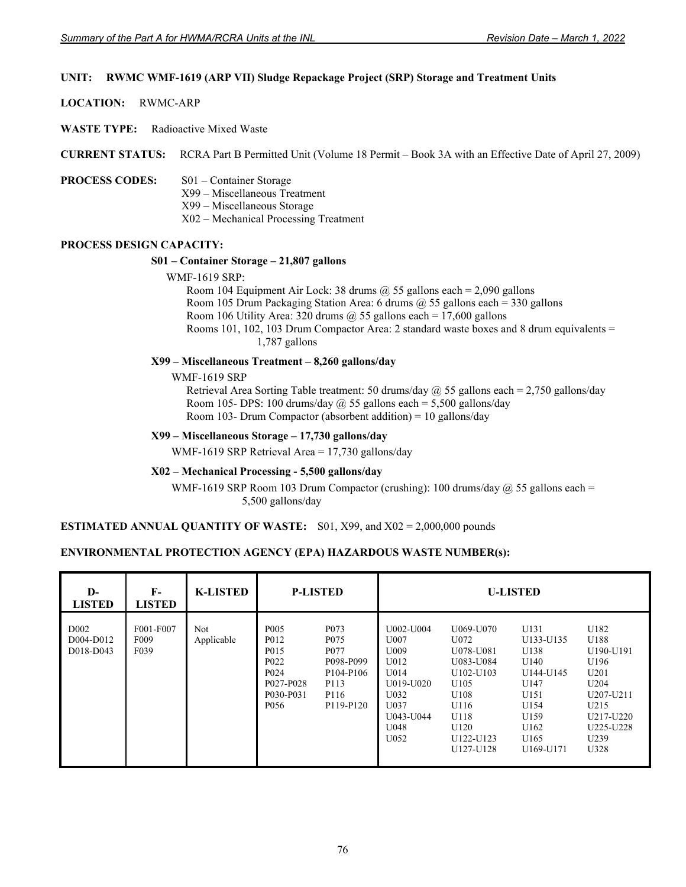**UNIT: RWMC WMF-1619 (ARP VII) Sludge Repackage Project (SRP) Storage and Treatment Units**

**LOCATION:** RWMC-ARP

**WASTE TYPE:** Radioactive Mixed Waste

**CURRENT STATUS:** RCRA Part B Permitted Unit (Volume 18 Permit – Book 3A with an Effective Date of April 27, 2009)

**PROCESS CODES:** S01 – Container Storage
X99 – Miscellaneous Treatment
X99 – Miscellaneous Storage
X02 – Mechanical Processing Treatment

**PROCESS DESIGN CAPACITY:**

**S01 – Container Storage – 21,807 gallons**

WMF-1619 SRP:

Room 104 Equipment Air Lock: 38 drums @ 55 gallons each = 2,090 gallons
Room 105 Drum Packaging Station Area: 6 drums @ 55 gallons each = 330 gallons
Room 106 Utility Area: 320 drums @ 55 gallons each = 17,600 gallons
Rooms 101, 102, 103 Drum Compactor Area: 2 standard waste boxes and 8 drum equivalents = 1,787 gallons

**X99 – Miscellaneous Treatment – 8,260 gallons/day**

WMF-1619 SRP

Retrieval Area Sorting Table treatment: 50 drums/day @ 55 gallons each = 2,750 gallons/day
Room 105- DPS: 100 drums/day @ 55 gallons each = 5,500 gallons/day
Room 103- Drum Compactor (absorbent addition) = 10 gallons/day

**X99 – Miscellaneous Storage – 17,730 gallons/day**

WMF-1619 SRP Retrieval Area = 17,730 gallons/day

**X02 – Mechanical Processing - 5,500 gallons/day**

WMF-1619 SRP Room 103 Drum Compactor (crushing): 100 drums/day @ 55 gallons each = 5,500 gallons/day

**ESTIMATED ANNUAL QUANTITY OF WASTE:** S01, X99, and X02 = 2,000,000 pounds

**ENVIRONMENTAL PROTECTION AGENCY (EPA) HAZARDOUS WASTE NUMBER(s):**

| D-LISTED | F-LISTED | K-LISTED | P-LISTED | | U-LISTED | | | |
|---|---|---|---|---|---|---|---|---|
| D002<br>D004-D012<br>D018-D043 | F001-F007<br>F009<br>F039 | Not Applicable | P005<br>P012<br>P015<br>P022<br>P024<br>P027-P028<br>P030-P031<br>P056 | P073<br>P075<br>P077<br>P098-P099<br>P104-P106<br>P113<br>P116<br>P119-P120 | U002-U004<br>U007<br>U009<br>U012<br>U014<br>U019-U020<br>U032<br>U037<br>U043-U044<br>U048<br>U052 | U069-U070<br>U072<br>U078-U081<br>U083-U084<br>U102-U103<br>U105<br>U108<br>U116<br>U118<br>U120<br>U122-U123<br>U127-U128 | U131<br>U133-U135<br>U138<br>U140<br>U144-U145<br>U147<br>U151<br>U154<br>U159<br>U162<br>U165<br>U169-U171 | U182<br>U188<br>U190-U191<br>U196<br>U201<br>U204<br>U207-U211<br>U215<br>U217-U220<br>U225-U228<br>U239<br>U328 |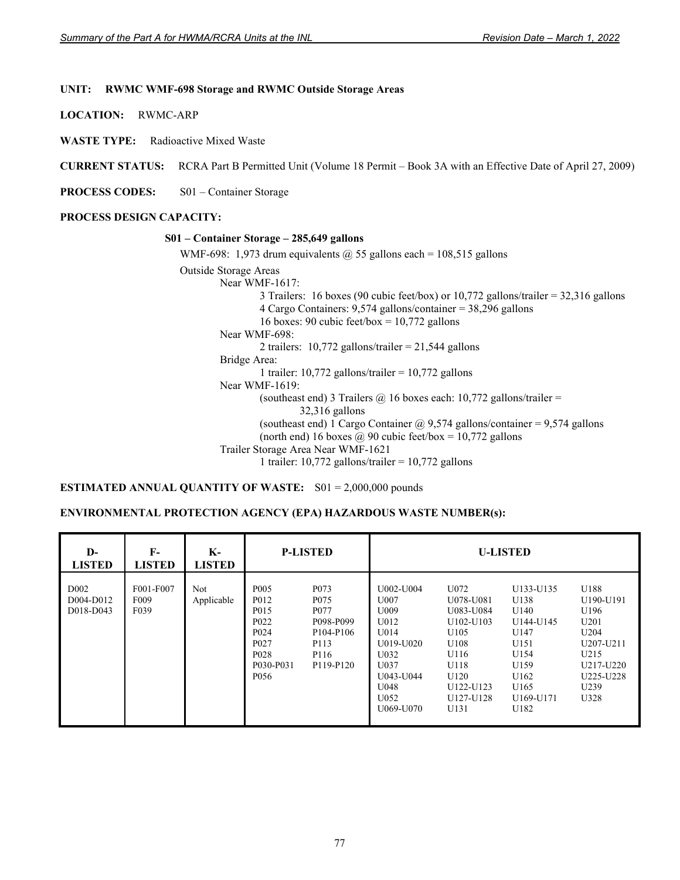**UNIT: RWMC WMF-698 Storage and RWMC Outside Storage Areas**

**LOCATION:** RWMC-ARP

**WASTE TYPE:** Radioactive Mixed Waste

**CURRENT STATUS:** RCRA Part B Permitted Unit (Volume 18 Permit – Book 3A with an Effective Date of April 27, 2009)

**PROCESS CODES:** S01 – Container Storage

**PROCESS DESIGN CAPACITY:**

**S01 – Container Storage – 285,649 gallons**

WMF-698: 1,973 drum equivalents @ 55 gallons each = 108,515 gallons

Outside Storage Areas

- Near WMF-1617:
  - 3 Trailers: 16 boxes (90 cubic feet/box) or 10,772 gallons/trailer = 32,316 gallons
  - 4 Cargo Containers: 9,574 gallons/container = 38,296 gallons
  - 16 boxes: 90 cubic feet/box = 10,772 gallons
- Near WMF-698:
  - 2 trailers: 10,772 gallons/trailer = 21,544 gallons
- Bridge Area:
  - 1 trailer: 10,772 gallons/trailer = 10,772 gallons
- Near WMF-1619:
  - (southeast end) 3 Trailers @ 16 boxes each: 10,772 gallons/trailer = 32,316 gallons
  - (southeast end) 1 Cargo Container @ 9,574 gallons/container = 9,574 gallons
  - (north end) 16 boxes @ 90 cubic feet/box = 10,772 gallons
- Trailer Storage Area Near WMF-1621
  - 1 trailer: 10,772 gallons/trailer = 10,772 gallons

**ESTIMATED ANNUAL QUANTITY OF WASTE:** S01 = 2,000,000 pounds

**ENVIRONMENTAL PROTECTION AGENCY (EPA) HAZARDOUS WASTE NUMBER(s):**

| D-LISTED | F-LISTED | K-LISTED | P-LISTED | | U-LISTED | | | |
|---|---|---|---|---|---|---|---|---|
| D002<br>D004-D012<br>D018-D043 | F001-F007<br>F009<br>F039 | Not Applicable | P005<br>P012<br>P015<br>P022<br>P024<br>P027<br>P028<br>P030-P031<br>P056 | P073<br>P075<br>P077<br>P098-P099<br>P104-P106<br>P113<br>P116<br>P119-P120 | U002-U004<br>U007<br>U009<br>U012<br>U014<br>U019-U020<br>U032<br>U037<br>U043-U044<br>U048<br>U052<br>U069-U070 | U072<br>U078-U081<br>U083-U084<br>U102-U103<br>U105<br>U108<br>U116<br>U118<br>U120<br>U122-U123<br>U127-U128<br>U131 | U133-U135<br>U138<br>U140<br>U144-U145<br>U147<br>U151<br>U154<br>U159<br>U162<br>U165<br>U169-U171<br>U182 | U188<br>U190-U191<br>U196<br>U201<br>U204<br>U207-U211<br>U215<br>U217-U220<br>U225-U228<br>U239<br>U328 |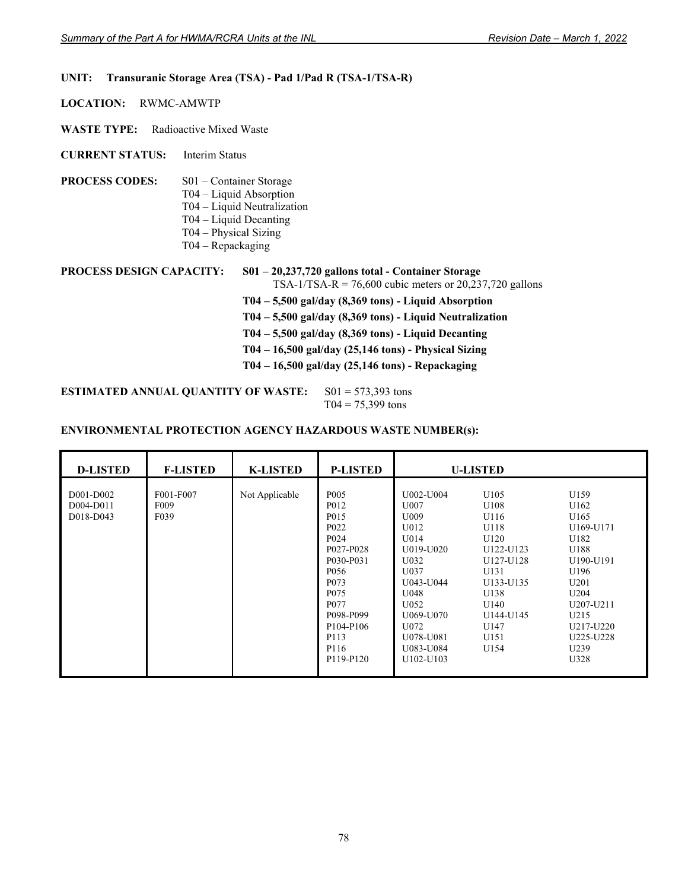**UNIT: Transuranic Storage Area (TSA) - Pad 1/Pad R (TSA-1/TSA-R)**

**LOCATION:** RWMC-AMWTP

**WASTE TYPE:** Radioactive Mixed Waste

**CURRENT STATUS:** Interim Status

**PROCESS CODES:**
S01 – Container Storage
T04 – Liquid Absorption
T04 – Liquid Neutralization
T04 – Liquid Decanting
T04 – Physical Sizing
T04 – Repackaging

**PROCESS DESIGN CAPACITY:**
**S01 – 20,237,720 gallons total - Container Storage**
TSA-1/TSA-R = 76,600 cubic meters or 20,237,720 gallons
**T04 – 5,500 gal/day (8,369 tons) - Liquid Absorption**
**T04 – 5,500 gal/day (8,369 tons) - Liquid Neutralization**
**T04 – 5,500 gal/day (8,369 tons) - Liquid Decanting**
**T04 – 16,500 gal/day (25,146 tons) - Physical Sizing**
**T04 – 16,500 gal/day (25,146 tons) - Repackaging**

**ESTIMATED ANNUAL QUANTITY OF WASTE:**
S01 = 573,393 tons
T04 = 75,399 tons

**ENVIRONMENTAL PROTECTION AGENCY HAZARDOUS WASTE NUMBER(s):**

| D-LISTED | F-LISTED | K-LISTED | P-LISTED | U-LISTED | | |
|---|---|---|---|---|---|---|
| D001-D002 | F001-F007 | Not Applicable | P005 | U002-U004 | U105 | U159 |
| D004-D011 | F009 | | P012 | U007 | U108 | U162 |
| D018-D043 | F039 | | P015 | U009 | U116 | U165 |
| | | | P022 | U012 | U118 | U169-U171 |
| | | | P024 | U014 | U120 | U182 |
| | | | P027-P028 | U019-U020 | U122-U123 | U188 |
| | | | P030-P031 | U032 | U127-U128 | U190-U191 |
| | | | P056 | U037 | U131 | U196 |
| | | | P073 | U043-U044 | U133-U135 | U201 |
| | | | P075 | U048 | U138 | U204 |
| | | | P077 | U052 | U140 | U207-U211 |
| | | | P098-P099 | U069-U070 | U144-U145 | U215 |
| | | | P104-P106 | U072 | U147 | U217-U220 |
| | | | P113 | U078-U081 | U151 | U225-U228 |
| | | | P116 | U083-U084 | U154 | U239 |
| | | | P119-P120 | U102-U103 | | U328 |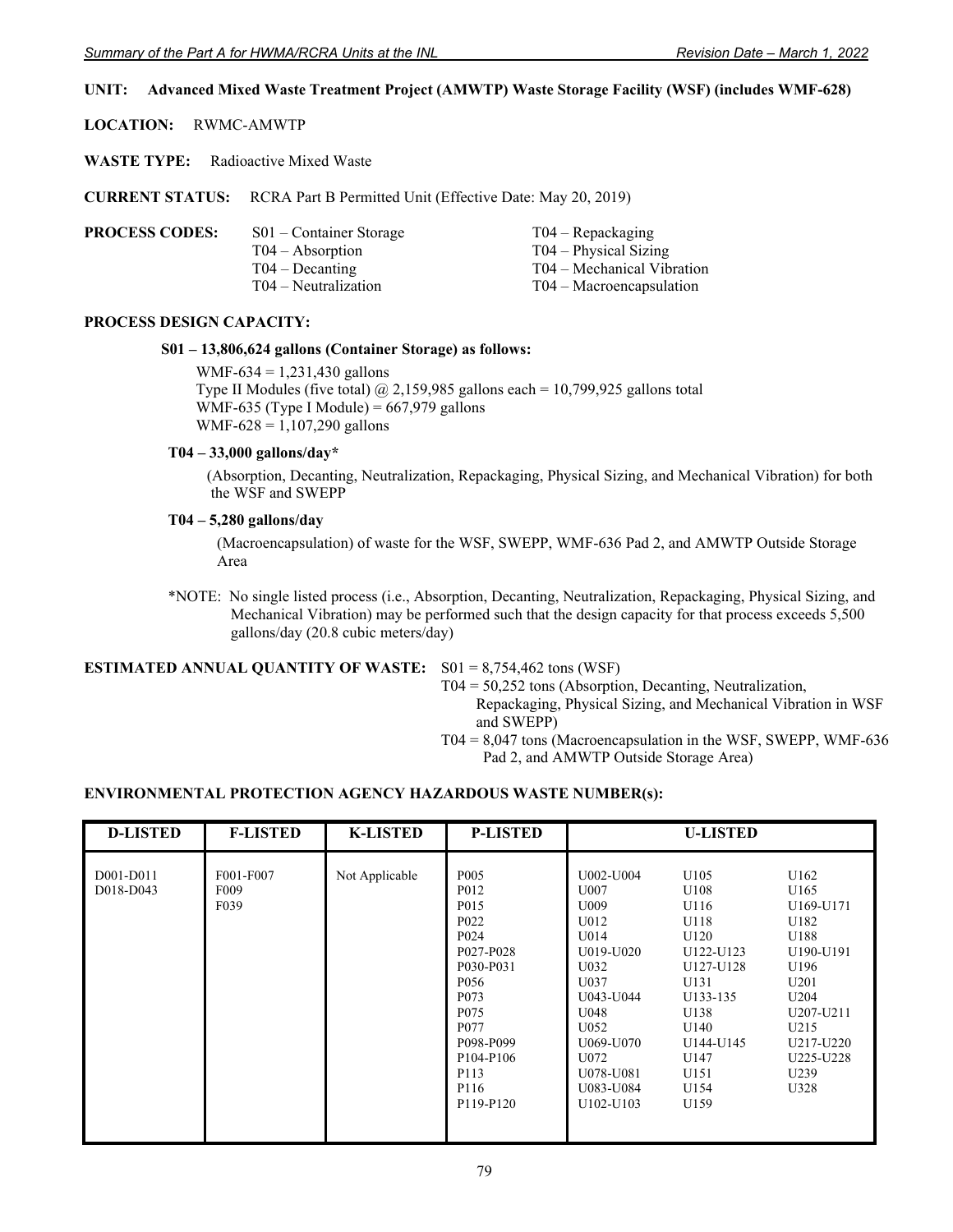**UNIT: Advanced Mixed Waste Treatment Project (AMWTP) Waste Storage Facility (WSF) (includes WMF-628)**

**LOCATION:** RWMC-AMWTP

**WASTE TYPE:** Radioactive Mixed Waste

**CURRENT STATUS:** RCRA Part B Permitted Unit (Effective Date: May 20, 2019)

**PROCESS CODES:**

- S01 – Container Storage
- T04 – Absorption
- T04 – Decanting
- T04 – Neutralization
- T04 – Repackaging
- T04 – Physical Sizing
- T04 – Mechanical Vibration
- T04 – Macroencapsulation

**PROCESS DESIGN CAPACITY:**

**S01 – 13,806,624 gallons (Container Storage) as follows:**

WMF-634 = 1,231,430 gallons
Type II Modules (five total) @ 2,159,985 gallons each = 10,799,925 gallons total
WMF-635 (Type I Module) = 667,979 gallons
WMF-628 = 1,107,290 gallons

**T04 – 33,000 gallons/day***

(Absorption, Decanting, Neutralization, Repackaging, Physical Sizing, and Mechanical Vibration) for both the WSF and SWEPP

**T04 – 5,280 gallons/day**

(Macroencapsulation) of waste for the WSF, SWEPP, WMF-636 Pad 2, and AMWTP Outside Storage Area

*NOTE: No single listed process (i.e., Absorption, Decanting, Neutralization, Repackaging, Physical Sizing, and Mechanical Vibration) may be performed such that the design capacity for that process exceeds 5,500 gallons/day (20.8 cubic meters/day)

**ESTIMATED ANNUAL QUANTITY OF WASTE:**

S01 = 8,754,462 tons (WSF)
T04 = 50,252 tons (Absorption, Decanting, Neutralization, Repackaging, Physical Sizing, and Mechanical Vibration in WSF and SWEPP)
T04 = 8,047 tons (Macroencapsulation in the WSF, SWEPP, WMF-636 Pad 2, and AMWTP Outside Storage Area)

**ENVIRONMENTAL PROTECTION AGENCY HAZARDOUS WASTE NUMBER(s):**

| D-LISTED | F-LISTED | K-LISTED | P-LISTED | U-LISTED | | |
|---|---|---|---|---|---|---|
| D001-D011 | F001-F007 | Not Applicable | P005 | U002-U004 | U105 | U162 |
| D018-D043 | F009 | | P012 | U007 | U108 | U165 |
| | F039 | | P015 | U009 | U116 | U169-U171 |
| | | | P022 | U012 | U118 | U182 |
| | | | P024 | U014 | U120 | U188 |
| | | | P027-P028 | U019-U020 | U122-U123 | U190-U191 |
| | | | P030-P031 | U032 | U127-U128 | U196 |
| | | | P056 | U037 | U131 | U201 |
| | | | P073 | U043-U044 | U133-135 | U204 |
| | | | P075 | U048 | U138 | U207-U211 |
| | | | P077 | U052 | U140 | U215 |
| | | | P098-P099 | U069-U070 | U144-U145 | U217-U220 |
| | | | P104-P106 | U072 | U147 | U225-U228 |
| | | | P113 | U078-U081 | U151 | U239 |
| | | | P116 | U083-U084 | U154 | U328 |
| | | | P119-P120 | U102-U103 | U159 | |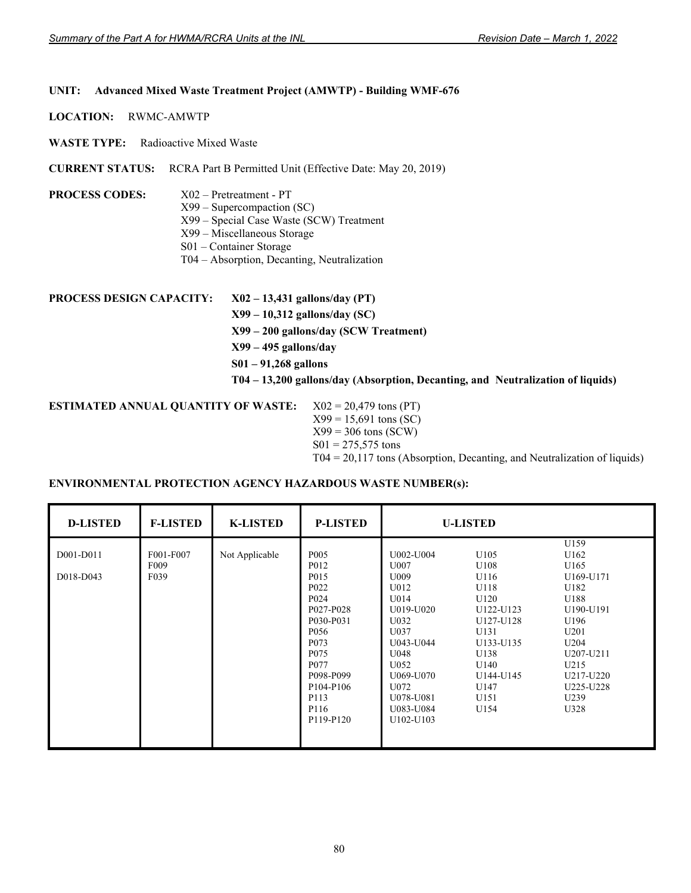**UNIT:** **Advanced Mixed Waste Treatment Project (AMWTP) - Building WMF-676**

**LOCATION:** RWMC-AMWTP

**WASTE TYPE:** Radioactive Mixed Waste

**CURRENT STATUS:** RCRA Part B Permitted Unit (Effective Date: May 20, 2019)

**PROCESS CODES:**
- X02 – Pretreatment - PT
- X99 – Supercompaction (SC)
- X99 – Special Case Waste (SCW) Treatment
- X99 – Miscellaneous Storage
- S01 – Container Storage
- T04 – Absorption, Decanting, Neutralization

**PROCESS DESIGN CAPACITY:**
- **X02 – 13,431 gallons/day (PT)**
- **X99 – 10,312 gallons/day (SC)**
- **X99 – 200 gallons/day (SCW Treatment)**
- **X99 – 495 gallons/day**
- **S01 – 91,268 gallons**
- **T04 – 13,200 gallons/day (Absorption, Decanting, and Neutralization of liquids)**

**ESTIMATED ANNUAL QUANTITY OF WASTE:**
- X02 = 20,479 tons (PT)
- X99 = 15,691 tons (SC)
- X99 = 306 tons (SCW)
- S01 = 275,575 tons
- T04 = 20,117 tons (Absorption, Decanting, and Neutralization of liquids)

**ENVIRONMENTAL PROTECTION AGENCY HAZARDOUS WASTE NUMBER(s):**

| D-LISTED | F-LISTED | K-LISTED | P-LISTED | U-LISTED | | |
|---|---|---|---|---|---|---|
| D001-D011 | F001-F007 | Not Applicable | P005 | U002-U004 | U105 | U159 |
| D018-D043 | F009 | | P012 | U007 | U108 | U162 |
| | F039 | | P015 | U009 | U116 | U165 |
| | | | P022 | U012 | U118 | U169-U171 |
| | | | P024 | U014 | U120 | U182 |
| | | | P027-P028 | U019-U020 | U122-U123 | U188 |
| | | | P030-P031 | U032 | U127-U128 | U190-U191 |
| | | | P056 | U037 | U131 | U196 |
| | | | P073 | U043-U044 | U133-U135 | U201 |
| | | | P075 | U048 | U138 | U204 |
| | | | P077 | U052 | U140 | U207-U211 |
| | | | P098-P099 | U069-U070 | U144-U145 | U215 |
| | | | P104-P106 | U072 | U147 | U217-U220 |
| | | | P113 | U078-U081 | U151 | U225-U228 |
| | | | P116 | U083-U084 | U154 | U239 |
| | | | P119-P120 | U102-U103 | | U328 |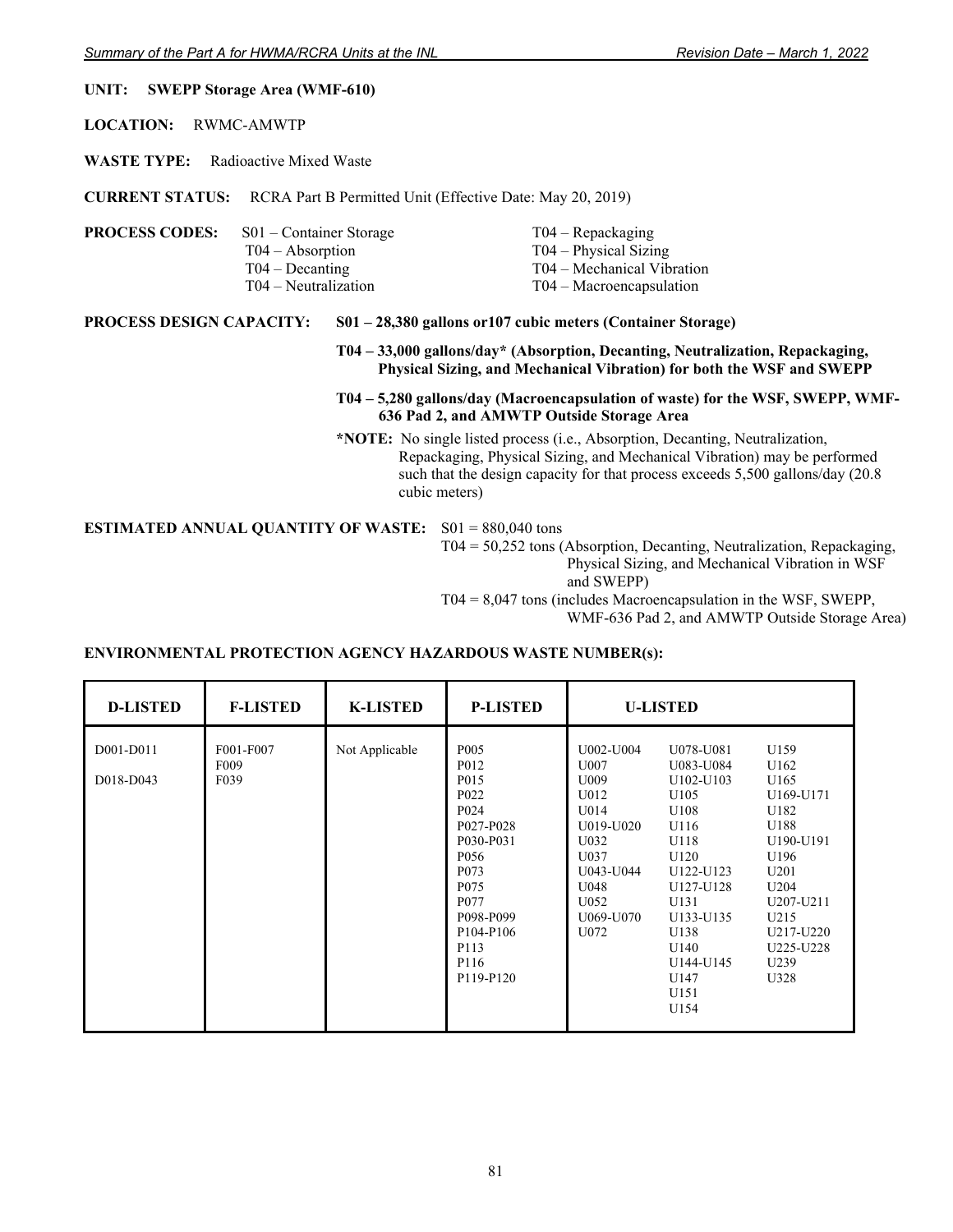**UNIT:** **SWEPP Storage Area (WMF-610)**

**LOCATION:** RWMC-AMWTP

**WASTE TYPE:** Radioactive Mixed Waste

**CURRENT STATUS:** RCRA Part B Permitted Unit (Effective Date: May 20, 2019)

**PROCESS CODES:**

- S01 – Container Storage
- T04 – Absorption
- T04 – Decanting
- T04 – Neutralization
- T04 – Repackaging
- T04 – Physical Sizing
- T04 – Mechanical Vibration
- T04 – Macroencapsulation

**PROCESS DESIGN CAPACITY:**

**S01 – 28,380 gallons or107 cubic meters (Container Storage)**

**T04 – 33,000 gallons/day* (Absorption, Decanting, Neutralization, Repackaging, Physical Sizing, and Mechanical Vibration) for both the WSF and SWEPP**

**T04 – 5,280 gallons/day (Macroencapsulation of waste) for the WSF, SWEPP, WMF-636 Pad 2, and AMWTP Outside Storage Area**

***NOTE:** No single listed process (i.e., Absorption, Decanting, Neutralization, Repackaging, Physical Sizing, and Mechanical Vibration) may be performed such that the design capacity for that process exceeds 5,500 gallons/day (20.8 cubic meters)

**ESTIMATED ANNUAL QUANTITY OF WASTE:**

S01 = 880,040 tons

T04 = 50,252 tons (Absorption, Decanting, Neutralization, Repackaging, Physical Sizing, and Mechanical Vibration in WSF and SWEPP)

T04 = 8,047 tons (includes Macroencapsulation in the WSF, SWEPP, WMF-636 Pad 2, and AMWTP Outside Storage Area)

**ENVIRONMENTAL PROTECTION AGENCY HAZARDOUS WASTE NUMBER(s):**

| D-LISTED | F-LISTED | K-LISTED | P-LISTED | U-LISTED | | |
|---|---|---|---|---|---|---|
| D001-D011<br><br>D018-D043 | F001-F007<br>F009<br>F039 | Not Applicable | P005<br>P012<br>P015<br>P022<br>P024<br>P027-P028<br>P030-P031<br>P056<br>P073<br>P075<br>P077<br>P098-P099<br>P104-P106<br>P113<br>P116<br>P119-P120 | U002-U004<br>U007<br>U009<br>U012<br>U014<br>U019-U020<br>U032<br>U037<br>U043-U044<br>U048<br>U052<br>U069-U070<br>U072 | U078-U081<br>U083-U084<br>U102-U103<br>U105<br>U108<br>U116<br>U118<br>U120<br>U122-U123<br>U127-U128<br>U131<br>U133-U135<br>U138<br>U140<br>U144-U145<br>U147<br>U151<br>U154 | U159<br>U162<br>U165<br>U169-U171<br>U182<br>U188<br>U190-U191<br>U196<br>U201<br>U204<br>U207-U211<br>U215<br>U217-U220<br>U225-U228<br>U239<br>U328 |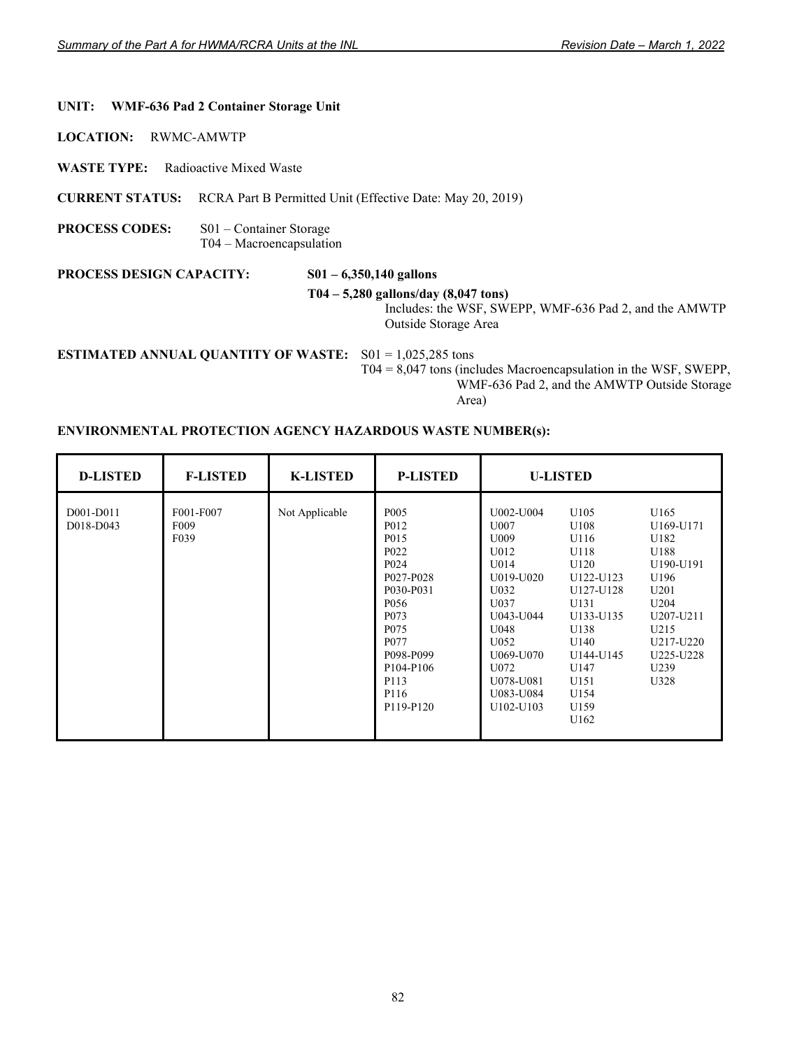**UNIT: WMF-636 Pad 2 Container Storage Unit**

**LOCATION:** RWMC-AMWTP

**WASTE TYPE:** Radioactive Mixed Waste

**CURRENT STATUS:** RCRA Part B Permitted Unit (Effective Date: May 20, 2019)

**PROCESS CODES:** S01 – Container Storage
T04 – Macroencapsulation

**PROCESS DESIGN CAPACITY:** **S01 – 6,350,140 gallons**

**T04 – 5,280 gallons/day (8,047 tons)**
Includes: the WSF, SWEPP, WMF-636 Pad 2, and the AMWTP Outside Storage Area

**ESTIMATED ANNUAL QUANTITY OF WASTE:** S01 = 1,025,285 tons
T04 = 8,047 tons (includes Macroencapsulation in the WSF, SWEPP, WMF-636 Pad 2, and the AMWTP Outside Storage Area)

**ENVIRONMENTAL PROTECTION AGENCY HAZARDOUS WASTE NUMBER(s):**

| D-LISTED | F-LISTED | K-LISTED | P-LISTED | U-LISTED | | |
|---|---|---|---|---|---|---|
| D001-D011<br>D018-D043 | F001-F007<br>F009<br>F039 | Not Applicable | P005<br>P012<br>P015<br>P022<br>P024<br>P027-P028<br>P030-P031<br>P056<br>P073<br>P075<br>P077<br>P098-P099<br>P104-P106<br>P113<br>P116<br>P119-P120 | U002-U004<br>U007<br>U009<br>U012<br>U014<br>U019-U020<br>U032<br>U037<br>U043-U044<br>U048<br>U052<br>U069-U070<br>U072<br>U078-U081<br>U083-U084<br>U102-U103 | U105<br>U108<br>U116<br>U118<br>U120<br>U122-U123<br>U127-U128<br>U131<br>U133-U135<br>U138<br>U140<br>U144-U145<br>U147<br>U151<br>U154<br>U159<br>U162 | U165<br>U169-U171<br>U182<br>U188<br>U190-U191<br>U196<br>U201<br>U204<br>U207-U211<br>U215<br>U217-U220<br>U225-U228<br>U239<br>U328 |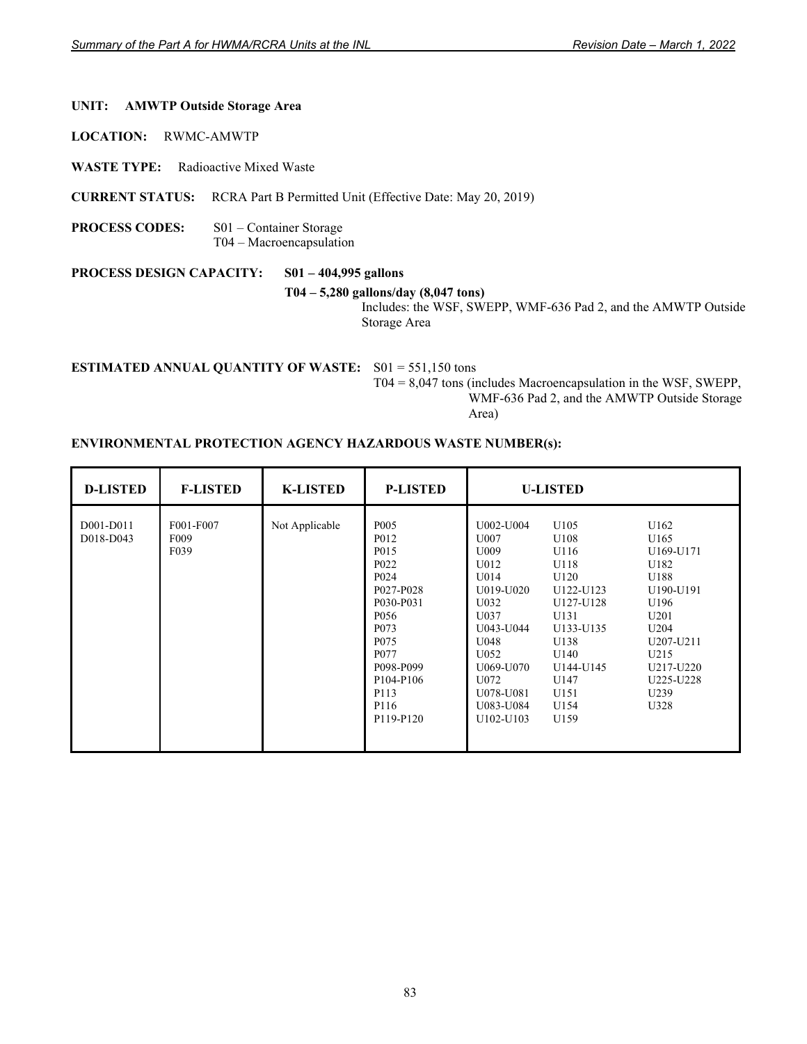**UNIT:** **AMWTP Outside Storage Area**

**LOCATION:** RWMC-AMWTP

**WASTE TYPE:** Radioactive Mixed Waste

**CURRENT STATUS:** RCRA Part B Permitted Unit (Effective Date: May 20, 2019)

**PROCESS CODES:** S01 – Container Storage
T04 – Macroencapsulation

**PROCESS DESIGN CAPACITY:** **S01 – 404,995 gallons**

**T04 – 5,280 gallons/day (8,047 tons)**
Includes: the WSF, SWEPP, WMF-636 Pad 2, and the AMWTP Outside Storage Area

**ESTIMATED ANNUAL QUANTITY OF WASTE:** S01 = 551,150 tons
T04 = 8,047 tons (includes Macroencapsulation in the WSF, SWEPP, WMF-636 Pad 2, and the AMWTP Outside Storage Area)

**ENVIRONMENTAL PROTECTION AGENCY HAZARDOUS WASTE NUMBER(s):**

| D-LISTED | F-LISTED | K-LISTED | P-LISTED | U-LISTED | | |
|---|---|---|---|---|---|---|
| D001-D011 | F001-F007 | Not Applicable | P005 | U002-U004 | U105 | U162 |
| D018-D043 | F009 | | P012 | U007 | U108 | U165 |
| | F039 | | P015 | U009 | U116 | U169-U171 |
| | | | P022 | U012 | U118 | U182 |
| | | | P024 | U014 | U120 | U188 |
| | | | P027-P028 | U019-U020 | U122-U123 | U190-U191 |
| | | | P030-P031 | U032 | U127-U128 | U196 |
| | | | P056 | U037 | U131 | U201 |
| | | | P073 | U043-U044 | U133-U135 | U204 |
| | | | P075 | U048 | U138 | U207-U211 |
| | | | P077 | U052 | U140 | U215 |
| | | | P098-P099 | U069-U070 | U144-U145 | U217-U220 |
| | | | P104-P106 | U072 | U147 | U225-U228 |
| | | | P113 | U078-U081 | U151 | U239 |
| | | | P116 | U083-U084 | U154 | U328 |
| | | | P119-P120 | U102-U103 | U159 | |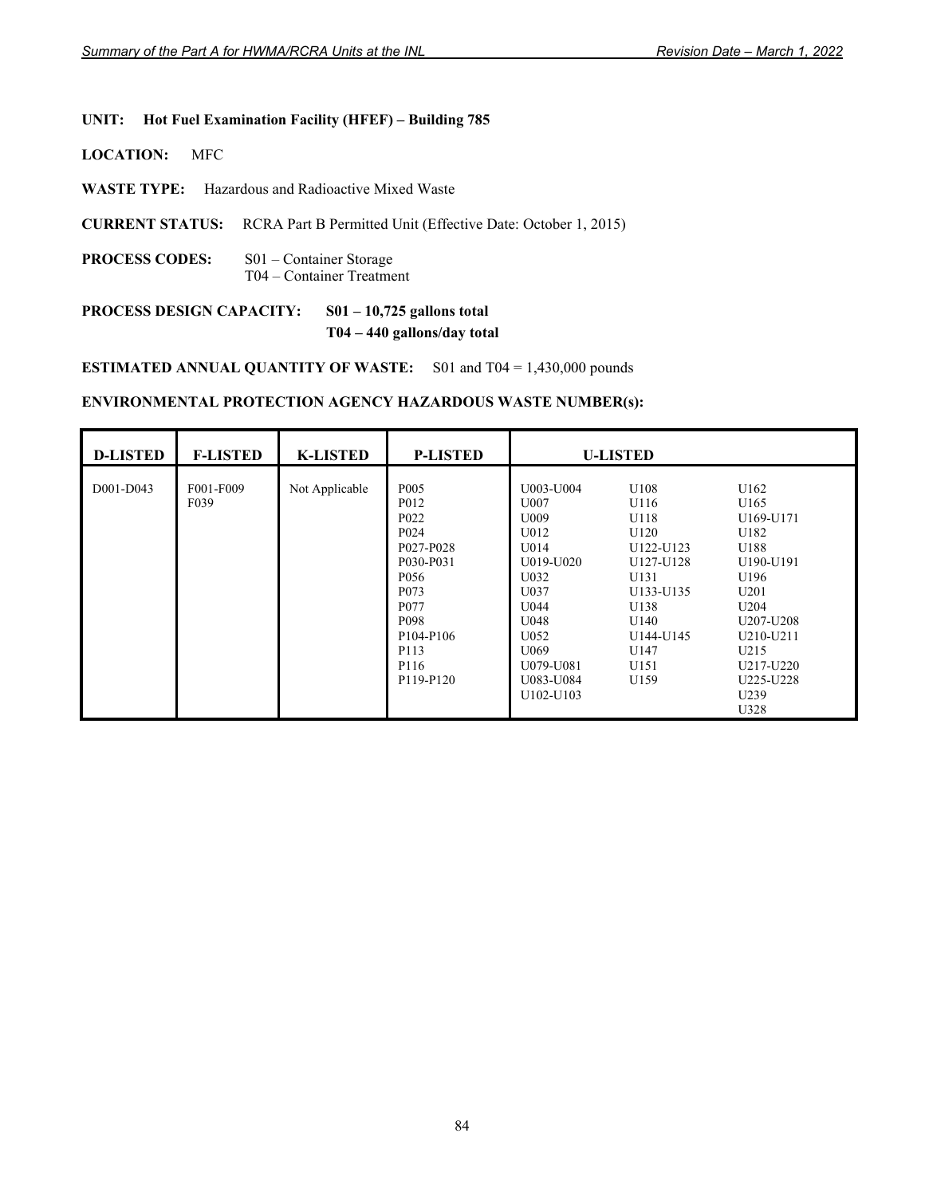**UNIT: Hot Fuel Examination Facility (HFEF) – Building 785**

**LOCATION:** MFC

**WASTE TYPE:** Hazardous and Radioactive Mixed Waste

**CURRENT STATUS:** RCRA Part B Permitted Unit (Effective Date: October 1, 2015)

**PROCESS CODES:** S01 – Container Storage
T04 – Container Treatment

**PROCESS DESIGN CAPACITY:** **S01 – 10,725 gallons total**
**T04 – 440 gallons/day total**

**ESTIMATED ANNUAL QUANTITY OF WASTE:** S01 and T04 = 1,430,000 pounds

**ENVIRONMENTAL PROTECTION AGENCY HAZARDOUS WASTE NUMBER(s):**

| D-LISTED | F-LISTED | K-LISTED | P-LISTED | U-LISTED | | |
|---|---|---|---|---|---|---|
| D001-D043 | F001-F009<br>F039 | Not Applicable | P005<br>P012<br>P022<br>P024<br>P027-P028<br>P030-P031<br>P056<br>P073<br>P077<br>P098<br>P104-P106<br>P113<br>P116<br>P119-P120 | U003-U004<br>U007<br>U009<br>U012<br>U014<br>U019-U020<br>U032<br>U037<br>U044<br>U048<br>U052<br>U069<br>U079-U081<br>U083-U084<br>U102-U103 | U108<br>U116<br>U118<br>U120<br>U122-U123<br>U127-U128<br>U131<br>U133-U135<br>U138<br>U140<br>U144-U145<br>U147<br>U151<br>U159 | U162<br>U165<br>U169-U171<br>U182<br>U188<br>U190-U191<br>U196<br>U201<br>U204<br>U207-U208<br>U210-U211<br>U215<br>U217-U220<br>U225-U228<br>U239<br>U328 |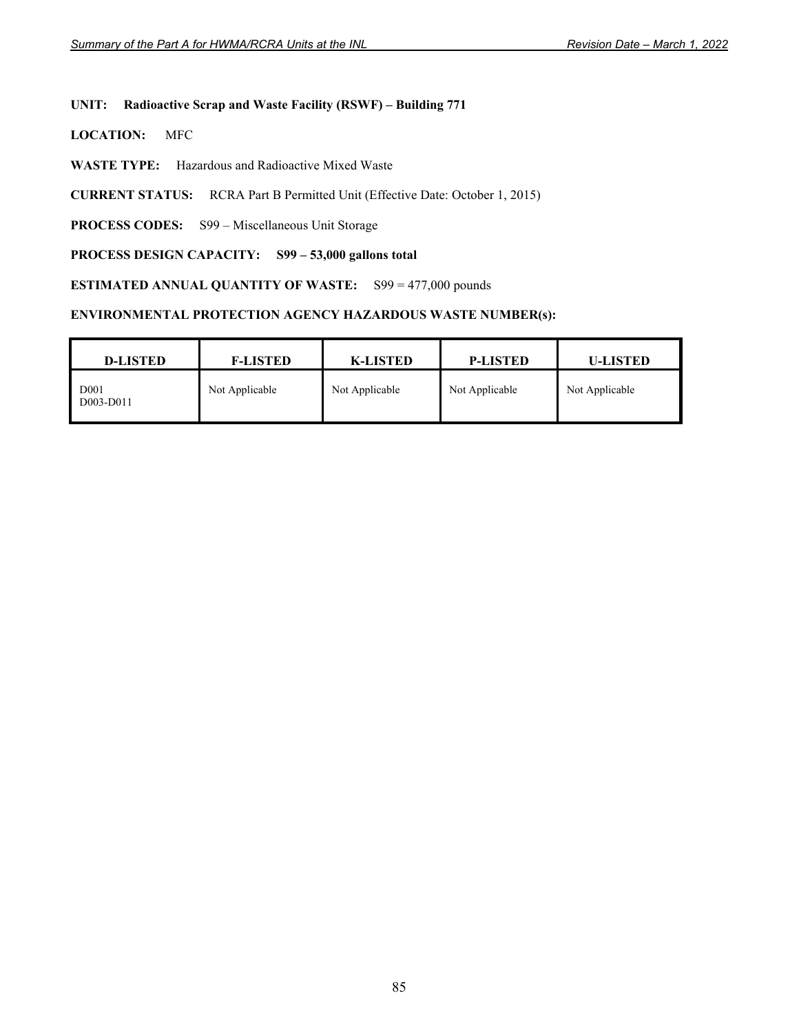**UNIT: Radioactive Scrap and Waste Facility (RSWF) – Building 771**

**LOCATION:** MFC

**WASTE TYPE:** Hazardous and Radioactive Mixed Waste

**CURRENT STATUS:** RCRA Part B Permitted Unit (Effective Date: October 1, 2015)

**PROCESS CODES:** S99 – Miscellaneous Unit Storage

**PROCESS DESIGN CAPACITY: S99 – 53,000 gallons total**

**ESTIMATED ANNUAL QUANTITY OF WASTE:** S99 = 477,000 pounds

**ENVIRONMENTAL PROTECTION AGENCY HAZARDOUS WASTE NUMBER(s):**

| D-LISTED | F-LISTED | K-LISTED | P-LISTED | U-LISTED |
|---|---|---|---|---|
| D001<br>D003-D011 | Not Applicable | Not Applicable | Not Applicable | Not Applicable |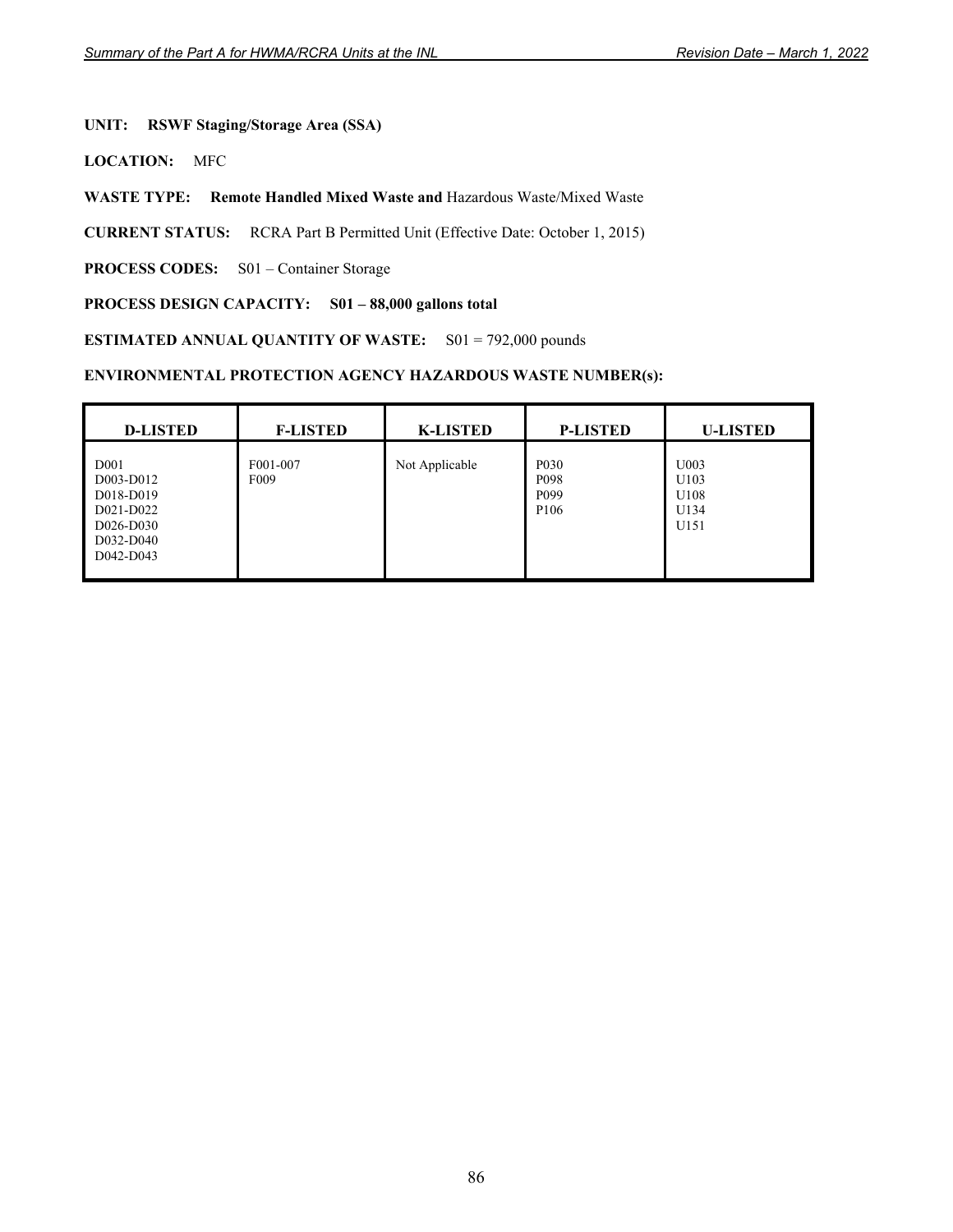**UNIT: RSWF Staging/Storage Area (SSA)**

**LOCATION:** MFC

**WASTE TYPE: Remote Handled Mixed Waste and** Hazardous Waste/Mixed Waste

**CURRENT STATUS:** RCRA Part B Permitted Unit (Effective Date: October 1, 2015)

**PROCESS CODES:** S01 – Container Storage

**PROCESS DESIGN CAPACITY: S01 – 88,000 gallons total**

**ESTIMATED ANNUAL QUANTITY OF WASTE:** S01 = 792,000 pounds

**ENVIRONMENTAL PROTECTION AGENCY HAZARDOUS WASTE NUMBER(s):**

| D-LISTED | F-LISTED | K-LISTED | P-LISTED | U-LISTED |
|---|---|---|---|---|
| D001<br>D003-D012<br>D018-D019<br>D021-D022<br>D026-D030<br>D032-D040<br>D042-D043 | F001-007<br>F009 | Not Applicable | P030<br>P098<br>P099<br>P106 | U003<br>U103<br>U108<br>U134<br>U151 |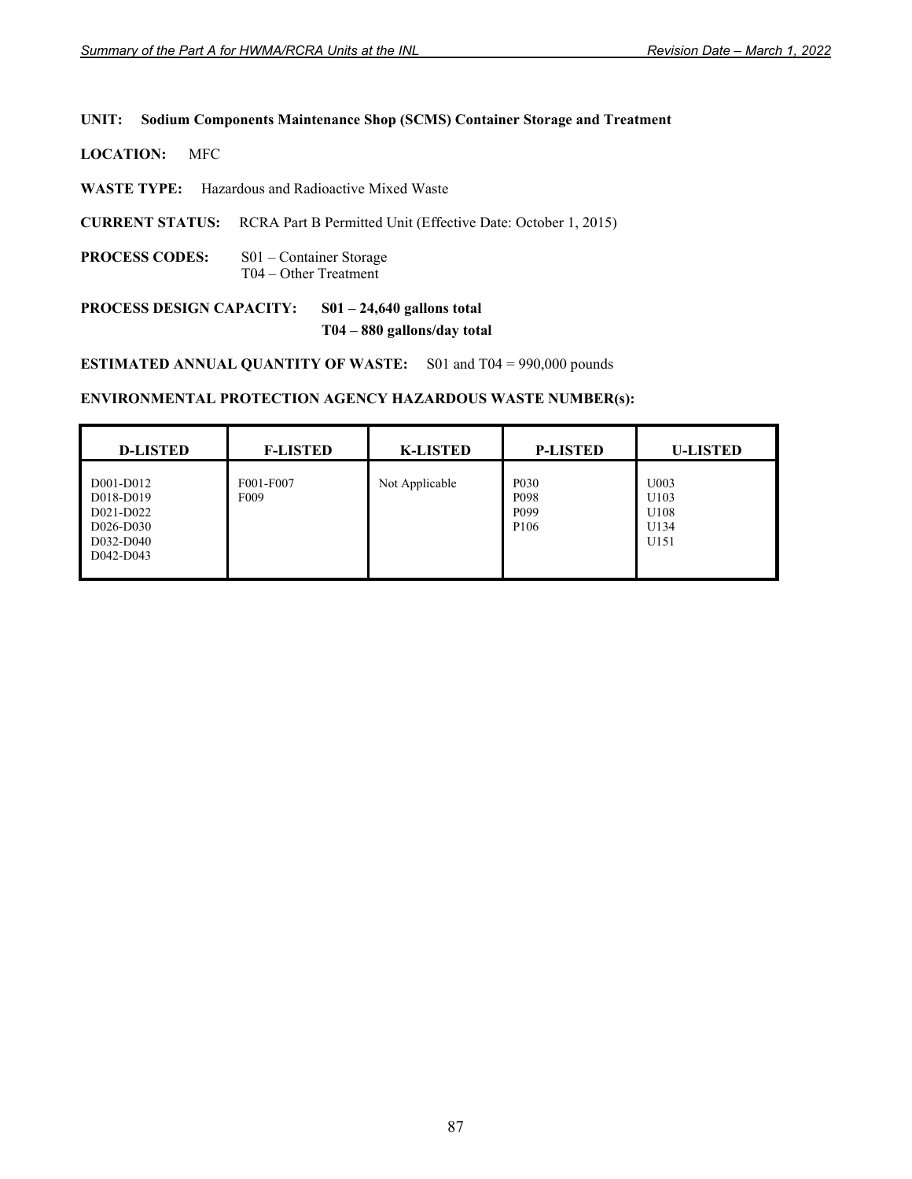**UNIT:** **Sodium Components Maintenance Shop (SCMS) Container Storage and Treatment**

**LOCATION:** MFC

**WASTE TYPE:** Hazardous and Radioactive Mixed Waste

**CURRENT STATUS:** RCRA Part B Permitted Unit (Effective Date: October 1, 2015)

**PROCESS CODES:** S01 – Container Storage
T04 – Other Treatment

**PROCESS DESIGN CAPACITY:** **S01 – 24,640 gallons total**
**T04 – 880 gallons/day total**

**ESTIMATED ANNUAL QUANTITY OF WASTE:** S01 and T04 = 990,000 pounds

**ENVIRONMENTAL PROTECTION AGENCY HAZARDOUS WASTE NUMBER(s):**

| D-LISTED | F-LISTED | K-LISTED | P-LISTED | U-LISTED |
|---|---|---|---|---|
| D001-D012<br>D018-D019<br>D021-D022<br>D026-D030<br>D032-D040<br>D042-D043 | F001-F007<br>F009 | Not Applicable | P030<br>P098<br>P099<br>P106 | U003<br>U103<br>U108<br>U134<br>U151 |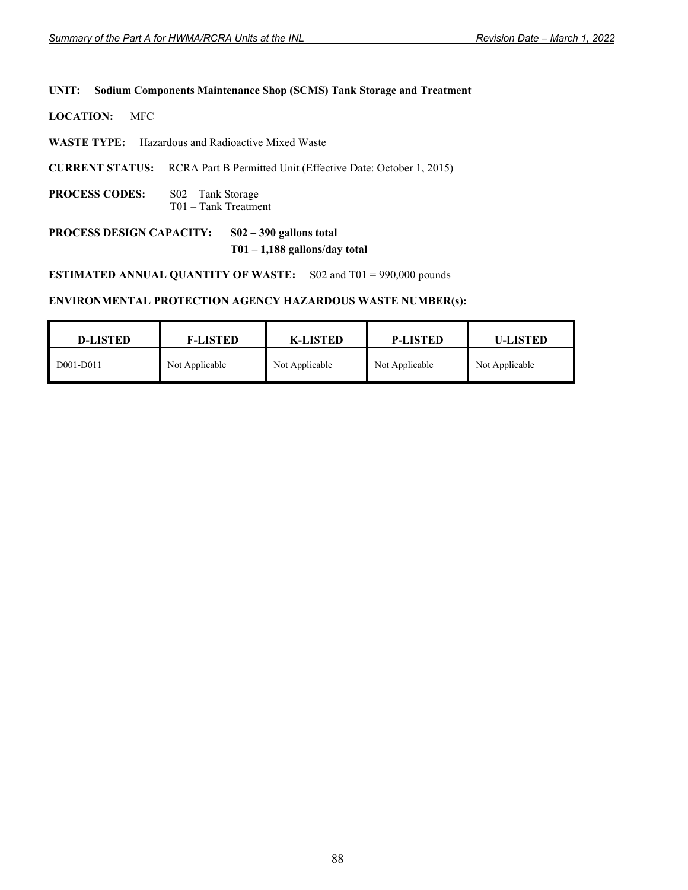**UNIT:** **Sodium Components Maintenance Shop (SCMS) Tank Storage and Treatment**

**LOCATION:** MFC

**WASTE TYPE:** Hazardous and Radioactive Mixed Waste

**CURRENT STATUS:** RCRA Part B Permitted Unit (Effective Date: October 1, 2015)

**PROCESS CODES:** S02 – Tank Storage
T01 – Tank Treatment

**PROCESS DESIGN CAPACITY:** **S02 – 390 gallons total**
**T01 – 1,188 gallons/day total**

**ESTIMATED ANNUAL QUANTITY OF WASTE:** S02 and T01 = 990,000 pounds

**ENVIRONMENTAL PROTECTION AGENCY HAZARDOUS WASTE NUMBER(s):**

| D-LISTED | F-LISTED | K-LISTED | P-LISTED | U-LISTED |
|---|---|---|---|---|
| D001-D011 | Not Applicable | Not Applicable | Not Applicable | Not Applicable |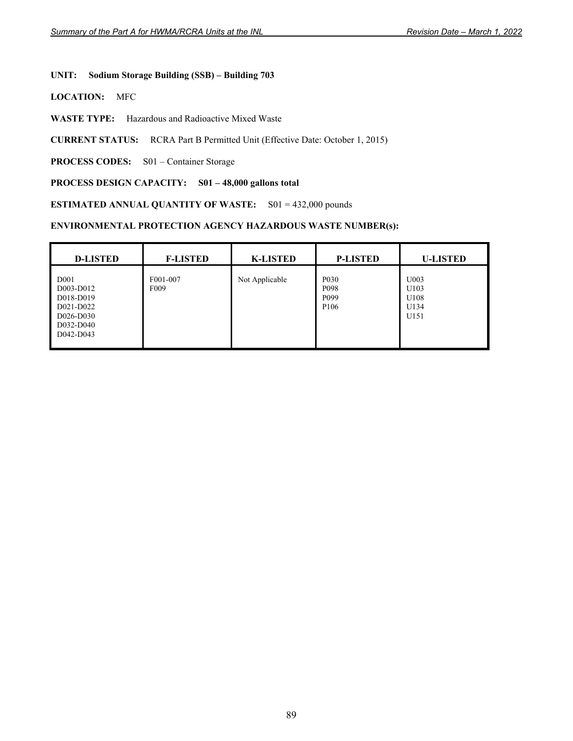**UNIT:** **Sodium Storage Building (SSB) – Building 703**

**LOCATION:** MFC

**WASTE TYPE:** Hazardous and Radioactive Mixed Waste

**CURRENT STATUS:** RCRA Part B Permitted Unit (Effective Date: October 1, 2015)

**PROCESS CODES:** S01 – Container Storage

**PROCESS DESIGN CAPACITY:** **S01 – 48,000 gallons total**

**ESTIMATED ANNUAL QUANTITY OF WASTE:** S01 = 432,000 pounds

**ENVIRONMENTAL PROTECTION AGENCY HAZARDOUS WASTE NUMBER(s):**

| D-LISTED | F-LISTED | K-LISTED | P-LISTED | U-LISTED |
|---|---|---|---|---|
| D001<br>D003-D012<br>D018-D019<br>D021-D022<br>D026-D030<br>D032-D040<br>D042-D043 | F001-007<br>F009 | Not Applicable | P030<br>P098<br>P099<br>P106 | U003<br>U103<br>U108<br>U134<br>U151 |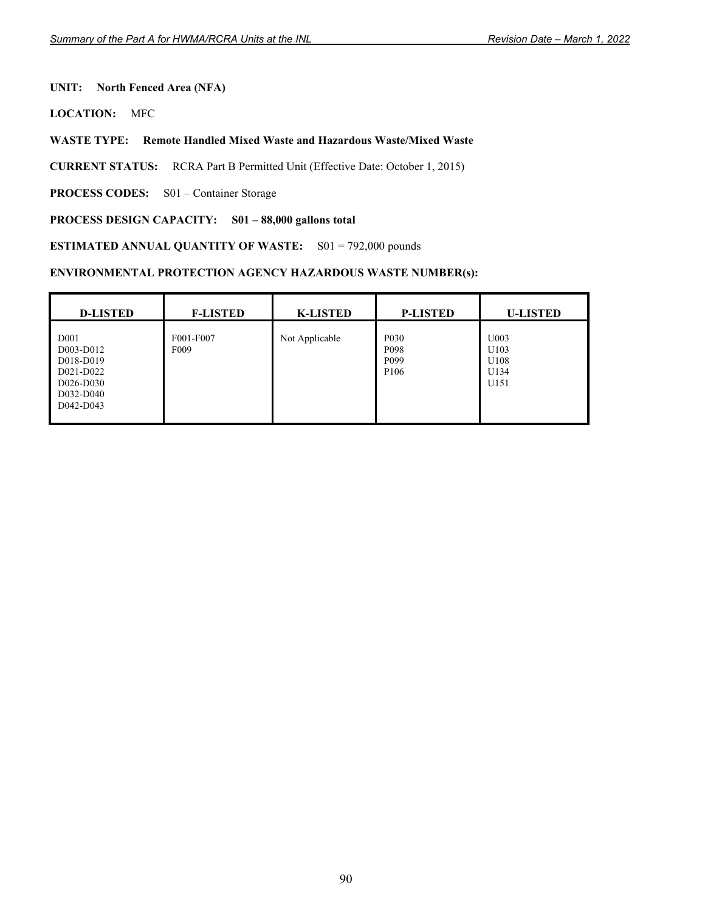**UNIT:** **North Fenced Area (NFA)**

**LOCATION:** MFC

**WASTE TYPE:** **Remote Handled Mixed Waste and Hazardous Waste/Mixed Waste**

**CURRENT STATUS:** RCRA Part B Permitted Unit (Effective Date: October 1, 2015)

**PROCESS CODES:** S01 – Container Storage

**PROCESS DESIGN CAPACITY:** **S01 – 88,000 gallons total**

**ESTIMATED ANNUAL QUANTITY OF WASTE:** S01 = 792,000 pounds

**ENVIRONMENTAL PROTECTION AGENCY HAZARDOUS WASTE NUMBER(s):**

| D-LISTED | F-LISTED | K-LISTED | P-LISTED | U-LISTED |
|---|---|---|---|---|
| D001<br>D003-D012<br>D018-D019<br>D021-D022<br>D026-D030<br>D032-D040<br>D042-D043 | F001-F007<br>F009 | Not Applicable | P030<br>P098<br>P099<br>P106 | U003<br>U103<br>U108<br>U134<br>U151 |